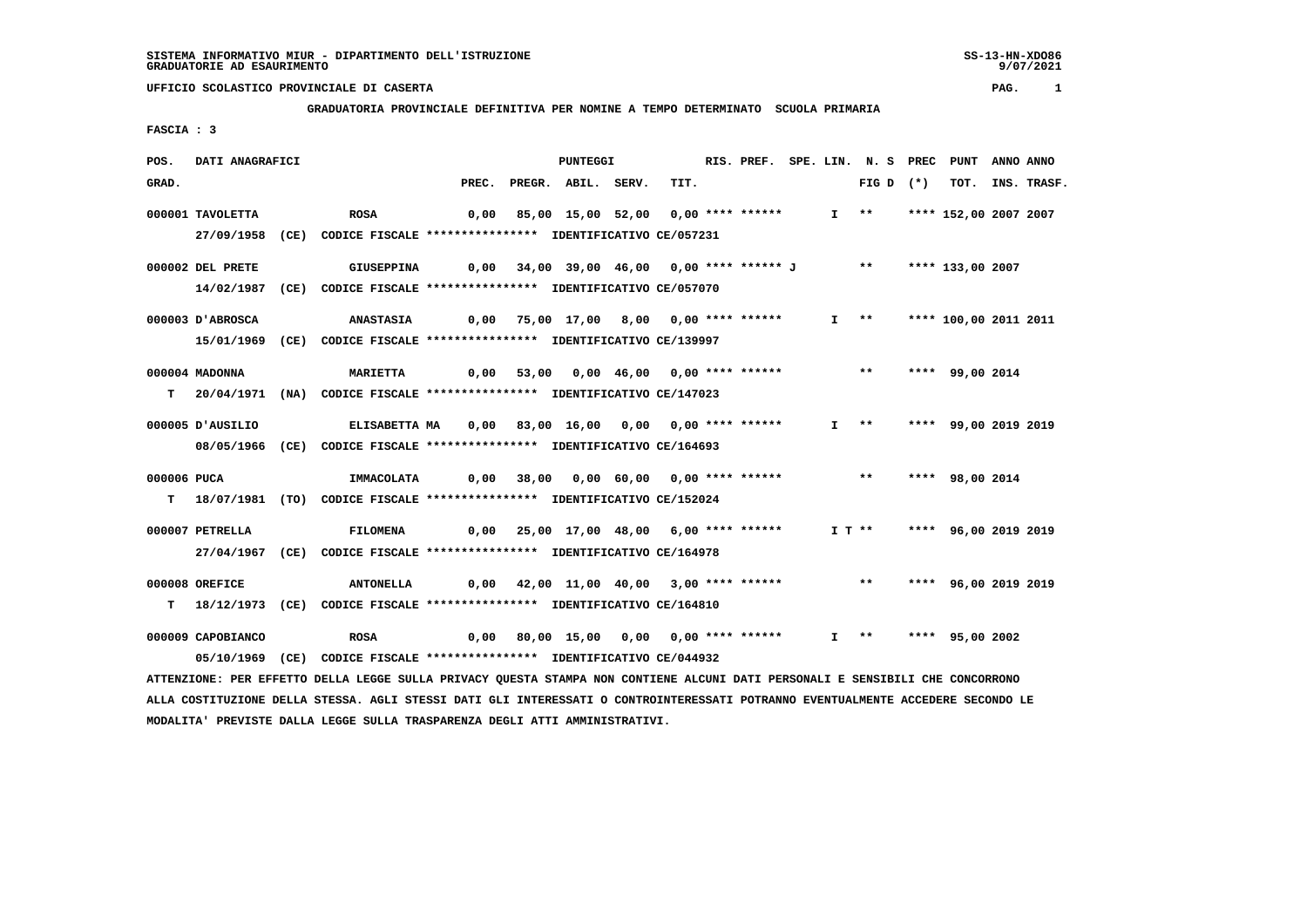SISTEMA INFORMATIVO MIUR - DIPARTIMENTO DELL'ISTRUZIONE
GRADUATORIE AD ESAURIMENTO

UFFICIO SCOLASTICO PROVINCIALE DI CASERTA

**GRADUATORIA PROVINCIALE DEFINITIVA PER NOMINE A TEMPO DETERMINATO SCUOLA PRIMARIA**

FASCIA : 3

| POS. GRAD. | DATI ANAGRAFICI | | PREC. | PREGR. | ABIL. | SERV. | TIT. | RIS. PREF. | SPE. LIN. | N. S FIG D | PREC (*) | PUNT TOT. | ANNO INS. | ANNO TRASF. |
|---|---|---|---|---|---|---|---|---|---|---|---|---|---|---|
| 000001 | TAVOLETTA | ROSA | 0,00 | 85,00 | 15,00 | 52,00 | 0,00 | **** ****** | I | ** | **** | 152,00 | 2007 | 2007 |
| | 27/09/1958 (CE) CODICE FISCALE **************** IDENTIFICATIVO CE/057231 | | | | | | | | | | | | | |
| 000002 | DEL PRETE | GIUSEPPINA | 0,00 | 34,00 | 39,00 | 46,00 | 0,00 | **** ****** J | | ** | **** | 133,00 | 2007 | |
| | 14/02/1987 (CE) CODICE FISCALE **************** IDENTIFICATIVO CE/057070 | | | | | | | | | | | | | |
| 000003 | D'ABROSCA | ANASTASIA | 0,00 | 75,00 | 17,00 | 8,00 | 0,00 | **** ****** | I | ** | **** | 100,00 | 2011 | 2011 |
| | 15/01/1969 (CE) CODICE FISCALE **************** IDENTIFICATIVO CE/139997 | | | | | | | | | | | | | |
| 000004 | MADONNA | MARIETTA | 0,00 | 53,00 | 0,00 | 46,00 | 0,00 | **** ****** | | ** | **** | 99,00 | 2014 | |
| T | 20/04/1971 (NA) CODICE FISCALE **************** IDENTIFICATIVO CE/147023 | | | | | | | | | | | | | |
| 000005 | D'AUSILIO | ELISABETTA MA | 0,00 | 83,00 | 16,00 | 0,00 | 0,00 | **** ****** | I | ** | **** | 99,00 | 2019 | 2019 |
| | 08/05/1966 (CE) CODICE FISCALE **************** IDENTIFICATIVO CE/164693 | | | | | | | | | | | | | |
| 000006 | PUCA | IMMACOLATA | 0,00 | 38,00 | 0,00 | 60,00 | 0,00 | **** ****** | | ** | **** | 98,00 | 2014 | |
| T | 18/07/1981 (TO) CODICE FISCALE **************** IDENTIFICATIVO CE/152024 | | | | | | | | | | | | | |
| 000007 | PETRELLA | FILOMENA | 0,00 | 25,00 | 17,00 | 48,00 | 6,00 | **** ****** | I T | ** | **** | 96,00 | 2019 | 2019 |
| | 27/04/1967 (CE) CODICE FISCALE **************** IDENTIFICATIVO CE/164978 | | | | | | | | | | | | | |
| 000008 | OREFICE | ANTONELLA | 0,00 | 42,00 | 11,00 | 40,00 | 3,00 | **** ****** | | ** | **** | 96,00 | 2019 | 2019 |
| T | 18/12/1973 (CE) CODICE FISCALE **************** IDENTIFICATIVO CE/164810 | | | | | | | | | | | | | |
| 000009 | CAPOBIANCO | ROSA | 0,00 | 80,00 | 15,00 | 0,00 | 0,00 | **** ****** | I | ** | **** | 95,00 | 2002 | |
| | 05/10/1969 (CE) CODICE FISCALE **************** IDENTIFICATIVO CE/044932 | | | | | | | | | | | | | |

ATTENZIONE: PER EFFETTO DELLA LEGGE SULLA PRIVACY QUESTA STAMPA NON CONTIENE ALCUNI DATI PERSONALI E SENSIBILI CHE CONCORRONO ALLA COSTITUZIONE DELLA STESSA. AGLI STESSI DATI GLI INTERESSATI O CONTROINTERESSATI POTRANNO EVENTUALMENTE ACCEDERE SECONDO LE MODALITA' PREVISTE DALLA LEGGE SULLA TRASPARENZA DEGLI ATTI AMMINISTRATIVI.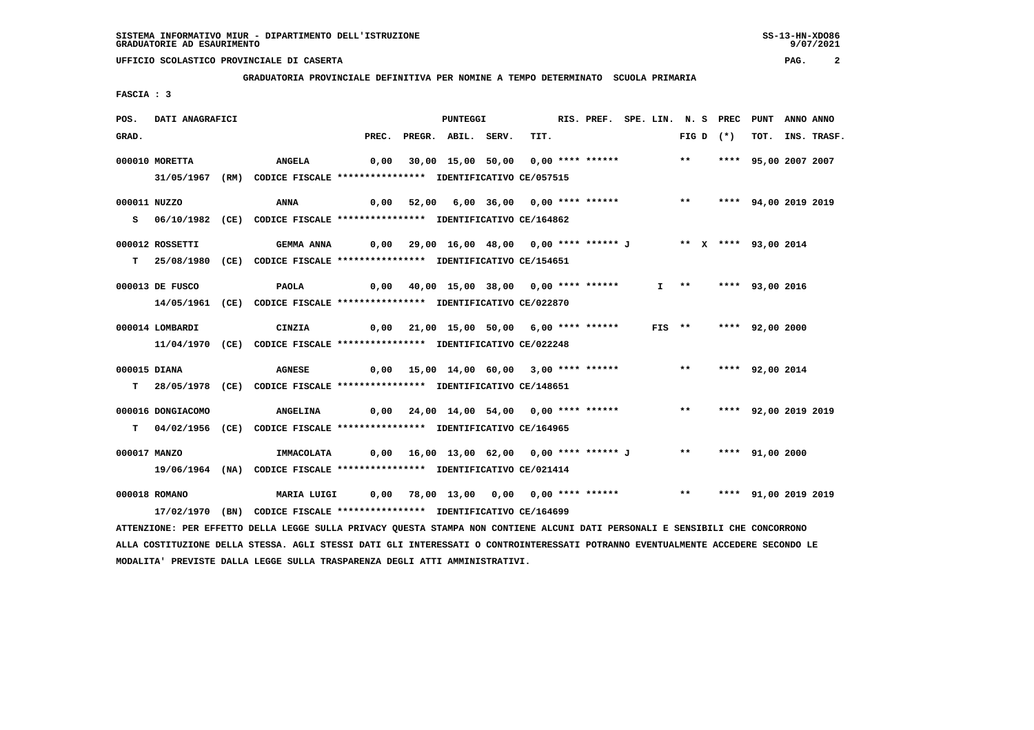SISTEMA INFORMATIVO MIUR - DIPARTIMENTO DELL'ISTRUZIONE
GRADUATORIE AD ESAURIMENTO

UFFICIO SCOLASTICO PROVINCIALE DI CASERTA

GRADUATORIA PROVINCIALE DEFINITIVA PER NOMINE A TEMPO DETERMINATO SCUOLA PRIMARIA

FASCIA : 3

| POS. GRAD. | DATI ANAGRAFICI | | PREC. | PREGR. | ABIL. | SERV. | TIT. | RIS. PREF. | SPE. LIN. | N. S FIG D | PREC (*) | PUNT TOT. | ANNO INS. | ANNO TRASF. |
|---|---|---|---|---|---|---|---|---|---|---|---|---|---|---|
| 000010 MORETTA | ANGELA | | 0,00 | 30,00 | 15,00 | 50,00 | 0,00 | **** ****** | | ** | **** | 95,00 | 2007 | 2007 |
| | 31/05/1967 (RM) CODICE FISCALE **************** IDENTIFICATIVO CE/057515 | | | | | | | | | | | | | |
| 000011 NUZZO | ANNA | | 0,00 | 52,00 | 6,00 | 36,00 | 0,00 | **** ****** | | ** | **** | 94,00 | 2019 | 2019 |
| S | 06/10/1982 (CE) CODICE FISCALE **************** IDENTIFICATIVO CE/164862 | | | | | | | | | | | | | |
| 000012 ROSSETTI | GEMMA ANNA | | 0,00 | 29,00 | 16,00 | 48,00 | 0,00 | **** ****** J | | ** X | **** | 93,00 | 2014 | |
| T | 25/08/1980 (CE) CODICE FISCALE **************** IDENTIFICATIVO CE/154651 | | | | | | | | | | | | | |
| 000013 DE FUSCO | PAOLA | | 0,00 | 40,00 | 15,00 | 38,00 | 0,00 | **** ****** | I | ** | **** | 93,00 | 2016 | |
| | 14/05/1961 (CE) CODICE FISCALE **************** IDENTIFICATIVO CE/022870 | | | | | | | | | | | | | |
| 000014 LOMBARDI | CINZIA | | 0,00 | 21,00 | 15,00 | 50,00 | 6,00 | **** ****** | FIS | ** | **** | 92,00 | 2000 | |
| | 11/04/1970 (CE) CODICE FISCALE **************** IDENTIFICATIVO CE/022248 | | | | | | | | | | | | | |
| 000015 DIANA | AGNESE | | 0,00 | 15,00 | 14,00 | 60,00 | 3,00 | **** ****** | | ** | **** | 92,00 | 2014 | |
| T | 28/05/1978 (CE) CODICE FISCALE **************** IDENTIFICATIVO CE/148651 | | | | | | | | | | | | | |
| 000016 DONGIACOMO | ANGELINA | | 0,00 | 24,00 | 14,00 | 54,00 | 0,00 | **** ****** | | ** | **** | 92,00 | 2019 | 2019 |
| T | 04/02/1956 (CE) CODICE FISCALE **************** IDENTIFICATIVO CE/164965 | | | | | | | | | | | | | |
| 000017 MANZO | IMMACOLATA | | 0,00 | 16,00 | 13,00 | 62,00 | 0,00 | **** ****** J | | ** | **** | 91,00 | 2000 | |
| | 19/06/1964 (NA) CODICE FISCALE **************** IDENTIFICATIVO CE/021414 | | | | | | | | | | | | | |
| 000018 ROMANO | MARIA LUIGI | | 0,00 | 78,00 | 13,00 | 0,00 | 0,00 | **** ****** | | ** | **** | 91,00 | 2019 | 2019 |
| | 17/02/1970 (BN) CODICE FISCALE **************** IDENTIFICATIVO CE/164699 | | | | | | | | | | | | | |

ATTENZIONE: PER EFFETTO DELLA LEGGE SULLA PRIVACY QUESTA STAMPA NON CONTIENE ALCUNI DATI PERSONALI E SENSIBILI CHE CONCORRONO ALLA COSTITUZIONE DELLA STESSA. AGLI STESSI DATI GLI INTERESSATI O CONTROINTERESSATI POTRANNO EVENTUALMENTE ACCEDERE SECONDO LE MODALITA' PREVISTE DALLA LEGGE SULLA TRASPARENZA DEGLI ATTI AMMINISTRATIVI.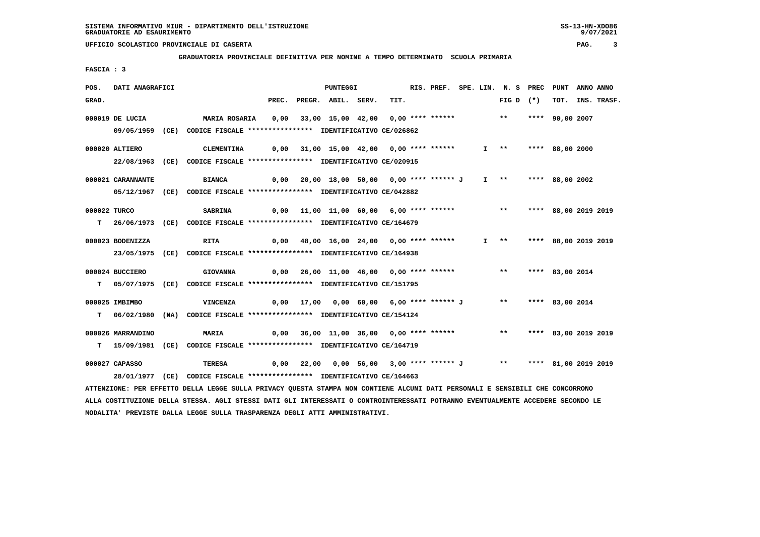SISTEMA INFORMATIVO MIUR - DIPARTIMENTO DELL'ISTRUZIONE
GRADUATORIE AD ESAURIMENTO

UFFICIO SCOLASTICO PROVINCIALE DI CASERTA

**GRADUATORIA PROVINCIALE DEFINITIVA PER NOMINE A TEMPO DETERMINATO SCUOLA PRIMARIA**

FASCIA : 3

| POS. GRAD. | DATI ANAGRAFICI | | PREC. | PREGR. | ABIL. | SERV. | TIT. | RIS. PREF. | SPE. LIN. | N. S FIG D | PREC (*) | PUNT TOT. | ANNO INS. | ANNO TRASF. |
|---|---|---|---|---|---|---|---|---|---|---|---|---|---|---|
| 000019 | DE LUCIA 09/05/1959 (CE) CODICE FISCALE **************** IDENTIFICATIVO CE/026862 | MARIA ROSARIA | 0,00 | 33,00 | 15,00 | 42,00 | 0,00 | **** ****** | | ** | **** | 90,00 | 2007 | |
| 000020 | ALTIERO 22/08/1963 (CE) CODICE FISCALE **************** IDENTIFICATIVO CE/020915 | CLEMENTINA | 0,00 | 31,00 | 15,00 | 42,00 | 0,00 | **** ****** | I | ** | **** | 88,00 | 2000 | |
| 000021 | CARANNANTE 05/12/1967 (CE) CODICE FISCALE **************** IDENTIFICATIVO CE/042882 | BIANCA | 0,00 | 20,00 | 18,00 | 50,00 | 0,00 | **** ****** J | I | ** | **** | 88,00 | 2002 | |
| 000022 | TURCO T 26/06/1973 (CE) CODICE FISCALE **************** IDENTIFICATIVO CE/164679 | SABRINA | 0,00 | 11,00 | 11,00 | 60,00 | 6,00 | **** ****** | | ** | **** | 88,00 | 2019 | 2019 |
| 000023 | BODENIZZA 23/05/1975 (CE) CODICE FISCALE **************** IDENTIFICATIVO CE/164938 | RITA | 0,00 | 48,00 | 16,00 | 24,00 | 0,00 | **** ****** | I | ** | **** | 88,00 | 2019 | 2019 |
| 000024 | BUCCIERO T 05/07/1975 (CE) CODICE FISCALE **************** IDENTIFICATIVO CE/151795 | GIOVANNA | 0,00 | 26,00 | 11,00 | 46,00 | 0,00 | **** ****** | | ** | **** | 83,00 | 2014 | |
| 000025 | IMBIMBO T 06/02/1980 (NA) CODICE FISCALE **************** IDENTIFICATIVO CE/154124 | VINCENZA | 0,00 | 17,00 | 0,00 | 60,00 | 6,00 | **** ****** J | | ** | **** | 83,00 | 2014 | |
| 000026 | MARRANDINO T 15/09/1981 (CE) CODICE FISCALE **************** IDENTIFICATIVO CE/164719 | MARIA | 0,00 | 36,00 | 11,00 | 36,00 | 0,00 | **** ****** | | ** | **** | 83,00 | 2019 | 2019 |
| 000027 | CAPASSO 28/01/1977 (CE) CODICE FISCALE **************** IDENTIFICATIVO CE/164663 | TERESA | 0,00 | 22,00 | 0,00 | 56,00 | 3,00 | **** ****** J | | ** | **** | 81,00 | 2019 | 2019 |

ATTENZIONE: PER EFFETTO DELLA LEGGE SULLA PRIVACY QUESTA STAMPA NON CONTIENE ALCUNI DATI PERSONALI E SENSIBILI CHE CONCORRONO ALLA COSTITUZIONE DELLA STESSA. AGLI STESSI DATI GLI INTERESSATI O CONTROINTERESSATI POTRANNO EVENTUALMENTE ACCEDERE SECONDO LE MODALITA' PREVISTE DALLA LEGGE SULLA TRASPARENZA DEGLI ATTI AMMINISTRATIVI.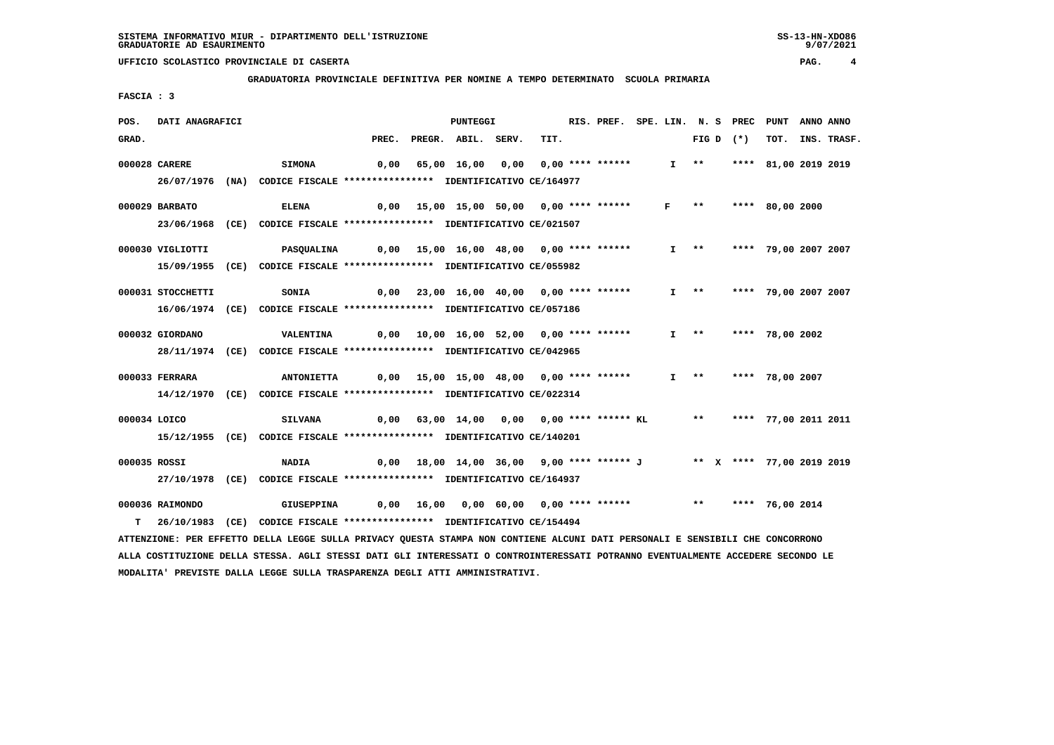SISTEMA INFORMATIVO MIUR - DIPARTIMENTO DELL'ISTRUZIONE
GRADUATORIE AD ESAURIMENTO

UFFICIO SCOLASTICO PROVINCIALE DI CASERTA

**GRADUATORIA PROVINCIALE DEFINITIVA PER NOMINE A TEMPO DETERMINATO SCUOLA PRIMARIA**

**FASCIA : 3**

| POS. GRAD. | DATI ANAGRAFICI | | PREC. | PREGR. | ABIL. | SERV. | TIT. | RIS. PREF. | SPE. LIN. | N. S FIG D | PREC (*) | PUNT TOT. | ANNO INS. | ANNO TRASF. |
|---|---|---|---|---|---|---|---|---|---|---|---|---|---|---|
| 000028 | CARERE | SIMONA | 0,00 | 65,00 | 16,00 | 0,00 | 0,00 | **** ****** | I | ** | **** | 81,00 | 2019 | 2019 |
| | 26/07/1976 (NA) | CODICE FISCALE **************** IDENTIFICATIVO CE/164977 | | | | | | | | | | | | |
| 000029 | BARBATO | ELENA | 0,00 | 15,00 | 15,00 | 50,00 | 0,00 | **** ****** | F | ** | **** | 80,00 | 2000 | |
| | 23/06/1968 (CE) | CODICE FISCALE **************** IDENTIFICATIVO CE/021507 | | | | | | | | | | | | |
| 000030 | VIGLIOTTI | PASQUALINA | 0,00 | 15,00 | 16,00 | 48,00 | 0,00 | **** ****** | I | ** | **** | 79,00 | 2007 | 2007 |
| | 15/09/1955 (CE) | CODICE FISCALE **************** IDENTIFICATIVO CE/055982 | | | | | | | | | | | | |
| 000031 | STOCCHETTI | SONIA | 0,00 | 23,00 | 16,00 | 40,00 | 0,00 | **** ****** | I | ** | **** | 79,00 | 2007 | 2007 |
| | 16/06/1974 (CE) | CODICE FISCALE **************** IDENTIFICATIVO CE/057186 | | | | | | | | | | | | |
| 000032 | GIORDANO | VALENTINA | 0,00 | 10,00 | 16,00 | 52,00 | 0,00 | **** ****** | I | ** | **** | 78,00 | 2002 | |
| | 28/11/1974 (CE) | CODICE FISCALE **************** IDENTIFICATIVO CE/042965 | | | | | | | | | | | | |
| 000033 | FERRARA | ANTONIETTA | 0,00 | 15,00 | 15,00 | 48,00 | 0,00 | **** ****** | I | ** | **** | 78,00 | 2007 | |
| | 14/12/1970 (CE) | CODICE FISCALE **************** IDENTIFICATIVO CE/022314 | | | | | | | | | | | | |
| 000034 | LOICO | SILVANA | 0,00 | 63,00 | 14,00 | 0,00 | 0,00 | **** ****** KL | | ** | **** | 77,00 | 2011 | 2011 |
| | 15/12/1955 (CE) | CODICE FISCALE **************** IDENTIFICATIVO CE/140201 | | | | | | | | | | | | |
| 000035 | ROSSI | NADIA | 0,00 | 18,00 | 14,00 | 36,00 | 9,00 | **** ****** J | | ** X | **** | 77,00 | 2019 | 2019 |
| | 27/10/1978 (CE) | CODICE FISCALE **************** IDENTIFICATIVO CE/164937 | | | | | | | | | | | | |
| 000036 | RAIMONDO | GIUSEPPINA | 0,00 | 16,00 | 0,00 | 60,00 | 0,00 | **** ****** | | ** | **** | 76,00 | 2014 | |
| T | 26/10/1983 (CE) | CODICE FISCALE **************** IDENTIFICATIVO CE/154494 | | | | | | | | | | | | |

ATTENZIONE: PER EFFETTO DELLA LEGGE SULLA PRIVACY QUESTA STAMPA NON CONTIENE ALCUNI DATI PERSONALI E SENSIBILI CHE CONCORRONO ALLA COSTITUZIONE DELLA STESSA. AGLI STESSI DATI GLI INTERESSATI O CONTROINTERESSATI POTRANNO EVENTUALMENTE ACCEDERE SECONDO LE MODALITA' PREVISTE DALLA LEGGE SULLA TRASPARENZA DEGLI ATTI AMMINISTRATIVI.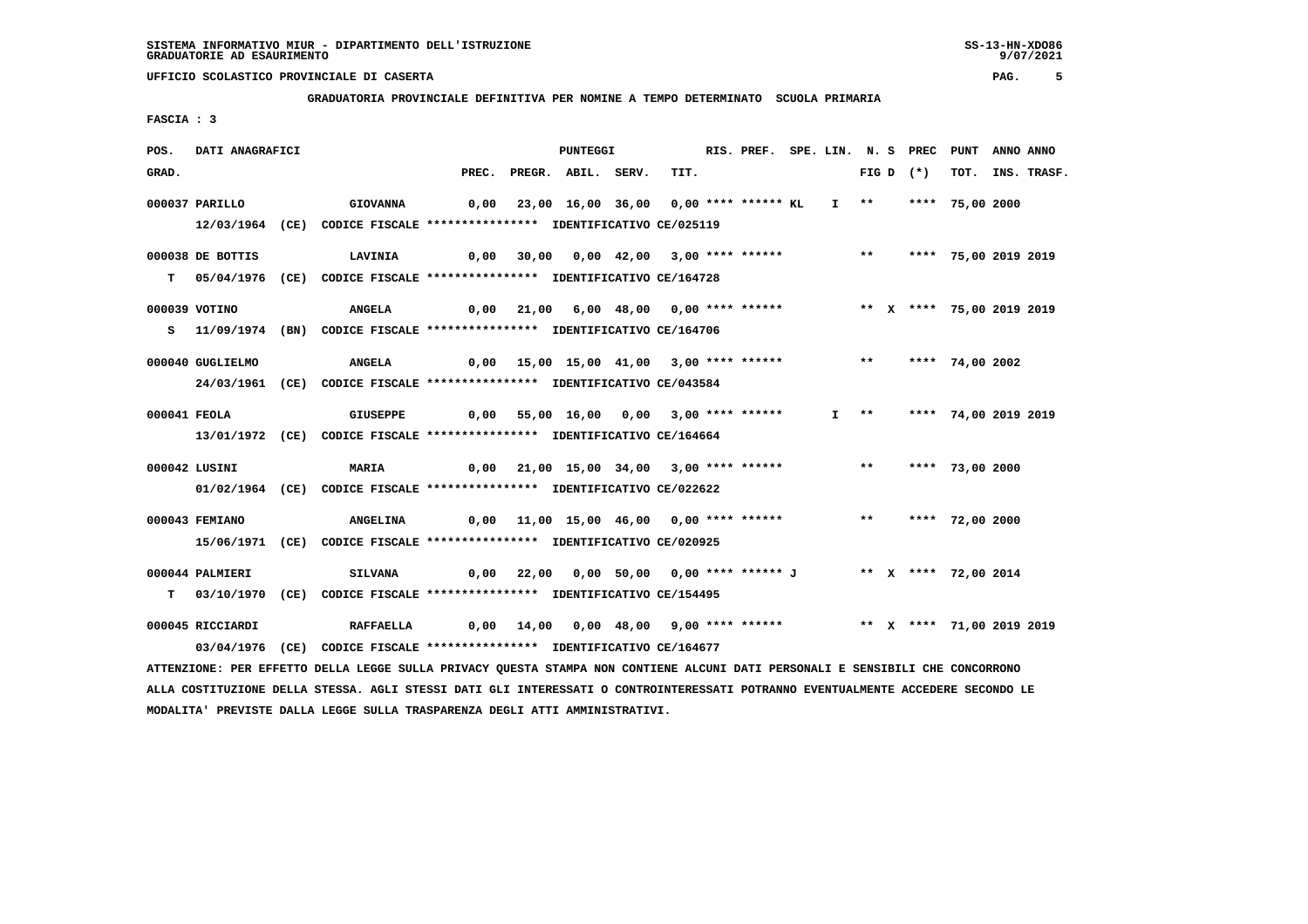SISTEMA INFORMATIVO MIUR - DIPARTIMENTO DELL'ISTRUZIONE
GRADUATORIE AD ESAURIMENTO

UFFICIO SCOLASTICO PROVINCIALE DI CASERTA

**GRADUATORIA PROVINCIALE DEFINITIVA PER NOMINE A TEMPO DETERMINATO SCUOLA PRIMARIA**

**FASCIA : 3**

| POS. GRAD. | DATI ANAGRAFICI | | PREC. | PREGR. | ABIL. | SERV. | TIT. | RIS. PREF. | SPE. LIN. | N. S FIG D | PREC (*) | PUNT TOT. | ANNO INS. | ANNO TRASF. |
|---|---|---|---|---|---|---|---|---|---|---|---|---|---|---|
| 000037 | PARILLO | GIOVANNA | 0,00 | 23,00 | 16,00 | 36,00 | 0,00 | **** ****** KL | I | ** | **** | 75,00 | 2000 | |
| | 12/03/1964 (CE) CODICE FISCALE **************** IDENTIFICATIVO CE/025119 | | | | | | | | | | | | | |
| 000038 | DE BOTTIS | LAVINIA | 0,00 | 30,00 | 0,00 | 42,00 | 3,00 | **** ****** | | ** | **** | 75,00 | 2019 | 2019 |
| T | 05/04/1976 (CE) CODICE FISCALE **************** IDENTIFICATIVO CE/164728 | | | | | | | | | | | | | |
| 000039 | VOTINO | ANGELA | 0,00 | 21,00 | 6,00 | 48,00 | 0,00 | **** ****** | | ** X | **** | 75,00 | 2019 | 2019 |
| S | 11/09/1974 (BN) CODICE FISCALE **************** IDENTIFICATIVO CE/164706 | | | | | | | | | | | | | |
| 000040 | GUGLIELMO | ANGELA | 0,00 | 15,00 | 15,00 | 41,00 | 3,00 | **** ****** | | ** | **** | 74,00 | 2002 | |
| | 24/03/1961 (CE) CODICE FISCALE **************** IDENTIFICATIVO CE/043584 | | | | | | | | | | | | | |
| 000041 | FEOLA | GIUSEPPE | 0,00 | 55,00 | 16,00 | 0,00 | 3,00 | **** ****** | I | ** | **** | 74,00 | 2019 | 2019 |
| | 13/01/1972 (CE) CODICE FISCALE **************** IDENTIFICATIVO CE/164664 | | | | | | | | | | | | | |
| 000042 | LUSINI | MARIA | 0,00 | 21,00 | 15,00 | 34,00 | 3,00 | **** ****** | | ** | **** | 73,00 | 2000 | |
| | 01/02/1964 (CE) CODICE FISCALE **************** IDENTIFICATIVO CE/022622 | | | | | | | | | | | | | |
| 000043 | FEMIANO | ANGELINA | 0,00 | 11,00 | 15,00 | 46,00 | 0,00 | **** ****** | | ** | **** | 72,00 | 2000 | |
| | 15/06/1971 (CE) CODICE FISCALE **************** IDENTIFICATIVO CE/020925 | | | | | | | | | | | | | |
| 000044 | PALMIERI | SILVANA | 0,00 | 22,00 | 0,00 | 50,00 | 0,00 | **** ****** J | | ** X | **** | 72,00 | 2014 | |
| T | 03/10/1970 (CE) CODICE FISCALE **************** IDENTIFICATIVO CE/154495 | | | | | | | | | | | | | |
| 000045 | RICCIARDI | RAFFAELLA | 0,00 | 14,00 | 0,00 | 48,00 | 9,00 | **** ****** | | ** X | **** | 71,00 | 2019 | 2019 |
| | 03/04/1976 (CE) CODICE FISCALE **************** IDENTIFICATIVO CE/164677 | | | | | | | | | | | | | |

ATTENZIONE: PER EFFETTO DELLA LEGGE SULLA PRIVACY QUESTA STAMPA NON CONTIENE ALCUNI DATI PERSONALI E SENSIBILI CHE CONCORRONO ALLA COSTITUZIONE DELLA STESSA. AGLI STESSI DATI GLI INTERESSATI O CONTROINTERESSATI POTRANNO EVENTUALMENTE ACCEDERE SECONDO LE MODALITA' PREVISTE DALLA LEGGE SULLA TRASPARENZA DEGLI ATTI AMMINISTRATIVI.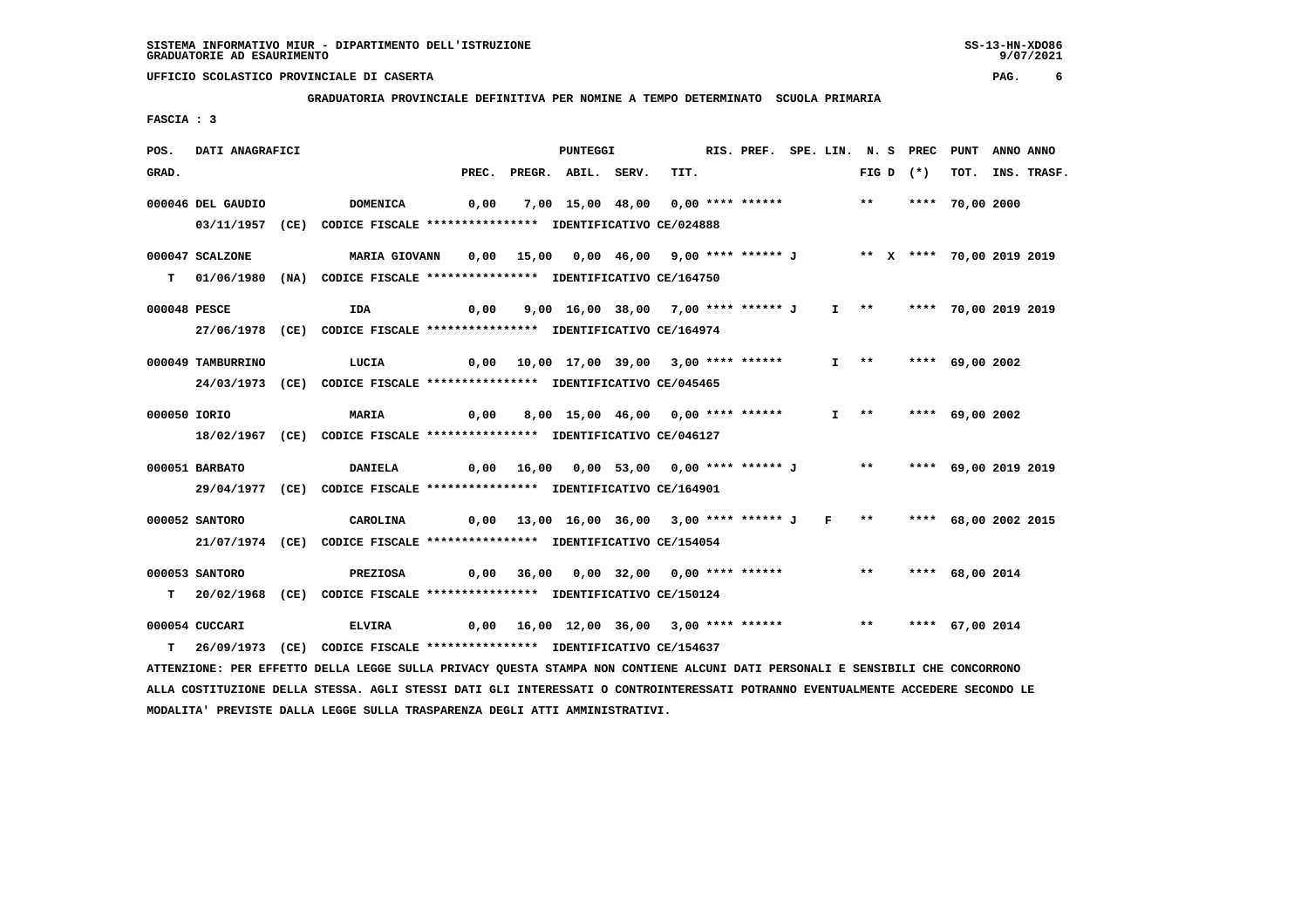SISTEMA INFORMATIVO MIUR - DIPARTIMENTO DELL'ISTRUZIONE
GRADUATORIE AD ESAURIMENTO

UFFICIO SCOLASTICO PROVINCIALE DI CASERTA

GRADUATORIA PROVINCIALE DEFINITIVA PER NOMINE A TEMPO DETERMINATO SCUOLA PRIMARIA

FASCIA : 3

| POS. GRAD. | DATI ANAGRAFICI | | PREC. | PREGR. | ABIL. | SERV. | TIT. | RIS. PREF. | SPE. LIN. | N. S FIG D | PREC (*) | PUNT TOT. | ANNO INS. | ANNO TRASF. |
|---|---|---|---|---|---|---|---|---|---|---|---|---|---|---|
| 000046 | DEL GAUDIO | DOMENICA | 0,00 | 7,00 | 15,00 | 48,00 | 0,00 | **** ****** | | ** | **** | 70,00 | 2000 | |
| | 03/11/1957 (CE) CODICE FISCALE **************** IDENTIFICATIVO CE/024888 | | | | | | | | | | | | | |
| 000047 | SCALZONE | MARIA GIOVANN | 0,00 | 15,00 | 0,00 | 46,00 | 9,00 | **** ****** J | | ** X | **** | 70,00 | 2019 | 2019 |
| T | 01/06/1980 (NA) CODICE FISCALE **************** IDENTIFICATIVO CE/164750 | | | | | | | | | | | | | |
| 000048 | PESCE | IDA | 0,00 | 9,00 | 16,00 | 38,00 | 7,00 | **** ****** J | I | ** | **** | 70,00 | 2019 | 2019 |
| | 27/06/1978 (CE) CODICE FISCALE **************** IDENTIFICATIVO CE/164974 | | | | | | | | | | | | | |
| 000049 | TAMBURRINO | LUCIA | 0,00 | 10,00 | 17,00 | 39,00 | 3,00 | **** ****** | I | ** | **** | 69,00 | 2002 | |
| | 24/03/1973 (CE) CODICE FISCALE **************** IDENTIFICATIVO CE/045465 | | | | | | | | | | | | | |
| 000050 | IORIO | MARIA | 0,00 | 8,00 | 15,00 | 46,00 | 0,00 | **** ****** | I | ** | **** | 69,00 | 2002 | |
| | 18/02/1967 (CE) CODICE FISCALE **************** IDENTIFICATIVO CE/046127 | | | | | | | | | | | | | |
| 000051 | BARBATO | DANIELA | 0,00 | 16,00 | 0,00 | 53,00 | 0,00 | **** ****** J | | ** | **** | 69,00 | 2019 | 2019 |
| | 29/04/1977 (CE) CODICE FISCALE **************** IDENTIFICATIVO CE/164901 | | | | | | | | | | | | | |
| 000052 | SANTORO | CAROLINA | 0,00 | 13,00 | 16,00 | 36,00 | 3,00 | **** ****** J | F | ** | **** | 68,00 | 2002 | 2015 |
| | 21/07/1974 (CE) CODICE FISCALE **************** IDENTIFICATIVO CE/154054 | | | | | | | | | | | | | |
| 000053 | SANTORO | PREZIOSA | 0,00 | 36,00 | 0,00 | 32,00 | 0,00 | **** ****** | | ** | **** | 68,00 | 2014 | |
| T | 20/02/1968 (CE) CODICE FISCALE **************** IDENTIFICATIVO CE/150124 | | | | | | | | | | | | | |
| 000054 | CUCCARI | ELVIRA | 0,00 | 16,00 | 12,00 | 36,00 | 3,00 | **** ****** | | ** | **** | 67,00 | 2014 | |
| T | 26/09/1973 (CE) CODICE FISCALE **************** IDENTIFICATIVO CE/154637 | | | | | | | | | | | | | |

ATTENZIONE: PER EFFETTO DELLA LEGGE SULLA PRIVACY QUESTA STAMPA NON CONTIENE ALCUNI DATI PERSONALI E SENSIBILI CHE CONCORRONO ALLA COSTITUZIONE DELLA STESSA. AGLI STESSI DATI GLI INTERESSATI O CONTROINTERESSATI POTRANNO EVENTUALMENTE ACCEDERE SECONDO LE MODALITA' PREVISTE DALLA LEGGE SULLA TRASPARENZA DEGLI ATTI AMMINISTRATIVI.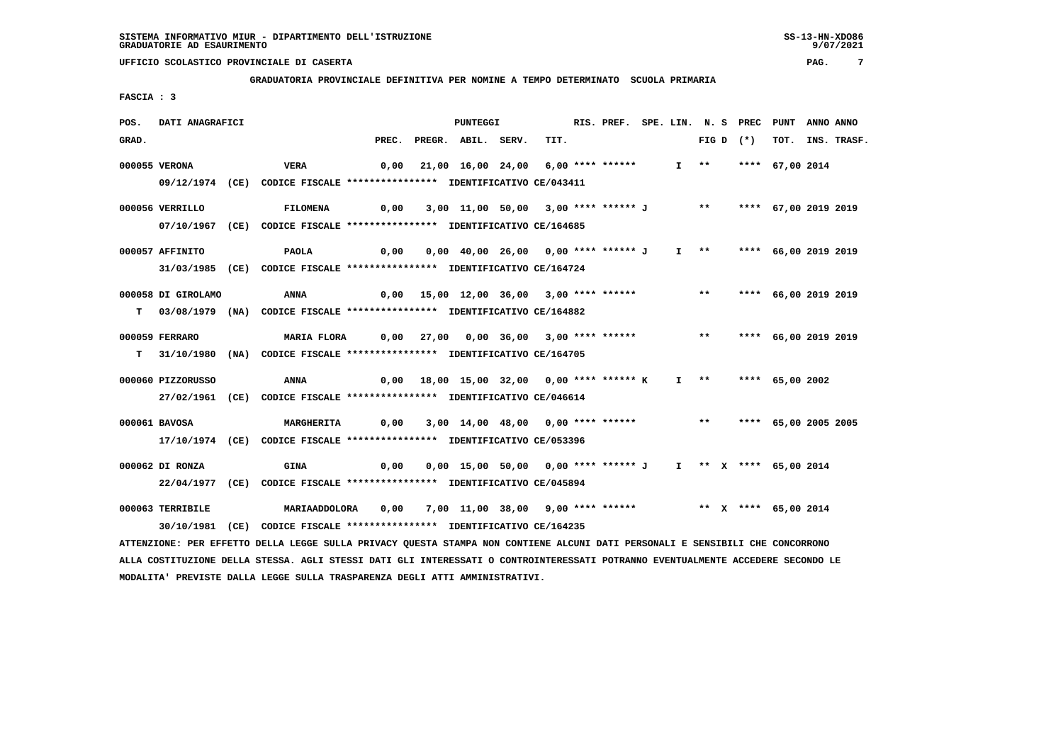SISTEMA INFORMATIVO MIUR - DIPARTIMENTO DELL'ISTRUZIONE
GRADUATORIE AD ESAURIMENTO

UFFICIO SCOLASTICO PROVINCIALE DI CASERTA

**GRADUATORIA PROVINCIALE DEFINITIVA PER NOMINE A TEMPO DETERMINATO SCUOLA PRIMARIA**

FASCIA : 3

| POS. GRAD. | DATI ANAGRAFICI | | PREC. | PREGR. | ABIL. | SERV. | TIT. | RIS. PREF. | SPE. LIN. | N. S FIG D | PREC (*) | PUNT TOT. | ANNO INS. | ANNO TRASF. |
|---|---|---|---|---|---|---|---|---|---|---|---|---|---|---|
| 000055 | VERONA | VERA | 0,00 | 21,00 | 16,00 | 24,00 | 6,00 | **** ****** | I | ** | **** | 67,00 | 2014 | |
| | 09/12/1974 (CE) CODICE FISCALE **************** IDENTIFICATIVO CE/043411 | | | | | | | | | | | | | |
| 000056 | VERRILLO | FILOMENA | 0,00 | 3,00 | 11,00 | 50,00 | 3,00 | **** ****** J | | ** | **** | 67,00 | 2019 | 2019 |
| | 07/10/1967 (CE) CODICE FISCALE **************** IDENTIFICATIVO CE/164685 | | | | | | | | | | | | | |
| 000057 | AFFINITO | PAOLA | 0,00 | 0,00 | 40,00 | 26,00 | 0,00 | **** ****** J | I | ** | **** | 66,00 | 2019 | 2019 |
| | 31/03/1985 (CE) CODICE FISCALE **************** IDENTIFICATIVO CE/164724 | | | | | | | | | | | | | |
| 000058 | DI GIROLAMO | ANNA | 0,00 | 15,00 | 12,00 | 36,00 | 3,00 | **** ****** | | ** | **** | 66,00 | 2019 | 2019 |
| T | 03/08/1979 (NA) CODICE FISCALE **************** IDENTIFICATIVO CE/164882 | | | | | | | | | | | | | |
| 000059 | FERRARO | MARIA FLORA | 0,00 | 27,00 | 0,00 | 36,00 | 3,00 | **** ****** | | ** | **** | 66,00 | 2019 | 2019 |
| T | 31/10/1980 (NA) CODICE FISCALE **************** IDENTIFICATIVO CE/164705 | | | | | | | | | | | | | |
| 000060 | PIZZORUSSO | ANNA | 0,00 | 18,00 | 15,00 | 32,00 | 0,00 | **** ****** K | I | ** | **** | 65,00 | 2002 | |
| | 27/02/1961 (CE) CODICE FISCALE **************** IDENTIFICATIVO CE/046614 | | | | | | | | | | | | | |
| 000061 | BAVOSA | MARGHERITA | 0,00 | 3,00 | 14,00 | 48,00 | 0,00 | **** ****** | | ** | **** | 65,00 | 2005 | 2005 |
| | 17/10/1974 (CE) CODICE FISCALE **************** IDENTIFICATIVO CE/053396 | | | | | | | | | | | | | |
| 000062 | DI RONZA | GINA | 0,00 | 0,00 | 15,00 | 50,00 | 0,00 | **** ****** J | I | ** X | **** | 65,00 | 2014 | |
| | 22/04/1977 (CE) CODICE FISCALE **************** IDENTIFICATIVO CE/045894 | | | | | | | | | | | | | |
| 000063 | TERRIBILE | MARIAADDOLORA | 0,00 | 7,00 | 11,00 | 38,00 | 9,00 | **** ****** | | ** X | **** | 65,00 | 2014 | |
| | 30/10/1981 (CE) CODICE FISCALE **************** IDENTIFICATIVO CE/164235 | | | | | | | | | | | | | |

ATTENZIONE: PER EFFETTO DELLA LEGGE SULLA PRIVACY QUESTA STAMPA NON CONTIENE ALCUNI DATI PERSONALI E SENSIBILI CHE CONCORRONO ALLA COSTITUZIONE DELLA STESSA. AGLI STESSI DATI GLI INTERESSATI O CONTROINTERESSATI POTRANNO EVENTUALMENTE ACCEDERE SECONDO LE MODALITA' PREVISTE DALLA LEGGE SULLA TRASPARENZA DEGLI ATTI AMMINISTRATIVI.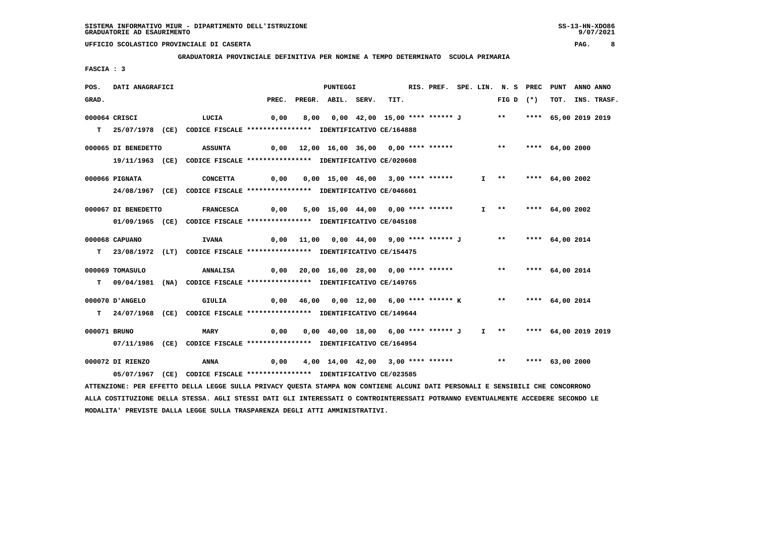SISTEMA INFORMATIVO MIUR - DIPARTIMENTO DELL'ISTRUZIONE
GRADUATORIE AD ESAURIMENTO

UFFICIO SCOLASTICO PROVINCIALE DI CASERTA

**GRADUATORIA PROVINCIALE DEFINITIVA PER NOMINE A TEMPO DETERMINATO SCUOLA PRIMARIA**

**FASCIA : 3**

| POS. GRAD. | DATI ANAGRAFICI | | PREC. | PREGR. | ABIL. | SERV. | TIT. | RIS. | PREF. | SPE. LIN. | N. S FIG D | PREC (*) | PUNT TOT. | ANNO INS. | ANNO TRASF. |
|---|---|---|---|---|---|---|---|---|---|---|---|---|---|---|---|
| 000064 | CRISCI | LUCIA | 0,00 | 8,00 | 0,00 | 42,00 | 15,00 | **** | ****** J | | ** | **** | 65,00 | 2019 | 2019 |
| T | 25/07/1978 (CE) CODICE FISCALE **************** IDENTIFICATIVO CE/164888 | | | | | | | | | | | | | | |
| 000065 | DI BENEDETTO | ASSUNTA | 0,00 | 12,00 | 16,00 | 36,00 | 0,00 | **** | ****** | | ** | **** | 64,00 | 2000 | |
| | 19/11/1963 (CE) CODICE FISCALE **************** IDENTIFICATIVO CE/020608 | | | | | | | | | | | | | | |
| 000066 | PIGNATA | CONCETTA | 0,00 | 0,00 | 15,00 | 46,00 | 3,00 | **** | ****** | I | ** | **** | 64,00 | 2002 | |
| | 24/08/1967 (CE) CODICE FISCALE **************** IDENTIFICATIVO CE/046601 | | | | | | | | | | | | | | |
| 000067 | DI BENEDETTO | FRANCESCA | 0,00 | 5,00 | 15,00 | 44,00 | 0,00 | **** | ****** | I | ** | **** | 64,00 | 2002 | |
| | 01/09/1965 (CE) CODICE FISCALE **************** IDENTIFICATIVO CE/045108 | | | | | | | | | | | | | | |
| 000068 | CAPUANO | IVANA | 0,00 | 11,00 | 0,00 | 44,00 | 9,00 | **** | ****** J | | ** | **** | 64,00 | 2014 | |
| T | 23/08/1972 (LT) CODICE FISCALE **************** IDENTIFICATIVO CE/154475 | | | | | | | | | | | | | | |
| 000069 | TOMASULO | ANNALISA | 0,00 | 20,00 | 16,00 | 28,00 | 0,00 | **** | ****** | | ** | **** | 64,00 | 2014 | |
| T | 09/04/1981 (NA) CODICE FISCALE **************** IDENTIFICATIVO CE/149765 | | | | | | | | | | | | | | |
| 000070 | D'ANGELO | GIULIA | 0,00 | 46,00 | 0,00 | 12,00 | 6,00 | **** | ****** K | | ** | **** | 64,00 | 2014 | |
| T | 24/07/1968 (CE) CODICE FISCALE **************** IDENTIFICATIVO CE/149644 | | | | | | | | | | | | | | |
| 000071 | BRUNO | MARY | 0,00 | 0,00 | 40,00 | 18,00 | 6,00 | **** | ****** J | I | ** | **** | 64,00 | 2019 | 2019 |
| | 07/11/1986 (CE) CODICE FISCALE **************** IDENTIFICATIVO CE/164954 | | | | | | | | | | | | | | |
| 000072 | DI RIENZO | ANNA | 0,00 | 4,00 | 14,00 | 42,00 | 3,00 | **** | ****** | | ** | **** | 63,00 | 2000 | |
| | 05/07/1967 (CE) CODICE FISCALE **************** IDENTIFICATIVO CE/023585 | | | | | | | | | | | | | | |

ATTENZIONE: PER EFFETTO DELLA LEGGE SULLA PRIVACY QUESTA STAMPA NON CONTIENE ALCUNI DATI PERSONALI E SENSIBILI CHE CONCORRONO ALLA COSTITUZIONE DELLA STESSA. AGLI STESSI DATI GLI INTERESSATI O CONTROINTERESSATI POTRANNO EVENTUALMENTE ACCEDERE SECONDO LE MODALITA' PREVISTE DALLA LEGGE SULLA TRASPARENZA DEGLI ATTI AMMINISTRATIVI.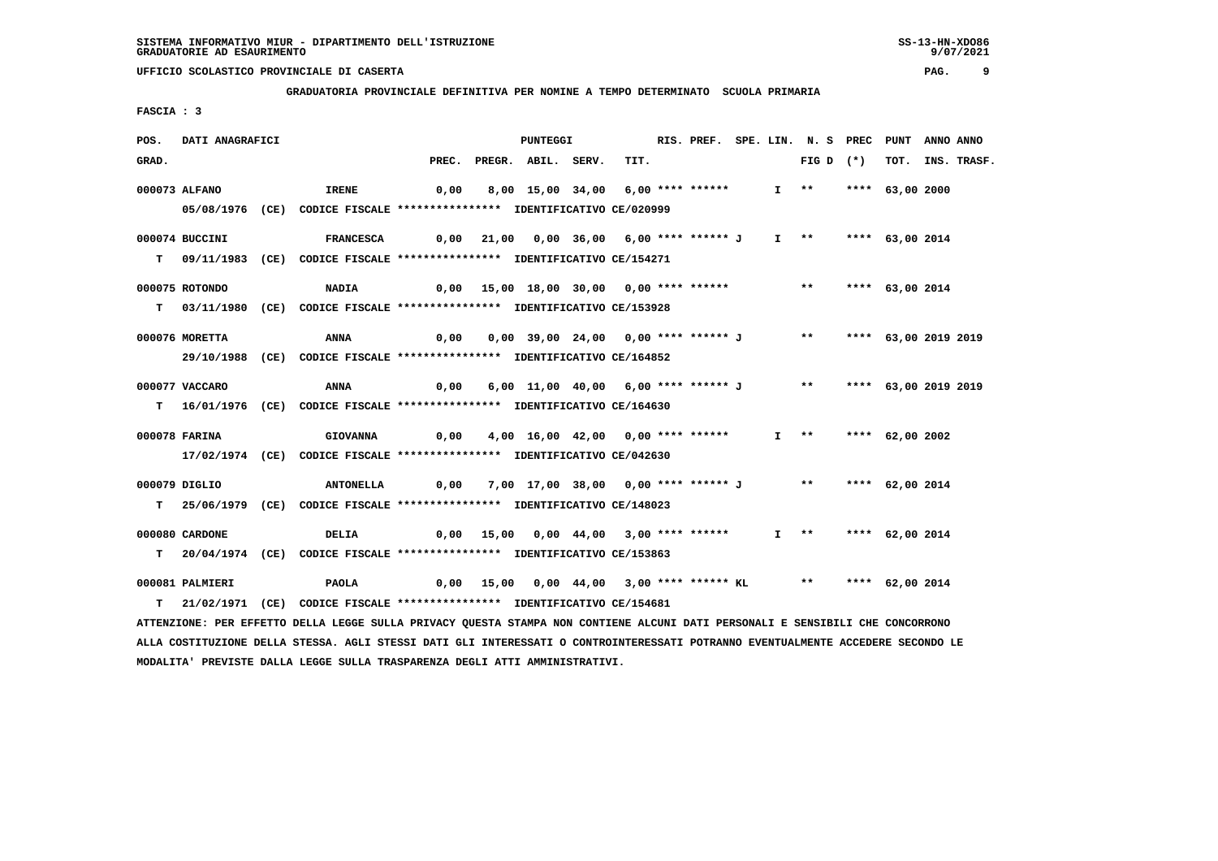SISTEMA INFORMATIVO MIUR - DIPARTIMENTO DELL'ISTRUZIONE
GRADUATORIE AD ESAURIMENTO

UFFICIO SCOLASTICO PROVINCIALE DI CASERTA

GRADUATORIA PROVINCIALE DEFINITIVA PER NOMINE A TEMPO DETERMINATO SCUOLA PRIMARIA

FASCIA : 3

| POS. GRAD. | DATI ANAGRAFICI | | PREC. | PREGR. | ABIL. | SERV. | TIT. | RIS. PREF. | SPE. LIN. | N. S FIG D | PREC (*) | PUNT TOT. | ANNO INS. | ANNO TRASF. |
|---|---|---|---|---|---|---|---|---|---|---|---|---|---|---|
| 000073 | ALFANO | IRENE | 0,00 | 8,00 | 15,00 | 34,00 | 6,00 | **** ****** | I | ** | **** | 63,00 | 2000 | |
| | 05/08/1976 (CE) CODICE FISCALE **************** IDENTIFICATIVO CE/020999 | | | | | | | | | | | | | |
| 000074 | BUCCINI | FRANCESCA | 0,00 | 21,00 | 0,00 | 36,00 | 6,00 | **** ****** J | I | ** | **** | 63,00 | 2014 | |
| T | 09/11/1983 (CE) CODICE FISCALE **************** IDENTIFICATIVO CE/154271 | | | | | | | | | | | | | |
| 000075 | ROTONDO | NADIA | 0,00 | 15,00 | 18,00 | 30,00 | 0,00 | **** ****** | | ** | **** | 63,00 | 2014 | |
| T | 03/11/1980 (CE) CODICE FISCALE **************** IDENTIFICATIVO CE/153928 | | | | | | | | | | | | | |
| 000076 | MORETTA | ANNA | 0,00 | 0,00 | 39,00 | 24,00 | 0,00 | **** ****** J | | ** | **** | 63,00 | 2019 | 2019 |
| | 29/10/1988 (CE) CODICE FISCALE **************** IDENTIFICATIVO CE/164852 | | | | | | | | | | | | | |
| 000077 | VACCARO | ANNA | 0,00 | 6,00 | 11,00 | 40,00 | 6,00 | **** ****** J | | ** | **** | 63,00 | 2019 | 2019 |
| T | 16/01/1976 (CE) CODICE FISCALE **************** IDENTIFICATIVO CE/164630 | | | | | | | | | | | | | |
| 000078 | FARINA | GIOVANNA | 0,00 | 4,00 | 16,00 | 42,00 | 0,00 | **** ****** | I | ** | **** | 62,00 | 2002 | |
| | 17/02/1974 (CE) CODICE FISCALE **************** IDENTIFICATIVO CE/042630 | | | | | | | | | | | | | |
| 000079 | DIGLIO | ANTONELLA | 0,00 | 7,00 | 17,00 | 38,00 | 0,00 | **** ****** J | | ** | **** | 62,00 | 2014 | |
| T | 25/06/1979 (CE) CODICE FISCALE **************** IDENTIFICATIVO CE/148023 | | | | | | | | | | | | | |
| 000080 | CARDONE | DELIA | 0,00 | 15,00 | 0,00 | 44,00 | 3,00 | **** ****** | I | ** | **** | 62,00 | 2014 | |
| T | 20/04/1974 (CE) CODICE FISCALE **************** IDENTIFICATIVO CE/153863 | | | | | | | | | | | | | |
| 000081 | PALMIERI | PAOLA | 0,00 | 15,00 | 0,00 | 44,00 | 3,00 | **** ****** KL | | ** | **** | 62,00 | 2014 | |
| T | 21/02/1971 (CE) CODICE FISCALE **************** IDENTIFICATIVO CE/154681 | | | | | | | | | | | | | |

ATTENZIONE: PER EFFETTO DELLA LEGGE SULLA PRIVACY QUESTA STAMPA NON CONTIENE ALCUNI DATI PERSONALI E SENSIBILI CHE CONCORRONO ALLA COSTITUZIONE DELLA STESSA. AGLI STESSI DATI GLI INTERESSATI O CONTROINTERESSATI POTRANNO EVENTUALMENTE ACCEDERE SECONDO LE MODALITA' PREVISTE DALLA LEGGE SULLA TRASPARENZA DEGLI ATTI AMMINISTRATIVI.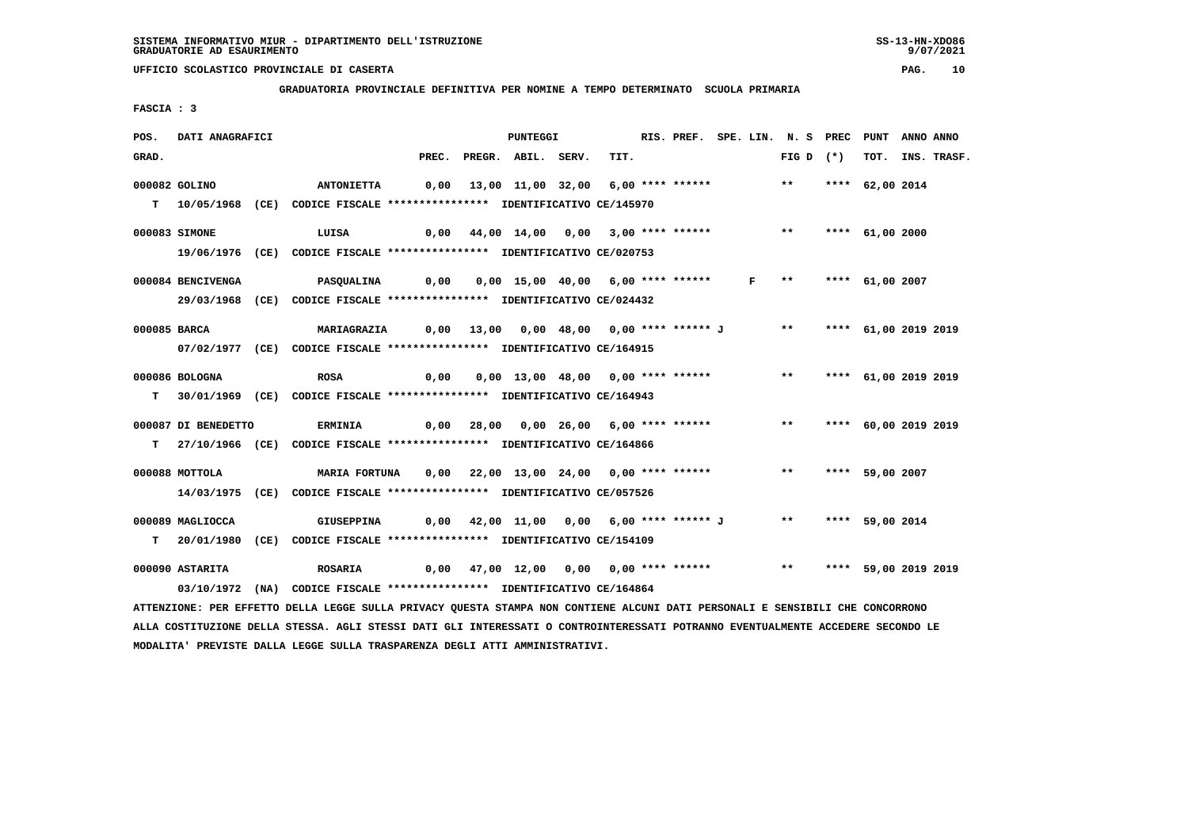SISTEMA INFORMATIVO MIUR - DIPARTIMENTO DELL'ISTRUZIONE
GRADUATORIE AD ESAURIMENTO

UFFICIO SCOLASTICO PROVINCIALE DI CASERTA

GRADUATORIA PROVINCIALE DEFINITIVA PER NOMINE A TEMPO DETERMINATO SCUOLA PRIMARIA

FASCIA : 3

| POS. GRAD. | DATI ANAGRAFICI | | PREC. | PREGR. | ABIL. | SERV. | TIT. | RIS. PREF. | SPE. LIN. | N. S FIG D | PREC (*) | PUNT TOT. | ANNO INS. | ANNO TRASF. |
|---|---|---|---|---|---|---|---|---|---|---|---|---|---|---|
| 000082 GOLINO | ANTONIETTA | | 0,00 | 13,00 | 11,00 | 32,00 | 6,00 | **** ****** | | ** | **** | 62,00 | 2014 | |
| T | 10/05/1968 (CE) | CODICE FISCALE **************** IDENTIFICATIVO CE/145970 | | | | | | | | | | | | |
| 000083 SIMONE | LUISA | | 0,00 | 44,00 | 14,00 | 0,00 | 3,00 | **** ****** | | ** | **** | 61,00 | 2000 | |
| | 19/06/1976 (CE) | CODICE FISCALE **************** IDENTIFICATIVO CE/020753 | | | | | | | | | | | | |
| 000084 BENCIVENGA | PASQUALINA | | 0,00 | 0,00 | 15,00 | 40,00 | 6,00 | **** ****** | F | ** | **** | 61,00 | 2007 | |
| | 29/03/1968 (CE) | CODICE FISCALE **************** IDENTIFICATIVO CE/024432 | | | | | | | | | | | | |
| 000085 BARCA | MARIAGRAZIA | | 0,00 | 13,00 | 0,00 | 48,00 | 0,00 | **** ****** J | | ** | **** | 61,00 | 2019 | 2019 |
| | 07/02/1977 (CE) | CODICE FISCALE **************** IDENTIFICATIVO CE/164915 | | | | | | | | | | | | |
| 000086 BOLOGNA | ROSA | | 0,00 | 0,00 | 13,00 | 48,00 | 0,00 | **** ****** | | ** | **** | 61,00 | 2019 | 2019 |
| T | 30/01/1969 (CE) | CODICE FISCALE **************** IDENTIFICATIVO CE/164943 | | | | | | | | | | | | |
| 000087 DI BENEDETTO | ERMINIA | | 0,00 | 28,00 | 0,00 | 26,00 | 6,00 | **** ****** | | ** | **** | 60,00 | 2019 | 2019 |
| T | 27/10/1966 (CE) | CODICE FISCALE **************** IDENTIFICATIVO CE/164866 | | | | | | | | | | | | |
| 000088 MOTTOLA | MARIA FORTUNA | | 0,00 | 22,00 | 13,00 | 24,00 | 0,00 | **** ****** | | ** | **** | 59,00 | 2007 | |
| | 14/03/1975 (CE) | CODICE FISCALE **************** IDENTIFICATIVO CE/057526 | | | | | | | | | | | | |
| 000089 MAGLIOCCA | GIUSEPPINA | | 0,00 | 42,00 | 11,00 | 0,00 | 6,00 | **** ****** J | | ** | **** | 59,00 | 2014 | |
| T | 20/01/1980 (CE) | CODICE FISCALE **************** IDENTIFICATIVO CE/154109 | | | | | | | | | | | | |
| 000090 ASTARITA | ROSARIA | | 0,00 | 47,00 | 12,00 | 0,00 | 0,00 | **** ****** | | ** | **** | 59,00 | 2019 | 2019 |
| | 03/10/1972 (NA) | CODICE FISCALE **************** IDENTIFICATIVO CE/164864 | | | | | | | | | | | | |

ATTENZIONE: PER EFFETTO DELLA LEGGE SULLA PRIVACY QUESTA STAMPA NON CONTIENE ALCUNI DATI PERSONALI E SENSIBILI CHE CONCORRONO ALLA COSTITUZIONE DELLA STESSA. AGLI STESSI DATI GLI INTERESSATI O CONTROINTERESSATI POTRANNO EVENTUALMENTE ACCEDERE SECONDO LE MODALITA' PREVISTE DALLA LEGGE SULLA TRASPARENZA DEGLI ATTI AMMINISTRATIVI.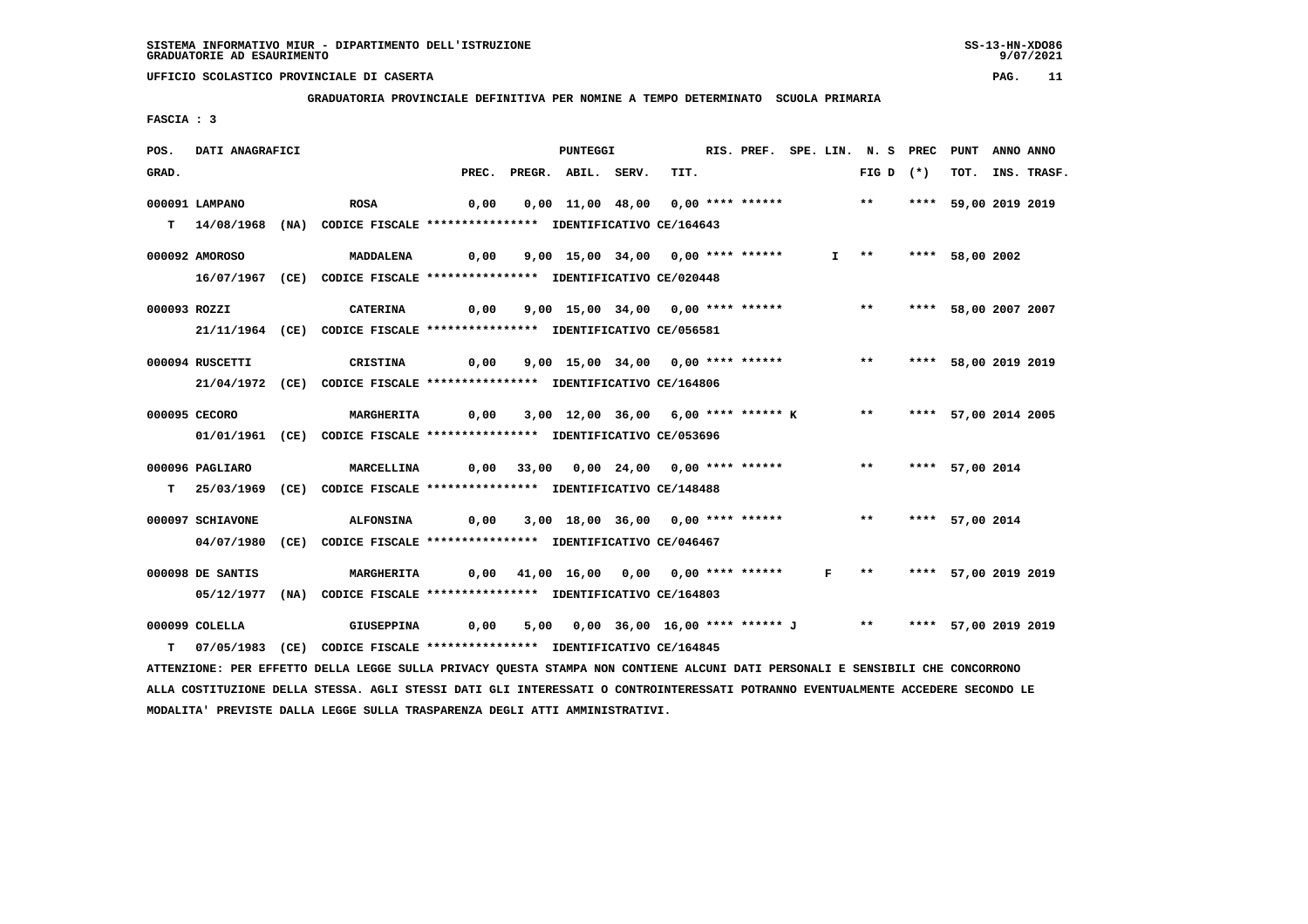SISTEMA INFORMATIVO MIUR - DIPARTIMENTO DELL'ISTRUZIONE
GRADUATORIE AD ESAURIMENTO

UFFICIO SCOLASTICO PROVINCIALE DI CASERTA

**GRADUATORIA PROVINCIALE DEFINITIVA PER NOMINE A TEMPO DETERMINATO SCUOLA PRIMARIA**

FASCIA : 3

| POS. GRAD. | DATI ANAGRAFICI | | PREC. | PREGR. | ABIL. | SERV. | TIT. | RIS. PREF. | SPE. LIN. | N. S FIG D | PREC (*) | PUNT TOT. | ANNO INS. | ANNO TRASF. |
|---|---|---|---|---|---|---|---|---|---|---|---|---|---|---|
| 000091 | LAMPANO | ROSA | 0,00 | 0,00 | 11,00 | 48,00 | 0,00 | **** ****** | | ** | **** | 59,00 | 2019 | 2019 |
| T | 14/08/1968 (NA) | CODICE FISCALE **************** IDENTIFICATIVO CE/164643 | | | | | | | | | | | | |
| 000092 | AMOROSO | MADDALENA | 0,00 | 9,00 | 15,00 | 34,00 | 0,00 | **** ****** | I | ** | **** | 58,00 | 2002 | |
| | 16/07/1967 (CE) | CODICE FISCALE **************** IDENTIFICATIVO CE/020448 | | | | | | | | | | | | |
| 000093 | ROZZI | CATERINA | 0,00 | 9,00 | 15,00 | 34,00 | 0,00 | **** ****** | | ** | **** | 58,00 | 2007 | 2007 |
| | 21/11/1964 (CE) | CODICE FISCALE **************** IDENTIFICATIVO CE/056581 | | | | | | | | | | | | |
| 000094 | RUSCETTI | CRISTINA | 0,00 | 9,00 | 15,00 | 34,00 | 0,00 | **** ****** | | ** | **** | 58,00 | 2019 | 2019 |
| | 21/04/1972 (CE) | CODICE FISCALE **************** IDENTIFICATIVO CE/164806 | | | | | | | | | | | | |
| 000095 | CECORO | MARGHERITA | 0,00 | 3,00 | 12,00 | 36,00 | 6,00 | **** ****** K | | ** | **** | 57,00 | 2014 | 2005 |
| | 01/01/1961 (CE) | CODICE FISCALE **************** IDENTIFICATIVO CE/053696 | | | | | | | | | | | | |
| 000096 | PAGLIARO | MARCELLINA | 0,00 | 33,00 | 0,00 | 24,00 | 0,00 | **** ****** | | ** | **** | 57,00 | 2014 | |
| T | 25/03/1969 (CE) | CODICE FISCALE **************** IDENTIFICATIVO CE/148488 | | | | | | | | | | | | |
| 000097 | SCHIAVONE | ALFONSINA | 0,00 | 3,00 | 18,00 | 36,00 | 0,00 | **** ****** | | ** | **** | 57,00 | 2014 | |
| | 04/07/1980 (CE) | CODICE FISCALE **************** IDENTIFICATIVO CE/046467 | | | | | | | | | | | | |
| 000098 | DE SANTIS | MARGHERITA | 0,00 | 41,00 | 16,00 | 0,00 | 0,00 | **** ****** | F | ** | **** | 57,00 | 2019 | 2019 |
| | 05/12/1977 (NA) | CODICE FISCALE **************** IDENTIFICATIVO CE/164803 | | | | | | | | | | | | |
| 000099 | COLELLA | GIUSEPPINA | 0,00 | 5,00 | 0,00 | 36,00 | 16,00 | **** ****** J | | ** | **** | 57,00 | 2019 | 2019 |
| T | 07/05/1983 (CE) | CODICE FISCALE **************** IDENTIFICATIVO CE/164845 | | | | | | | | | | | | |

ATTENZIONE: PER EFFETTO DELLA LEGGE SULLA PRIVACY QUESTA STAMPA NON CONTIENE ALCUNI DATI PERSONALI E SENSIBILI CHE CONCORRONO ALLA COSTITUZIONE DELLA STESSA. AGLI STESSI DATI GLI INTERESSATI O CONTROINTERESSATI POTRANNO EVENTUALMENTE ACCEDERE SECONDO LE MODALITA' PREVISTE DALLA LEGGE SULLA TRASPARENZA DEGLI ATTI AMMINISTRATIVI.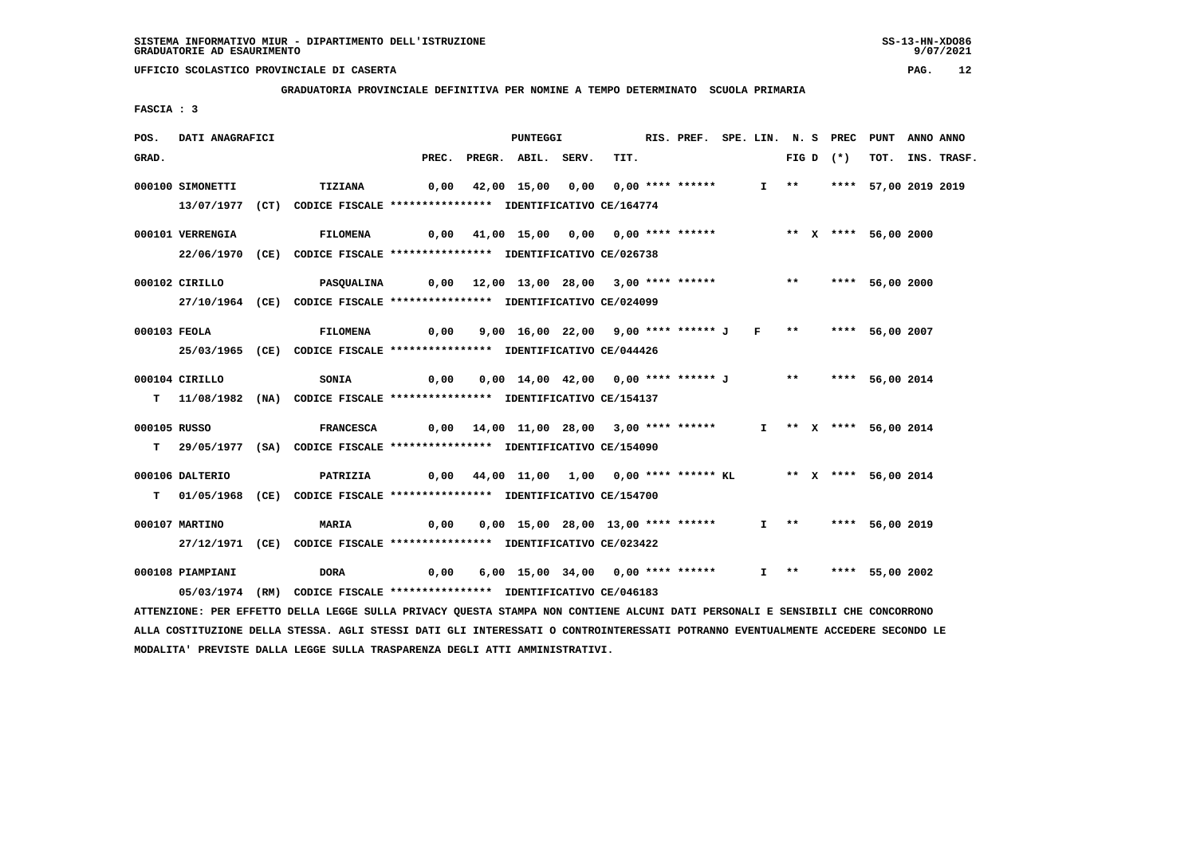SISTEMA INFORMATIVO MIUR - DIPARTIMENTO DELL'ISTRUZIONE
GRADUATORIE AD ESAURIMENTO

UFFICIO SCOLASTICO PROVINCIALE DI CASERTA

**GRADUATORIA PROVINCIALE DEFINITIVA PER NOMINE A TEMPO DETERMINATO SCUOLA PRIMARIA**

FASCIA : 3

| POS. GRAD. | DATI ANAGRAFICI | | PREC. | PREGR. | ABIL. | SERV. | TIT. | RIS. | PREF. | SPE. LIN. | N. S FIG D | PREC (*) | PUNT TOT. | ANNO INS. | ANNO TRASF. |
|---|---|---|---|---|---|---|---|---|---|---|---|---|---|---|---|
| 000100 | SIMONETTI | TIZIANA | 0,00 | 42,00 | 15,00 | 0,00 | 0,00 | **** | ****** | I | ** | **** | 57,00 | 2019 | 2019 |
| | 13/07/1977 (CT) CODICE FISCALE **************** IDENTIFICATIVO CE/164774 | | | | | | | | | | | | | | |
| 000101 | VERRENGIA | FILOMENA | 0,00 | 41,00 | 15,00 | 0,00 | 0,00 | **** | ****** | | ** X | **** | 56,00 | 2000 | |
| | 22/06/1970 (CE) CODICE FISCALE **************** IDENTIFICATIVO CE/026738 | | | | | | | | | | | | | | |
| 000102 | CIRILLO | PASQUALINA | 0,00 | 12,00 | 13,00 | 28,00 | 3,00 | **** | ****** | | ** | **** | 56,00 | 2000 | |
| | 27/10/1964 (CE) CODICE FISCALE **************** IDENTIFICATIVO CE/024099 | | | | | | | | | | | | | | |
| 000103 | FEOLA | FILOMENA | 0,00 | 9,00 | 16,00 | 22,00 | 9,00 | **** | ****** J | F | ** | **** | 56,00 | 2007 | |
| | 25/03/1965 (CE) CODICE FISCALE **************** IDENTIFICATIVO CE/044426 | | | | | | | | | | | | | | |
| 000104 | CIRILLO | SONIA | 0,00 | 0,00 | 14,00 | 42,00 | 0,00 | **** | ****** J | | ** | **** | 56,00 | 2014 | |
| T | 11/08/1982 (NA) CODICE FISCALE **************** IDENTIFICATIVO CE/154137 | | | | | | | | | | | | | | |
| 000105 | RUSSO | FRANCESCA | 0,00 | 14,00 | 11,00 | 28,00 | 3,00 | **** | ****** | I | ** X | **** | 56,00 | 2014 | |
| T | 29/05/1977 (SA) CODICE FISCALE **************** IDENTIFICATIVO CE/154090 | | | | | | | | | | | | | | |
| 000106 | DALTERIO | PATRIZIA | 0,00 | 44,00 | 11,00 | 1,00 | 0,00 | **** | ****** KL | | ** X | **** | 56,00 | 2014 | |
| T | 01/05/1968 (CE) CODICE FISCALE **************** IDENTIFICATIVO CE/154700 | | | | | | | | | | | | | | |
| 000107 | MARTINO | MARIA | 0,00 | 0,00 | 15,00 | 28,00 | 13,00 | **** | ****** | I | ** | **** | 56,00 | 2019 | |
| | 27/12/1971 (CE) CODICE FISCALE **************** IDENTIFICATIVO CE/023422 | | | | | | | | | | | | | | |
| 000108 | PIAMPIANI | DORA | 0,00 | 6,00 | 15,00 | 34,00 | 0,00 | **** | ****** | I | ** | **** | 55,00 | 2002 | |
| | 05/03/1974 (RM) CODICE FISCALE **************** IDENTIFICATIVO CE/046183 | | | | | | | | | | | | | | |

ATTENZIONE: PER EFFETTO DELLA LEGGE SULLA PRIVACY QUESTA STAMPA NON CONTIENE ALCUNI DATI PERSONALI E SENSIBILI CHE CONCORRONO ALLA COSTITUZIONE DELLA STESSA. AGLI STESSI DATI GLI INTERESSATI O CONTROINTERESSATI POTRANNO EVENTUALMENTE ACCEDERE SECONDO LE MODALITA' PREVISTE DALLA LEGGE SULLA TRASPARENZA DEGLI ATTI AMMINISTRATIVI.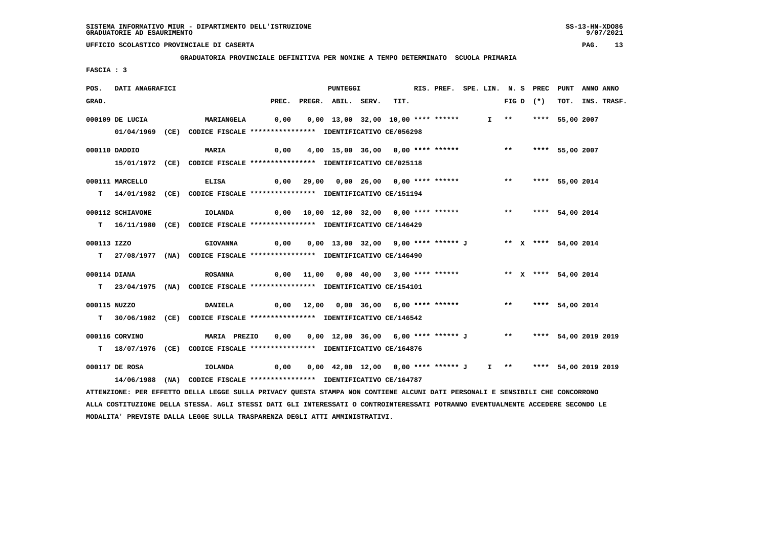SISTEMA INFORMATIVO MIUR - DIPARTIMENTO DELL'ISTRUZIONE
GRADUATORIE AD ESAURIMENTO

UFFICIO SCOLASTICO PROVINCIALE DI CASERTA

**GRADUATORIA PROVINCIALE DEFINITIVA PER NOMINE A TEMPO DETERMINATO SCUOLA PRIMARIA**

**FASCIA : 3**

| POS. GRAD. | DATI ANAGRAFICI | | PREC. | PREGR. | ABIL. | SERV. | TIT. | RIS. PREF. | SPE. LIN. | N. S FIG D | PREC (*) | PUNT TOT. | ANNO INS. | ANNO TRASF. |
|---|---|---|---|---|---|---|---|---|---|---|---|---|---|---|
| 000109 | DE LUCIA | MARIANGELA | 0,00 | 0,00 | 13,00 | 32,00 | 10,00 | **** ****** | I | ** | **** | 55,00 | 2007 | |
| | 01/04/1969 (CE) CODICE FISCALE **************** IDENTIFICATIVO CE/056298 | | | | | | | | | | | | | |
| 000110 | DADDIO | MARIA | 0,00 | 4,00 | 15,00 | 36,00 | 0,00 | **** ****** | | ** | **** | 55,00 | 2007 | |
| | 15/01/1972 (CE) CODICE FISCALE **************** IDENTIFICATIVO CE/025118 | | | | | | | | | | | | | |
| 000111 | MARCELLO | ELISA | 0,00 | 29,00 | 0,00 | 26,00 | 0,00 | **** ****** | | ** | **** | 55,00 | 2014 | |
| T | 14/01/1982 (CE) CODICE FISCALE **************** IDENTIFICATIVO CE/151194 | | | | | | | | | | | | | |
| 000112 | SCHIAVONE | IOLANDA | 0,00 | 10,00 | 12,00 | 32,00 | 0,00 | **** ****** | | ** | **** | 54,00 | 2014 | |
| T | 16/11/1980 (CE) CODICE FISCALE **************** IDENTIFICATIVO CE/146429 | | | | | | | | | | | | | |
| 000113 | IZZO | GIOVANNA | 0,00 | 0,00 | 13,00 | 32,00 | 9,00 | **** ****** J | | ** X | **** | 54,00 | 2014 | |
| T | 27/08/1977 (NA) CODICE FISCALE **************** IDENTIFICATIVO CE/146490 | | | | | | | | | | | | | |
| 000114 | DIANA | ROSANNA | 0,00 | 11,00 | 0,00 | 40,00 | 3,00 | **** ****** | | ** X | **** | 54,00 | 2014 | |
| T | 23/04/1975 (NA) CODICE FISCALE **************** IDENTIFICATIVO CE/154101 | | | | | | | | | | | | | |
| 000115 | NUZZO | DANIELA | 0,00 | 12,00 | 0,00 | 36,00 | 6,00 | **** ****** | | ** | **** | 54,00 | 2014 | |
| T | 30/06/1982 (CE) CODICE FISCALE **************** IDENTIFICATIVO CE/146542 | | | | | | | | | | | | | |
| 000116 | CORVINO | MARIA PREZIO | 0,00 | 0,00 | 12,00 | 36,00 | 6,00 | **** ****** J | | ** | **** | 54,00 | 2019 | 2019 |
| T | 18/07/1976 (CE) CODICE FISCALE **************** IDENTIFICATIVO CE/164876 | | | | | | | | | | | | | |
| 000117 | DE ROSA | IOLANDA | 0,00 | 0,00 | 42,00 | 12,00 | 0,00 | **** ****** J | I | ** | **** | 54,00 | 2019 | 2019 |
| | 14/06/1988 (NA) CODICE FISCALE **************** IDENTIFICATIVO CE/164787 | | | | | | | | | | | | | |

ATTENZIONE: PER EFFETTO DELLA LEGGE SULLA PRIVACY QUESTA STAMPA NON CONTIENE ALCUNI DATI PERSONALI E SENSIBILI CHE CONCORRONO ALLA COSTITUZIONE DELLA STESSA. AGLI STESSI DATI GLI INTERESSATI O CONTROINTERESSATI POTRANNO EVENTUALMENTE ACCEDERE SECONDO LE MODALITA' PREVISTE DALLA LEGGE SULLA TRASPARENZA DEGLI ATTI AMMINISTRATIVI.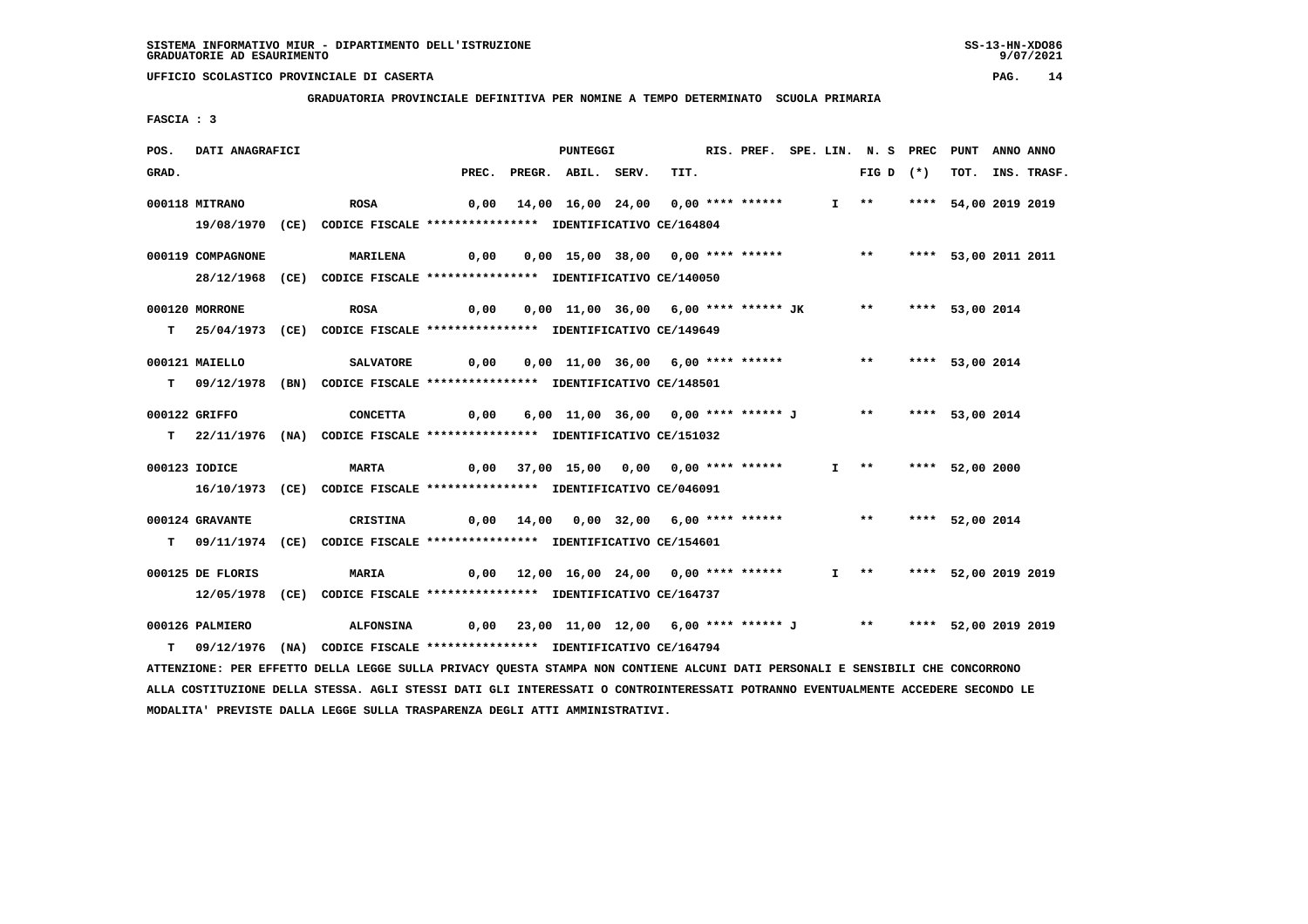SISTEMA INFORMATIVO MIUR - DIPARTIMENTO DELL'ISTRUZIONE
GRADUATORIE AD ESAURIMENTO

UFFICIO SCOLASTICO PROVINCIALE DI CASERTA

GRADUATORIA PROVINCIALE DEFINITIVA PER NOMINE A TEMPO DETERMINATO SCUOLA PRIMARIA

FASCIA : 3

| POS. GRAD. | DATI ANAGRAFICI | | PREC. | PREGR. | ABIL. | SERV. | TIT. | RIS. PREF. | SPE. LIN. | N. S FIG D | PREC (*) | PUNT TOT. | ANNO INS. | ANNO TRASF. |
|---|---|---|---|---|---|---|---|---|---|---|---|---|---|---|
| 000118 | MITRANO | ROSA | 0,00 | 14,00 | 16,00 | 24,00 | 0,00 | **** ****** | I | ** | **** | 54,00 | 2019 | 2019 |
| | 19/08/1970 (CE) CODICE FISCALE **************** IDENTIFICATIVO CE/164804 | | | | | | | | | | | | | |
| 000119 | COMPAGNONE | MARILENA | 0,00 | 0,00 | 15,00 | 38,00 | 0,00 | **** ****** | | ** | **** | 53,00 | 2011 | 2011 |
| | 28/12/1968 (CE) CODICE FISCALE **************** IDENTIFICATIVO CE/140050 | | | | | | | | | | | | | |
| 000120 | MORRONE | ROSA | 0,00 | 0,00 | 11,00 | 36,00 | 6,00 | **** ****** JK | | ** | **** | 53,00 | 2014 | |
| T | 25/04/1973 (CE) CODICE FISCALE **************** IDENTIFICATIVO CE/149649 | | | | | | | | | | | | | |
| 000121 | MAIELLO | SALVATORE | 0,00 | 0,00 | 11,00 | 36,00 | 6,00 | **** ****** | | ** | **** | 53,00 | 2014 | |
| T | 09/12/1978 (BN) CODICE FISCALE **************** IDENTIFICATIVO CE/148501 | | | | | | | | | | | | | |
| 000122 | GRIFFO | CONCETTA | 0,00 | 6,00 | 11,00 | 36,00 | 0,00 | **** ****** J | | ** | **** | 53,00 | 2014 | |
| T | 22/11/1976 (NA) CODICE FISCALE **************** IDENTIFICATIVO CE/151032 | | | | | | | | | | | | | |
| 000123 | IODICE | MARTA | 0,00 | 37,00 | 15,00 | 0,00 | 0,00 | **** ****** | I | ** | **** | 52,00 | 2000 | |
| | 16/10/1973 (CE) CODICE FISCALE **************** IDENTIFICATIVO CE/046091 | | | | | | | | | | | | | |
| 000124 | GRAVANTE | CRISTINA | 0,00 | 14,00 | 0,00 | 32,00 | 6,00 | **** ****** | | ** | **** | 52,00 | 2014 | |
| T | 09/11/1974 (CE) CODICE FISCALE **************** IDENTIFICATIVO CE/154601 | | | | | | | | | | | | | |
| 000125 | DE FLORIS | MARIA | 0,00 | 12,00 | 16,00 | 24,00 | 0,00 | **** ****** | I | ** | **** | 52,00 | 2019 | 2019 |
| | 12/05/1978 (CE) CODICE FISCALE **************** IDENTIFICATIVO CE/164737 | | | | | | | | | | | | | |
| 000126 | PALMIERO | ALFONSINA | 0,00 | 23,00 | 11,00 | 12,00 | 6,00 | **** ****** J | | ** | **** | 52,00 | 2019 | 2019 |
| T | 09/12/1976 (NA) CODICE FISCALE **************** IDENTIFICATIVO CE/164794 | | | | | | | | | | | | | |

ATTENZIONE: PER EFFETTO DELLA LEGGE SULLA PRIVACY QUESTA STAMPA NON CONTIENE ALCUNI DATI PERSONALI E SENSIBILI CHE CONCORRONO ALLA COSTITUZIONE DELLA STESSA. AGLI STESSI DATI GLI INTERESSATI O CONTROINTERESSATI POTRANNO EVENTUALMENTE ACCEDERE SECONDO LE MODALITA' PREVISTE DALLA LEGGE SULLA TRASPARENZA DEGLI ATTI AMMINISTRATIVI.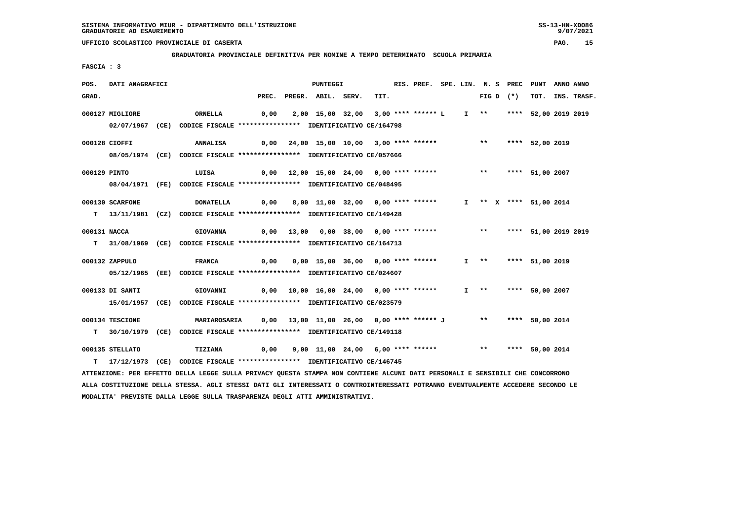SISTEMA INFORMATIVO MIUR - DIPARTIMENTO DELL'ISTRUZIONE
GRADUATORIE AD ESAURIMENTO

UFFICIO SCOLASTICO PROVINCIALE DI CASERTA

**GRADUATORIA PROVINCIALE DEFINITIVA PER NOMINE A TEMPO DETERMINATO SCUOLA PRIMARIA**

**FASCIA : 3**

| POS. GRAD. | DATI ANAGRAFICI | | PREC. | PREGR. | ABIL. | SERV. | TIT. | RIS. PREF. | SPE. LIN. | N. S FIG D | PREC (*) | PUNT TOT. | ANNO INS. | ANNO TRASF. |
|---|---|---|---|---|---|---|---|---|---|---|---|---|---|---|
| 000127 | MIGLIORE ORNELLA 02/07/1967 (CE) CODICE FISCALE **************** IDENTIFICATIVO CE/164798 | | 0,00 | 2,00 | 15,00 | 32,00 | 3,00 | **** ****** L | I | ** | **** | 52,00 | 2019 | 2019 |
| 000128 | CIOFFI ANNALISA 08/05/1974 (CE) CODICE FISCALE **************** IDENTIFICATIVO CE/057666 | | 0,00 | 24,00 | 15,00 | 10,00 | 3,00 | **** ****** | | ** | **** | 52,00 | 2019 | |
| 000129 | PINTO LUISA 08/04/1971 (FE) CODICE FISCALE **************** IDENTIFICATIVO CE/048495 | | 0,00 | 12,00 | 15,00 | 24,00 | 0,00 | **** ****** | | ** | **** | 51,00 | 2007 | |
| 000130 | SCARFONE DONATELLA 13/11/1981 (CZ) CODICE FISCALE **************** IDENTIFICATIVO CE/149428 | T | 0,00 | 8,00 | 11,00 | 32,00 | 0,00 | **** ****** | I | ** X | **** | 51,00 | 2014 | |
| 000131 | NACCA GIOVANNA 31/08/1969 (CE) CODICE FISCALE **************** IDENTIFICATIVO CE/164713 | T | 0,00 | 13,00 | 0,00 | 38,00 | 0,00 | **** ****** | | ** | **** | 51,00 | 2019 | 2019 |
| 000132 | ZAPPULO FRANCA 05/12/1965 (EE) CODICE FISCALE **************** IDENTIFICATIVO CE/024607 | | 0,00 | 0,00 | 15,00 | 36,00 | 0,00 | **** ****** | I | ** | **** | 51,00 | 2019 | |
| 000133 | DI SANTI GIOVANNI 15/01/1957 (CE) CODICE FISCALE **************** IDENTIFICATIVO CE/023579 | | 0,00 | 10,00 | 16,00 | 24,00 | 0,00 | **** ****** | I | ** | **** | 50,00 | 2007 | |
| 000134 | TESCIONE MARIAROSARIA 30/10/1979 (CE) CODICE FISCALE **************** IDENTIFICATIVO CE/149118 | T | 0,00 | 13,00 | 11,00 | 26,00 | 0,00 | **** ****** J | | ** | **** | 50,00 | 2014 | |
| 000135 | STELLATO TIZIANA 17/12/1973 (CE) CODICE FISCALE **************** IDENTIFICATIVO CE/146745 | T | 0,00 | 9,00 | 11,00 | 24,00 | 6,00 | **** ****** | | ** | **** | 50,00 | 2014 | |

ATTENZIONE: PER EFFETTO DELLA LEGGE SULLA PRIVACY QUESTA STAMPA NON CONTIENE ALCUNI DATI PERSONALI E SENSIBILI CHE CONCORRONO ALLA COSTITUZIONE DELLA STESSA. AGLI STESSI DATI GLI INTERESSATI O CONTROINTERESSATI POTRANNO EVENTUALMENTE ACCEDERE SECONDO LE MODALITA' PREVISTE DALLA LEGGE SULLA TRASPARENZA DEGLI ATTI AMMINISTRATIVI.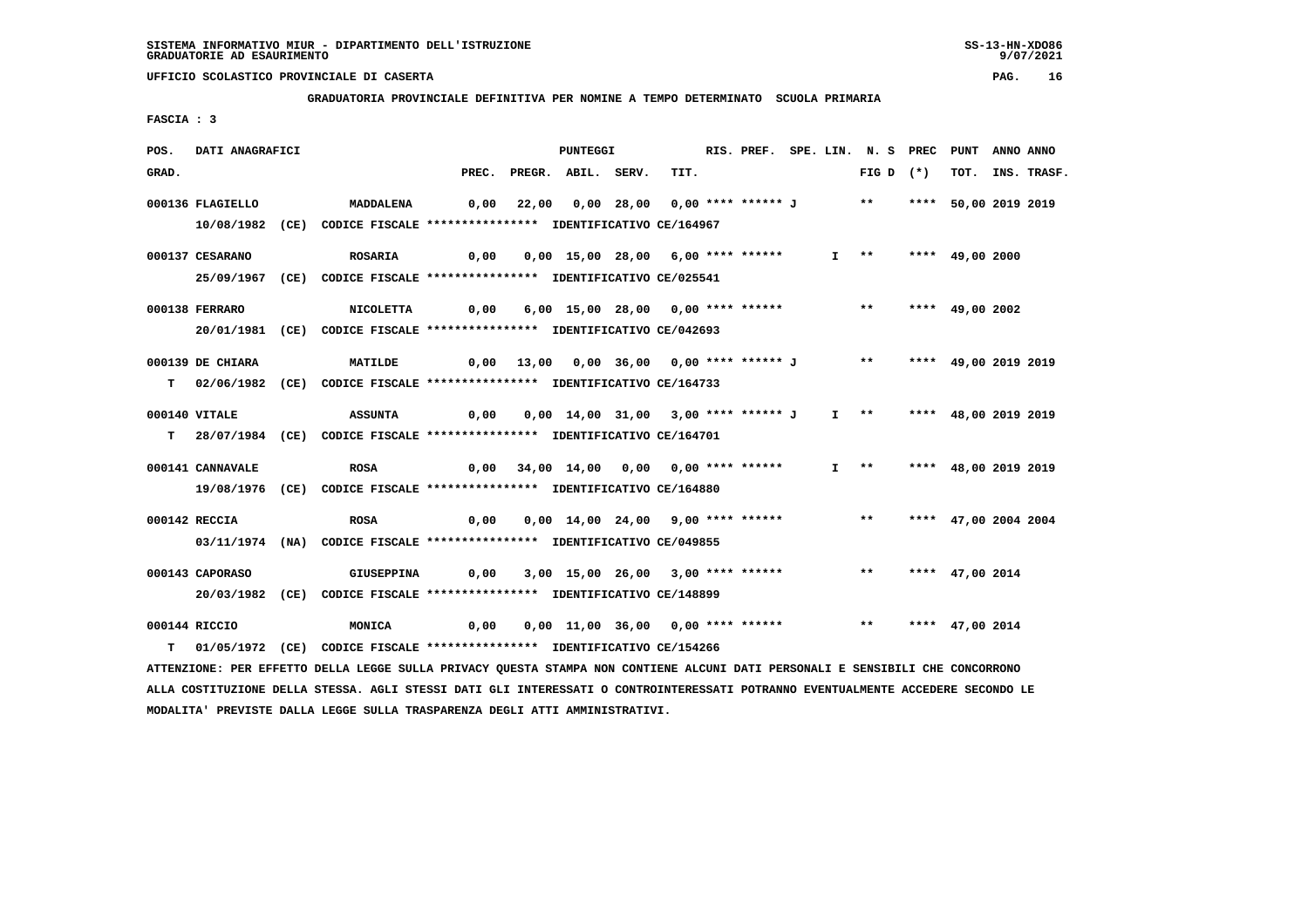SISTEMA INFORMATIVO MIUR - DIPARTIMENTO DELL'ISTRUZIONE
GRADUATORIE AD ESAURIMENTO

UFFICIO SCOLASTICO PROVINCIALE DI CASERTA

GRADUATORIA PROVINCIALE DEFINITIVA PER NOMINE A TEMPO DETERMINATO  SCUOLA PRIMARIA

FASCIA : 3

| POS. GRAD. | DATI ANAGRAFICI | | PREC. | PREGR. | ABIL. | SERV. | TIT. | RIS. PREF. | SPE. LIN. | N. S FIG D | PREC (*) | PUNT TOT. | ANNO INS. | ANNO TRASF. |
|---|---|---|---|---|---|---|---|---|---|---|---|---|---|---|
| 000136 | FLAGIELLO 10/08/1982 (CE) CODICE FISCALE **************** IDENTIFICATIVO CE/164967 | MADDALENA | 0,00 | 22,00 | 0,00 | 28,00 | 0,00 | **** ****** J | | ** | **** | 50,00 | 2019 | 2019 |
| 000137 | CESARANO 25/09/1967 (CE) CODICE FISCALE **************** IDENTIFICATIVO CE/025541 | ROSARIA | 0,00 | 0,00 | 15,00 | 28,00 | 6,00 | **** ****** | I | ** | **** | 49,00 | 2000 | |
| 000138 | FERRARO 20/01/1981 (CE) CODICE FISCALE **************** IDENTIFICATIVO CE/042693 | NICOLETTA | 0,00 | 6,00 | 15,00 | 28,00 | 0,00 | **** ****** | | ** | **** | 49,00 | 2002 | |
| 000139 | DE CHIARA T 02/06/1982 (CE) CODICE FISCALE **************** IDENTIFICATIVO CE/164733 | MATILDE | 0,00 | 13,00 | 0,00 | 36,00 | 0,00 | **** ****** J | | ** | **** | 49,00 | 2019 | 2019 |
| 000140 | VITALE T 28/07/1984 (CE) CODICE FISCALE **************** IDENTIFICATIVO CE/164701 | ASSUNTA | 0,00 | 0,00 | 14,00 | 31,00 | 3,00 | **** ****** J | I | ** | **** | 48,00 | 2019 | 2019 |
| 000141 | CANNAVALE 19/08/1976 (CE) CODICE FISCALE **************** IDENTIFICATIVO CE/164880 | ROSA | 0,00 | 34,00 | 14,00 | 0,00 | 0,00 | **** ****** | I | ** | **** | 48,00 | 2019 | 2019 |
| 000142 | RECCIA 03/11/1974 (NA) CODICE FISCALE **************** IDENTIFICATIVO CE/049855 | ROSA | 0,00 | 0,00 | 14,00 | 24,00 | 9,00 | **** ****** | | ** | **** | 47,00 | 2004 | 2004 |
| 000143 | CAPORASO 20/03/1982 (CE) CODICE FISCALE **************** IDENTIFICATIVO CE/148899 | GIUSEPPINA | 0,00 | 3,00 | 15,00 | 26,00 | 3,00 | **** ****** | | ** | **** | 47,00 | 2014 | |
| 000144 | RICCIO T 01/05/1972 (CE) CODICE FISCALE **************** IDENTIFICATIVO CE/154266 | MONICA | 0,00 | 0,00 | 11,00 | 36,00 | 0,00 | **** ****** | | ** | **** | 47,00 | 2014 | |

ATTENZIONE: PER EFFETTO DELLA LEGGE SULLA PRIVACY QUESTA STAMPA NON CONTIENE ALCUNI DATI PERSONALI E SENSIBILI CHE CONCORRONO ALLA COSTITUZIONE DELLA STESSA. AGLI STESSI DATI GLI INTERESSATI O CONTROINTERESSATI POTRANNO EVENTUALMENTE ACCEDERE SECONDO LE MODALITA' PREVISTE DALLA LEGGE SULLA TRASPARENZA DEGLI ATTI AMMINISTRATIVI.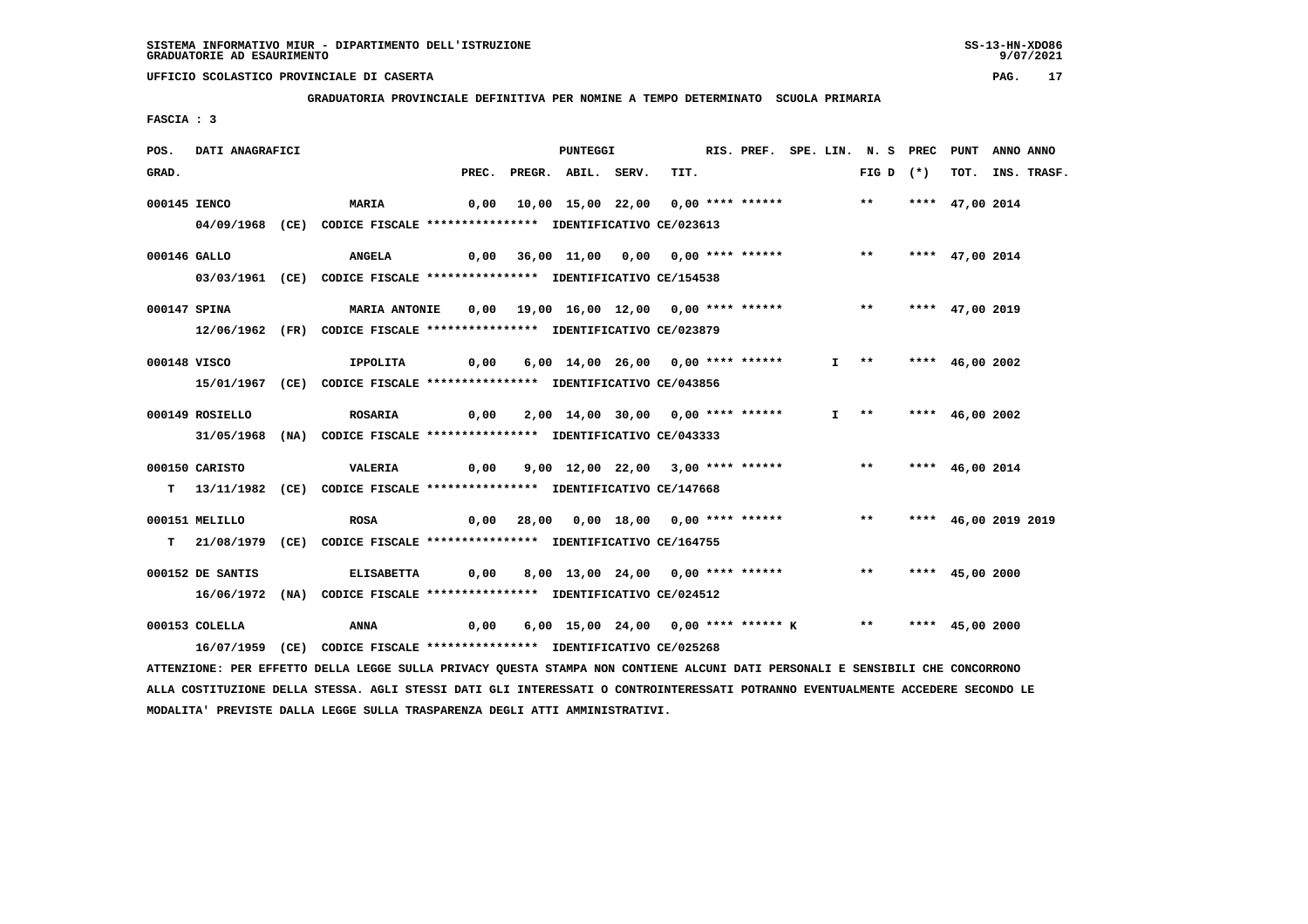SISTEMA INFORMATIVO MIUR - DIPARTIMENTO DELL'ISTRUZIONE
GRADUATORIE AD ESAURIMENTO

UFFICIO SCOLASTICO PROVINCIALE DI CASERTA

GRADUATORIA PROVINCIALE DEFINITIVA PER NOMINE A TEMPO DETERMINATO SCUOLA PRIMARIA

FASCIA : 3

| POS. GRAD. | DATI ANAGRAFICI | | PREC. | PREGR. | ABIL. | SERV. | TIT. | RIS. PREF. | SPE. LIN. | N. S FIG D | PREC (*) | PUNT TOT. | ANNO INS. | ANNO TRASF. |
|---|---|---|---|---|---|---|---|---|---|---|---|---|---|---|
| 000145 | IENCO | MARIA | 0,00 | 10,00 | 15,00 | 22,00 | 0,00 | **** ****** | | ** | **** | 47,00 | 2014 | |
| | 04/09/1968 (CE) CODICE FISCALE **************** IDENTIFICATIVO CE/023613 | | | | | | | | | | | | | |
| 000146 | GALLO | ANGELA | 0,00 | 36,00 | 11,00 | 0,00 | 0,00 | **** ****** | | ** | **** | 47,00 | 2014 | |
| | 03/03/1961 (CE) CODICE FISCALE **************** IDENTIFICATIVO CE/154538 | | | | | | | | | | | | | |
| 000147 | SPINA | MARIA ANTONIE | 0,00 | 19,00 | 16,00 | 12,00 | 0,00 | **** ****** | | ** | **** | 47,00 | 2019 | |
| | 12/06/1962 (FR) CODICE FISCALE **************** IDENTIFICATIVO CE/023879 | | | | | | | | | | | | | |
| 000148 | VISCO | IPPOLITA | 0,00 | 6,00 | 14,00 | 26,00 | 0,00 | **** ****** | I | ** | **** | 46,00 | 2002 | |
| | 15/01/1967 (CE) CODICE FISCALE **************** IDENTIFICATIVO CE/043856 | | | | | | | | | | | | | |
| 000149 | ROSIELLO | ROSARIA | 0,00 | 2,00 | 14,00 | 30,00 | 0,00 | **** ****** | I | ** | **** | 46,00 | 2002 | |
| | 31/05/1968 (NA) CODICE FISCALE **************** IDENTIFICATIVO CE/043333 | | | | | | | | | | | | | |
| 000150 | CARISTO | VALERIA | 0,00 | 9,00 | 12,00 | 22,00 | 3,00 | **** ****** | | ** | **** | 46,00 | 2014 | |
| T | 13/11/1982 (CE) CODICE FISCALE **************** IDENTIFICATIVO CE/147668 | | | | | | | | | | | | | |
| 000151 | MELILLO | ROSA | 0,00 | 28,00 | 0,00 | 18,00 | 0,00 | **** ****** | | ** | **** | 46,00 | 2019 | 2019 |
| T | 21/08/1979 (CE) CODICE FISCALE **************** IDENTIFICATIVO CE/164755 | | | | | | | | | | | | | |
| 000152 | DE SANTIS | ELISABETTA | 0,00 | 8,00 | 13,00 | 24,00 | 0,00 | **** ****** | | ** | **** | 45,00 | 2000 | |
| | 16/06/1972 (NA) CODICE FISCALE **************** IDENTIFICATIVO CE/024512 | | | | | | | | | | | | | |
| 000153 | COLELLA | ANNA | 0,00 | 6,00 | 15,00 | 24,00 | 0,00 | **** ****** K | | ** | **** | 45,00 | 2000 | |
| | 16/07/1959 (CE) CODICE FISCALE **************** IDENTIFICATIVO CE/025268 | | | | | | | | | | | | | |

ATTENZIONE: PER EFFETTO DELLA LEGGE SULLA PRIVACY QUESTA STAMPA NON CONTIENE ALCUNI DATI PERSONALI E SENSIBILI CHE CONCORRONO ALLA COSTITUZIONE DELLA STESSA. AGLI STESSI DATI GLI INTERESSATI O CONTROINTERESSATI POTRANNO EVENTUALMENTE ACCEDERE SECONDO LE MODALITA' PREVISTE DALLA LEGGE SULLA TRASPARENZA DEGLI ATTI AMMINISTRATIVI.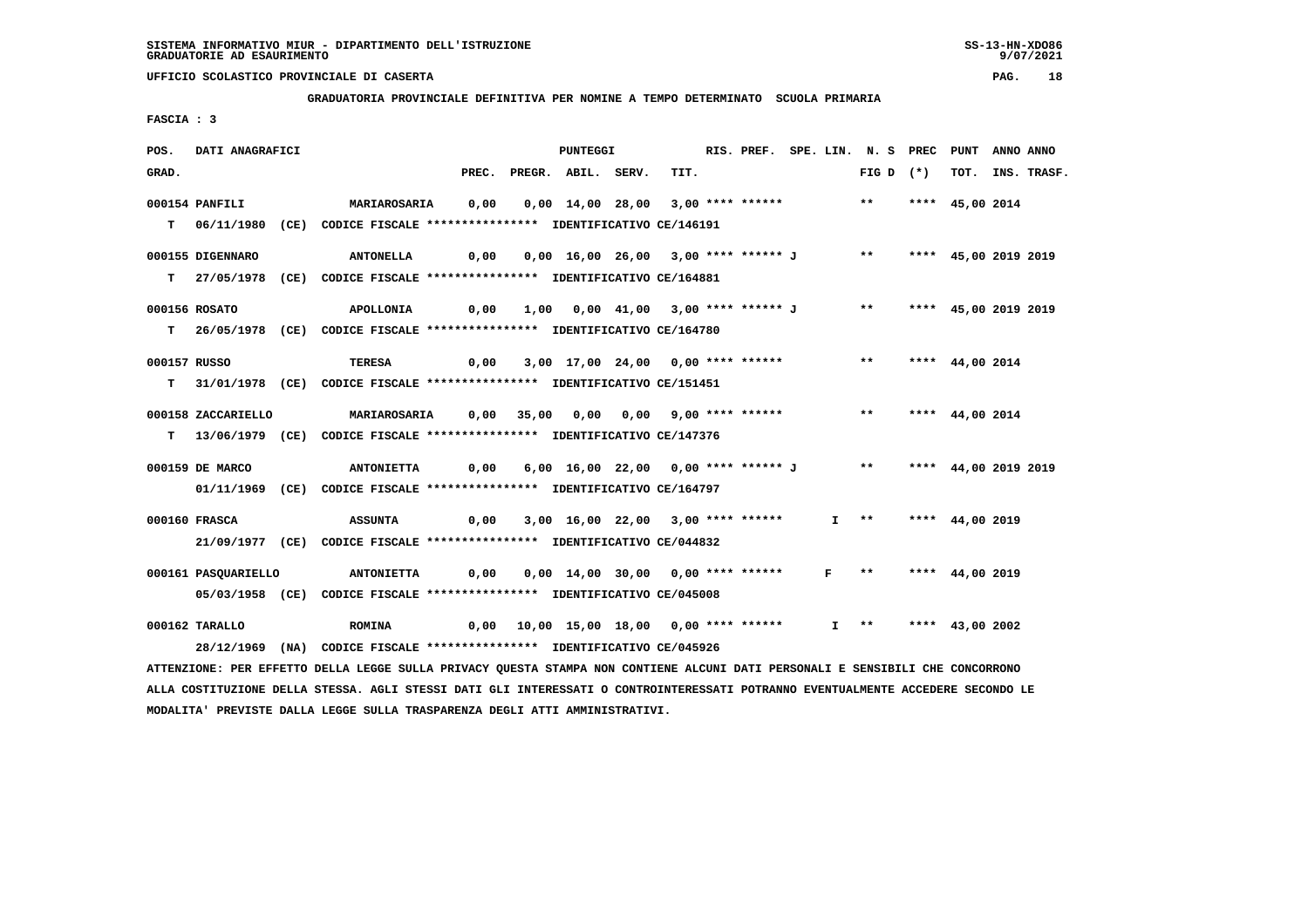SISTEMA INFORMATIVO MIUR - DIPARTIMENTO DELL'ISTRUZIONE
GRADUATORIE AD ESAURIMENTO

UFFICIO SCOLASTICO PROVINCIALE DI CASERTA

**GRADUATORIA PROVINCIALE DEFINITIVA PER NOMINE A TEMPO DETERMINATO SCUOLA PRIMARIA**

FASCIA : 3

| POS. GRAD. | DATI ANAGRAFICI | | PREC. | PREGR. | ABIL. | SERV. | TIT. | RIS. PREF. | SPE. LIN. | N. S FIG D | PREC (*) | PUNT TOT. | ANNO INS. | ANNO TRASF. |
|---|---|---|---|---|---|---|---|---|---|---|---|---|---|---|
| 000154 | PANFILI | MARIAROSARIA | 0,00 | 0,00 | 14,00 | 28,00 | 3,00 | **** ****** | | ** | **** | 45,00 | 2014 | |
| T | 06/11/1980 (CE) CODICE FISCALE **************** IDENTIFICATIVO CE/146191 | | | | | | | | | | | | | |
| 000155 | DIGENNARO | ANTONELLA | 0,00 | 0,00 | 16,00 | 26,00 | 3,00 | **** ****** J | | ** | **** | 45,00 | 2019 | 2019 |
| T | 27/05/1978 (CE) CODICE FISCALE **************** IDENTIFICATIVO CE/164881 | | | | | | | | | | | | | |
| 000156 | ROSATO | APOLLONIA | 0,00 | 1,00 | 0,00 | 41,00 | 3,00 | **** ****** J | | ** | **** | 45,00 | 2019 | 2019 |
| T | 26/05/1978 (CE) CODICE FISCALE **************** IDENTIFICATIVO CE/164780 | | | | | | | | | | | | | |
| 000157 | RUSSO | TERESA | 0,00 | 3,00 | 17,00 | 24,00 | 0,00 | **** ****** | | ** | **** | 44,00 | 2014 | |
| T | 31/01/1978 (CE) CODICE FISCALE **************** IDENTIFICATIVO CE/151451 | | | | | | | | | | | | | |
| 000158 | ZACCARIELLO | MARIAROSARIA | 0,00 | 35,00 | 0,00 | 0,00 | 9,00 | **** ****** | | ** | **** | 44,00 | 2014 | |
| T | 13/06/1979 (CE) CODICE FISCALE **************** IDENTIFICATIVO CE/147376 | | | | | | | | | | | | | |
| 000159 | DE MARCO | ANTONIETTA | 0,00 | 6,00 | 16,00 | 22,00 | 0,00 | **** ****** J | | ** | **** | 44,00 | 2019 | 2019 |
| | 01/11/1969 (CE) CODICE FISCALE **************** IDENTIFICATIVO CE/164797 | | | | | | | | | | | | | |
| 000160 | FRASCA | ASSUNTA | 0,00 | 3,00 | 16,00 | 22,00 | 3,00 | **** ****** | I | ** | **** | 44,00 | 2019 | |
| | 21/09/1977 (CE) CODICE FISCALE **************** IDENTIFICATIVO CE/044832 | | | | | | | | | | | | | |
| 000161 | PASQUARIELLO | ANTONIETTA | 0,00 | 0,00 | 14,00 | 30,00 | 0,00 | **** ****** | F | ** | **** | 44,00 | 2019 | |
| | 05/03/1958 (CE) CODICE FISCALE **************** IDENTIFICATIVO CE/045008 | | | | | | | | | | | | | |
| 000162 | TARALLO | ROMINA | 0,00 | 10,00 | 15,00 | 18,00 | 0,00 | **** ****** | I | ** | **** | 43,00 | 2002 | |
| | 28/12/1969 (NA) CODICE FISCALE **************** IDENTIFICATIVO CE/045926 | | | | | | | | | | | | | |

ATTENZIONE: PER EFFETTO DELLA LEGGE SULLA PRIVACY QUESTA STAMPA NON CONTIENE ALCUNI DATI PERSONALI E SENSIBILI CHE CONCORRONO ALLA COSTITUZIONE DELLA STESSA. AGLI STESSI DATI GLI INTERESSATI O CONTROINTERESSATI POTRANNO EVENTUALMENTE ACCEDERE SECONDO LE MODALITA' PREVISTE DALLA LEGGE SULLA TRASPARENZA DEGLI ATTI AMMINISTRATIVI.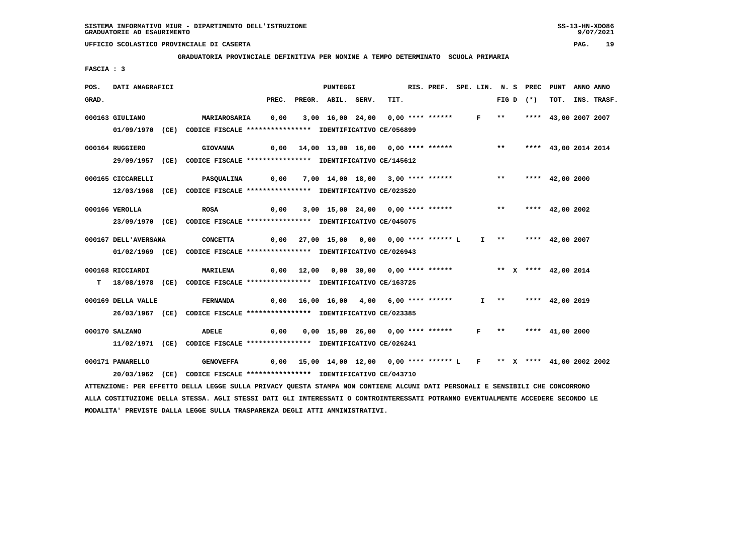SISTEMA INFORMATIVO MIUR - DIPARTIMENTO DELL'ISTRUZIONE
GRADUATORIE AD ESAURIMENTO

UFFICIO SCOLASTICO PROVINCIALE DI CASERTA

GRADUATORIA PROVINCIALE DEFINITIVA PER NOMINE A TEMPO DETERMINATO SCUOLA PRIMARIA

FASCIA : 3

| POS. GRAD. | DATI ANAGRAFICI | | PREC. | PREGR. | ABIL. | SERV. | TIT. | RIS. | PREF. | SPE. LIN. | N. S FIG D | PREC (*) | PUNT TOT. | ANNO INS. | ANNO TRASF. |
|---|---|---|---|---|---|---|---|---|---|---|---|---|---|---|---|
| 000163 | GIULIANO | MARIAROSARIA | 0,00 | 3,00 | 16,00 | 24,00 | 0,00 | **** | ****** | F | ** | **** | 43,00 | 2007 | 2007 |
| | 01/09/1970 (CE) | CODICE FISCALE **************** IDENTIFICATIVO CE/056899 | | | | | | | | | | | | | |
| 000164 | RUGGIERO | GIOVANNA | 0,00 | 14,00 | 13,00 | 16,00 | 0,00 | **** | ****** | | ** | **** | 43,00 | 2014 | 2014 |
| | 29/09/1957 (CE) | CODICE FISCALE **************** IDENTIFICATIVO CE/145612 | | | | | | | | | | | | | |
| 000165 | CICCARELLI | PASQUALINA | 0,00 | 7,00 | 14,00 | 18,00 | 3,00 | **** | ****** | | ** | **** | 42,00 | 2000 | |
| | 12/03/1968 (CE) | CODICE FISCALE **************** IDENTIFICATIVO CE/023520 | | | | | | | | | | | | | |
| 000166 | VEROLLA | ROSA | 0,00 | 3,00 | 15,00 | 24,00 | 0,00 | **** | ****** | | ** | **** | 42,00 | 2002 | |
| | 23/09/1970 (CE) | CODICE FISCALE **************** IDENTIFICATIVO CE/045075 | | | | | | | | | | | | | |
| 000167 | DELL'AVERSANA | CONCETTA | 0,00 | 27,00 | 15,00 | 0,00 | 0,00 | **** | ****** L | I | ** | **** | 42,00 | 2007 | |
| | 01/02/1969 (CE) | CODICE FISCALE **************** IDENTIFICATIVO CE/026943 | | | | | | | | | | | | | |
| 000168 | RICCIARDI | MARILENA | 0,00 | 12,00 | 0,00 | 30,00 | 0,00 | **** | ****** | | ** X | **** | 42,00 | 2014 | |
| T | 18/08/1978 (CE) | CODICE FISCALE **************** IDENTIFICATIVO CE/163725 | | | | | | | | | | | | | |
| 000169 | DELLA VALLE | FERNANDA | 0,00 | 16,00 | 16,00 | 4,00 | 6,00 | **** | ****** | I | ** | **** | 42,00 | 2019 | |
| | 26/03/1967 (CE) | CODICE FISCALE **************** IDENTIFICATIVO CE/023385 | | | | | | | | | | | | | |
| 000170 | SALZANO | ADELE | 0,00 | 0,00 | 15,00 | 26,00 | 0,00 | **** | ****** | F | ** | **** | 41,00 | 2000 | |
| | 11/02/1971 (CE) | CODICE FISCALE **************** IDENTIFICATIVO CE/026241 | | | | | | | | | | | | | |
| 000171 | PANARELLO | GENOVEFFA | 0,00 | 15,00 | 14,00 | 12,00 | 0,00 | **** | ****** L | F | ** X | **** | 41,00 | 2002 | 2002 |
| | 20/03/1962 (CE) | CODICE FISCALE **************** IDENTIFICATIVO CE/043710 | | | | | | | | | | | | | |

ATTENZIONE: PER EFFETTO DELLA LEGGE SULLA PRIVACY QUESTA STAMPA NON CONTIENE ALCUNI DATI PERSONALI E SENSIBILI CHE CONCORRONO ALLA COSTITUZIONE DELLA STESSA. AGLI STESSI DATI GLI INTERESSATI O CONTROINTERESSATI POTRANNO EVENTUALMENTE ACCEDERE SECONDO LE MODALITA' PREVISTE DALLA LEGGE SULLA TRASPARENZA DEGLI ATTI AMMINISTRATIVI.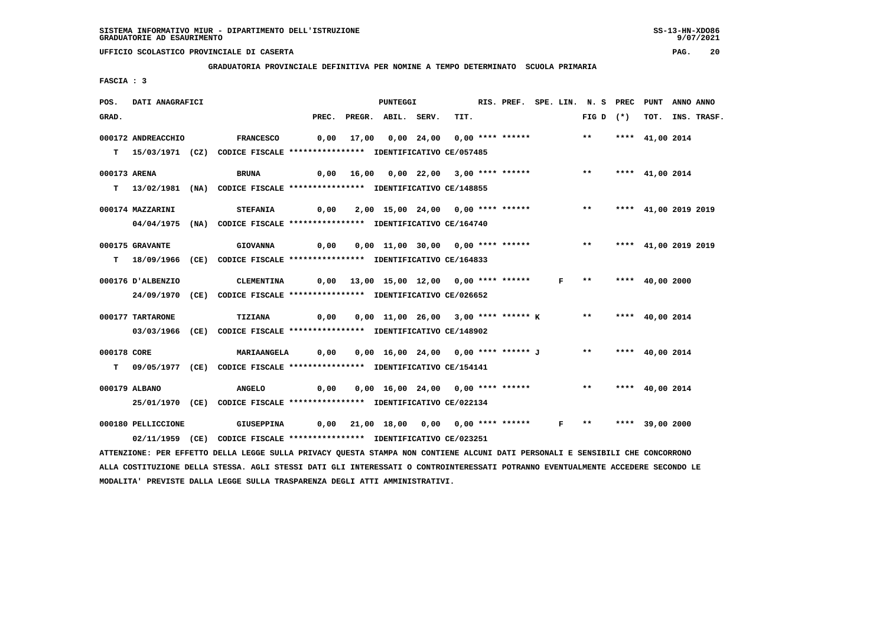SISTEMA INFORMATIVO MIUR - DIPARTIMENTO DELL'ISTRUZIONE
GRADUATORIE AD ESAURIMENTO

UFFICIO SCOLASTICO PROVINCIALE DI CASERTA

GRADUATORIA PROVINCIALE DEFINITIVA PER NOMINE A TEMPO DETERMINATO SCUOLA PRIMARIA

FASCIA : 3

| POS. GRAD. | DATI ANAGRAFICI | | PREC. | PREGR. | ABIL. | SERV. | TIT. | RIS. PREF. | SPE. LIN. | N. S FIG D | PREC (*) | PUNT TOT. | ANNO INS. | ANNO TRASF. |
|---|---|---|---|---|---|---|---|---|---|---|---|---|---|---|
| 000172 | ANDREACCHIO | FRANCESCO | 0,00 | 17,00 | 0,00 | 24,00 | 0,00 | **** ****** | | ** | **** | 41,00 | 2014 | |
| T | 15/03/1971 (CZ) | CODICE FISCALE **************** IDENTIFICATIVO CE/057485 | | | | | | | | | | | | |
| 000173 | ARENA | BRUNA | 0,00 | 16,00 | 0,00 | 22,00 | 3,00 | **** ****** | | ** | **** | 41,00 | 2014 | |
| T | 13/02/1981 (NA) | CODICE FISCALE **************** IDENTIFICATIVO CE/148855 | | | | | | | | | | | | |
| 000174 | MAZZARINI | STEFANIA | 0,00 | 2,00 | 15,00 | 24,00 | 0,00 | **** ****** | | ** | **** | 41,00 | 2019 | 2019 |
| | 04/04/1975 (NA) | CODICE FISCALE **************** IDENTIFICATIVO CE/164740 | | | | | | | | | | | | |
| 000175 | GRAVANTE | GIOVANNA | 0,00 | 0,00 | 11,00 | 30,00 | 0,00 | **** ****** | | ** | **** | 41,00 | 2019 | 2019 |
| T | 18/09/1966 (CE) | CODICE FISCALE **************** IDENTIFICATIVO CE/164833 | | | | | | | | | | | | |
| 000176 | D'ALBENZIO | CLEMENTINA | 0,00 | 13,00 | 15,00 | 12,00 | 0,00 | **** ****** | F | ** | **** | 40,00 | 2000 | |
| | 24/09/1970 (CE) | CODICE FISCALE **************** IDENTIFICATIVO CE/026652 | | | | | | | | | | | | |
| 000177 | TARTARONE | TIZIANA | 0,00 | 0,00 | 11,00 | 26,00 | 3,00 | **** ****** K | | ** | **** | 40,00 | 2014 | |
| | 03/03/1966 (CE) | CODICE FISCALE **************** IDENTIFICATIVO CE/148902 | | | | | | | | | | | | |
| 000178 | CORE | MARIAANGELA | 0,00 | 0,00 | 16,00 | 24,00 | 0,00 | **** ****** J | | ** | **** | 40,00 | 2014 | |
| T | 09/05/1977 (CE) | CODICE FISCALE **************** IDENTIFICATIVO CE/154141 | | | | | | | | | | | | |
| 000179 | ALBANO | ANGELO | 0,00 | 0,00 | 16,00 | 24,00 | 0,00 | **** ****** | | ** | **** | 40,00 | 2014 | |
| | 25/01/1970 (CE) | CODICE FISCALE **************** IDENTIFICATIVO CE/022134 | | | | | | | | | | | | |
| 000180 | PELLICCIONE | GIUSEPPINA | 0,00 | 21,00 | 18,00 | 0,00 | 0,00 | **** ****** | F | ** | **** | 39,00 | 2000 | |
| | 02/11/1959 (CE) | CODICE FISCALE **************** IDENTIFICATIVO CE/023251 | | | | | | | | | | | | |

ATTENZIONE: PER EFFETTO DELLA LEGGE SULLA PRIVACY QUESTA STAMPA NON CONTIENE ALCUNI DATI PERSONALI E SENSIBILI CHE CONCORRONO ALLA COSTITUZIONE DELLA STESSA. AGLI STESSI DATI GLI INTERESSATI O CONTROINTERESSATI POTRANNO EVENTUALMENTE ACCEDERE SECONDO LE MODALITA' PREVISTE DALLA LEGGE SULLA TRASPARENZA DEGLI ATTI AMMINISTRATIVI.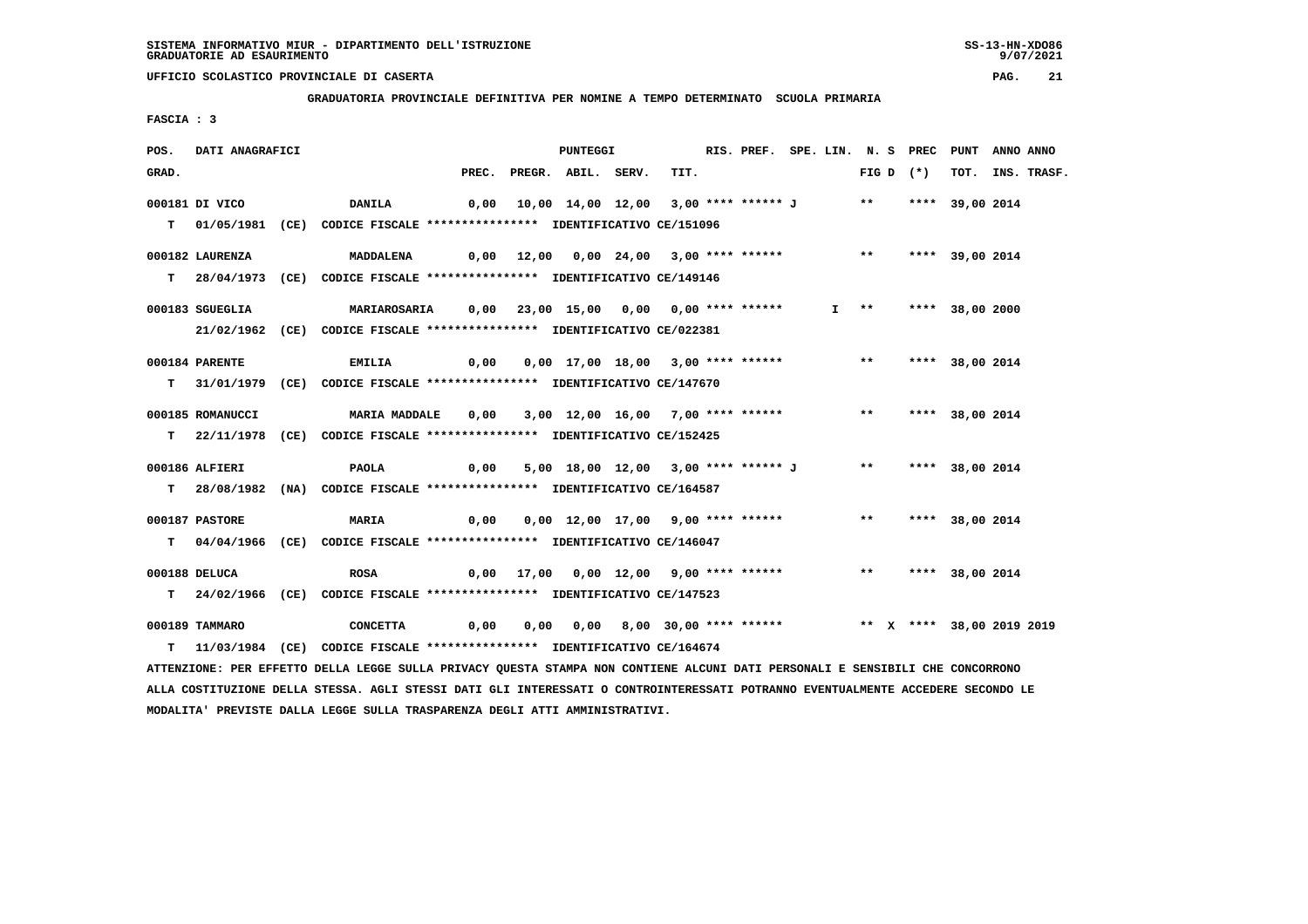SISTEMA INFORMATIVO MIUR - DIPARTIMENTO DELL'ISTRUZIONE
GRADUATORIE AD ESAURIMENTO

UFFICIO SCOLASTICO PROVINCIALE DI CASERTA

**GRADUATORIA PROVINCIALE DEFINITIVA PER NOMINE A TEMPO DETERMINATO SCUOLA PRIMARIA**

FASCIA : 3

| POS. GRAD. | DATI ANAGRAFICI | | PREC. | PREGR. | ABIL. | SERV. | TIT. | RIS. PREF. | SPE. LIN. | N. S FIG D | PREC (*) | PUNT TOT. | ANNO INS. | ANNO TRASF. |
|---|---|---|---|---|---|---|---|---|---|---|---|---|---|---|
| 000181 | DI VICO | DANILA | 0,00 | 10,00 | 14,00 | 12,00 | 3,00 | **** ****** J | | ** | **** | 39,00 | 2014 | |
| T | 01/05/1981 (CE) | CODICE FISCALE **************** IDENTIFICATIVO CE/151096 | | | | | | | | | | | | |
| 000182 | LAURENZA | MADDALENA | 0,00 | 12,00 | 0,00 | 24,00 | 3,00 | **** ****** | | ** | **** | 39,00 | 2014 | |
| T | 28/04/1973 (CE) | CODICE FISCALE **************** IDENTIFICATIVO CE/149146 | | | | | | | | | | | | |
| 000183 | SGUEGLIA | MARIAROSARIA | 0,00 | 23,00 | 15,00 | 0,00 | 0,00 | **** ****** | I | ** | **** | 38,00 | 2000 | |
| | 21/02/1962 (CE) | CODICE FISCALE **************** IDENTIFICATIVO CE/022381 | | | | | | | | | | | | |
| 000184 | PARENTE | EMILIA | 0,00 | 0,00 | 17,00 | 18,00 | 3,00 | **** ****** | | ** | **** | 38,00 | 2014 | |
| T | 31/01/1979 (CE) | CODICE FISCALE **************** IDENTIFICATIVO CE/147670 | | | | | | | | | | | | |
| 000185 | ROMANUCCI | MARIA MADDALE | 0,00 | 3,00 | 12,00 | 16,00 | 7,00 | **** ****** | | ** | **** | 38,00 | 2014 | |
| T | 22/11/1978 (CE) | CODICE FISCALE **************** IDENTIFICATIVO CE/152425 | | | | | | | | | | | | |
| 000186 | ALFIERI | PAOLA | 0,00 | 5,00 | 18,00 | 12,00 | 3,00 | **** ****** J | | ** | **** | 38,00 | 2014 | |
| T | 28/08/1982 (NA) | CODICE FISCALE **************** IDENTIFICATIVO CE/164587 | | | | | | | | | | | | |
| 000187 | PASTORE | MARIA | 0,00 | 0,00 | 12,00 | 17,00 | 9,00 | **** ****** | | ** | **** | 38,00 | 2014 | |
| T | 04/04/1966 (CE) | CODICE FISCALE **************** IDENTIFICATIVO CE/146047 | | | | | | | | | | | | |
| 000188 | DELUCA | ROSA | 0,00 | 17,00 | 0,00 | 12,00 | 9,00 | **** ****** | | ** | **** | 38,00 | 2014 | |
| T | 24/02/1966 (CE) | CODICE FISCALE **************** IDENTIFICATIVO CE/147523 | | | | | | | | | | | | |
| 000189 | TAMMARO | CONCETTA | 0,00 | 0,00 | 0,00 | 8,00 | 30,00 | **** ****** | | ** X | **** | 38,00 | 2019 | 2019 |
| T | 11/03/1984 (CE) | CODICE FISCALE **************** IDENTIFICATIVO CE/164674 | | | | | | | | | | | | |

ATTENZIONE: PER EFFETTO DELLA LEGGE SULLA PRIVACY QUESTA STAMPA NON CONTIENE ALCUNI DATI PERSONALI E SENSIBILI CHE CONCORRONO ALLA COSTITUZIONE DELLA STESSA. AGLI STESSI DATI GLI INTERESSATI O CONTROINTERESSATI POTRANNO EVENTUALMENTE ACCEDERE SECONDO LE MODALITA' PREVISTE DALLA LEGGE SULLA TRASPARENZA DEGLI ATTI AMMINISTRATIVI.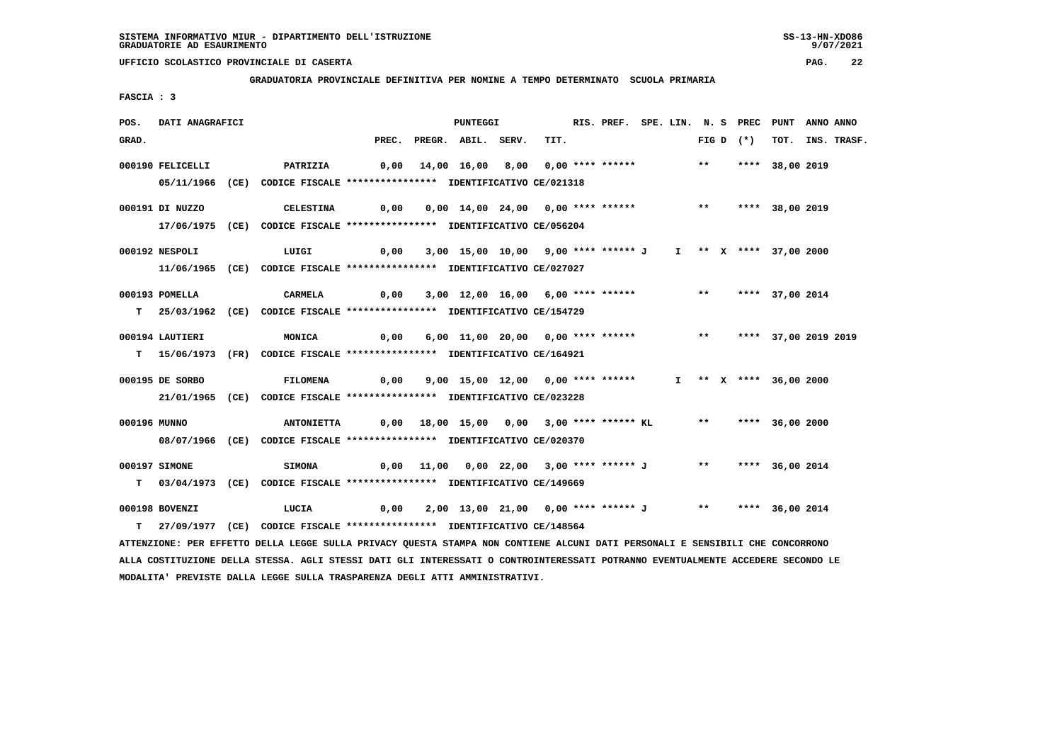SISTEMA INFORMATIVO MIUR - DIPARTIMENTO DELL'ISTRUZIONE
GRADUATORIE AD ESAURIMENTO

UFFICIO SCOLASTICO PROVINCIALE DI CASERTA

**GRADUATORIA PROVINCIALE DEFINITIVA PER NOMINE A TEMPO DETERMINATO SCUOLA PRIMARIA**

FASCIA : 3

| POS. GRAD. | DATI ANAGRAFICI | | PREC. | PREGR. | ABIL. | SERV. | TIT. | RIS. PREF. | SPE. LIN. | N. S FIG D | PREC (*) | PUNT TOT. | ANNO INS. | ANNO TRASF. |
|---|---|---|---|---|---|---|---|---|---|---|---|---|---|---|
| 000190 | FELICELLI | PATRIZIA | 0,00 | 14,00 | 16,00 | 8,00 | 0,00 | **** ****** | | ** | **** | 38,00 | 2019 | |
| | 05/11/1966 (CE) CODICE FISCALE **************** IDENTIFICATIVO CE/021318 | | | | | | | | | | | | | |
| 000191 | DI NUZZO | CELESTINA | 0,00 | 0,00 | 14,00 | 24,00 | 0,00 | **** ****** | | ** | **** | 38,00 | 2019 | |
| | 17/06/1975 (CE) CODICE FISCALE **************** IDENTIFICATIVO CE/056204 | | | | | | | | | | | | | |
| 000192 | NESPOLI | LUIGI | 0,00 | 3,00 | 15,00 | 10,00 | 9,00 | **** ****** J | I | ** X | **** | 37,00 | 2000 | |
| | 11/06/1965 (CE) CODICE FISCALE **************** IDENTIFICATIVO CE/027027 | | | | | | | | | | | | | |
| 000193 | POMELLA | CARMELA | 0,00 | 3,00 | 12,00 | 16,00 | 6,00 | **** ****** | | ** | **** | 37,00 | 2014 | |
| T | 25/03/1962 (CE) CODICE FISCALE **************** IDENTIFICATIVO CE/154729 | | | | | | | | | | | | | |
| 000194 | LAUTIERI | MONICA | 0,00 | 6,00 | 11,00 | 20,00 | 0,00 | **** ****** | | ** | **** | 37,00 | 2019 | 2019 |
| T | 15/06/1973 (FR) CODICE FISCALE **************** IDENTIFICATIVO CE/164921 | | | | | | | | | | | | | |
| 000195 | DE SORBO | FILOMENA | 0,00 | 9,00 | 15,00 | 12,00 | 0,00 | **** ****** | I | ** X | **** | 36,00 | 2000 | |
| | 21/01/1965 (CE) CODICE FISCALE **************** IDENTIFICATIVO CE/023228 | | | | | | | | | | | | | |
| 000196 | MUNNO | ANTONIETTA | 0,00 | 18,00 | 15,00 | 0,00 | 3,00 | **** ****** KL | | ** | **** | 36,00 | 2000 | |
| | 08/07/1966 (CE) CODICE FISCALE **************** IDENTIFICATIVO CE/020370 | | | | | | | | | | | | | |
| 000197 | SIMONE | SIMONA | 0,00 | 11,00 | 0,00 | 22,00 | 3,00 | **** ****** J | | ** | **** | 36,00 | 2014 | |
| T | 03/04/1973 (CE) CODICE FISCALE **************** IDENTIFICATIVO CE/149669 | | | | | | | | | | | | | |
| 000198 | BOVENZI | LUCIA | 0,00 | 2,00 | 13,00 | 21,00 | 0,00 | **** ****** J | | ** | **** | 36,00 | 2014 | |
| T | 27/09/1977 (CE) CODICE FISCALE **************** IDENTIFICATIVO CE/148564 | | | | | | | | | | | | | |

ATTENZIONE: PER EFFETTO DELLA LEGGE SULLA PRIVACY QUESTA STAMPA NON CONTIENE ALCUNI DATI PERSONALI E SENSIBILI CHE CONCORRONO ALLA COSTITUZIONE DELLA STESSA. AGLI STESSI DATI GLI INTERESSATI O CONTROINTERESSATI POTRANNO EVENTUALMENTE ACCEDERE SECONDO LE MODALITA' PREVISTE DALLA LEGGE SULLA TRASPARENZA DEGLI ATTI AMMINISTRATIVI.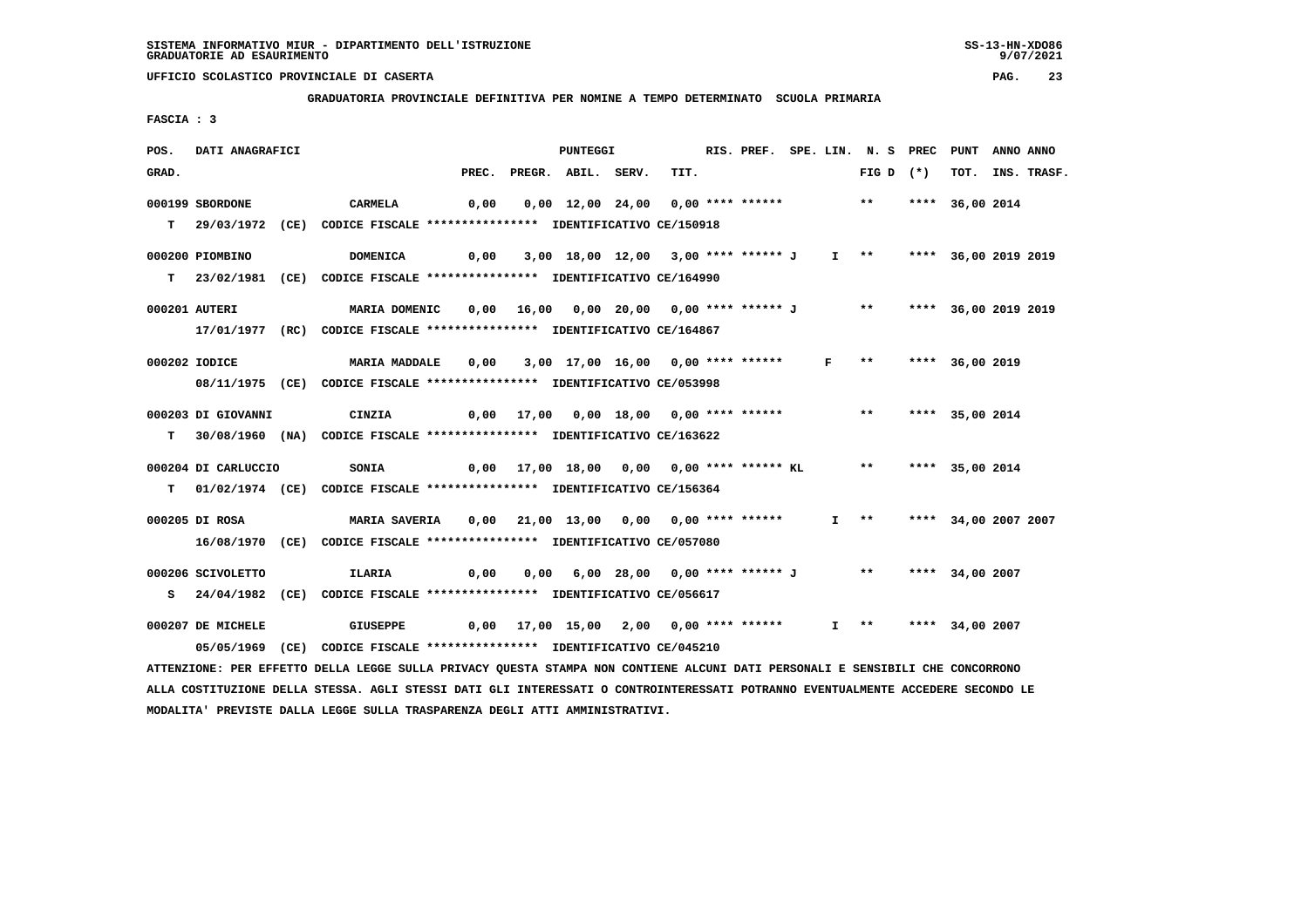SISTEMA INFORMATIVO MIUR - DIPARTIMENTO DELL'ISTRUZIONE
GRADUATORIE AD ESAURIMENTO

UFFICIO SCOLASTICO PROVINCIALE DI CASERTA

**GRADUATORIA PROVINCIALE DEFINITIVA PER NOMINE A TEMPO DETERMINATO SCUOLA PRIMARIA**

**FASCIA : 3**

| POS. GRAD. | DATI ANAGRAFICI | | PREC. | PREGR. | ABIL. | SERV. | TIT. | RIS. PREF. | SPE. LIN. | N. S FIG D | PREC (*) | PUNT TOT. | ANNO INS. | ANNO TRASF. |
|---|---|---|---|---|---|---|---|---|---|---|---|---|---|---|
| 000199 | SBORDONE | CARMELA | 0,00 | 0,00 | 12,00 | 24,00 | 0,00 | **** ****** | | ** | **** | 36,00 | 2014 | |
| T | 29/03/1972 (CE) | CODICE FISCALE **************** IDENTIFICATIVO CE/150918 | | | | | | | | | | | | |
| 000200 | PIOMBINO | DOMENICA | 0,00 | 3,00 | 18,00 | 12,00 | 3,00 | **** ****** J | I | ** | **** | 36,00 | 2019 | 2019 |
| T | 23/02/1981 (CE) | CODICE FISCALE **************** IDENTIFICATIVO CE/164990 | | | | | | | | | | | | |
| 000201 | AUTERI | MARIA DOMENIC | 0,00 | 16,00 | 0,00 | 20,00 | 0,00 | **** ****** J | | ** | **** | 36,00 | 2019 | 2019 |
| | 17/01/1977 (RC) | CODICE FISCALE **************** IDENTIFICATIVO CE/164867 | | | | | | | | | | | | |
| 000202 | IODICE | MARIA MADDALE | 0,00 | 3,00 | 17,00 | 16,00 | 0,00 | **** ****** | F | ** | **** | 36,00 | 2019 | |
| | 08/11/1975 (CE) | CODICE FISCALE **************** IDENTIFICATIVO CE/053998 | | | | | | | | | | | | |
| 000203 | DI GIOVANNI | CINZIA | 0,00 | 17,00 | 0,00 | 18,00 | 0,00 | **** ****** | | ** | **** | 35,00 | 2014 | |
| T | 30/08/1960 (NA) | CODICE FISCALE **************** IDENTIFICATIVO CE/163622 | | | | | | | | | | | | |
| 000204 | DI CARLUCCIO | SONIA | 0,00 | 17,00 | 18,00 | 0,00 | 0,00 | **** ****** KL | | ** | **** | 35,00 | 2014 | |
| T | 01/02/1974 (CE) | CODICE FISCALE **************** IDENTIFICATIVO CE/156364 | | | | | | | | | | | | |
| 000205 | DI ROSA | MARIA SAVERIA | 0,00 | 21,00 | 13,00 | 0,00 | 0,00 | **** ****** | I | ** | **** | 34,00 | 2007 | 2007 |
| | 16/08/1970 (CE) | CODICE FISCALE **************** IDENTIFICATIVO CE/057080 | | | | | | | | | | | | |
| 000206 | SCIVOLETTO | ILARIA | 0,00 | 0,00 | 6,00 | 28,00 | 0,00 | **** ****** J | | ** | **** | 34,00 | 2007 | |
| S | 24/04/1982 (CE) | CODICE FISCALE **************** IDENTIFICATIVO CE/056617 | | | | | | | | | | | | |
| 000207 | DE MICHELE | GIUSEPPE | 0,00 | 17,00 | 15,00 | 2,00 | 0,00 | **** ****** | I | ** | **** | 34,00 | 2007 | |
| | 05/05/1969 (CE) | CODICE FISCALE **************** IDENTIFICATIVO CE/045210 | | | | | | | | | | | | |

ATTENZIONE: PER EFFETTO DELLA LEGGE SULLA PRIVACY QUESTA STAMPA NON CONTIENE ALCUNI DATI PERSONALI E SENSIBILI CHE CONCORRONO ALLA COSTITUZIONE DELLA STESSA. AGLI STESSI DATI GLI INTERESSATI O CONTROINTERESSATI POTRANNO EVENTUALMENTE ACCEDERE SECONDO LE MODALITA' PREVISTE DALLA LEGGE SULLA TRASPARENZA DEGLI ATTI AMMINISTRATIVI.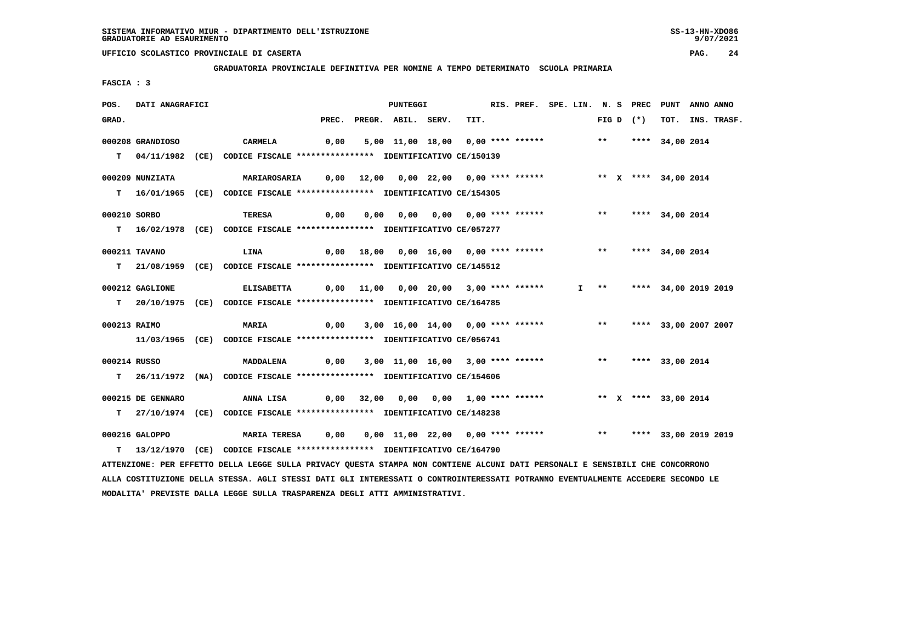SISTEMA INFORMATIVO MIUR - DIPARTIMENTO DELL'ISTRUZIONE
GRADUATORIE AD ESAURIMENTO

UFFICIO SCOLASTICO PROVINCIALE DI CASERTA

**GRADUATORIA PROVINCIALE DEFINITIVA PER NOMINE A TEMPO DETERMINATO SCUOLA PRIMARIA**

FASCIA : 3

| POS. GRAD. | DATI ANAGRAFICI | | PREC. | PREGR. | ABIL. | SERV. | TIT. | RIS. PREF. | SPE. LIN. | N. S FIG D | PREC (*) | PUNT TOT. | ANNO INS. | ANNO TRASF. |
|---|---|---|---|---|---|---|---|---|---|---|---|---|---|---|
| 000208 | GRANDIOSO | CARMELA | 0,00 | 5,00 | 11,00 | 18,00 | 0,00 | **** ****** | | ** | **** | 34,00 | 2014 | |
| T | 04/11/1982 (CE) | CODICE FISCALE **************** IDENTIFICATIVO CE/150139 | | | | | | | | | | | | |
| 000209 | NUNZIATA | MARIAROSARIA | 0,00 | 12,00 | 0,00 | 22,00 | 0,00 | **** ****** | | ** X | **** | 34,00 | 2014 | |
| T | 16/01/1965 (CE) | CODICE FISCALE **************** IDENTIFICATIVO CE/154305 | | | | | | | | | | | | |
| 000210 | SORBO | TERESA | 0,00 | 0,00 | 0,00 | 0,00 | 0,00 | **** ****** | | ** | **** | 34,00 | 2014 | |
| T | 16/02/1978 (CE) | CODICE FISCALE **************** IDENTIFICATIVO CE/057277 | | | | | | | | | | | | |
| 000211 | TAVANO | LINA | 0,00 | 18,00 | 0,00 | 16,00 | 0,00 | **** ****** | | ** | **** | 34,00 | 2014 | |
| T | 21/08/1959 (CE) | CODICE FISCALE **************** IDENTIFICATIVO CE/145512 | | | | | | | | | | | | |
| 000212 | GAGLIONE | ELISABETTA | 0,00 | 11,00 | 0,00 | 20,00 | 3,00 | **** ****** | I | ** | **** | 34,00 | 2019 | 2019 |
| T | 20/10/1975 (CE) | CODICE FISCALE **************** IDENTIFICATIVO CE/164785 | | | | | | | | | | | | |
| 000213 | RAIMO | MARIA | 0,00 | 3,00 | 16,00 | 14,00 | 0,00 | **** ****** | | ** | **** | 33,00 | 2007 | 2007 |
| | 11/03/1965 (CE) | CODICE FISCALE **************** IDENTIFICATIVO CE/056741 | | | | | | | | | | | | |
| 000214 | RUSSO | MADDALENA | 0,00 | 3,00 | 11,00 | 16,00 | 3,00 | **** ****** | | ** | **** | 33,00 | 2014 | |
| T | 26/11/1972 (NA) | CODICE FISCALE **************** IDENTIFICATIVO CE/154606 | | | | | | | | | | | | |
| 000215 | DE GENNARO | ANNA LISA | 0,00 | 32,00 | 0,00 | 0,00 | 1,00 | **** ****** | | ** X | **** | 33,00 | 2014 | |
| T | 27/10/1974 (CE) | CODICE FISCALE **************** IDENTIFICATIVO CE/148238 | | | | | | | | | | | | |
| 000216 | GALOPPO | MARIA TERESA | 0,00 | 0,00 | 11,00 | 22,00 | 0,00 | **** ****** | | ** | **** | 33,00 | 2019 | 2019 |
| T | 13/12/1970 (CE) | CODICE FISCALE **************** IDENTIFICATIVO CE/164790 | | | | | | | | | | | | |

ATTENZIONE: PER EFFETTO DELLA LEGGE SULLA PRIVACY QUESTA STAMPA NON CONTIENE ALCUNI DATI PERSONALI E SENSIBILI CHE CONCORRONO ALLA COSTITUZIONE DELLA STESSA. AGLI STESSI DATI GLI INTERESSATI O CONTROINTERESSATI POTRANNO EVENTUALMENTE ACCEDERE SECONDO LE MODALITA' PREVISTE DALLA LEGGE SULLA TRASPARENZA DEGLI ATTI AMMINISTRATIVI.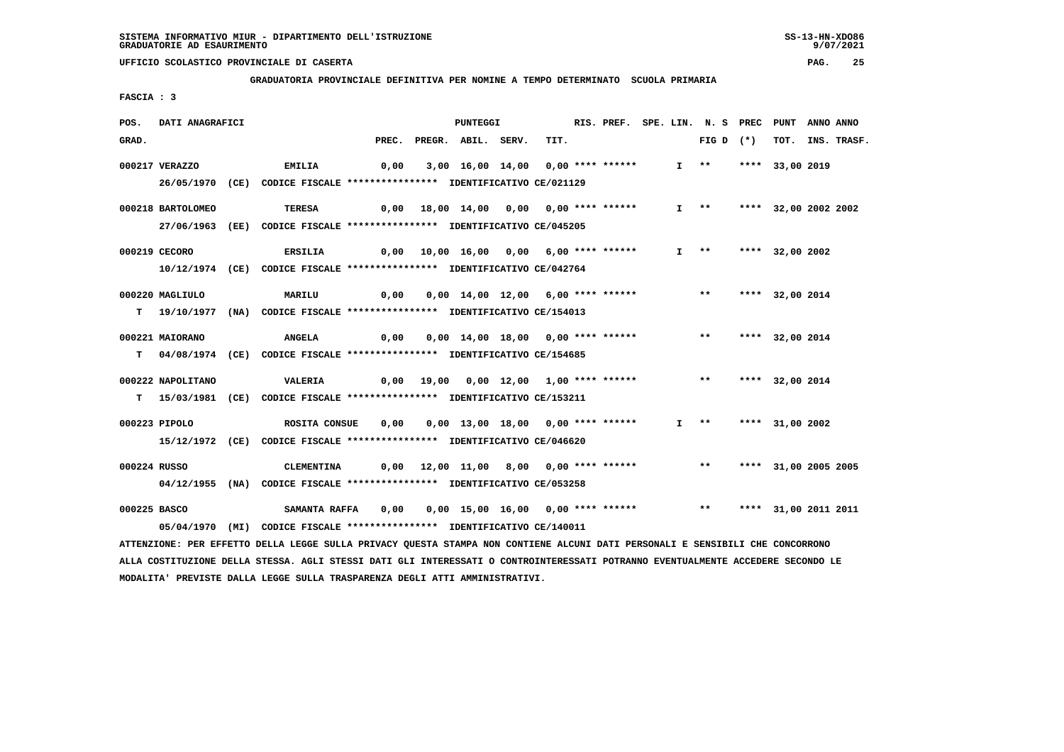SISTEMA INFORMATIVO MIUR - DIPARTIMENTO DELL'ISTRUZIONE
GRADUATORIE AD ESAURIMENTO

UFFICIO SCOLASTICO PROVINCIALE DI CASERTA

**GRADUATORIA PROVINCIALE DEFINITIVA PER NOMINE A TEMPO DETERMINATO SCUOLA PRIMARIA**

FASCIA : 3

| POS. GRAD. | DATI ANAGRAFICI | | PREC. | PREGR. | ABIL. | SERV. | TIT. | RIS. PREF. | SPE. LIN. | N. S FIG D | PREC (*) | PUNT TOT. | ANNO INS. | ANNO TRASF. |
|---|---|---|---|---|---|---|---|---|---|---|---|---|---|---|
| 000217 VERAZZO | EMILIA | 26/05/1970 (CE) CODICE FISCALE **************** IDENTIFICATIVO CE/021129 | 0,00 | 3,00 | 16,00 | 14,00 | 0,00 | **** ****** | I | ** | **** | 33,00 | 2019 | |
| 000218 BARTOLOMEO | TERESA | 27/06/1963 (EE) CODICE FISCALE **************** IDENTIFICATIVO CE/045205 | 0,00 | 18,00 | 14,00 | 0,00 | 0,00 | **** ****** | I | ** | **** | 32,00 | 2002 | 2002 |
| 000219 CECORO | ERSILIA | 10/12/1974 (CE) CODICE FISCALE **************** IDENTIFICATIVO CE/042764 | 0,00 | 10,00 | 16,00 | 0,00 | 6,00 | **** ****** | I | ** | **** | 32,00 | 2002 | |
| 000220 MAGLIULO | MARILU | T 19/10/1977 (NA) CODICE FISCALE **************** IDENTIFICATIVO CE/154013 | 0,00 | 0,00 | 14,00 | 12,00 | 6,00 | **** ****** | | ** | **** | 32,00 | 2014 | |
| 000221 MAIORANO | ANGELA | T 04/08/1974 (CE) CODICE FISCALE **************** IDENTIFICATIVO CE/154685 | 0,00 | 0,00 | 14,00 | 18,00 | 0,00 | **** ****** | | ** | **** | 32,00 | 2014 | |
| 000222 NAPOLITANO | VALERIA | T 15/03/1981 (CE) CODICE FISCALE **************** IDENTIFICATIVO CE/153211 | 0,00 | 19,00 | 0,00 | 12,00 | 1,00 | **** ****** | | ** | **** | 32,00 | 2014 | |
| 000223 PIPOLO | ROSITA CONSUE | 15/12/1972 (CE) CODICE FISCALE **************** IDENTIFICATIVO CE/046620 | 0,00 | 0,00 | 13,00 | 18,00 | 0,00 | **** ****** | I | ** | **** | 31,00 | 2002 | |
| 000224 RUSSO | CLEMENTINA | 04/12/1955 (NA) CODICE FISCALE **************** IDENTIFICATIVO CE/053258 | 0,00 | 12,00 | 11,00 | 8,00 | 0,00 | **** ****** | | ** | **** | 31,00 | 2005 | 2005 |
| 000225 BASCO | SAMANTA RAFFA | 05/04/1970 (MI) CODICE FISCALE **************** IDENTIFICATIVO CE/140011 | 0,00 | 0,00 | 15,00 | 16,00 | 0,00 | **** ****** | | ** | **** | 31,00 | 2011 | 2011 |

ATTENZIONE: PER EFFETTO DELLA LEGGE SULLA PRIVACY QUESTA STAMPA NON CONTIENE ALCUNI DATI PERSONALI E SENSIBILI CHE CONCORRONO ALLA COSTITUZIONE DELLA STESSA. AGLI STESSI DATI GLI INTERESSATI O CONTROINTERESSATI POTRANNO EVENTUALMENTE ACCEDERE SECONDO LE MODALITA' PREVISTE DALLA LEGGE SULLA TRASPARENZA DEGLI ATTI AMMINISTRATIVI.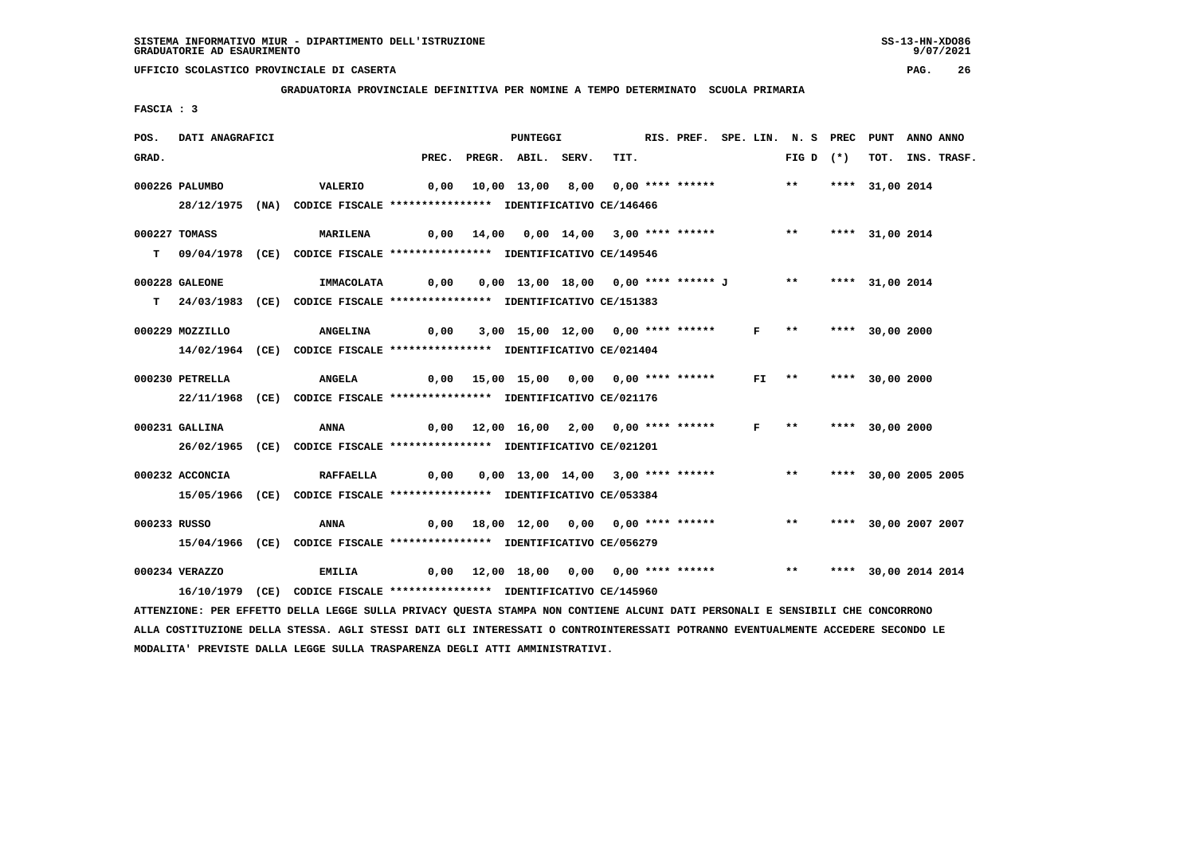SISTEMA INFORMATIVO MIUR - DIPARTIMENTO DELL'ISTRUZIONE
GRADUATORIE AD ESAURIMENTO

UFFICIO SCOLASTICO PROVINCIALE DI CASERTA

**GRADUATORIA PROVINCIALE DEFINITIVA PER NOMINE A TEMPO DETERMINATO SCUOLA PRIMARIA**

FASCIA : 3

| POS. GRAD. | DATI ANAGRAFICI | | PREC. | PREGR. | ABIL. | SERV. | TIT. | RIS. PREF. | SPE. LIN. | N. S FIG D | PREC (*) | PUNT TOT. | ANNO INS. | ANNO TRASF. |
|---|---|---|---|---|---|---|---|---|---|---|---|---|---|---|
| 000226 | PALUMBO 28/12/1975 (NA) CODICE FISCALE **************** IDENTIFICATIVO CE/146466 | VALERIO | 0,00 | 10,00 | 13,00 | 8,00 | 0,00 | **** ****** | | ** | **** | 31,00 | 2014 | |
| 000227 | TOMASS T 09/04/1978 (CE) CODICE FISCALE **************** IDENTIFICATIVO CE/149546 | MARILENA | 0,00 | 14,00 | 0,00 | 14,00 | 3,00 | **** ****** | | ** | **** | 31,00 | 2014 | |
| 000228 | GALEONE T 24/03/1983 (CE) CODICE FISCALE **************** IDENTIFICATIVO CE/151383 | IMMACOLATA | 0,00 | 0,00 | 13,00 | 18,00 | 0,00 | **** ****** J | | ** | **** | 31,00 | 2014 | |
| 000229 | MOZZILLO 14/02/1964 (CE) CODICE FISCALE **************** IDENTIFICATIVO CE/021404 | ANGELINA | 0,00 | 3,00 | 15,00 | 12,00 | 0,00 | **** ****** | F | ** | **** | 30,00 | 2000 | |
| 000230 | PETRELLA 22/11/1968 (CE) CODICE FISCALE **************** IDENTIFICATIVO CE/021176 | ANGELA | 0,00 | 15,00 | 15,00 | 0,00 | 0,00 | **** ****** | FI | ** | **** | 30,00 | 2000 | |
| 000231 | GALLINA 26/02/1965 (CE) CODICE FISCALE **************** IDENTIFICATIVO CE/021201 | ANNA | 0,00 | 12,00 | 16,00 | 2,00 | 0,00 | **** ****** | F | ** | **** | 30,00 | 2000 | |
| 000232 | ACCONCIA 15/05/1966 (CE) CODICE FISCALE **************** IDENTIFICATIVO CE/053384 | RAFFAELLA | 0,00 | 0,00 | 13,00 | 14,00 | 3,00 | **** ****** | | ** | **** | 30,00 | 2005 | 2005 |
| 000233 | RUSSO 15/04/1966 (CE) CODICE FISCALE **************** IDENTIFICATIVO CE/056279 | ANNA | 0,00 | 18,00 | 12,00 | 0,00 | 0,00 | **** ****** | | ** | **** | 30,00 | 2007 | 2007 |
| 000234 | VERAZZO 16/10/1979 (CE) CODICE FISCALE **************** IDENTIFICATIVO CE/145960 | EMILIA | 0,00 | 12,00 | 18,00 | 0,00 | 0,00 | **** ****** | | ** | **** | 30,00 | 2014 | 2014 |

ATTENZIONE: PER EFFETTO DELLA LEGGE SULLA PRIVACY QUESTA STAMPA NON CONTIENE ALCUNI DATI PERSONALI E SENSIBILI CHE CONCORRONO ALLA COSTITUZIONE DELLA STESSA. AGLI STESSI DATI GLI INTERESSATI O CONTROINTERESSATI POTRANNO EVENTUALMENTE ACCEDERE SECONDO LE MODALITA' PREVISTE DALLA LEGGE SULLA TRASPARENZA DEGLI ATTI AMMINISTRATIVI.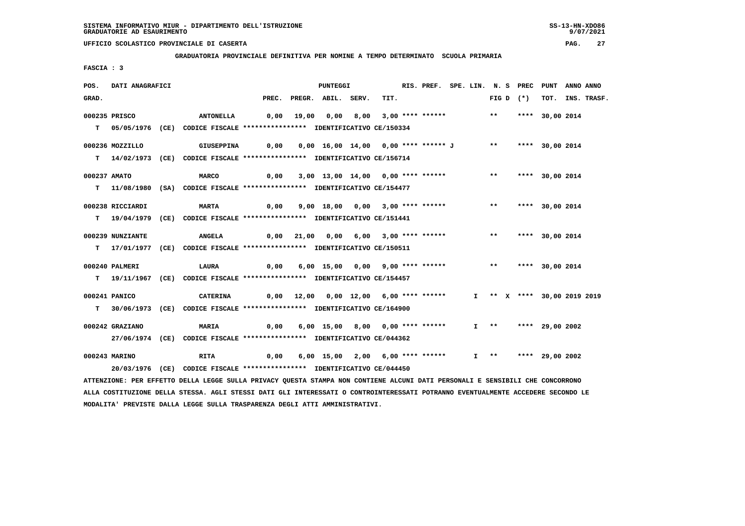SISTEMA INFORMATIVO MIUR - DIPARTIMENTO DELL'ISTRUZIONE
GRADUATORIE AD ESAURIMENTO

UFFICIO SCOLASTICO PROVINCIALE DI CASERTA

GRADUATORIA PROVINCIALE DEFINITIVA PER NOMINE A TEMPO DETERMINATO SCUOLA PRIMARIA

FASCIA : 3

| POS. GRAD. | DATI ANAGRAFICI | | PREC. | PREGR. | ABIL. | SERV. | TIT. | RIS. PREF. | SPE. LIN. | N. S FIG D | PREC (*) | PUNT TOT. | ANNO INS. | ANNO TRASF. |
|---|---|---|---|---|---|---|---|---|---|---|---|---|---|---|
| 000235 | PRISCO | ANTONELLA | 0,00 | 19,00 | 0,00 | 8,00 | 3,00 | **** ****** | | ** | **** | 30,00 | 2014 | |
| T | 05/05/1976 (CE) CODICE FISCALE **************** IDENTIFICATIVO CE/150334 | | | | | | | | | | | | | |
| 000236 | MOZZILLO | GIUSEPPINA | 0,00 | 0,00 | 16,00 | 14,00 | 0,00 | **** ****** J | | ** | **** | 30,00 | 2014 | |
| T | 14/02/1973 (CE) CODICE FISCALE **************** IDENTIFICATIVO CE/156714 | | | | | | | | | | | | | |
| 000237 | AMATO | MARCO | 0,00 | 3,00 | 13,00 | 14,00 | 0,00 | **** ****** | | ** | **** | 30,00 | 2014 | |
| T | 11/08/1980 (SA) CODICE FISCALE **************** IDENTIFICATIVO CE/154477 | | | | | | | | | | | | | |
| 000238 | RICCIARDI | MARTA | 0,00 | 9,00 | 18,00 | 0,00 | 3,00 | **** ****** | | ** | **** | 30,00 | 2014 | |
| T | 19/04/1979 (CE) CODICE FISCALE **************** IDENTIFICATIVO CE/151441 | | | | | | | | | | | | | |
| 000239 | NUNZIANTE | ANGELA | 0,00 | 21,00 | 0,00 | 6,00 | 3,00 | **** ****** | | ** | **** | 30,00 | 2014 | |
| T | 17/01/1977 (CE) CODICE FISCALE **************** IDENTIFICATIVO CE/150511 | | | | | | | | | | | | | |
| 000240 | PALMERI | LAURA | 0,00 | 6,00 | 15,00 | 0,00 | 9,00 | **** ****** | | ** | **** | 30,00 | 2014 | |
| T | 19/11/1967 (CE) CODICE FISCALE **************** IDENTIFICATIVO CE/154457 | | | | | | | | | | | | | |
| 000241 | PANICO | CATERINA | 0,00 | 12,00 | 0,00 | 12,00 | 6,00 | **** ****** | I | ** X | **** | 30,00 | 2019 | 2019 |
| T | 30/06/1973 (CE) CODICE FISCALE **************** IDENTIFICATIVO CE/164900 | | | | | | | | | | | | | |
| 000242 | GRAZIANO | MARIA | 0,00 | 6,00 | 15,00 | 8,00 | 0,00 | **** ****** | I | ** | **** | 29,00 | 2002 | |
| | 27/06/1974 (CE) CODICE FISCALE **************** IDENTIFICATIVO CE/044362 | | | | | | | | | | | | | |
| 000243 | MARINO | RITA | 0,00 | 6,00 | 15,00 | 2,00 | 6,00 | **** ****** | I | ** | **** | 29,00 | 2002 | |
| | 20/03/1976 (CE) CODICE FISCALE **************** IDENTIFICATIVO CE/044450 | | | | | | | | | | | | | |

ATTENZIONE: PER EFFETTO DELLA LEGGE SULLA PRIVACY QUESTA STAMPA NON CONTIENE ALCUNI DATI PERSONALI E SENSIBILI CHE CONCORRONO ALLA COSTITUZIONE DELLA STESSA. AGLI STESSI DATI GLI INTERESSATI O CONTROINTERESSATI POTRANNO EVENTUALMENTE ACCEDERE SECONDO LE MODALITA' PREVISTE DALLA LEGGE SULLA TRASPARENZA DEGLI ATTI AMMINISTRATIVI.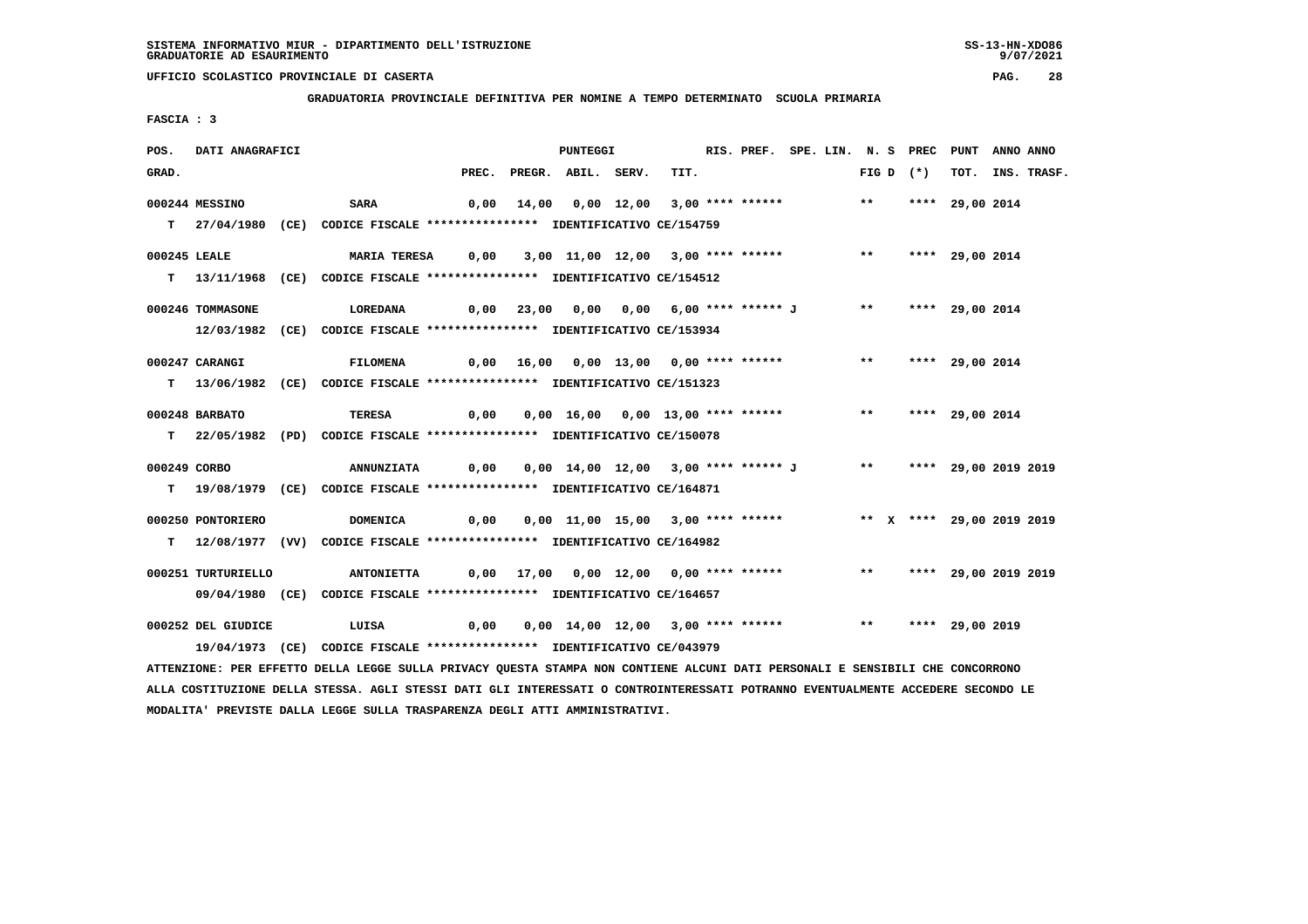SISTEMA INFORMATIVO MIUR - DIPARTIMENTO DELL'ISTRUZIONE
GRADUATORIE AD ESAURIMENTO

UFFICIO SCOLASTICO PROVINCIALE DI CASERTA

**GRADUATORIA PROVINCIALE DEFINITIVA PER NOMINE A TEMPO DETERMINATO SCUOLA PRIMARIA**

FASCIA : 3

| POS. GRAD. | DATI ANAGRAFICI | | PREC. | PREGR. | ABIL. | SERV. | TIT. | RIS. PREF. | SPE. LIN. | N. S FIG D | PREC (*) | PUNT TOT. | ANNO INS. | ANNO TRASF. |
|---|---|---|---|---|---|---|---|---|---|---|---|---|---|---|
| 000244 | MESSINO | SARA | 0,00 | 14,00 | 0,00 | 12,00 | 3,00 | **** ****** | | ** | **** | 29,00 | 2014 | |
| T | 27/04/1980 (CE) CODICE FISCALE **************** IDENTIFICATIVO CE/154759 | | | | | | | | | | | | | |
| 000245 | LEALE | MARIA TERESA | 0,00 | 3,00 | 11,00 | 12,00 | 3,00 | **** ****** | | ** | **** | 29,00 | 2014 | |
| T | 13/11/1968 (CE) CODICE FISCALE **************** IDENTIFICATIVO CE/154512 | | | | | | | | | | | | | |
| 000246 | TOMMASONE | LOREDANA | 0,00 | 23,00 | 0,00 | 0,00 | 6,00 | **** ****** J | | ** | **** | 29,00 | 2014 | |
| | 12/03/1982 (CE) CODICE FISCALE **************** IDENTIFICATIVO CE/153934 | | | | | | | | | | | | | |
| 000247 | CARANGI | FILOMENA | 0,00 | 16,00 | 0,00 | 13,00 | 0,00 | **** ****** | | ** | **** | 29,00 | 2014 | |
| T | 13/06/1982 (CE) CODICE FISCALE **************** IDENTIFICATIVO CE/151323 | | | | | | | | | | | | | |
| 000248 | BARBATO | TERESA | 0,00 | 0,00 | 16,00 | 0,00 | 13,00 | **** ****** | | ** | **** | 29,00 | 2014 | |
| T | 22/05/1982 (PD) CODICE FISCALE **************** IDENTIFICATIVO CE/150078 | | | | | | | | | | | | | |
| 000249 | CORBO | ANNUNZIATA | 0,00 | 0,00 | 14,00 | 12,00 | 3,00 | **** ****** J | | ** | **** | 29,00 | 2019 | 2019 |
| T | 19/08/1979 (CE) CODICE FISCALE **************** IDENTIFICATIVO CE/164871 | | | | | | | | | | | | | |
| 000250 | PONTORIERO | DOMENICA | 0,00 | 0,00 | 11,00 | 15,00 | 3,00 | **** ****** | | ** X | **** | 29,00 | 2019 | 2019 |
| T | 12/08/1977 (VV) CODICE FISCALE **************** IDENTIFICATIVO CE/164982 | | | | | | | | | | | | | |
| 000251 | TURTURIELLO | ANTONIETTA | 0,00 | 17,00 | 0,00 | 12,00 | 0,00 | **** ****** | | ** | **** | 29,00 | 2019 | 2019 |
| | 09/04/1980 (CE) CODICE FISCALE **************** IDENTIFICATIVO CE/164657 | | | | | | | | | | | | | |
| 000252 | DEL GIUDICE | LUISA | 0,00 | 0,00 | 14,00 | 12,00 | 3,00 | **** ****** | | ** | **** | 29,00 | 2019 | |
| | 19/04/1973 (CE) CODICE FISCALE **************** IDENTIFICATIVO CE/043979 | | | | | | | | | | | | | |

ATTENZIONE: PER EFFETTO DELLA LEGGE SULLA PRIVACY QUESTA STAMPA NON CONTIENE ALCUNI DATI PERSONALI E SENSIBILI CHE CONCORRONO ALLA COSTITUZIONE DELLA STESSA. AGLI STESSI DATI GLI INTERESSATI O CONTROINTERESSATI POTRANNO EVENTUALMENTE ACCEDERE SECONDO LE MODALITA' PREVISTE DALLA LEGGE SULLA TRASPARENZA DEGLI ATTI AMMINISTRATIVI.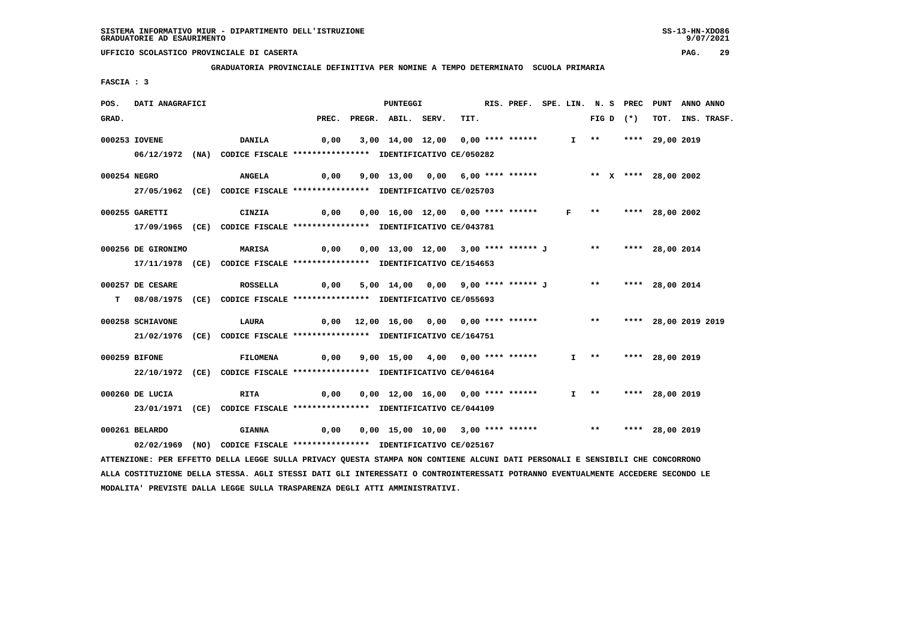SISTEMA INFORMATIVO MIUR - DIPARTIMENTO DELL'ISTRUZIONE
GRADUATORIE AD ESAURIMENTO

UFFICIO SCOLASTICO PROVINCIALE DI CASERTA

GRADUATORIA PROVINCIALE DEFINITIVA PER NOMINE A TEMPO DETERMINATO SCUOLA PRIMARIA

FASCIA : 3

| POS. GRAD. | DATI ANAGRAFICI | | PREC. | PREGR. | ABIL. | SERV. | TIT. | RIS. PREF. | SPE. LIN. | N. S FIG D | PREC (*) | PUNT TOT. | ANNO INS. | ANNO TRASF. |
|---|---|---|---|---|---|---|---|---|---|---|---|---|---|---|
| 000253 | IOVENE | DANILA | 0,00 | 3,00 | 14,00 | 12,00 | 0,00 | **** ****** | I | ** | **** | 29,00 | 2019 | |
| | 06/12/1972 (NA) CODICE FISCALE **************** IDENTIFICATIVO CE/050282 | | | | | | | | | | | | | |
| 000254 | NEGRO | ANGELA | 0,00 | 9,00 | 13,00 | 0,00 | 6,00 | **** ****** | | ** X | **** | 28,00 | 2002 | |
| | 27/05/1962 (CE) CODICE FISCALE **************** IDENTIFICATIVO CE/025703 | | | | | | | | | | | | | |
| 000255 | GARETTI | CINZIA | 0,00 | 0,00 | 16,00 | 12,00 | 0,00 | **** ****** | F | ** | **** | 28,00 | 2002 | |
| | 17/09/1965 (CE) CODICE FISCALE **************** IDENTIFICATIVO CE/043781 | | | | | | | | | | | | | |
| 000256 | DE GIRONIMO | MARISA | 0,00 | 0,00 | 13,00 | 12,00 | 3,00 | **** ****** J | | ** | **** | 28,00 | 2014 | |
| | 17/11/1978 (CE) CODICE FISCALE **************** IDENTIFICATIVO CE/154653 | | | | | | | | | | | | | |
| 000257 | DE CESARE | ROSSELLA | 0,00 | 5,00 | 14,00 | 0,00 | 9,00 | **** ****** J | | ** | **** | 28,00 | 2014 | |
| T | 08/08/1975 (CE) CODICE FISCALE **************** IDENTIFICATIVO CE/055693 | | | | | | | | | | | | | |
| 000258 | SCHIAVONE | LAURA | 0,00 | 12,00 | 16,00 | 0,00 | 0,00 | **** ****** | | ** | **** | 28,00 | 2019 | 2019 |
| | 21/02/1976 (CE) CODICE FISCALE **************** IDENTIFICATIVO CE/164751 | | | | | | | | | | | | | |
| 000259 | BIFONE | FILOMENA | 0,00 | 9,00 | 15,00 | 4,00 | 0,00 | **** ****** | I | ** | **** | 28,00 | 2019 | |
| | 22/10/1972 (CE) CODICE FISCALE **************** IDENTIFICATIVO CE/046164 | | | | | | | | | | | | | |
| 000260 | DE LUCIA | RITA | 0,00 | 0,00 | 12,00 | 16,00 | 0,00 | **** ****** | I | ** | **** | 28,00 | 2019 | |
| | 23/01/1971 (CE) CODICE FISCALE **************** IDENTIFICATIVO CE/044109 | | | | | | | | | | | | | |
| 000261 | BELARDO | GIANNA | 0,00 | 0,00 | 15,00 | 10,00 | 3,00 | **** ****** | | ** | **** | 28,00 | 2019 | |
| | 02/02/1969 (NO) CODICE FISCALE **************** IDENTIFICATIVO CE/025167 | | | | | | | | | | | | | |

ATTENZIONE: PER EFFETTO DELLA LEGGE SULLA PRIVACY QUESTA STAMPA NON CONTIENE ALCUNI DATI PERSONALI E SENSIBILI CHE CONCORRONO ALLA COSTITUZIONE DELLA STESSA. AGLI STESSI DATI GLI INTERESSATI O CONTROINTERESSATI POTRANNO EVENTUALMENTE ACCEDERE SECONDO LE MODALITA' PREVISTE DALLA LEGGE SULLA TRASPARENZA DEGLI ATTI AMMINISTRATIVI.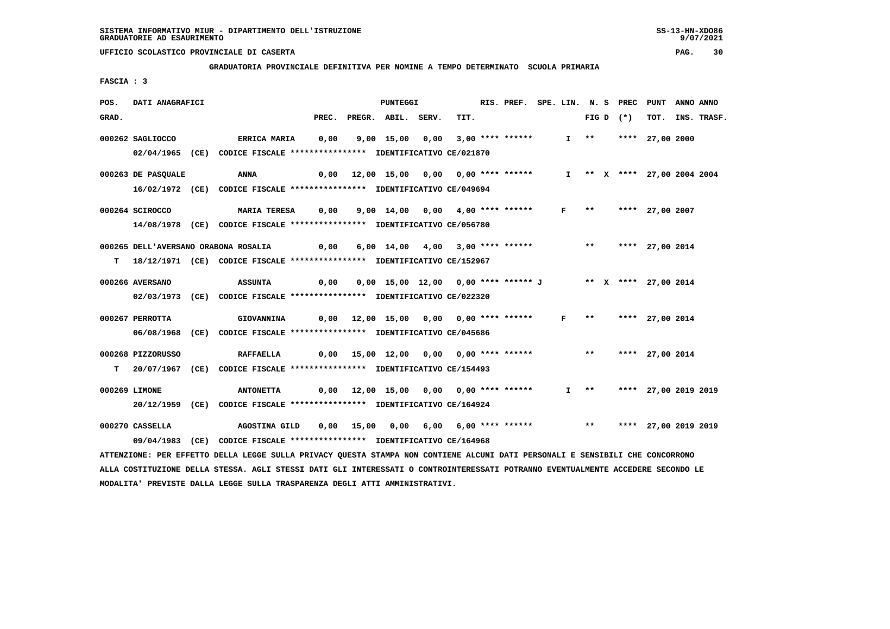SISTEMA INFORMATIVO MIUR - DIPARTIMENTO DELL'ISTRUZIONE
GRADUATORIE AD ESAURIMENTO

UFFICIO SCOLASTICO PROVINCIALE DI CASERTA

GRADUATORIA PROVINCIALE DEFINITIVA PER NOMINE A TEMPO DETERMINATO SCUOLA PRIMARIA

FASCIA : 3

| POS. GRAD. | DATI ANAGRAFICI | | PREC. | PREGR. | ABIL. | SERV. | TIT. | RIS. PREF. | SPE. LIN. | N. S FIG D | PREC (*) | PUNT TOT. | ANNO INS. | ANNO TRASF. |
|---|---|---|---|---|---|---|---|---|---|---|---|---|---|---|
| 000262 | SAGLIOCCO | ERRICA MARIA | 0,00 | 9,00 | 15,00 | 0,00 | 3,00 | **** ****** | I | ** | **** | 27,00 | 2000 | |
| | 02/04/1965 (CE) CODICE FISCALE **************** IDENTIFICATIVO CE/021870 | | | | | | | | | | | | | |
| 000263 | DE PASQUALE | ANNA | 0,00 | 12,00 | 15,00 | 0,00 | 0,00 | **** ****** | I | ** X | **** | 27,00 | 2004 | 2004 |
| | 16/02/1972 (CE) CODICE FISCALE **************** IDENTIFICATIVO CE/049694 | | | | | | | | | | | | | |
| 000264 | SCIROCCO | MARIA TERESA | 0,00 | 9,00 | 14,00 | 0,00 | 4,00 | **** ****** | F | ** | **** | 27,00 | 2007 | |
| | 14/08/1978 (CE) CODICE FISCALE **************** IDENTIFICATIVO CE/056780 | | | | | | | | | | | | | |
| 000265 | DELL'AVERSANO ORABONA ROSALIA | | 0,00 | 6,00 | 14,00 | 4,00 | 3,00 | **** ****** | | ** | **** | 27,00 | 2014 | |
| T | 18/12/1971 (CE) CODICE FISCALE **************** IDENTIFICATIVO CE/152967 | | | | | | | | | | | | | |
| 000266 | AVERSANO | ASSUNTA | 0,00 | 0,00 | 15,00 | 12,00 | 0,00 | **** ****** J | | ** X | **** | 27,00 | 2014 | |
| | 02/03/1973 (CE) CODICE FISCALE **************** IDENTIFICATIVO CE/022320 | | | | | | | | | | | | | |
| 000267 | PERROTTA | GIOVANNINA | 0,00 | 12,00 | 15,00 | 0,00 | 0,00 | **** ****** | F | ** | **** | 27,00 | 2014 | |
| | 06/08/1968 (CE) CODICE FISCALE **************** IDENTIFICATIVO CE/045686 | | | | | | | | | | | | | |
| 000268 | PIZZORUSSO | RAFFAELLA | 0,00 | 15,00 | 12,00 | 0,00 | 0,00 | **** ****** | | ** | **** | 27,00 | 2014 | |
| T | 20/07/1967 (CE) CODICE FISCALE **************** IDENTIFICATIVO CE/154493 | | | | | | | | | | | | | |
| 000269 | LIMONE | ANTONETTA | 0,00 | 12,00 | 15,00 | 0,00 | 0,00 | **** ****** | I | ** | **** | 27,00 | 2019 | 2019 |
| | 20/12/1959 (CE) CODICE FISCALE **************** IDENTIFICATIVO CE/164924 | | | | | | | | | | | | | |
| 000270 | CASSELLA | AGOSTINA GILD | 0,00 | 15,00 | 0,00 | 6,00 | 6,00 | **** ****** | | ** | **** | 27,00 | 2019 | 2019 |
| | 09/04/1983 (CE) CODICE FISCALE **************** IDENTIFICATIVO CE/164968 | | | | | | | | | | | | | |

ATTENZIONE: PER EFFETTO DELLA LEGGE SULLA PRIVACY QUESTA STAMPA NON CONTIENE ALCUNI DATI PERSONALI E SENSIBILI CHE CONCORRONO ALLA COSTITUZIONE DELLA STESSA. AGLI STESSI DATI GLI INTERESSATI O CONTROINTERESSATI POTRANNO EVENTUALMENTE ACCEDERE SECONDO LE MODALITA' PREVISTE DALLA LEGGE SULLA TRASPARENZA DEGLI ATTI AMMINISTRATIVI.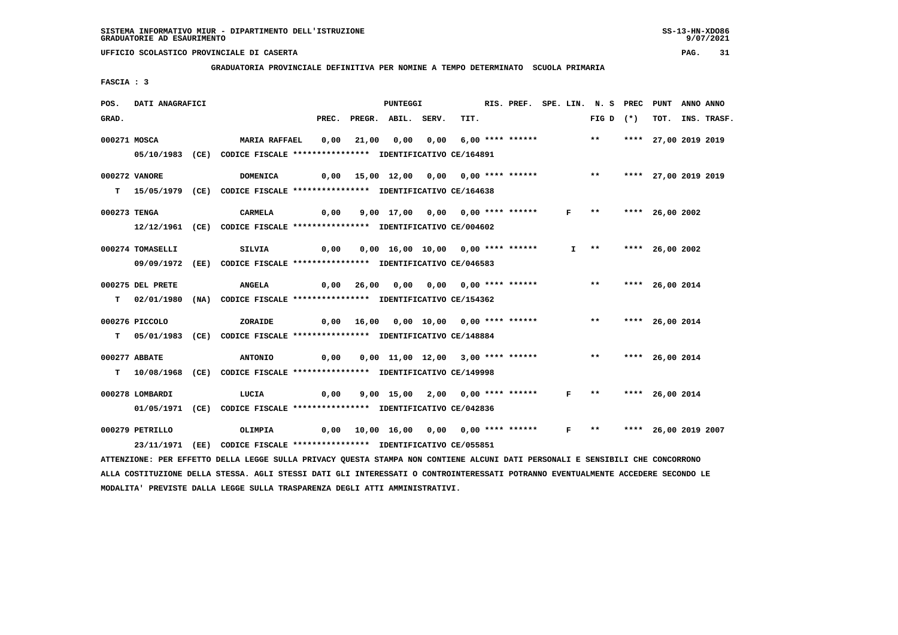SISTEMA INFORMATIVO MIUR - DIPARTIMENTO DELL'ISTRUZIONE
GRADUATORIE AD ESAURIMENTO

UFFICIO SCOLASTICO PROVINCIALE DI CASERTA

**GRADUATORIA PROVINCIALE DEFINITIVA PER NOMINE A TEMPO DETERMINATO SCUOLA PRIMARIA**

FASCIA : 3

| POS. GRAD. | DATI ANAGRAFICI | | PREC. | PREGR. | ABIL. | SERV. | TIT. | RIS. PREF. | SPE. LIN. | N. S FIG D | PREC (*) | PUNT TOT. | ANNO INS. | ANNO TRASF. |
|---|---|---|---|---|---|---|---|---|---|---|---|---|---|---|
| 000271 | MOSCA | MARIA RAFFAEL | 0,00 | 21,00 | 0,00 | 0,00 | 6,00 | **** ****** | | ** | **** | 27,00 | 2019 | 2019 |
| | 05/10/1983 (CE) CODICE FISCALE **************** IDENTIFICATIVO CE/164891 | | | | | | | | | | | | | |
| 000272 | VANORE | DOMENICA | 0,00 | 15,00 | 12,00 | 0,00 | 0,00 | **** ****** | | ** | **** | 27,00 | 2019 | 2019 |
| T | 15/05/1979 (CE) CODICE FISCALE **************** IDENTIFICATIVO CE/164638 | | | | | | | | | | | | | |
| 000273 | TENGA | CARMELA | 0,00 | 9,00 | 17,00 | 0,00 | 0,00 | **** ****** | F | ** | **** | 26,00 | 2002 | |
| | 12/12/1961 (CE) CODICE FISCALE **************** IDENTIFICATIVO CE/004602 | | | | | | | | | | | | | |
| 000274 | TOMASELLI | SILVIA | 0,00 | 0,00 | 16,00 | 10,00 | 0,00 | **** ****** | I | ** | **** | 26,00 | 2002 | |
| | 09/09/1972 (EE) CODICE FISCALE **************** IDENTIFICATIVO CE/046583 | | | | | | | | | | | | | |
| 000275 | DEL PRETE | ANGELA | 0,00 | 26,00 | 0,00 | 0,00 | 0,00 | **** ****** | | ** | **** | 26,00 | 2014 | |
| T | 02/01/1980 (NA) CODICE FISCALE **************** IDENTIFICATIVO CE/154362 | | | | | | | | | | | | | |
| 000276 | PICCOLO | ZORAIDE | 0,00 | 16,00 | 0,00 | 10,00 | 0,00 | **** ****** | | ** | **** | 26,00 | 2014 | |
| T | 05/01/1983 (CE) CODICE FISCALE **************** IDENTIFICATIVO CE/148884 | | | | | | | | | | | | | |
| 000277 | ABBATE | ANTONIO | 0,00 | 0,00 | 11,00 | 12,00 | 3,00 | **** ****** | | ** | **** | 26,00 | 2014 | |
| T | 10/08/1968 (CE) CODICE FISCALE **************** IDENTIFICATIVO CE/149998 | | | | | | | | | | | | | |
| 000278 | LOMBARDI | LUCIA | 0,00 | 9,00 | 15,00 | 2,00 | 0,00 | **** ****** | F | ** | **** | 26,00 | 2014 | |
| | 01/05/1971 (CE) CODICE FISCALE **************** IDENTIFICATIVO CE/042836 | | | | | | | | | | | | | |
| 000279 | PETRILLO | OLIMPIA | 0,00 | 10,00 | 16,00 | 0,00 | 0,00 | **** ****** | F | ** | **** | 26,00 | 2019 | 2007 |
| | 23/11/1971 (EE) CODICE FISCALE **************** IDENTIFICATIVO CE/055851 | | | | | | | | | | | | | |

ATTENZIONE: PER EFFETTO DELLA LEGGE SULLA PRIVACY QUESTA STAMPA NON CONTIENE ALCUNI DATI PERSONALI E SENSIBILI CHE CONCORRONO ALLA COSTITUZIONE DELLA STESSA. AGLI STESSI DATI GLI INTERESSATI O CONTROINTERESSATI POTRANNO EVENTUALMENTE ACCEDERE SECONDO LE MODALITA' PREVISTE DALLA LEGGE SULLA TRASPARENZA DEGLI ATTI AMMINISTRATIVI.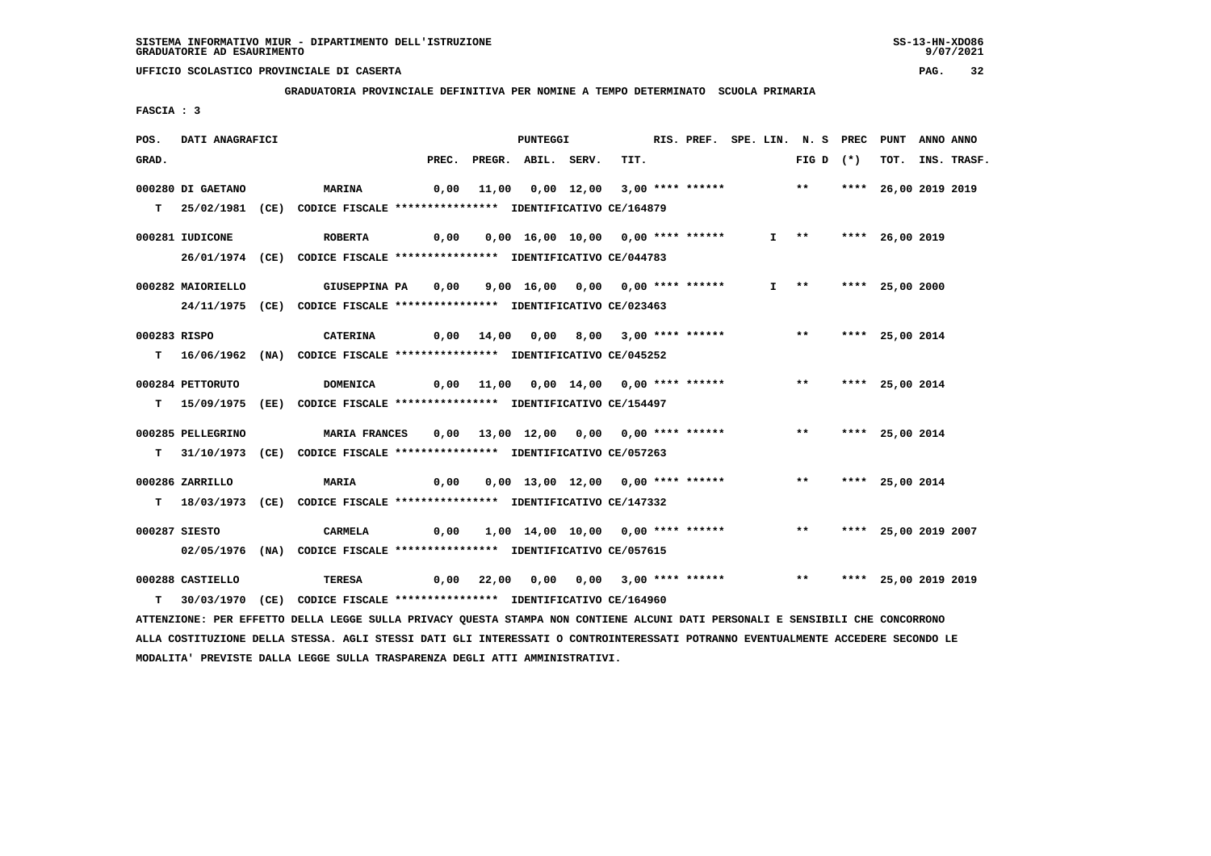SISTEMA INFORMATIVO MIUR - DIPARTIMENTO DELL'ISTRUZIONE
GRADUATORIE AD ESAURIMENTO

UFFICIO SCOLASTICO PROVINCIALE DI CASERTA

**GRADUATORIA PROVINCIALE DEFINITIVA PER NOMINE A TEMPO DETERMINATO SCUOLA PRIMARIA**

FASCIA : 3

| POS. GRAD. | DATI ANAGRAFICI | | PREC. | PREGR. | ABIL. | SERV. | TIT. | RIS. PREF. | SPE. LIN. | N. S FIG D | PREC (*) | PUNT TOT. | ANNO INS. | ANNO TRASF. |
|---|---|---|---|---|---|---|---|---|---|---|---|---|---|---|
| 000280 | DI GAETANO | MARINA | 0,00 | 11,00 | 0,00 | 12,00 | 3,00 | **** ****** | | ** | **** | 26,00 | 2019 | 2019 |
| T | 25/02/1981 (CE) | CODICE FISCALE **************** IDENTIFICATIVO CE/164879 | | | | | | | | | | | | |
| 000281 | IUDICONE | ROBERTA | 0,00 | 0,00 | 16,00 | 10,00 | 0,00 | **** ****** | I | ** | **** | 26,00 | 2019 | |
| | 26/01/1974 (CE) | CODICE FISCALE **************** IDENTIFICATIVO CE/044783 | | | | | | | | | | | | |
| 000282 | MAIORIELLO | GIUSEPPINA PA | 0,00 | 9,00 | 16,00 | 0,00 | 0,00 | **** ****** | I | ** | **** | 25,00 | 2000 | |
| | 24/11/1975 (CE) | CODICE FISCALE **************** IDENTIFICATIVO CE/023463 | | | | | | | | | | | | |
| 000283 | RISPO | CATERINA | 0,00 | 14,00 | 0,00 | 8,00 | 3,00 | **** ****** | | ** | **** | 25,00 | 2014 | |
| T | 16/06/1962 (NA) | CODICE FISCALE **************** IDENTIFICATIVO CE/045252 | | | | | | | | | | | | |
| 000284 | PETTORUTO | DOMENICA | 0,00 | 11,00 | 0,00 | 14,00 | 0,00 | **** ****** | | ** | **** | 25,00 | 2014 | |
| T | 15/09/1975 (EE) | CODICE FISCALE **************** IDENTIFICATIVO CE/154497 | | | | | | | | | | | | |
| 000285 | PELLEGRINO | MARIA FRANCES | 0,00 | 13,00 | 12,00 | 0,00 | 0,00 | **** ****** | | ** | **** | 25,00 | 2014 | |
| T | 31/10/1973 (CE) | CODICE FISCALE **************** IDENTIFICATIVO CE/057263 | | | | | | | | | | | | |
| 000286 | ZARRILLO | MARIA | 0,00 | 0,00 | 13,00 | 12,00 | 0,00 | **** ****** | | ** | **** | 25,00 | 2014 | |
| T | 18/03/1973 (CE) | CODICE FISCALE **************** IDENTIFICATIVO CE/147332 | | | | | | | | | | | | |
| 000287 | SIESTO | CARMELA | 0,00 | 1,00 | 14,00 | 10,00 | 0,00 | **** ****** | | ** | **** | 25,00 | 2019 | 2007 |
| | 02/05/1976 (NA) | CODICE FISCALE **************** IDENTIFICATIVO CE/057615 | | | | | | | | | | | | |
| 000288 | CASTIELLO | TERESA | 0,00 | 22,00 | 0,00 | 0,00 | 3,00 | **** ****** | | ** | **** | 25,00 | 2019 | 2019 |
| T | 30/03/1970 (CE) | CODICE FISCALE **************** IDENTIFICATIVO CE/164960 | | | | | | | | | | | | |

ATTENZIONE: PER EFFETTO DELLA LEGGE SULLA PRIVACY QUESTA STAMPA NON CONTIENE ALCUNI DATI PERSONALI E SENSIBILI CHE CONCORRONO ALLA COSTITUZIONE DELLA STESSA. AGLI STESSI DATI GLI INTERESSATI O CONTROINTERESSATI POTRANNO EVENTUALMENTE ACCEDERE SECONDO LE MODALITA' PREVISTE DALLA LEGGE SULLA TRASPARENZA DEGLI ATTI AMMINISTRATIVI.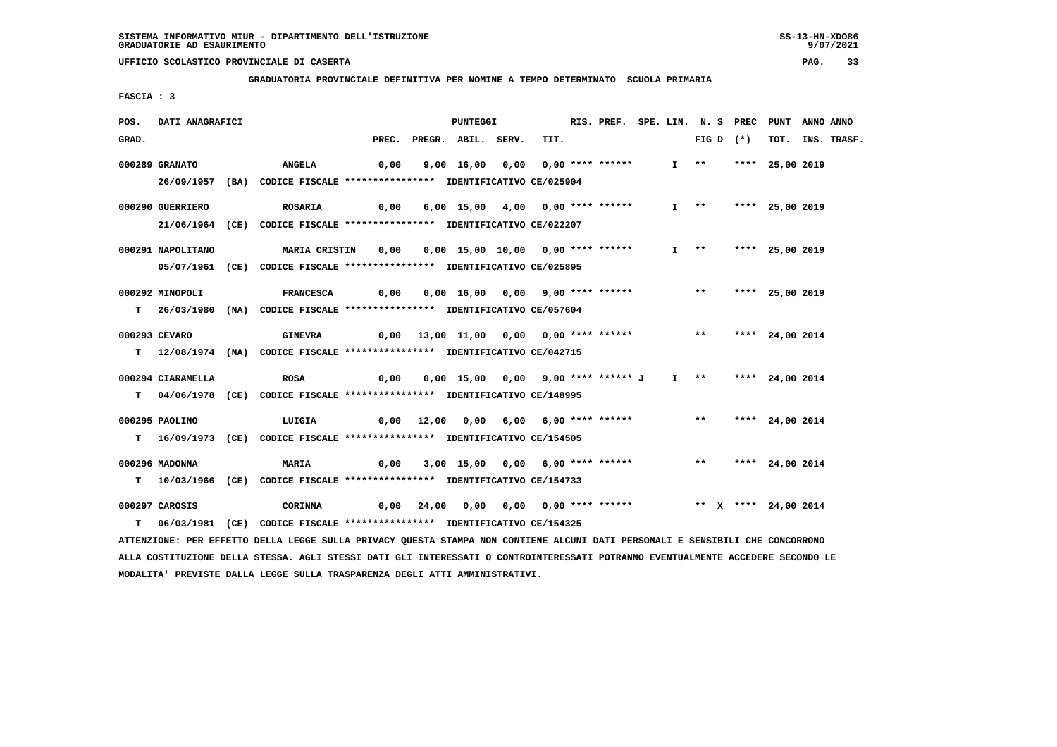SISTEMA INFORMATIVO MIUR - DIPARTIMENTO DELL'ISTRUZIONE
GRADUATORIE AD ESAURIMENTO

UFFICIO SCOLASTICO PROVINCIALE DI CASERTA

**GRADUATORIA PROVINCIALE DEFINITIVA PER NOMINE A TEMPO DETERMINATO SCUOLA PRIMARIA**

FASCIA : 3

| POS. GRAD. | DATI ANAGRAFICI | | PREC. | PREGR. | ABIL. | SERV. | TIT. | RIS. PREF. | SPE. LIN. | N. S FIG D | PREC (*) | PUNT TOT. | ANNO INS. | ANNO TRASF. |
|---|---|---|---|---|---|---|---|---|---|---|---|---|---|---|
| 000289 | GRANATO | ANGELA | 0,00 | 9,00 | 16,00 | 0,00 | 0,00 | **** ****** | I | ** | **** | 25,00 | 2019 | |
| | 26/09/1957 (BA) | CODICE FISCALE **************** IDENTIFICATIVO CE/025904 | | | | | | | | | | | | |
| 000290 | GUERRIERO | ROSARIA | 0,00 | 6,00 | 15,00 | 4,00 | 0,00 | **** ****** | I | ** | **** | 25,00 | 2019 | |
| | 21/06/1964 (CE) | CODICE FISCALE **************** IDENTIFICATIVO CE/022207 | | | | | | | | | | | | |
| 000291 | NAPOLITANO | MARIA CRISTIN | 0,00 | 0,00 | 15,00 | 10,00 | 0,00 | **** ****** | I | ** | **** | 25,00 | 2019 | |
| | 05/07/1961 (CE) | CODICE FISCALE **************** IDENTIFICATIVO CE/025895 | | | | | | | | | | | | |
| 000292 | MINOPOLI | FRANCESCA | 0,00 | 0,00 | 16,00 | 0,00 | 9,00 | **** ****** | | ** | **** | 25,00 | 2019 | |
| T | 26/03/1980 (NA) | CODICE FISCALE **************** IDENTIFICATIVO CE/057604 | | | | | | | | | | | | |
| 000293 | CEVARO | GINEVRA | 0,00 | 13,00 | 11,00 | 0,00 | 0,00 | **** ****** | | ** | **** | 24,00 | 2014 | |
| T | 12/08/1974 (NA) | CODICE FISCALE **************** IDENTIFICATIVO CE/042715 | | | | | | | | | | | | |
| 000294 | CIARAMELLA | ROSA | 0,00 | 0,00 | 15,00 | 0,00 | 9,00 | **** ****** J | I | ** | **** | 24,00 | 2014 | |
| T | 04/06/1978 (CE) | CODICE FISCALE **************** IDENTIFICATIVO CE/148995 | | | | | | | | | | | | |
| 000295 | PAOLINO | LUIGIA | 0,00 | 12,00 | 0,00 | 6,00 | 6,00 | **** ****** | | ** | **** | 24,00 | 2014 | |
| T | 16/09/1973 (CE) | CODICE FISCALE **************** IDENTIFICATIVO CE/154505 | | | | | | | | | | | | |
| 000296 | MADONNA | MARIA | 0,00 | 3,00 | 15,00 | 0,00 | 6,00 | **** ****** | | ** | **** | 24,00 | 2014 | |
| T | 10/03/1966 (CE) | CODICE FISCALE **************** IDENTIFICATIVO CE/154733 | | | | | | | | | | | | |
| 000297 | CAROSIS | CORINNA | 0,00 | 24,00 | 0,00 | 0,00 | 0,00 | **** ****** | | ** X | **** | 24,00 | 2014 | |
| T | 06/03/1981 (CE) | CODICE FISCALE **************** IDENTIFICATIVO CE/154325 | | | | | | | | | | | | |

ATTENZIONE: PER EFFETTO DELLA LEGGE SULLA PRIVACY QUESTA STAMPA NON CONTIENE ALCUNI DATI PERSONALI E SENSIBILI CHE CONCORRONO ALLA COSTITUZIONE DELLA STESSA. AGLI STESSI DATI GLI INTERESSATI O CONTROINTERESSATI POTRANNO EVENTUALMENTE ACCEDERE SECONDO LE MODALITA' PREVISTE DALLA LEGGE SULLA TRASPARENZA DEGLI ATTI AMMINISTRATIVI.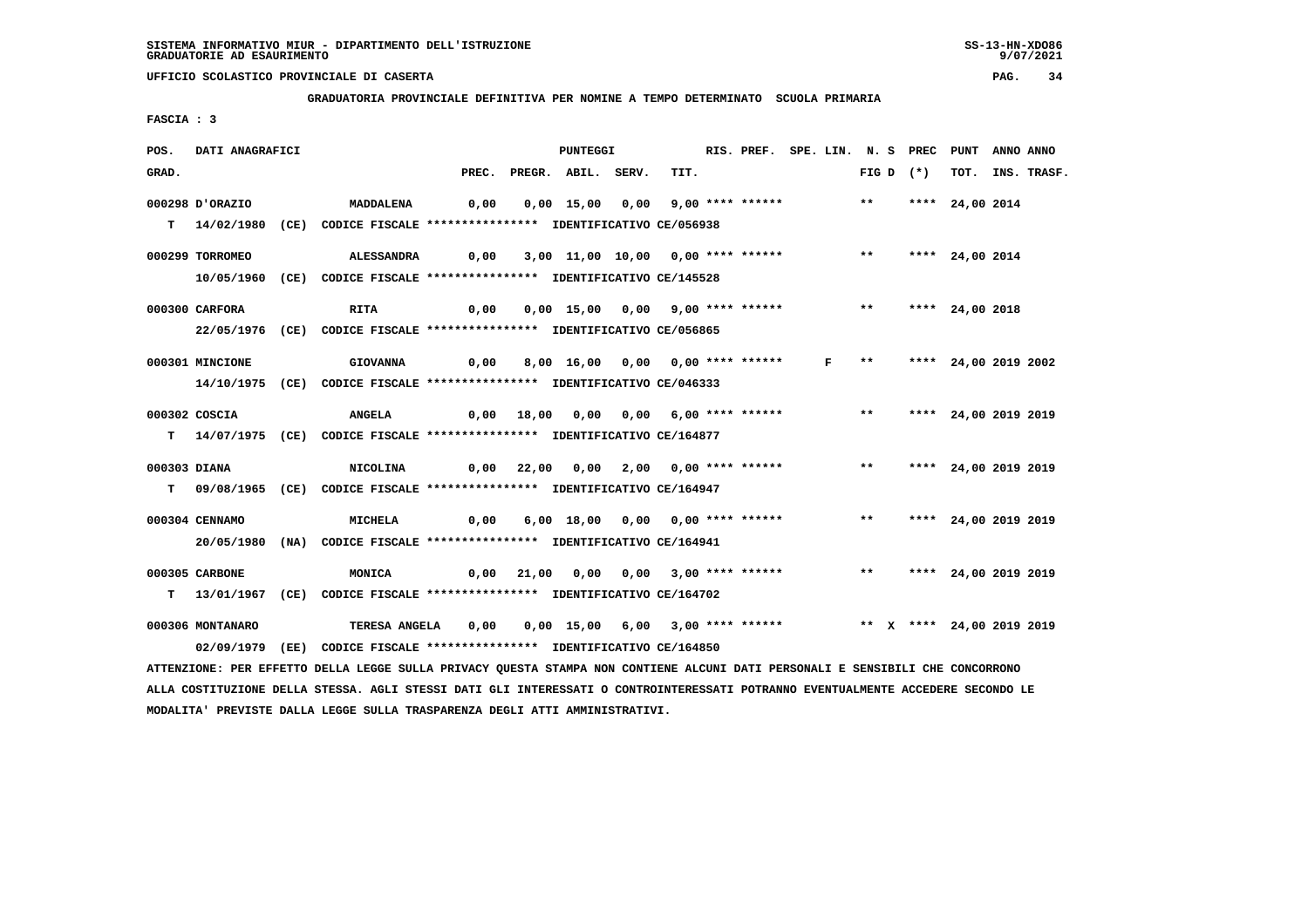SISTEMA INFORMATIVO MIUR - DIPARTIMENTO DELL'ISTRUZIONE
GRADUATORIE AD ESAURIMENTO

UFFICIO SCOLASTICO PROVINCIALE DI CASERTA

**GRADUATORIA PROVINCIALE DEFINITIVA PER NOMINE A TEMPO DETERMINATO SCUOLA PRIMARIA**

FASCIA : 3

| POS. GRAD. | DATI ANAGRAFICI | | PREC. | PREGR. | ABIL. | SERV. | TIT. | RIS. PREF. | SPE. LIN. | N. S FIG D | PREC (*) | PUNT TOT. | ANNO INS. | ANNO TRASF. |
|---|---|---|---|---|---|---|---|---|---|---|---|---|---|---|
| 000298 D'ORAZIO | MADDALENA | | 0,00 | 0,00 | 15,00 | 0,00 | 9,00 | **** ****** | | ** | **** | 24,00 | 2014 | |
| T 14/02/1980 (CE) | CODICE FISCALE **************** | IDENTIFICATIVO CE/056938 | | | | | | | | | | | | |
| 000299 TORROMEO | ALESSANDRA | | 0,00 | 3,00 | 11,00 | 10,00 | 0,00 | **** ****** | | ** | **** | 24,00 | 2014 | |
| 10/05/1960 (CE) | CODICE FISCALE **************** | IDENTIFICATIVO CE/145528 | | | | | | | | | | | | |
| 000300 CARFORA | RITA | | 0,00 | 0,00 | 15,00 | 0,00 | 9,00 | **** ****** | | ** | **** | 24,00 | 2018 | |
| 22/05/1976 (CE) | CODICE FISCALE **************** | IDENTIFICATIVO CE/056865 | | | | | | | | | | | | |
| 000301 MINCIONE | GIOVANNA | | 0,00 | 8,00 | 16,00 | 0,00 | 0,00 | **** ****** | F | ** | **** | 24,00 | 2019 | 2002 |
| 14/10/1975 (CE) | CODICE FISCALE **************** | IDENTIFICATIVO CE/046333 | | | | | | | | | | | | |
| 000302 COSCIA | ANGELA | | 0,00 | 18,00 | 0,00 | 0,00 | 6,00 | **** ****** | | ** | **** | 24,00 | 2019 | 2019 |
| T 14/07/1975 (CE) | CODICE FISCALE **************** | IDENTIFICATIVO CE/164877 | | | | | | | | | | | | |
| 000303 DIANA | NICOLINA | | 0,00 | 22,00 | 0,00 | 2,00 | 0,00 | **** ****** | | ** | **** | 24,00 | 2019 | 2019 |
| T 09/08/1965 (CE) | CODICE FISCALE **************** | IDENTIFICATIVO CE/164947 | | | | | | | | | | | | |
| 000304 CENNAMO | MICHELA | | 0,00 | 6,00 | 18,00 | 0,00 | 0,00 | **** ****** | | ** | **** | 24,00 | 2019 | 2019 |
| 20/05/1980 (NA) | CODICE FISCALE **************** | IDENTIFICATIVO CE/164941 | | | | | | | | | | | | |
| 000305 CARBONE | MONICA | | 0,00 | 21,00 | 0,00 | 0,00 | 3,00 | **** ****** | | ** | **** | 24,00 | 2019 | 2019 |
| T 13/01/1967 (CE) | CODICE FISCALE **************** | IDENTIFICATIVO CE/164702 | | | | | | | | | | | | |
| 000306 MONTANARO | TERESA ANGELA | | 0,00 | 0,00 | 15,00 | 6,00 | 3,00 | **** ****** | | ** X | **** | 24,00 | 2019 | 2019 |
| 02/09/1979 (EE) | CODICE FISCALE **************** | IDENTIFICATIVO CE/164850 | | | | | | | | | | | | |

ATTENZIONE: PER EFFETTO DELLA LEGGE SULLA PRIVACY QUESTA STAMPA NON CONTIENE ALCUNI DATI PERSONALI E SENSIBILI CHE CONCORRONO ALLA COSTITUZIONE DELLA STESSA. AGLI STESSI DATI GLI INTERESSATI O CONTROINTERESSATI POTRANNO EVENTUALMENTE ACCEDERE SECONDO LE MODALITA' PREVISTE DALLA LEGGE SULLA TRASPARENZA DEGLI ATTI AMMINISTRATIVI.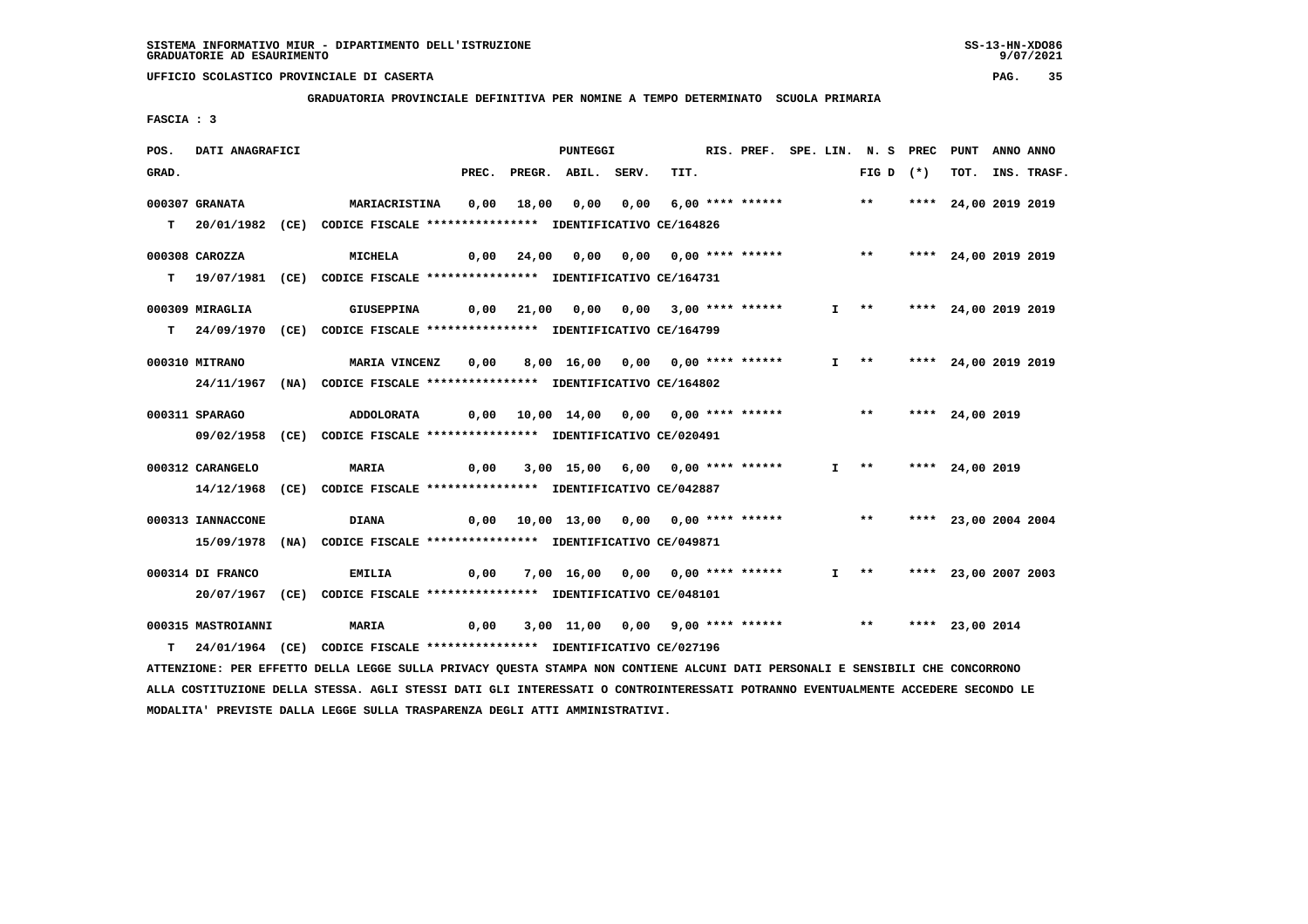SISTEMA INFORMATIVO MIUR - DIPARTIMENTO DELL'ISTRUZIONE
GRADUATORIE AD ESAURIMENTO

UFFICIO SCOLASTICO PROVINCIALE DI CASERTA

**GRADUATORIA PROVINCIALE DEFINITIVA PER NOMINE A TEMPO DETERMINATO SCUOLA PRIMARIA**

FASCIA : 3

| POS. GRAD. | DATI ANAGRAFICI | | PREC. | PREGR. | ABIL. | SERV. | TIT. | RIS. PREF. | SPE. LIN. | N. S FIG D | PREC (*) | PUNT TOT. | ANNO INS. | ANNO TRASF. |
|---|---|---|---|---|---|---|---|---|---|---|---|---|---|---|
| 000307 | GRANATA | MARIACRISTINA | 0,00 | 18,00 | 0,00 | 0,00 | 6,00 | **** ****** | | ** | **** | 24,00 | 2019 | 2019 |
| T | 20/01/1982 (CE) | CODICE FISCALE **************** IDENTIFICATIVO CE/164826 | | | | | | | | | | | | |
| 000308 | CAROZZA | MICHELA | 0,00 | 24,00 | 0,00 | 0,00 | 0,00 | **** ****** | | ** | **** | 24,00 | 2019 | 2019 |
| T | 19/07/1981 (CE) | CODICE FISCALE **************** IDENTIFICATIVO CE/164731 | | | | | | | | | | | | |
| 000309 | MIRAGLIA | GIUSEPPINA | 0,00 | 21,00 | 0,00 | 0,00 | 3,00 | **** ****** | I | ** | **** | 24,00 | 2019 | 2019 |
| T | 24/09/1970 (CE) | CODICE FISCALE **************** IDENTIFICATIVO CE/164799 | | | | | | | | | | | | |
| 000310 | MITRANO | MARIA VINCENZ | 0,00 | 8,00 | 16,00 | 0,00 | 0,00 | **** ****** | I | ** | **** | 24,00 | 2019 | 2019 |
| | 24/11/1967 (NA) | CODICE FISCALE **************** IDENTIFICATIVO CE/164802 | | | | | | | | | | | | |
| 000311 | SPARAGO | ADDOLORATA | 0,00 | 10,00 | 14,00 | 0,00 | 0,00 | **** ****** | | ** | **** | 24,00 | 2019 | |
| | 09/02/1958 (CE) | CODICE FISCALE **************** IDENTIFICATIVO CE/020491 | | | | | | | | | | | | |
| 000312 | CARANGELO | MARIA | 0,00 | 3,00 | 15,00 | 6,00 | 0,00 | **** ****** | I | ** | **** | 24,00 | 2019 | |
| | 14/12/1968 (CE) | CODICE FISCALE **************** IDENTIFICATIVO CE/042887 | | | | | | | | | | | | |
| 000313 | IANNACCONE | DIANA | 0,00 | 10,00 | 13,00 | 0,00 | 0,00 | **** ****** | | ** | **** | 23,00 | 2004 | 2004 |
| | 15/09/1978 (NA) | CODICE FISCALE **************** IDENTIFICATIVO CE/049871 | | | | | | | | | | | | |
| 000314 | DI FRANCO | EMILIA | 0,00 | 7,00 | 16,00 | 0,00 | 0,00 | **** ****** | I | ** | **** | 23,00 | 2007 | 2003 |
| | 20/07/1967 (CE) | CODICE FISCALE **************** IDENTIFICATIVO CE/048101 | | | | | | | | | | | | |
| 000315 | MASTROIANNI | MARIA | 0,00 | 3,00 | 11,00 | 0,00 | 9,00 | **** ****** | | ** | **** | 23,00 | 2014 | |
| T | 24/01/1964 (CE) | CODICE FISCALE **************** IDENTIFICATIVO CE/027196 | | | | | | | | | | | | |

ATTENZIONE: PER EFFETTO DELLA LEGGE SULLA PRIVACY QUESTA STAMPA NON CONTIENE ALCUNI DATI PERSONALI E SENSIBILI CHE CONCORRONO ALLA COSTITUZIONE DELLA STESSA. AGLI STESSI DATI GLI INTERESSATI O CONTROINTERESSATI POTRANNO EVENTUALMENTE ACCEDERE SECONDO LE MODALITA' PREVISTE DALLA LEGGE SULLA TRASPARENZA DEGLI ATTI AMMINISTRATIVI.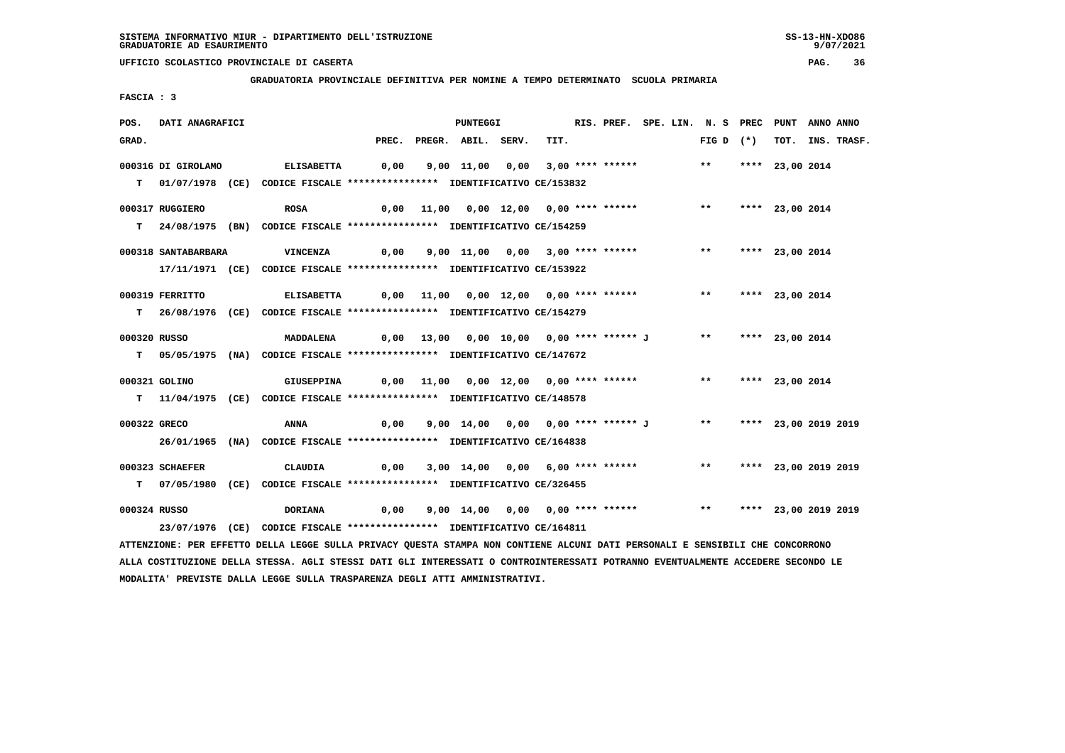SISTEMA INFORMATIVO MIUR - DIPARTIMENTO DELL'ISTRUZIONE
GRADUATORIE AD ESAURIMENTO

UFFICIO SCOLASTICO PROVINCIALE DI CASERTA

GRADUATORIA PROVINCIALE DEFINITIVA PER NOMINE A TEMPO DETERMINATO SCUOLA PRIMARIA

FASCIA : 3

| POS. GRAD. | DATI ANAGRAFICI | | PREC. | PREGR. | ABIL. | SERV. | TIT. | RIS. PREF. | SPE. LIN. | N. S FIG D | PREC (*) | PUNT TOT. | ANNO INS. | ANNO TRASF. |
|---|---|---|---|---|---|---|---|---|---|---|---|---|---|---|
| 000316 | DI GIROLAMO | ELISABETTA | 0,00 | 9,00 | 11,00 | 0,00 | 3,00 | **** ****** | | ** | **** | 23,00 | 2014 | |
| T | 01/07/1978 (CE) | CODICE FISCALE **************** IDENTIFICATIVO CE/153832 | | | | | | | | | | | | |
| 000317 | RUGGIERO | ROSA | 0,00 | 11,00 | 0,00 | 12,00 | 0,00 | **** ****** | | ** | **** | 23,00 | 2014 | |
| T | 24/08/1975 (BN) | CODICE FISCALE **************** IDENTIFICATIVO CE/154259 | | | | | | | | | | | | |
| 000318 | SANTABARBARA | VINCENZA | 0,00 | 9,00 | 11,00 | 0,00 | 3,00 | **** ****** | | ** | **** | 23,00 | 2014 | |
| | 17/11/1971 (CE) | CODICE FISCALE **************** IDENTIFICATIVO CE/153922 | | | | | | | | | | | | |
| 000319 | FERRITTO | ELISABETTA | 0,00 | 11,00 | 0,00 | 12,00 | 0,00 | **** ****** | | ** | **** | 23,00 | 2014 | |
| T | 26/08/1976 (CE) | CODICE FISCALE **************** IDENTIFICATIVO CE/154279 | | | | | | | | | | | | |
| 000320 | RUSSO | MADDALENA | 0,00 | 13,00 | 0,00 | 10,00 | 0,00 | **** ****** J | | ** | **** | 23,00 | 2014 | |
| T | 05/05/1975 (NA) | CODICE FISCALE **************** IDENTIFICATIVO CE/147672 | | | | | | | | | | | | |
| 000321 | GOLINO | GIUSEPPINA | 0,00 | 11,00 | 0,00 | 12,00 | 0,00 | **** ****** | | ** | **** | 23,00 | 2014 | |
| T | 11/04/1975 (CE) | CODICE FISCALE **************** IDENTIFICATIVO CE/148578 | | | | | | | | | | | | |
| 000322 | GRECO | ANNA | 0,00 | 9,00 | 14,00 | 0,00 | 0,00 | **** ****** J | | ** | **** | 23,00 | 2019 | 2019 |
| | 26/01/1965 (NA) | CODICE FISCALE **************** IDENTIFICATIVO CE/164838 | | | | | | | | | | | | |
| 000323 | SCHAEFER | CLAUDIA | 0,00 | 3,00 | 14,00 | 0,00 | 6,00 | **** ****** | | ** | **** | 23,00 | 2019 | 2019 |
| T | 07/05/1980 (CE) | CODICE FISCALE **************** IDENTIFICATIVO CE/326455 | | | | | | | | | | | | |
| 000324 | RUSSO | DORIANA | 0,00 | 9,00 | 14,00 | 0,00 | 0,00 | **** ****** | | ** | **** | 23,00 | 2019 | 2019 |
| | 23/07/1976 (CE) | CODICE FISCALE **************** IDENTIFICATIVO CE/164811 | | | | | | | | | | | | |

ATTENZIONE: PER EFFETTO DELLA LEGGE SULLA PRIVACY QUESTA STAMPA NON CONTIENE ALCUNI DATI PERSONALI E SENSIBILI CHE CONCORRONO ALLA COSTITUZIONE DELLA STESSA. AGLI STESSI DATI GLI INTERESSATI O CONTROINTERESSATI POTRANNO EVENTUALMENTE ACCEDERE SECONDO LE MODALITA' PREVISTE DALLA LEGGE SULLA TRASPARENZA DEGLI ATTI AMMINISTRATIVI.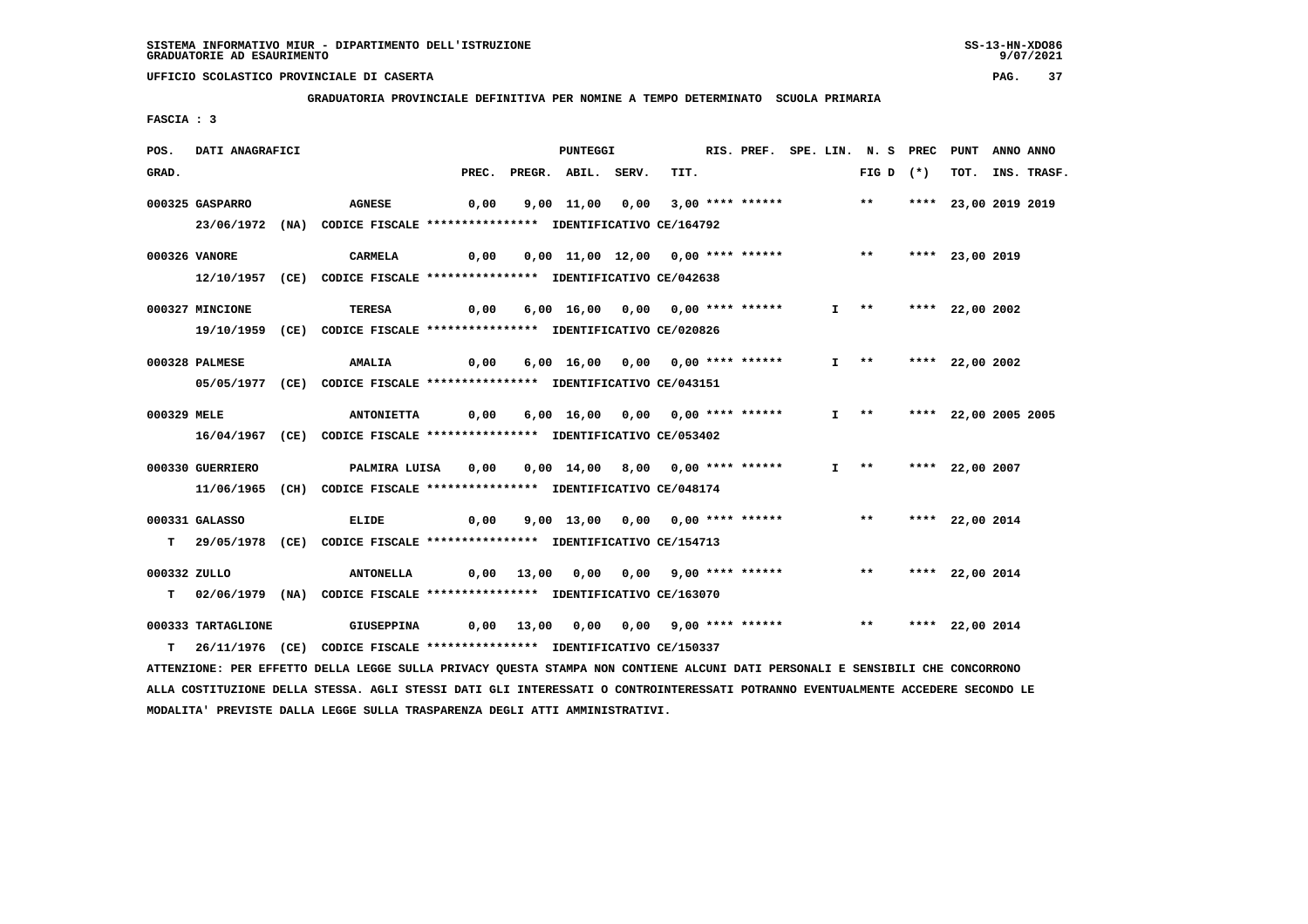SISTEMA INFORMATIVO MIUR - DIPARTIMENTO DELL'ISTRUZIONE
GRADUATORIE AD ESAURIMENTO

UFFICIO SCOLASTICO PROVINCIALE DI CASERTA

**GRADUATORIA PROVINCIALE DEFINITIVA PER NOMINE A TEMPO DETERMINATO SCUOLA PRIMARIA**

FASCIA : 3

| POS. GRAD. | DATI ANAGRAFICI | | PREC. | PREGR. | ABIL. | SERV. | TIT. | RIS. PREF. | SPE. LIN. | N. S FIG D | PREC (*) | PUNT TOT. | ANNO INS. | ANNO TRASF. |
|---|---|---|---|---|---|---|---|---|---|---|---|---|---|---|
| 000325 | GASPARRO | AGNESE | 0,00 | 9,00 | 11,00 | 0,00 | 3,00 | **** ****** | | ** | **** | 23,00 | 2019 | 2019 |
| | 23/06/1972 (NA) CODICE FISCALE **************** IDENTIFICATIVO CE/164792 | | | | | | | | | | | | | |
| 000326 | VANORE | CARMELA | 0,00 | 0,00 | 11,00 | 12,00 | 0,00 | **** ****** | | ** | **** | 23,00 | 2019 | |
| | 12/10/1957 (CE) CODICE FISCALE **************** IDENTIFICATIVO CE/042638 | | | | | | | | | | | | | |
| 000327 | MINCIONE | TERESA | 0,00 | 6,00 | 16,00 | 0,00 | 0,00 | **** ****** | I | ** | **** | 22,00 | 2002 | |
| | 19/10/1959 (CE) CODICE FISCALE **************** IDENTIFICATIVO CE/020826 | | | | | | | | | | | | | |
| 000328 | PALMESE | AMALIA | 0,00 | 6,00 | 16,00 | 0,00 | 0,00 | **** ****** | I | ** | **** | 22,00 | 2002 | |
| | 05/05/1977 (CE) CODICE FISCALE **************** IDENTIFICATIVO CE/043151 | | | | | | | | | | | | | |
| 000329 | MELE | ANTONIETTA | 0,00 | 6,00 | 16,00 | 0,00 | 0,00 | **** ****** | I | ** | **** | 22,00 | 2005 | 2005 |
| | 16/04/1967 (CE) CODICE FISCALE **************** IDENTIFICATIVO CE/053402 | | | | | | | | | | | | | |
| 000330 | GUERRIERO | PALMIRA LUISA | 0,00 | 0,00 | 14,00 | 8,00 | 0,00 | **** ****** | I | ** | **** | 22,00 | 2007 | |
| | 11/06/1965 (CH) CODICE FISCALE **************** IDENTIFICATIVO CE/048174 | | | | | | | | | | | | | |
| 000331 | GALASSO | ELIDE | 0,00 | 9,00 | 13,00 | 0,00 | 0,00 | **** ****** | | ** | **** | 22,00 | 2014 | |
| T | 29/05/1978 (CE) CODICE FISCALE **************** IDENTIFICATIVO CE/154713 | | | | | | | | | | | | | |
| 000332 | ZULLO | ANTONELLA | 0,00 | 13,00 | 0,00 | 0,00 | 9,00 | **** ****** | | ** | **** | 22,00 | 2014 | |
| T | 02/06/1979 (NA) CODICE FISCALE **************** IDENTIFICATIVO CE/163070 | | | | | | | | | | | | | |
| 000333 | TARTAGLIONE | GIUSEPPINA | 0,00 | 13,00 | 0,00 | 0,00 | 9,00 | **** ****** | | ** | **** | 22,00 | 2014 | |
| T | 26/11/1976 (CE) CODICE FISCALE **************** IDENTIFICATIVO CE/150337 | | | | | | | | | | | | | |

ATTENZIONE: PER EFFETTO DELLA LEGGE SULLA PRIVACY QUESTA STAMPA NON CONTIENE ALCUNI DATI PERSONALI E SENSIBILI CHE CONCORRONO ALLA COSTITUZIONE DELLA STESSA. AGLI STESSI DATI GLI INTERESSATI O CONTROINTERESSATI POTRANNO EVENTUALMENTE ACCEDERE SECONDO LE MODALITA' PREVISTE DALLA LEGGE SULLA TRASPARENZA DEGLI ATTI AMMINISTRATIVI.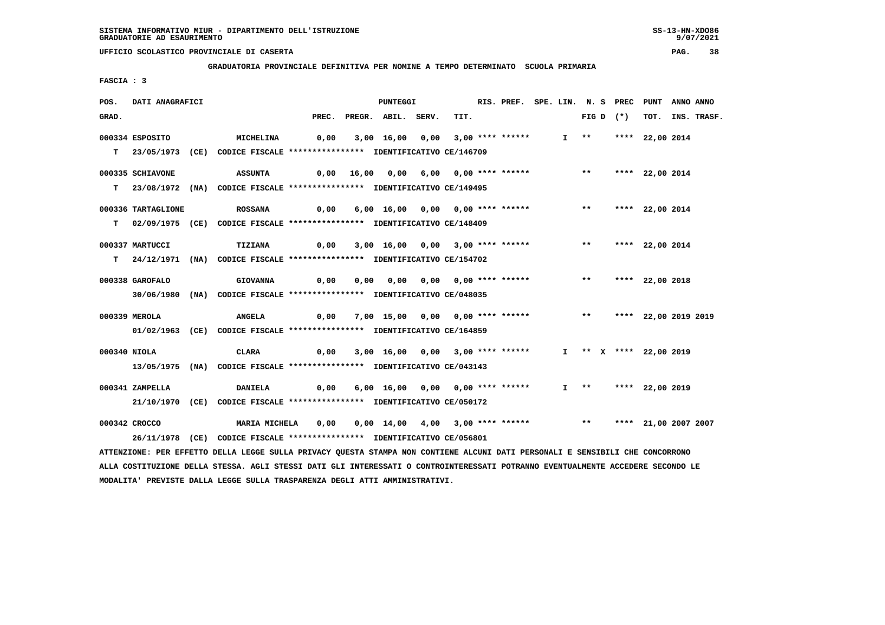SISTEMA INFORMATIVO MIUR - DIPARTIMENTO DELL'ISTRUZIONE
GRADUATORIE AD ESAURIMENTO

UFFICIO SCOLASTICO PROVINCIALE DI CASERTA

GRADUATORIA PROVINCIALE DEFINITIVA PER NOMINE A TEMPO DETERMINATO SCUOLA PRIMARIA

FASCIA : 3

| POS. GRAD. | DATI ANAGRAFICI | | PREC. | PREGR. | ABIL. | SERV. | TIT. | RIS. PREF. | SPE. LIN. | N. S FIG D | PREC (*) | PUNT TOT. | ANNO INS. | ANNO TRASF. |
|---|---|---|---|---|---|---|---|---|---|---|---|---|---|---|
| 000334 | ESPOSITO | MICHELINA | 0,00 | 3,00 | 16,00 | 0,00 | 3,00 | **** ****** | I | ** | **** | 22,00 | 2014 | |
| T | 23/05/1973 (CE) CODICE FISCALE **************** IDENTIFICATIVO CE/146709 | | | | | | | | | | | | | |
| 000335 | SCHIAVONE | ASSUNTA | 0,00 | 16,00 | 0,00 | 6,00 | 0,00 | **** ****** | | ** | **** | 22,00 | 2014 | |
| T | 23/08/1972 (NA) CODICE FISCALE **************** IDENTIFICATIVO CE/149495 | | | | | | | | | | | | | |
| 000336 | TARTAGLIONE | ROSSANA | 0,00 | 6,00 | 16,00 | 0,00 | 0,00 | **** ****** | | ** | **** | 22,00 | 2014 | |
| T | 02/09/1975 (CE) CODICE FISCALE **************** IDENTIFICATIVO CE/148409 | | | | | | | | | | | | | |
| 000337 | MARTUCCI | TIZIANA | 0,00 | 3,00 | 16,00 | 0,00 | 3,00 | **** ****** | | ** | **** | 22,00 | 2014 | |
| T | 24/12/1971 (NA) CODICE FISCALE **************** IDENTIFICATIVO CE/154702 | | | | | | | | | | | | | |
| 000338 | GAROFALO | GIOVANNA | 0,00 | 0,00 | 0,00 | 0,00 | 0,00 | **** ****** | | ** | **** | 22,00 | 2018 | |
| | 30/06/1980 (NA) CODICE FISCALE **************** IDENTIFICATIVO CE/048035 | | | | | | | | | | | | | |
| 000339 | MEROLA | ANGELA | 0,00 | 7,00 | 15,00 | 0,00 | 0,00 | **** ****** | | ** | **** | 22,00 | 2019 | 2019 |
| | 01/02/1963 (CE) CODICE FISCALE **************** IDENTIFICATIVO CE/164859 | | | | | | | | | | | | | |
| 000340 | NIOLA | CLARA | 0,00 | 3,00 | 16,00 | 0,00 | 3,00 | **** ****** | I | ** X | **** | 22,00 | 2019 | |
| | 13/05/1975 (NA) CODICE FISCALE **************** IDENTIFICATIVO CE/043143 | | | | | | | | | | | | | |
| 000341 | ZAMPELLA | DANIELA | 0,00 | 6,00 | 16,00 | 0,00 | 0,00 | **** ****** | I | ** | **** | 22,00 | 2019 | |
| | 21/10/1970 (CE) CODICE FISCALE **************** IDENTIFICATIVO CE/050172 | | | | | | | | | | | | | |
| 000342 | CROCCO | MARIA MICHELA | 0,00 | 0,00 | 14,00 | 4,00 | 3,00 | **** ****** | | ** | **** | 21,00 | 2007 | 2007 |
| | 26/11/1978 (CE) CODICE FISCALE **************** IDENTIFICATIVO CE/056801 | | | | | | | | | | | | | |

ATTENZIONE: PER EFFETTO DELLA LEGGE SULLA PRIVACY QUESTA STAMPA NON CONTIENE ALCUNI DATI PERSONALI E SENSIBILI CHE CONCORRONO ALLA COSTITUZIONE DELLA STESSA. AGLI STESSI DATI GLI INTERESSATI O CONTROINTERESSATI POTRANNO EVENTUALMENTE ACCEDERE SECONDO LE MODALITA' PREVISTE DALLA LEGGE SULLA TRASPARENZA DEGLI ATTI AMMINISTRATIVI.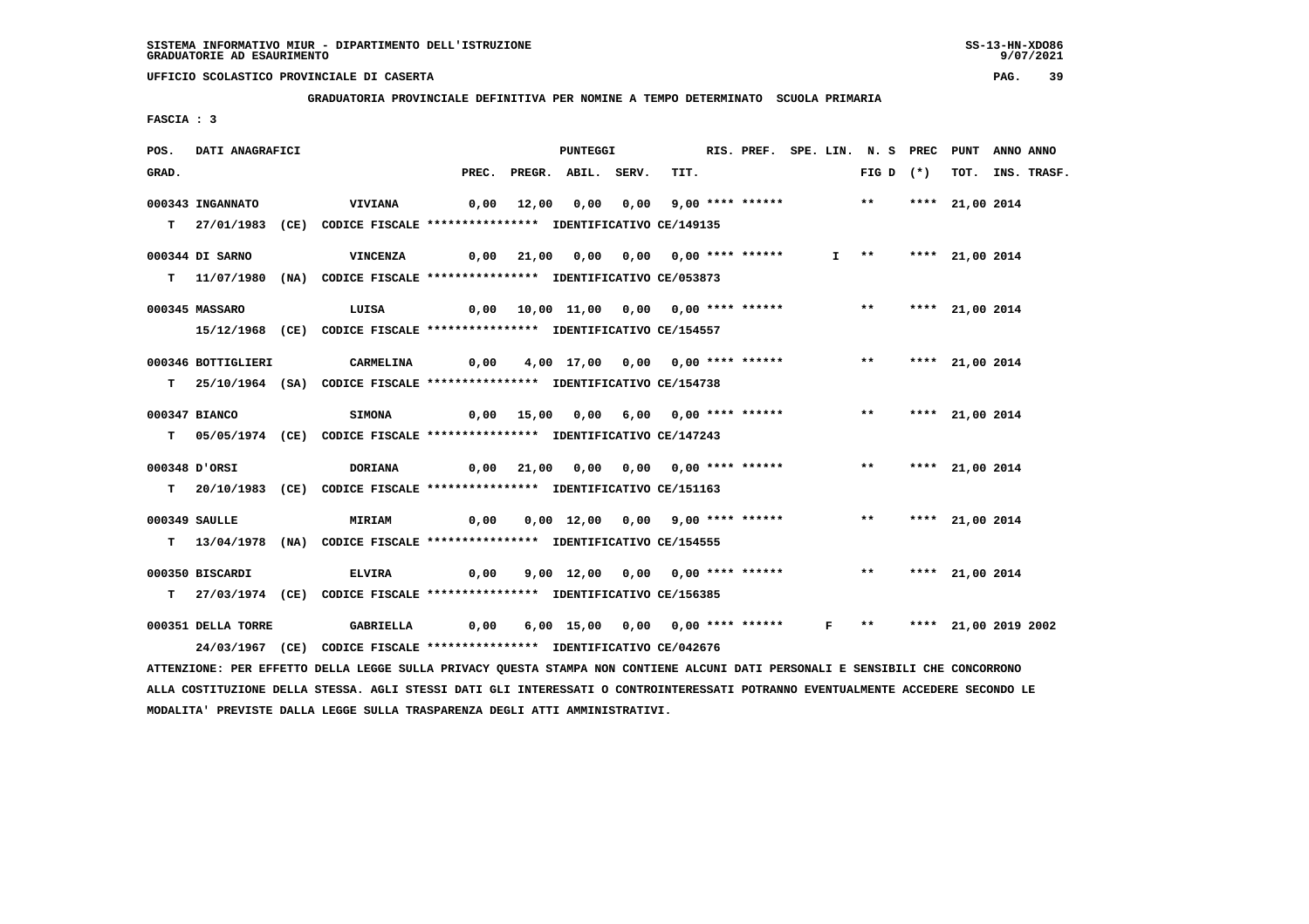SISTEMA INFORMATIVO MIUR - DIPARTIMENTO DELL'ISTRUZIONE
GRADUATORIE AD ESAURIMENTO

UFFICIO SCOLASTICO PROVINCIALE DI CASERTA

GRADUATORIA PROVINCIALE DEFINITIVA PER NOMINE A TEMPO DETERMINATO SCUOLA PRIMARIA

FASCIA : 3

| POS. GRAD. | DATI ANAGRAFICI | | PREC. | PREGR. | ABIL. | SERV. | TIT. | RIS. PREF. | SPE. LIN. | N. S FIG D | PREC (*) | PUNT TOT. | ANNO INS. | ANNO TRASF. |
|---|---|---|---|---|---|---|---|---|---|---|---|---|---|---|
| 000343 | INGANNATO | VIVIANA | 0,00 | 12,00 | 0,00 | 0,00 | 9,00 | **** ****** | | ** | **** | 21,00 | 2014 | |
| T | 27/01/1983 (CE) CODICE FISCALE **************** IDENTIFICATIVO CE/149135 | | | | | | | | | | | | | |
| 000344 | DI SARNO | VINCENZA | 0,00 | 21,00 | 0,00 | 0,00 | 0,00 | **** ****** | I | ** | **** | 21,00 | 2014 | |
| T | 11/07/1980 (NA) CODICE FISCALE **************** IDENTIFICATIVO CE/053873 | | | | | | | | | | | | | |
| 000345 | MASSARO | LUISA | 0,00 | 10,00 | 11,00 | 0,00 | 0,00 | **** ****** | | ** | **** | 21,00 | 2014 | |
| | 15/12/1968 (CE) CODICE FISCALE **************** IDENTIFICATIVO CE/154557 | | | | | | | | | | | | | |
| 000346 | BOTTIGLIERI | CARMELINA | 0,00 | 4,00 | 17,00 | 0,00 | 0,00 | **** ****** | | ** | **** | 21,00 | 2014 | |
| T | 25/10/1964 (SA) CODICE FISCALE **************** IDENTIFICATIVO CE/154738 | | | | | | | | | | | | | |
| 000347 | BIANCO | SIMONA | 0,00 | 15,00 | 0,00 | 6,00 | 0,00 | **** ****** | | ** | **** | 21,00 | 2014 | |
| T | 05/05/1974 (CE) CODICE FISCALE **************** IDENTIFICATIVO CE/147243 | | | | | | | | | | | | | |
| 000348 | D'ORSI | DORIANA | 0,00 | 21,00 | 0,00 | 0,00 | 0,00 | **** ****** | | ** | **** | 21,00 | 2014 | |
| T | 20/10/1983 (CE) CODICE FISCALE **************** IDENTIFICATIVO CE/151163 | | | | | | | | | | | | | |
| 000349 | SAULLE | MIRIAM | 0,00 | 0,00 | 12,00 | 0,00 | 9,00 | **** ****** | | ** | **** | 21,00 | 2014 | |
| T | 13/04/1978 (NA) CODICE FISCALE **************** IDENTIFICATIVO CE/154555 | | | | | | | | | | | | | |
| 000350 | BISCARDI | ELVIRA | 0,00 | 9,00 | 12,00 | 0,00 | 0,00 | **** ****** | | ** | **** | 21,00 | 2014 | |
| T | 27/03/1974 (CE) CODICE FISCALE **************** IDENTIFICATIVO CE/156385 | | | | | | | | | | | | | |
| 000351 | DELLA TORRE | GABRIELLA | 0,00 | 6,00 | 15,00 | 0,00 | 0,00 | **** ****** | F | ** | **** | 21,00 | 2019 | 2002 |
| | 24/03/1967 (CE) CODICE FISCALE **************** IDENTIFICATIVO CE/042676 | | | | | | | | | | | | | |

ATTENZIONE: PER EFFETTO DELLA LEGGE SULLA PRIVACY QUESTA STAMPA NON CONTIENE ALCUNI DATI PERSONALI E SENSIBILI CHE CONCORRONO ALLA COSTITUZIONE DELLA STESSA. AGLI STESSI DATI GLI INTERESSATI O CONTROINTERESSATI POTRANNO EVENTUALMENTE ACCEDERE SECONDO LE MODALITA' PREVISTE DALLA LEGGE SULLA TRASPARENZA DEGLI ATTI AMMINISTRATIVI.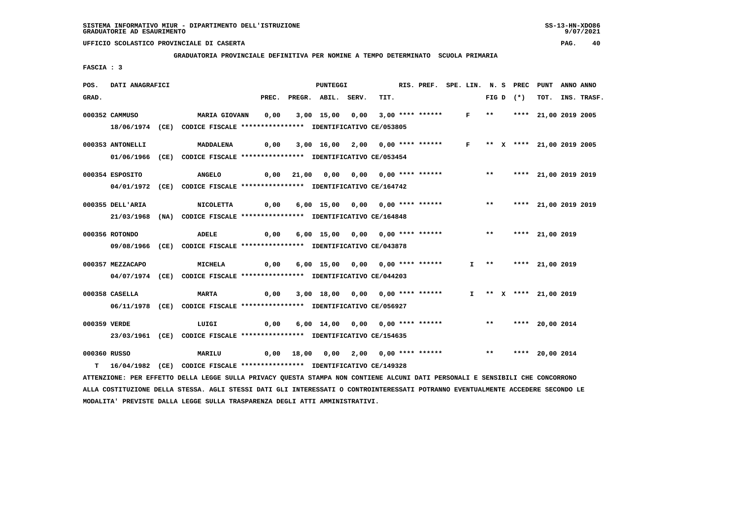SISTEMA INFORMATIVO MIUR - DIPARTIMENTO DELL'ISTRUZIONE
GRADUATORIE AD ESAURIMENTO

UFFICIO SCOLASTICO PROVINCIALE DI CASERTA

**GRADUATORIA PROVINCIALE DEFINITIVA PER NOMINE A TEMPO DETERMINATO SCUOLA PRIMARIA**

**FASCIA : 3**

| POS. GRAD. | DATI ANAGRAFICI | | PREC. | PREGR. | ABIL. | SERV. | TIT. | RIS. PREF. | SPE. LIN. | N. S FIG D | PREC (*) | PUNT TOT. | ANNO INS. | ANNO TRASF. |
|---|---|---|---|---|---|---|---|---|---|---|---|---|---|---|
| 000352 | CAMMUSO | MARIA GIOVANN | 0,00 | 3,00 | 15,00 | 0,00 | 3,00 | **** ****** | F | ** | **** | 21,00 | 2019 | 2005 |
| | 18/06/1974 (CE) CODICE FISCALE **************** IDENTIFICATIVO CE/053805 | | | | | | | | | | | | | |
| 000353 | ANTONELLI | MADDALENA | 0,00 | 3,00 | 16,00 | 2,00 | 0,00 | **** ****** | F | ** X | **** | 21,00 | 2019 | 2005 |
| | 01/06/1966 (CE) CODICE FISCALE **************** IDENTIFICATIVO CE/053454 | | | | | | | | | | | | | |
| 000354 | ESPOSITO | ANGELO | 0,00 | 21,00 | 0,00 | 0,00 | 0,00 | **** ****** | | ** | **** | 21,00 | 2019 | 2019 |
| | 04/01/1972 (CE) CODICE FISCALE **************** IDENTIFICATIVO CE/164742 | | | | | | | | | | | | | |
| 000355 | DELL'ARIA | NICOLETTA | 0,00 | 6,00 | 15,00 | 0,00 | 0,00 | **** ****** | | ** | **** | 21,00 | 2019 | 2019 |
| | 21/03/1968 (NA) CODICE FISCALE **************** IDENTIFICATIVO CE/164848 | | | | | | | | | | | | | |
| 000356 | ROTONDO | ADELE | 0,00 | 6,00 | 15,00 | 0,00 | 0,00 | **** ****** | | ** | **** | 21,00 | 2019 | |
| | 09/08/1966 (CE) CODICE FISCALE **************** IDENTIFICATIVO CE/043878 | | | | | | | | | | | | | |
| 000357 | MEZZACAPO | MICHELA | 0,00 | 6,00 | 15,00 | 0,00 | 0,00 | **** ****** | I | ** | **** | 21,00 | 2019 | |
| | 04/07/1974 (CE) CODICE FISCALE **************** IDENTIFICATIVO CE/044203 | | | | | | | | | | | | | |
| 000358 | CASELLA | MARTA | 0,00 | 3,00 | 18,00 | 0,00 | 0,00 | **** ****** | I | ** X | **** | 21,00 | 2019 | |
| | 06/11/1978 (CE) CODICE FISCALE **************** IDENTIFICATIVO CE/056927 | | | | | | | | | | | | | |
| 000359 | VERDE | LUIGI | 0,00 | 6,00 | 14,00 | 0,00 | 0,00 | **** ****** | | ** | **** | 20,00 | 2014 | |
| | 23/03/1961 (CE) CODICE FISCALE **************** IDENTIFICATIVO CE/154635 | | | | | | | | | | | | | |
| 000360 | RUSSO | MARILU | 0,00 | 18,00 | 0,00 | 2,00 | 0,00 | **** ****** | | ** | **** | 20,00 | 2014 | |
| T | 16/04/1982 (CE) CODICE FISCALE **************** IDENTIFICATIVO CE/149328 | | | | | | | | | | | | | |

ATTENZIONE: PER EFFETTO DELLA LEGGE SULLA PRIVACY QUESTA STAMPA NON CONTIENE ALCUNI DATI PERSONALI E SENSIBILI CHE CONCORRONO ALLA COSTITUZIONE DELLA STESSA. AGLI STESSI DATI GLI INTERESSATI O CONTROINTERESSATI POTRANNO EVENTUALMENTE ACCEDERE SECONDO LE MODALITA' PREVISTE DALLA LEGGE SULLA TRASPARENZA DEGLI ATTI AMMINISTRATIVI.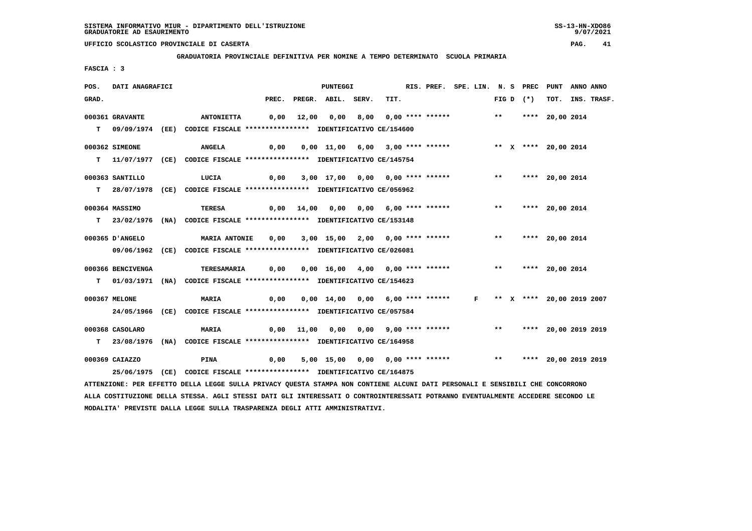**GRADUATORIA PROVINCIALE DEFINITIVA PER NOMINE A TEMPO DETERMINATO SCUOLA PRIMARIA**

**FASCIA : 3**

| POS. GRAD. | DATI ANAGRAFICI | | PREC. | PREGR. | ABIL. | SERV. | TIT. | RIS. PREF. | SPE. LIN. | N. S FIG D | PREC (*) | PUNT TOT. | ANNO INS. | ANNO TRASF. |
|---|---|---|---|---|---|---|---|---|---|---|---|---|---|---|
| 000361 | GRAVANTE | ANTONIETTA | 0,00 | 12,00 | 0,00 | 8,00 | 0,00 | **** ****** | | ** | **** | 20,00 | 2014 | |
| T | 09/09/1974 (EE) CODICE FISCALE **************** IDENTIFICATIVO CE/154600 | | | | | | | | | | | | | |
| 000362 | SIMEONE | ANGELA | 0,00 | 0,00 | 11,00 | 6,00 | 3,00 | **** ****** | | ** X | **** | 20,00 | 2014 | |
| T | 11/07/1977 (CE) CODICE FISCALE **************** IDENTIFICATIVO CE/145754 | | | | | | | | | | | | | |
| 000363 | SANTILLO | LUCIA | 0,00 | 3,00 | 17,00 | 0,00 | 0,00 | **** ****** | | ** | **** | 20,00 | 2014 | |
| T | 28/07/1978 (CE) CODICE FISCALE **************** IDENTIFICATIVO CE/056962 | | | | | | | | | | | | | |
| 000364 | MASSIMO | TERESA | 0,00 | 14,00 | 0,00 | 0,00 | 6,00 | **** ****** | | ** | **** | 20,00 | 2014 | |
| T | 23/02/1976 (NA) CODICE FISCALE **************** IDENTIFICATIVO CE/153148 | | | | | | | | | | | | | |
| 000365 | D'ANGELO | MARIA ANTONIE | 0,00 | 3,00 | 15,00 | 2,00 | 0,00 | **** ****** | | ** | **** | 20,00 | 2014 | |
| | 09/06/1962 (CE) CODICE FISCALE **************** IDENTIFICATIVO CE/026081 | | | | | | | | | | | | | |
| 000366 | BENCIVENGA | TERESAMARIA | 0,00 | 0,00 | 16,00 | 4,00 | 0,00 | **** ****** | | ** | **** | 20,00 | 2014 | |
| T | 01/03/1971 (NA) CODICE FISCALE **************** IDENTIFICATIVO CE/154623 | | | | | | | | | | | | | |
| 000367 | MELONE | MARIA | 0,00 | 0,00 | 14,00 | 0,00 | 6,00 | **** ****** | F | ** X | **** | 20,00 | 2019 | 2007 |
| | 24/05/1966 (CE) CODICE FISCALE **************** IDENTIFICATIVO CE/057584 | | | | | | | | | | | | | |
| 000368 | CASOLARO | MARIA | 0,00 | 11,00 | 0,00 | 0,00 | 9,00 | **** ****** | | ** | **** | 20,00 | 2019 | 2019 |
| T | 23/08/1976 (NA) CODICE FISCALE **************** IDENTIFICATIVO CE/164958 | | | | | | | | | | | | | |
| 000369 | CAIAZZO | PINA | 0,00 | 5,00 | 15,00 | 0,00 | 0,00 | **** ****** | | ** | **** | 20,00 | 2019 | 2019 |
| | 25/06/1975 (CE) CODICE FISCALE **************** IDENTIFICATIVO CE/164875 | | | | | | | | | | | | | |

ATTENZIONE: PER EFFETTO DELLA LEGGE SULLA PRIVACY QUESTA STAMPA NON CONTIENE ALCUNI DATI PERSONALI E SENSIBILI CHE CONCORRONO ALLA COSTITUZIONE DELLA STESSA. AGLI STESSI DATI GLI INTERESSATI O CONTROINTERESSATI POTRANNO EVENTUALMENTE ACCEDERE SECONDO LE MODALITA' PREVISTE DALLA LEGGE SULLA TRASPARENZA DEGLI ATTI AMMINISTRATIVI.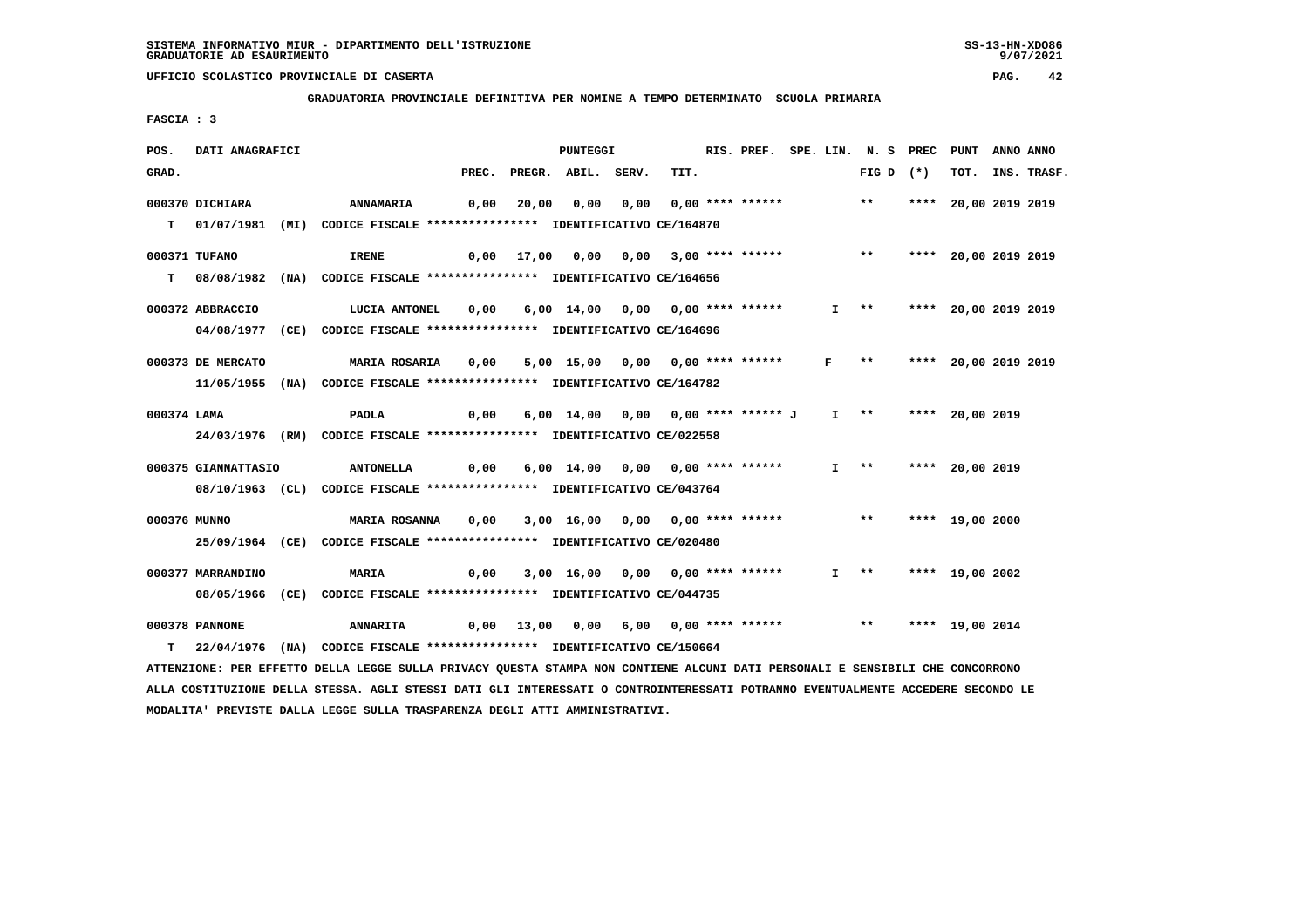SISTEMA INFORMATIVO MIUR - DIPARTIMENTO DELL'ISTRUZIONE
GRADUATORIE AD ESAURIMENTO

UFFICIO SCOLASTICO PROVINCIALE DI CASERTA

**GRADUATORIA PROVINCIALE DEFINITIVA PER NOMINE A TEMPO DETERMINATO SCUOLA PRIMARIA**

FASCIA : 3

| POS. GRAD. | DATI ANAGRAFICI | | PREC. | PREGR. | ABIL. | SERV. | TIT. | RIS. PREF. | SPE. LIN. | N. S FIG D | PREC (*) | PUNT TOT. | ANNO INS. | ANNO TRASF. |
|---|---|---|---|---|---|---|---|---|---|---|---|---|---|---|
| 000370 | DICHIARA | ANNAMARIA | 0,00 | 20,00 | 0,00 | 0,00 | 0,00 | **** ****** | | ** | **** | 20,00 | 2019 | 2019 |
| T | 01/07/1981 (MI) | CODICE FISCALE **************** IDENTIFICATIVO CE/164870 | | | | | | | | | | | | |
| 000371 | TUFANO | IRENE | 0,00 | 17,00 | 0,00 | 0,00 | 3,00 | **** ****** | | ** | **** | 20,00 | 2019 | 2019 |
| T | 08/08/1982 (NA) | CODICE FISCALE **************** IDENTIFICATIVO CE/164656 | | | | | | | | | | | | |
| 000372 | ABBRACCIO | LUCIA ANTONEL | 0,00 | 6,00 | 14,00 | 0,00 | 0,00 | **** ****** | I | ** | **** | 20,00 | 2019 | 2019 |
| | 04/08/1977 (CE) | CODICE FISCALE **************** IDENTIFICATIVO CE/164696 | | | | | | | | | | | | |
| 000373 | DE MERCATO | MARIA ROSARIA | 0,00 | 5,00 | 15,00 | 0,00 | 0,00 | **** ****** | F | ** | **** | 20,00 | 2019 | 2019 |
| | 11/05/1955 (NA) | CODICE FISCALE **************** IDENTIFICATIVO CE/164782 | | | | | | | | | | | | |
| 000374 | LAMA | PAOLA | 0,00 | 6,00 | 14,00 | 0,00 | 0,00 | **** ****** J | I | ** | **** | 20,00 | 2019 | |
| | 24/03/1976 (RM) | CODICE FISCALE **************** IDENTIFICATIVO CE/022558 | | | | | | | | | | | | |
| 000375 | GIANNATTASIO | ANTONELLA | 0,00 | 6,00 | 14,00 | 0,00 | 0,00 | **** ****** | I | ** | **** | 20,00 | 2019 | |
| | 08/10/1963 (CL) | CODICE FISCALE **************** IDENTIFICATIVO CE/043764 | | | | | | | | | | | | |
| 000376 | MUNNO | MARIA ROSANNA | 0,00 | 3,00 | 16,00 | 0,00 | 0,00 | **** ****** | | ** | **** | 19,00 | 2000 | |
| | 25/09/1964 (CE) | CODICE FISCALE **************** IDENTIFICATIVO CE/020480 | | | | | | | | | | | | |
| 000377 | MARRANDINO | MARIA | 0,00 | 3,00 | 16,00 | 0,00 | 0,00 | **** ****** | I | ** | **** | 19,00 | 2002 | |
| | 08/05/1966 (CE) | CODICE FISCALE **************** IDENTIFICATIVO CE/044735 | | | | | | | | | | | | |
| 000378 | PANNONE | ANNARITA | 0,00 | 13,00 | 0,00 | 6,00 | 0,00 | **** ****** | | ** | **** | 19,00 | 2014 | |
| T | 22/04/1976 (NA) | CODICE FISCALE **************** IDENTIFICATIVO CE/150664 | | | | | | | | | | | | |

ATTENZIONE: PER EFFETTO DELLA LEGGE SULLA PRIVACY QUESTA STAMPA NON CONTIENE ALCUNI DATI PERSONALI E SENSIBILI CHE CONCORRONO ALLA COSTITUZIONE DELLA STESSA. AGLI STESSI DATI GLI INTERESSATI O CONTROINTERESSATI POTRANNO EVENTUALMENTE ACCEDERE SECONDO LE MODALITA' PREVISTE DALLA LEGGE SULLA TRASPARENZA DEGLI ATTI AMMINISTRATIVI.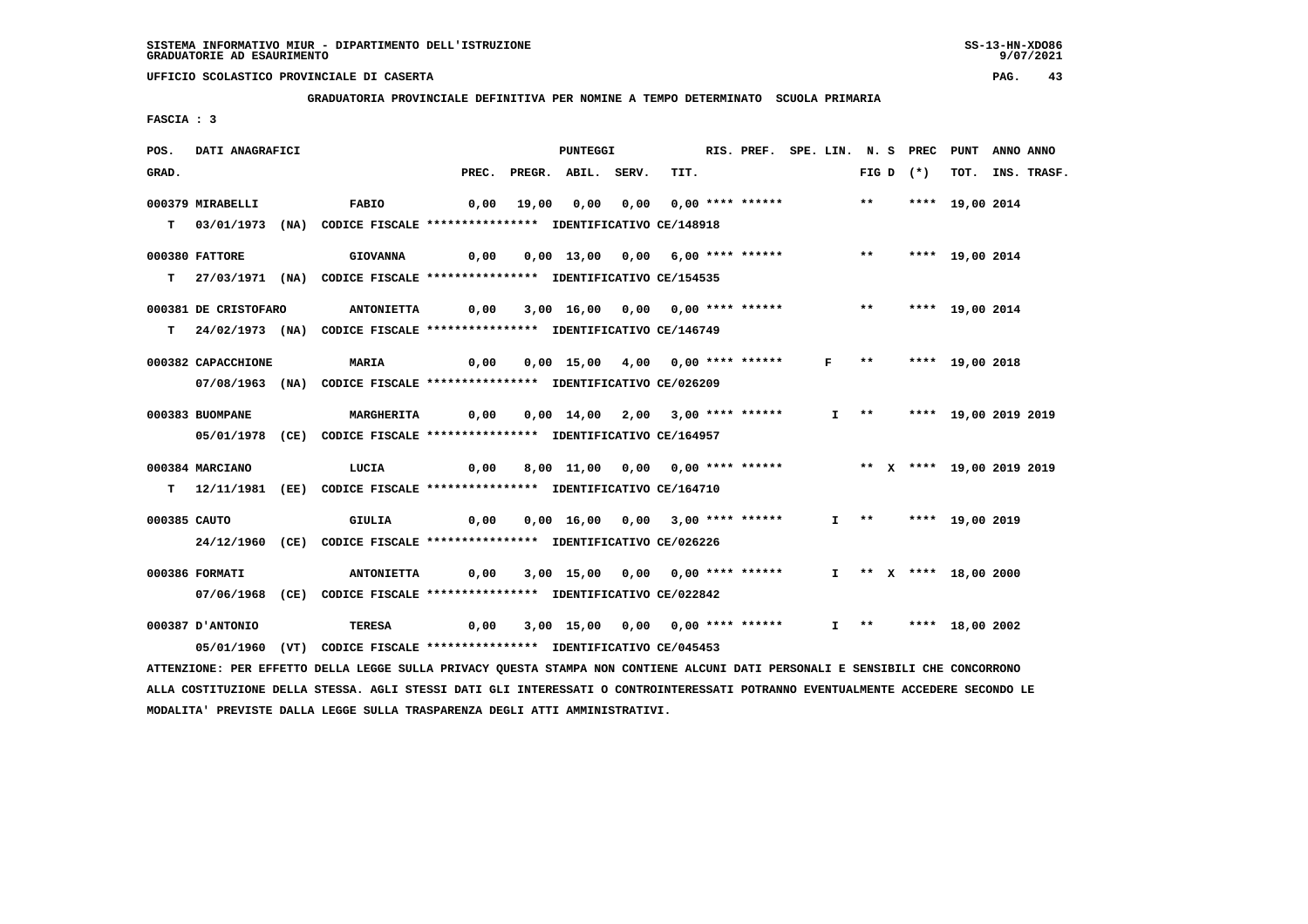SISTEMA INFORMATIVO MIUR - DIPARTIMENTO DELL'ISTRUZIONE
GRADUATORIE AD ESAURIMENTO

UFFICIO SCOLASTICO PROVINCIALE DI CASERTA

GRADUATORIA PROVINCIALE DEFINITIVA PER NOMINE A TEMPO DETERMINATO SCUOLA PRIMARIA

FASCIA : 3

| POS. GRAD. | DATI ANAGRAFICI | | PREC. | PREGR. | ABIL. | SERV. | TIT. | RIS. PREF. | SPE. LIN. | N. S FIG D | PREC (*) | PUNT TOT. | ANNO INS. | ANNO TRASF. |
|---|---|---|---|---|---|---|---|---|---|---|---|---|---|---|
| 000379 | MIRABELLI | FABIO | 0,00 | 19,00 | 0,00 | 0,00 | 0,00 | **** ****** | | ** | **** | 19,00 | 2014 | |
| T | 03/01/1973 (NA) | CODICE FISCALE **************** IDENTIFICATIVO CE/148918 | | | | | | | | | | | | |
| 000380 | FATTORE | GIOVANNA | 0,00 | 0,00 | 13,00 | 0,00 | 6,00 | **** ****** | | ** | **** | 19,00 | 2014 | |
| T | 27/03/1971 (NA) | CODICE FISCALE **************** IDENTIFICATIVO CE/154535 | | | | | | | | | | | | |
| 000381 | DE CRISTOFARO | ANTONIETTA | 0,00 | 3,00 | 16,00 | 0,00 | 0,00 | **** ****** | | ** | **** | 19,00 | 2014 | |
| T | 24/02/1973 (NA) | CODICE FISCALE **************** IDENTIFICATIVO CE/146749 | | | | | | | | | | | | |
| 000382 | CAPACCHIONE | MARIA | 0,00 | 0,00 | 15,00 | 4,00 | 0,00 | **** ****** | F | ** | **** | 19,00 | 2018 | |
| | 07/08/1963 (NA) | CODICE FISCALE **************** IDENTIFICATIVO CE/026209 | | | | | | | | | | | | |
| 000383 | BUOMPANE | MARGHERITA | 0,00 | 0,00 | 14,00 | 2,00 | 3,00 | **** ****** | I | ** | **** | 19,00 | 2019 | 2019 |
| | 05/01/1978 (CE) | CODICE FISCALE **************** IDENTIFICATIVO CE/164957 | | | | | | | | | | | | |
| 000384 | MARCIANO | LUCIA | 0,00 | 8,00 | 11,00 | 0,00 | 0,00 | **** ****** | | ** X | **** | 19,00 | 2019 | 2019 |
| T | 12/11/1981 (EE) | CODICE FISCALE **************** IDENTIFICATIVO CE/164710 | | | | | | | | | | | | |
| 000385 | CAUTO | GIULIA | 0,00 | 0,00 | 16,00 | 0,00 | 3,00 | **** ****** | I | ** | **** | 19,00 | 2019 | |
| | 24/12/1960 (CE) | CODICE FISCALE **************** IDENTIFICATIVO CE/026226 | | | | | | | | | | | | |
| 000386 | FORMATI | ANTONIETTA | 0,00 | 3,00 | 15,00 | 0,00 | 0,00 | **** ****** | I | ** X | **** | 18,00 | 2000 | |
| | 07/06/1968 (CE) | CODICE FISCALE **************** IDENTIFICATIVO CE/022842 | | | | | | | | | | | | |
| 000387 | D'ANTONIO | TERESA | 0,00 | 3,00 | 15,00 | 0,00 | 0,00 | **** ****** | I | ** | **** | 18,00 | 2002 | |
| | 05/01/1960 (VT) | CODICE FISCALE **************** IDENTIFICATIVO CE/045453 | | | | | | | | | | | | |

ATTENZIONE: PER EFFETTO DELLA LEGGE SULLA PRIVACY QUESTA STAMPA NON CONTIENE ALCUNI DATI PERSONALI E SENSIBILI CHE CONCORRONO ALLA COSTITUZIONE DELLA STESSA. AGLI STESSI DATI GLI INTERESSATI O CONTROINTERESSATI POTRANNO EVENTUALMENTE ACCEDERE SECONDO LE MODALITA' PREVISTE DALLA LEGGE SULLA TRASPARENZA DEGLI ATTI AMMINISTRATIVI.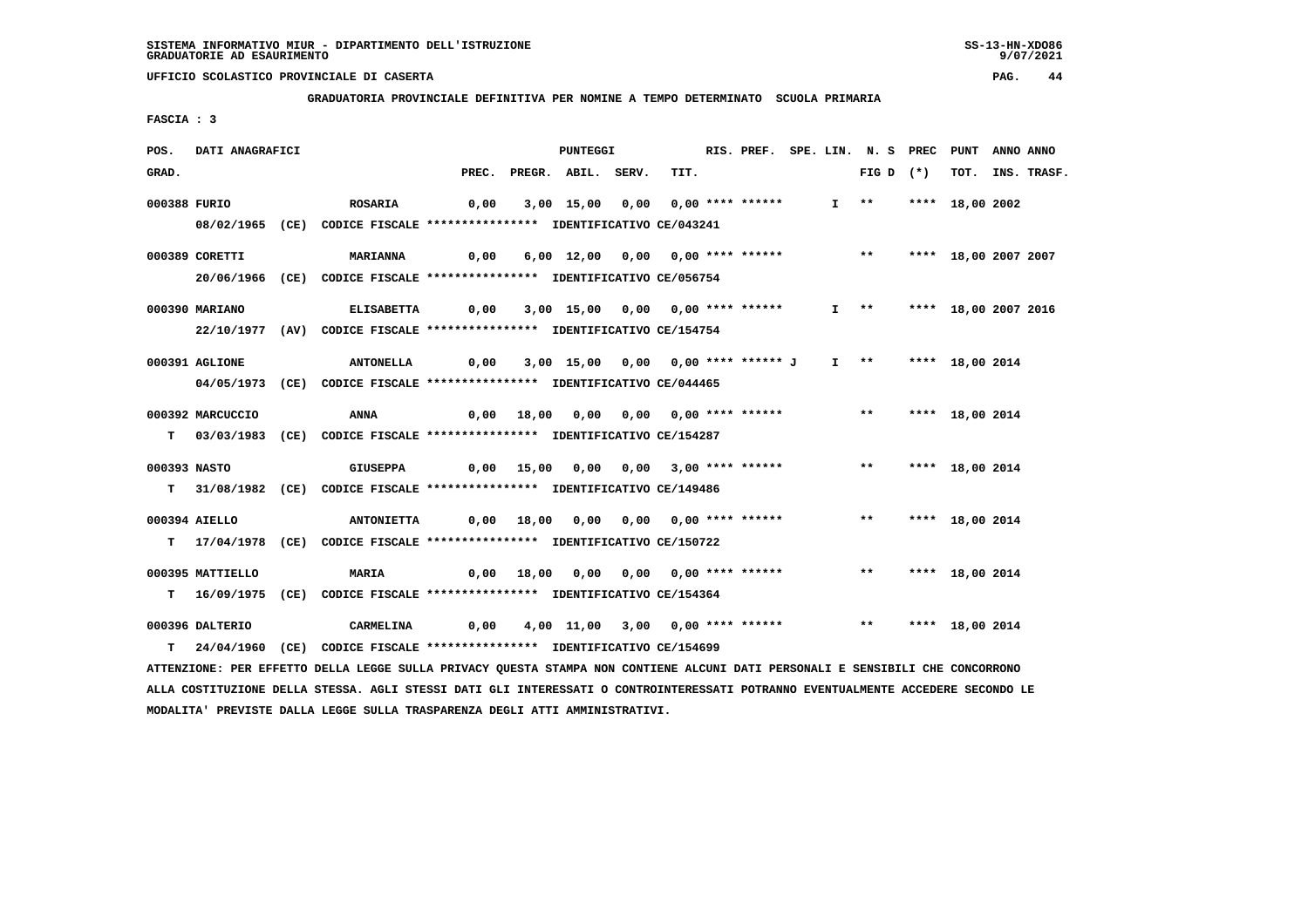SISTEMA INFORMATIVO MIUR - DIPARTIMENTO DELL'ISTRUZIONE
GRADUATORIE AD ESAURIMENTO

UFFICIO SCOLASTICO PROVINCIALE DI CASERTA

**GRADUATORIA PROVINCIALE DEFINITIVA PER NOMINE A TEMPO DETERMINATO SCUOLA PRIMARIA**

FASCIA : 3

| POS. GRAD. | DATI ANAGRAFICI | | PREC. | PREGR. | ABIL. | SERV. | TIT. | RIS. PREF. | SPE. LIN. | N. S FIG D | PREC (*) | PUNT TOT. | ANNO INS. | ANNO TRASF. |
|---|---|---|---|---|---|---|---|---|---|---|---|---|---|---|
| 000388 | FURIO | ROSARIA | 0,00 | 3,00 | 15,00 | 0,00 | 0,00 | **** ****** | I | ** | **** | 18,00 | 2002 | |
| | 08/02/1965 (CE) CODICE FISCALE **************** IDENTIFICATIVO CE/043241 | | | | | | | | | | | | | |
| 000389 | CORETTI | MARIANNA | 0,00 | 6,00 | 12,00 | 0,00 | 0,00 | **** ****** | | ** | **** | 18,00 | 2007 | 2007 |
| | 20/06/1966 (CE) CODICE FISCALE **************** IDENTIFICATIVO CE/056754 | | | | | | | | | | | | | |
| 000390 | MARIANO | ELISABETTA | 0,00 | 3,00 | 15,00 | 0,00 | 0,00 | **** ****** | I | ** | **** | 18,00 | 2007 | 2016 |
| | 22/10/1977 (AV) CODICE FISCALE **************** IDENTIFICATIVO CE/154754 | | | | | | | | | | | | | |
| 000391 | AGLIONE | ANTONELLA | 0,00 | 3,00 | 15,00 | 0,00 | 0,00 | **** ****** J | I | ** | **** | 18,00 | 2014 | |
| | 04/05/1973 (CE) CODICE FISCALE **************** IDENTIFICATIVO CE/044465 | | | | | | | | | | | | | |
| 000392 | MARCUCCIO | ANNA | 0,00 | 18,00 | 0,00 | 0,00 | 0,00 | **** ****** | | ** | **** | 18,00 | 2014 | |
| T | 03/03/1983 (CE) CODICE FISCALE **************** IDENTIFICATIVO CE/154287 | | | | | | | | | | | | | |
| 000393 | NASTO | GIUSEPPA | 0,00 | 15,00 | 0,00 | 0,00 | 3,00 | **** ****** | | ** | **** | 18,00 | 2014 | |
| T | 31/08/1982 (CE) CODICE FISCALE **************** IDENTIFICATIVO CE/149486 | | | | | | | | | | | | | |
| 000394 | AIELLO | ANTONIETTA | 0,00 | 18,00 | 0,00 | 0,00 | 0,00 | **** ****** | | ** | **** | 18,00 | 2014 | |
| T | 17/04/1978 (CE) CODICE FISCALE **************** IDENTIFICATIVO CE/150722 | | | | | | | | | | | | | |
| 000395 | MATTIELLO | MARIA | 0,00 | 18,00 | 0,00 | 0,00 | 0,00 | **** ****** | | ** | **** | 18,00 | 2014 | |
| T | 16/09/1975 (CE) CODICE FISCALE **************** IDENTIFICATIVO CE/154364 | | | | | | | | | | | | | |
| 000396 | DALTERIO | CARMELINA | 0,00 | 4,00 | 11,00 | 3,00 | 0,00 | **** ****** | | ** | **** | 18,00 | 2014 | |
| T | 24/04/1960 (CE) CODICE FISCALE **************** IDENTIFICATIVO CE/154699 | | | | | | | | | | | | | |

ATTENZIONE: PER EFFETTO DELLA LEGGE SULLA PRIVACY QUESTA STAMPA NON CONTIENE ALCUNI DATI PERSONALI E SENSIBILI CHE CONCORRONO ALLA COSTITUZIONE DELLA STESSA. AGLI STESSI DATI GLI INTERESSATI O CONTROINTERESSATI POTRANNO EVENTUALMENTE ACCEDERE SECONDO LE MODALITA' PREVISTE DALLA LEGGE SULLA TRASPARENZA DEGLI ATTI AMMINISTRATIVI.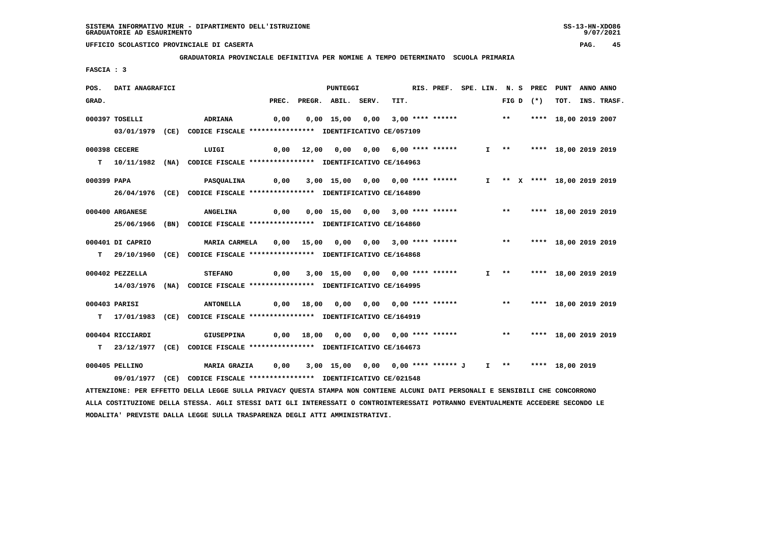SISTEMA INFORMATIVO MIUR - DIPARTIMENTO DELL'ISTRUZIONE
GRADUATORIE AD ESAURIMENTO

UFFICIO SCOLASTICO PROVINCIALE DI CASERTA

GRADUATORIA PROVINCIALE DEFINITIVA PER NOMINE A TEMPO DETERMINATO SCUOLA PRIMARIA

FASCIA : 3

| POS. GRAD. | DATI ANAGRAFICI | | PREC. | PREGR. | ABIL. | SERV. | TIT. | RIS. PREF. | SPE. LIN. | N. S FIG D | PREC (*) | PUNT TOT. | ANNO INS. | ANNO TRASF. |
|---|---|---|---|---|---|---|---|---|---|---|---|---|---|---|
| 000397 | TOSELLI ADRIANA 03/01/1979 (CE) CODICE FISCALE **************** IDENTIFICATIVO CE/057109 | | 0,00 | 0,00 | 15,00 | 0,00 | 3,00 | **** ****** | | ** | **** | 18,00 | 2019 | 2007 |
| 000398 | CECERE LUIGI 10/11/1982 (NA) CODICE FISCALE **************** IDENTIFICATIVO CE/164963 | T | 0,00 | 12,00 | 0,00 | 0,00 | 6,00 | **** ****** | I | ** | **** | 18,00 | 2019 | 2019 |
| 000399 | PAPA PASQUALINA 26/04/1976 (CE) CODICE FISCALE **************** IDENTIFICATIVO CE/164890 | | 0,00 | 3,00 | 15,00 | 0,00 | 0,00 | **** ****** | I | ** X | **** | 18,00 | 2019 | 2019 |
| 000400 | ARGANESE ANGELINA 25/06/1966 (BN) CODICE FISCALE **************** IDENTIFICATIVO CE/164860 | | 0,00 | 0,00 | 15,00 | 0,00 | 3,00 | **** ****** | | ** | **** | 18,00 | 2019 | 2019 |
| 000401 | DI CAPRIO MARIA CARMELA 29/10/1960 (CE) CODICE FISCALE **************** IDENTIFICATIVO CE/164868 | T | 0,00 | 15,00 | 0,00 | 0,00 | 3,00 | **** ****** | | ** | **** | 18,00 | 2019 | 2019 |
| 000402 | PEZZELLA STEFANO 14/03/1976 (NA) CODICE FISCALE **************** IDENTIFICATIVO CE/164995 | | 0,00 | 3,00 | 15,00 | 0,00 | 0,00 | **** ****** | I | ** | **** | 18,00 | 2019 | 2019 |
| 000403 | PARISI ANTONELLA 17/01/1983 (CE) CODICE FISCALE **************** IDENTIFICATIVO CE/164919 | T | 0,00 | 18,00 | 0,00 | 0,00 | 0,00 | **** ****** | | ** | **** | 18,00 | 2019 | 2019 |
| 000404 | RICCIARDI GIUSEPPINA 23/12/1977 (CE) CODICE FISCALE **************** IDENTIFICATIVO CE/164673 | T | 0,00 | 18,00 | 0,00 | 0,00 | 0,00 | **** ****** | | ** | **** | 18,00 | 2019 | 2019 |
| 000405 | PELLINO MARIA GRAZIA 09/01/1977 (CE) CODICE FISCALE **************** IDENTIFICATIVO CE/021548 | | 0,00 | 3,00 | 15,00 | 0,00 | 0,00 | **** ****** J | I | ** | **** | 18,00 | 2019 | |

ATTENZIONE: PER EFFETTO DELLA LEGGE SULLA PRIVACY QUESTA STAMPA NON CONTIENE ALCUNI DATI PERSONALI E SENSIBILI CHE CONCORRONO ALLA COSTITUZIONE DELLA STESSA. AGLI STESSI DATI GLI INTERESSATI O CONTROINTERESSATI POTRANNO EVENTUALMENTE ACCEDERE SECONDO LE MODALITA' PREVISTE DALLA LEGGE SULLA TRASPARENZA DEGLI ATTI AMMINISTRATIVI.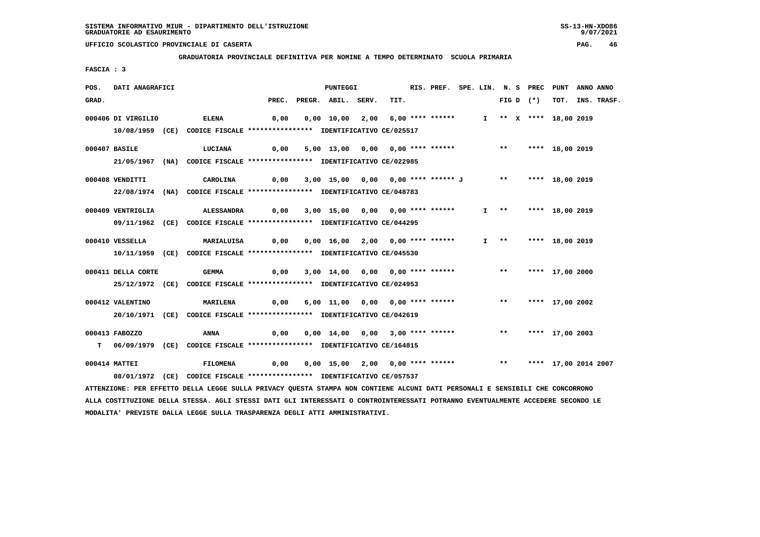SISTEMA INFORMATIVO MIUR - DIPARTIMENTO DELL'ISTRUZIONE
GRADUATORIE AD ESAURIMENTO

UFFICIO SCOLASTICO PROVINCIALE DI CASERTA

**GRADUATORIA PROVINCIALE DEFINITIVA PER NOMINE A TEMPO DETERMINATO SCUOLA PRIMARIA**

FASCIA : 3

| POS. GRAD. | DATI ANAGRAFICI | | PREC. | PREGR. | ABIL. | SERV. | TIT. | RIS. PREF. | SPE. LIN. | N. S FIG D | PREC (*) | PUNT TOT. | ANNO INS. | ANNO TRASF. |
|---|---|---|---|---|---|---|---|---|---|---|---|---|---|---|
| 000406 | DI VIRGILIO | ELENA | 0,00 | 0,00 | 10,00 | 2,00 | 6,00 | **** ****** | I | ** X | **** | 18,00 | 2019 | |
| | 10/08/1959 (CE) CODICE FISCALE **************** IDENTIFICATIVO CE/025517 | | | | | | | | | | | | | |
| 000407 | BASILE | LUCIANA | 0,00 | 5,00 | 13,00 | 0,00 | 0,00 | **** ****** | | ** | **** | 18,00 | 2019 | |
| | 21/05/1967 (NA) CODICE FISCALE **************** IDENTIFICATIVO CE/022985 | | | | | | | | | | | | | |
| 000408 | VENDITTI | CAROLINA | 0,00 | 3,00 | 15,00 | 0,00 | 0,00 | **** ****** J | | ** | **** | 18,00 | 2019 | |
| | 22/08/1974 (NA) CODICE FISCALE **************** IDENTIFICATIVO CE/048783 | | | | | | | | | | | | | |
| 000409 | VENTRIGLIA | ALESSANDRA | 0,00 | 3,00 | 15,00 | 0,00 | 0,00 | **** ****** | I | ** | **** | 18,00 | 2019 | |
| | 09/11/1962 (CE) CODICE FISCALE **************** IDENTIFICATIVO CE/044295 | | | | | | | | | | | | | |
| 000410 | VESSELLA | MARIALUISA | 0,00 | 0,00 | 16,00 | 2,00 | 0,00 | **** ****** | I | ** | **** | 18,00 | 2019 | |
| | 10/11/1959 (CE) CODICE FISCALE **************** IDENTIFICATIVO CE/045530 | | | | | | | | | | | | | |
| 000411 | DELLA CORTE | GEMMA | 0,00 | 3,00 | 14,00 | 0,00 | 0,00 | **** ****** | | ** | **** | 17,00 | 2000 | |
| | 25/12/1972 (CE) CODICE FISCALE **************** IDENTIFICATIVO CE/024953 | | | | | | | | | | | | | |
| 000412 | VALENTINO | MARILENA | 0,00 | 6,00 | 11,00 | 0,00 | 0,00 | **** ****** | | ** | **** | 17,00 | 2002 | |
| | 20/10/1971 (CE) CODICE FISCALE **************** IDENTIFICATIVO CE/042619 | | | | | | | | | | | | | |
| 000413 | FABOZZO | ANNA | 0,00 | 0,00 | 14,00 | 0,00 | 3,00 | **** ****** | | ** | **** | 17,00 | 2003 | |
| T | 06/09/1979 (CE) CODICE FISCALE **************** IDENTIFICATIVO CE/164815 | | | | | | | | | | | | | |
| 000414 | MATTEI | FILOMENA | 0,00 | 0,00 | 15,00 | 2,00 | 0,00 | **** ****** | | ** | **** | 17,00 | 2014 | 2007 |
| | 08/01/1972 (CE) CODICE FISCALE **************** IDENTIFICATIVO CE/057537 | | | | | | | | | | | | | |

ATTENZIONE: PER EFFETTO DELLA LEGGE SULLA PRIVACY QUESTA STAMPA NON CONTIENE ALCUNI DATI PERSONALI E SENSIBILI CHE CONCORRONO ALLA COSTITUZIONE DELLA STESSA. AGLI STESSI DATI GLI INTERESSATI O CONTROINTERESSATI POTRANNO EVENTUALMENTE ACCEDERE SECONDO LE MODALITA' PREVISTE DALLA LEGGE SULLA TRASPARENZA DEGLI ATTI AMMINISTRATIVI.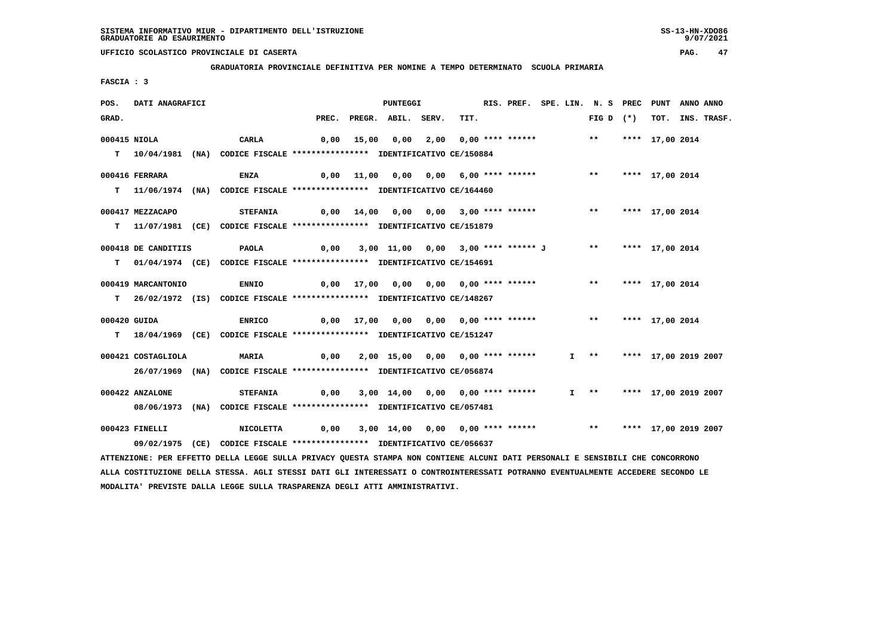SISTEMA INFORMATIVO MIUR - DIPARTIMENTO DELL'ISTRUZIONE
GRADUATORIE AD ESAURIMENTO

UFFICIO SCOLASTICO PROVINCIALE DI CASERTA

GRADUATORIA PROVINCIALE DEFINITIVA PER NOMINE A TEMPO DETERMINATO SCUOLA PRIMARIA

FASCIA : 3

| POS. GRAD. | DATI ANAGRAFICI | | PREC. | PREGR. | ABIL. | SERV. | TIT. | RIS. PREF. | SPE. LIN. | N. S FIG D | PREC (*) | PUNT TOT. | ANNO INS. | ANNO TRASF. |
|---|---|---|---|---|---|---|---|---|---|---|---|---|---|---|
| 000415 | NIOLA | CARLA | 0,00 | 15,00 | 0,00 | 2,00 | 0,00 | **** ****** | | ** | **** | 17,00 | 2014 | |
| T | 10/04/1981 (NA) CODICE FISCALE **************** IDENTIFICATIVO CE/150884 | | | | | | | | | | | | | |
| 000416 | FERRARA | ENZA | 0,00 | 11,00 | 0,00 | 0,00 | 6,00 | **** ****** | | ** | **** | 17,00 | 2014 | |
| T | 11/06/1974 (NA) CODICE FISCALE **************** IDENTIFICATIVO CE/164460 | | | | | | | | | | | | | |
| 000417 | MEZZACAPO | STEFANIA | 0,00 | 14,00 | 0,00 | 0,00 | 3,00 | **** ****** | | ** | **** | 17,00 | 2014 | |
| T | 11/07/1981 (CE) CODICE FISCALE **************** IDENTIFICATIVO CE/151879 | | | | | | | | | | | | | |
| 000418 | DE CANDITIIS | PAOLA | 0,00 | 3,00 | 11,00 | 0,00 | 3,00 | **** ****** J | | ** | **** | 17,00 | 2014 | |
| T | 01/04/1974 (CE) CODICE FISCALE **************** IDENTIFICATIVO CE/154691 | | | | | | | | | | | | | |
| 000419 | MARCANTONIO | ENNIO | 0,00 | 17,00 | 0,00 | 0,00 | 0,00 | **** ****** | | ** | **** | 17,00 | 2014 | |
| T | 26/02/1972 (IS) CODICE FISCALE **************** IDENTIFICATIVO CE/148267 | | | | | | | | | | | | | |
| 000420 | GUIDA | ENRICO | 0,00 | 17,00 | 0,00 | 0,00 | 0,00 | **** ****** | | ** | **** | 17,00 | 2014 | |
| T | 18/04/1969 (CE) CODICE FISCALE **************** IDENTIFICATIVO CE/151247 | | | | | | | | | | | | | |
| 000421 | COSTAGLIOLA | MARIA | 0,00 | 2,00 | 15,00 | 0,00 | 0,00 | **** ****** | I | ** | **** | 17,00 | 2019 | 2007 |
| | 26/07/1969 (NA) CODICE FISCALE **************** IDENTIFICATIVO CE/056874 | | | | | | | | | | | | | |
| 000422 | ANZALONE | STEFANIA | 0,00 | 3,00 | 14,00 | 0,00 | 0,00 | **** ****** | I | ** | **** | 17,00 | 2019 | 2007 |
| | 08/06/1973 (NA) CODICE FISCALE **************** IDENTIFICATIVO CE/057481 | | | | | | | | | | | | | |
| 000423 | FINELLI | NICOLETTA | 0,00 | 3,00 | 14,00 | 0,00 | 0,00 | **** ****** | | ** | **** | 17,00 | 2019 | 2007 |
| | 09/02/1975 (CE) CODICE FISCALE **************** IDENTIFICATIVO CE/056637 | | | | | | | | | | | | | |

ATTENZIONE: PER EFFETTO DELLA LEGGE SULLA PRIVACY QUESTA STAMPA NON CONTIENE ALCUNI DATI PERSONALI E SENSIBILI CHE CONCORRONO ALLA COSTITUZIONE DELLA STESSA. AGLI STESSI DATI GLI INTERESSATI O CONTROINTERESSATI POTRANNO EVENTUALMENTE ACCEDERE SECONDO LE MODALITA' PREVISTE DALLA LEGGE SULLA TRASPARENZA DEGLI ATTI AMMINISTRATIVI.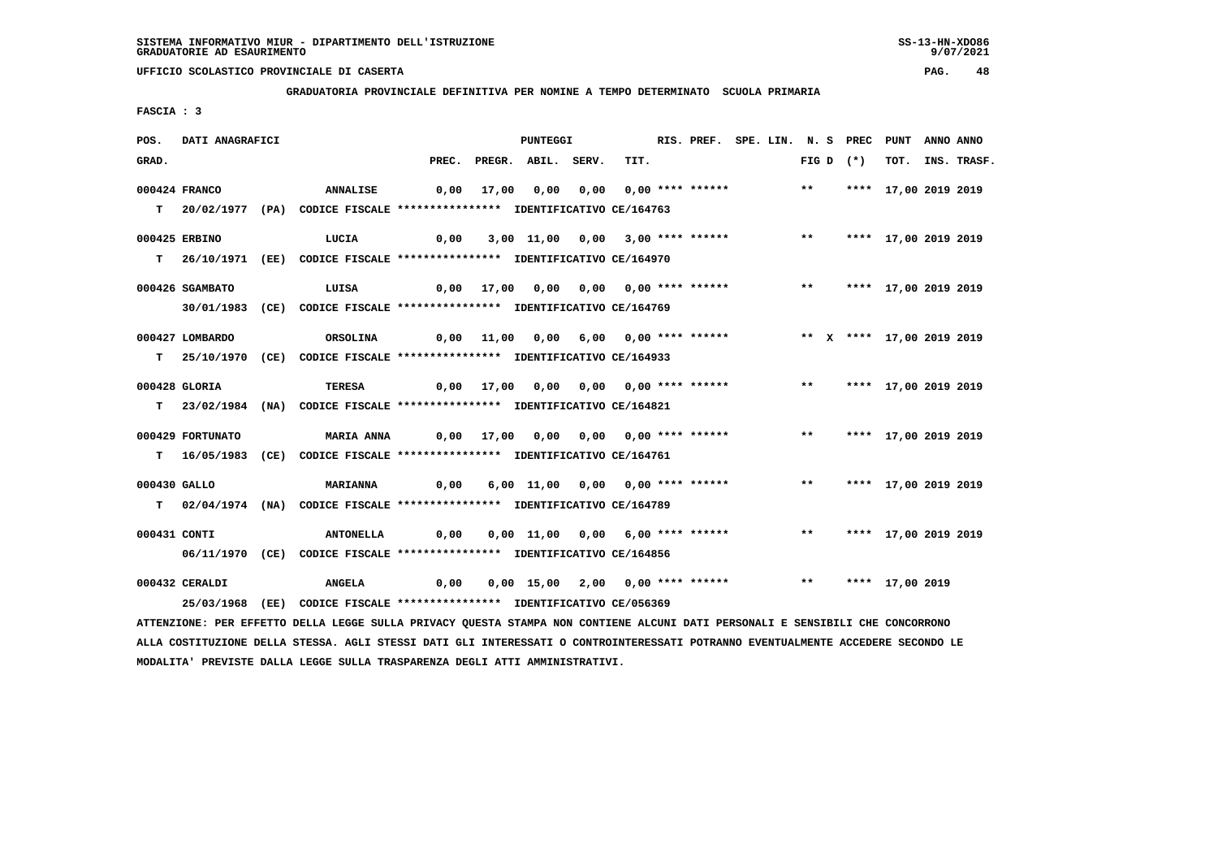SISTEMA INFORMATIVO MIUR - DIPARTIMENTO DELL'ISTRUZIONE
GRADUATORIE AD ESAURIMENTO

UFFICIO SCOLASTICO PROVINCIALE DI CASERTA

**GRADUATORIA PROVINCIALE DEFINITIVA PER NOMINE A TEMPO DETERMINATO SCUOLA PRIMARIA**

FASCIA : 3

| POS. GRAD. | DATI ANAGRAFICI | | PREC. | PREGR. | ABIL. | SERV. | TIT. | RIS. PREF. | SPE. LIN. | N. S FIG D | PREC (*) | PUNT TOT. | ANNO INS. | ANNO TRASF. |
|---|---|---|---|---|---|---|---|---|---|---|---|---|---|---|
| 000424 | FRANCO | ANNALISE | 0,00 | 17,00 | 0,00 | 0,00 | 0,00 | **** ****** | | ** | **** | 17,00 | 2019 | 2019 |
| T | 20/02/1977 (PA) CODICE FISCALE **************** IDENTIFICATIVO CE/164763 | | | | | | | | | | | | | |
| 000425 | ERBINO | LUCIA | 0,00 | 3,00 | 11,00 | 0,00 | 3,00 | **** ****** | | ** | **** | 17,00 | 2019 | 2019 |
| T | 26/10/1971 (EE) CODICE FISCALE **************** IDENTIFICATIVO CE/164970 | | | | | | | | | | | | | |
| 000426 | SGAMBATO | LUISA | 0,00 | 17,00 | 0,00 | 0,00 | 0,00 | **** ****** | | ** | **** | 17,00 | 2019 | 2019 |
| | 30/01/1983 (CE) CODICE FISCALE **************** IDENTIFICATIVO CE/164769 | | | | | | | | | | | | | |
| 000427 | LOMBARDO | ORSOLINA | 0,00 | 11,00 | 0,00 | 6,00 | 0,00 | **** ****** | | ** X | **** | 17,00 | 2019 | 2019 |
| T | 25/10/1970 (CE) CODICE FISCALE **************** IDENTIFICATIVO CE/164933 | | | | | | | | | | | | | |
| 000428 | GLORIA | TERESA | 0,00 | 17,00 | 0,00 | 0,00 | 0,00 | **** ****** | | ** | **** | 17,00 | 2019 | 2019 |
| T | 23/02/1984 (NA) CODICE FISCALE **************** IDENTIFICATIVO CE/164821 | | | | | | | | | | | | | |
| 000429 | FORTUNATO | MARIA ANNA | 0,00 | 17,00 | 0,00 | 0,00 | 0,00 | **** ****** | | ** | **** | 17,00 | 2019 | 2019 |
| T | 16/05/1983 (CE) CODICE FISCALE **************** IDENTIFICATIVO CE/164761 | | | | | | | | | | | | | |
| 000430 | GALLO | MARIANNA | 0,00 | 6,00 | 11,00 | 0,00 | 0,00 | **** ****** | | ** | **** | 17,00 | 2019 | 2019 |
| T | 02/04/1974 (NA) CODICE FISCALE **************** IDENTIFICATIVO CE/164789 | | | | | | | | | | | | | |
| 000431 | CONTI | ANTONELLA | 0,00 | 0,00 | 11,00 | 0,00 | 6,00 | **** ****** | | ** | **** | 17,00 | 2019 | 2019 |
| | 06/11/1970 (CE) CODICE FISCALE **************** IDENTIFICATIVO CE/164856 | | | | | | | | | | | | | |
| 000432 | CERALDI | ANGELA | 0,00 | 0,00 | 15,00 | 2,00 | 0,00 | **** ****** | | ** | **** | 17,00 | 2019 | |
| | 25/03/1968 (EE) CODICE FISCALE **************** IDENTIFICATIVO CE/056369 | | | | | | | | | | | | | |

ATTENZIONE: PER EFFETTO DELLA LEGGE SULLA PRIVACY QUESTA STAMPA NON CONTIENE ALCUNI DATI PERSONALI E SENSIBILI CHE CONCORRONO ALLA COSTITUZIONE DELLA STESSA. AGLI STESSI DATI GLI INTERESSATI O CONTROINTERESSATI POTRANNO EVENTUALMENTE ACCEDERE SECONDO LE MODALITA' PREVISTE DALLA LEGGE SULLA TRASPARENZA DEGLI ATTI AMMINISTRATIVI.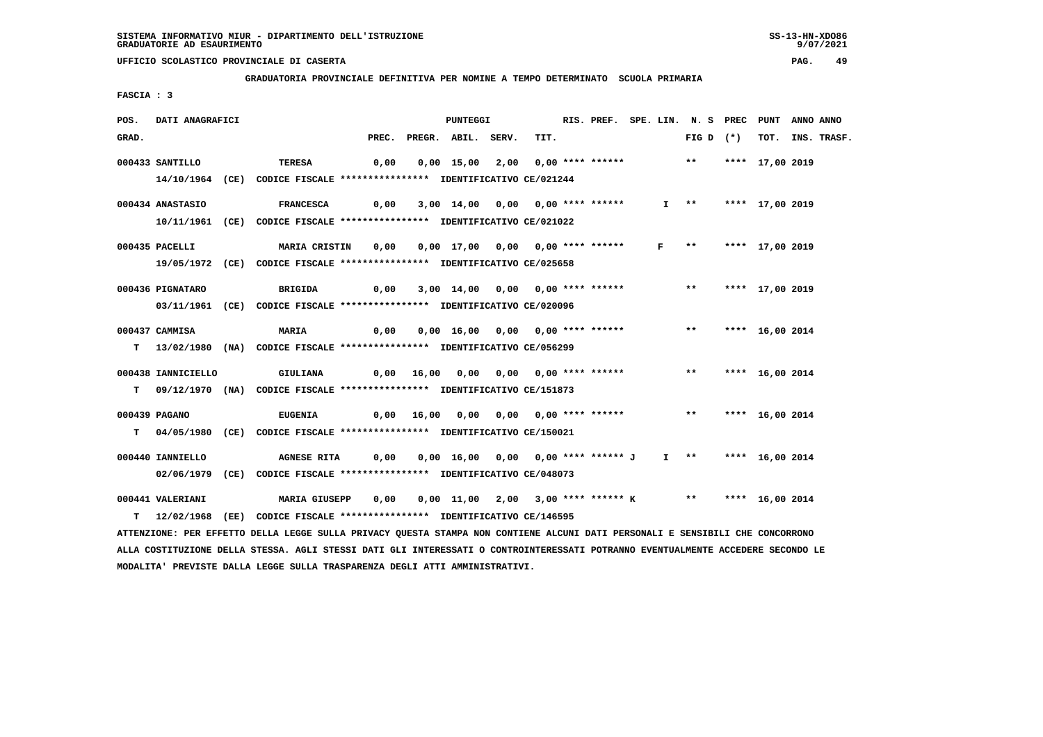SISTEMA INFORMATIVO MIUR - DIPARTIMENTO DELL'ISTRUZIONE
GRADUATORIE AD ESAURIMENTO

UFFICIO SCOLASTICO PROVINCIALE DI CASERTA

**GRADUATORIA PROVINCIALE DEFINITIVA PER NOMINE A TEMPO DETERMINATO SCUOLA PRIMARIA**

FASCIA : 3

| POS. GRAD. | DATI ANAGRAFICI | | PREC. | PREGR. | ABIL. | SERV. | TIT. | RIS. PREF. | SPE. LIN. | N. S FIG D | PREC (*) | PUNT TOT. | ANNO INS. | ANNO TRASF. |
|---|---|---|---|---|---|---|---|---|---|---|---|---|---|---|
| 000433 | SANTILLO | TERESA | 0,00 | 0,00 | 15,00 | 2,00 | 0,00 | **** ****** | | ** | **** | 17,00 | 2019 | |
| | 14/10/1964 (CE) CODICE FISCALE **************** IDENTIFICATIVO CE/021244 | | | | | | | | | | | | | |
| 000434 | ANASTASIO | FRANCESCA | 0,00 | 3,00 | 14,00 | 0,00 | 0,00 | **** ****** | I | ** | **** | 17,00 | 2019 | |
| | 10/11/1961 (CE) CODICE FISCALE **************** IDENTIFICATIVO CE/021022 | | | | | | | | | | | | | |
| 000435 | PACELLI | MARIA CRISTIN | 0,00 | 0,00 | 17,00 | 0,00 | 0,00 | **** ****** | F | ** | **** | 17,00 | 2019 | |
| | 19/05/1972 (CE) CODICE FISCALE **************** IDENTIFICATIVO CE/025658 | | | | | | | | | | | | | |
| 000436 | PIGNATARO | BRIGIDA | 0,00 | 3,00 | 14,00 | 0,00 | 0,00 | **** ****** | | ** | **** | 17,00 | 2019 | |
| | 03/11/1961 (CE) CODICE FISCALE **************** IDENTIFICATIVO CE/020096 | | | | | | | | | | | | | |
| 000437 | CAMMISA | MARIA | 0,00 | 0,00 | 16,00 | 0,00 | 0,00 | **** ****** | | ** | **** | 16,00 | 2014 | |
| T | 13/02/1980 (NA) CODICE FISCALE **************** IDENTIFICATIVO CE/056299 | | | | | | | | | | | | | |
| 000438 | IANNICIELLO | GIULIANA | 0,00 | 16,00 | 0,00 | 0,00 | 0,00 | **** ****** | | ** | **** | 16,00 | 2014 | |
| T | 09/12/1970 (NA) CODICE FISCALE **************** IDENTIFICATIVO CE/151873 | | | | | | | | | | | | | |
| 000439 | PAGANO | EUGENIA | 0,00 | 16,00 | 0,00 | 0,00 | 0,00 | **** ****** | | ** | **** | 16,00 | 2014 | |
| T | 04/05/1980 (CE) CODICE FISCALE **************** IDENTIFICATIVO CE/150021 | | | | | | | | | | | | | |
| 000440 | IANNIELLO | AGNESE RITA | 0,00 | 0,00 | 16,00 | 0,00 | 0,00 | **** ****** J | I | ** | **** | 16,00 | 2014 | |
| | 02/06/1979 (CE) CODICE FISCALE **************** IDENTIFICATIVO CE/048073 | | | | | | | | | | | | | |
| 000441 | VALERIANI | MARIA GIUSEPP | 0,00 | 0,00 | 11,00 | 2,00 | 3,00 | **** ****** K | | ** | **** | 16,00 | 2014 | |
| T | 12/02/1968 (EE) CODICE FISCALE **************** IDENTIFICATIVO CE/146595 | | | | | | | | | | | | | |

ATTENZIONE: PER EFFETTO DELLA LEGGE SULLA PRIVACY QUESTA STAMPA NON CONTIENE ALCUNI DATI PERSONALI E SENSIBILI CHE CONCORRONO ALLA COSTITUZIONE DELLA STESSA. AGLI STESSI DATI GLI INTERESSATI O CONTROINTERESSATI POTRANNO EVENTUALMENTE ACCEDERE SECONDO LE MODALITA' PREVISTE DALLA LEGGE SULLA TRASPARENZA DEGLI ATTI AMMINISTRATIVI.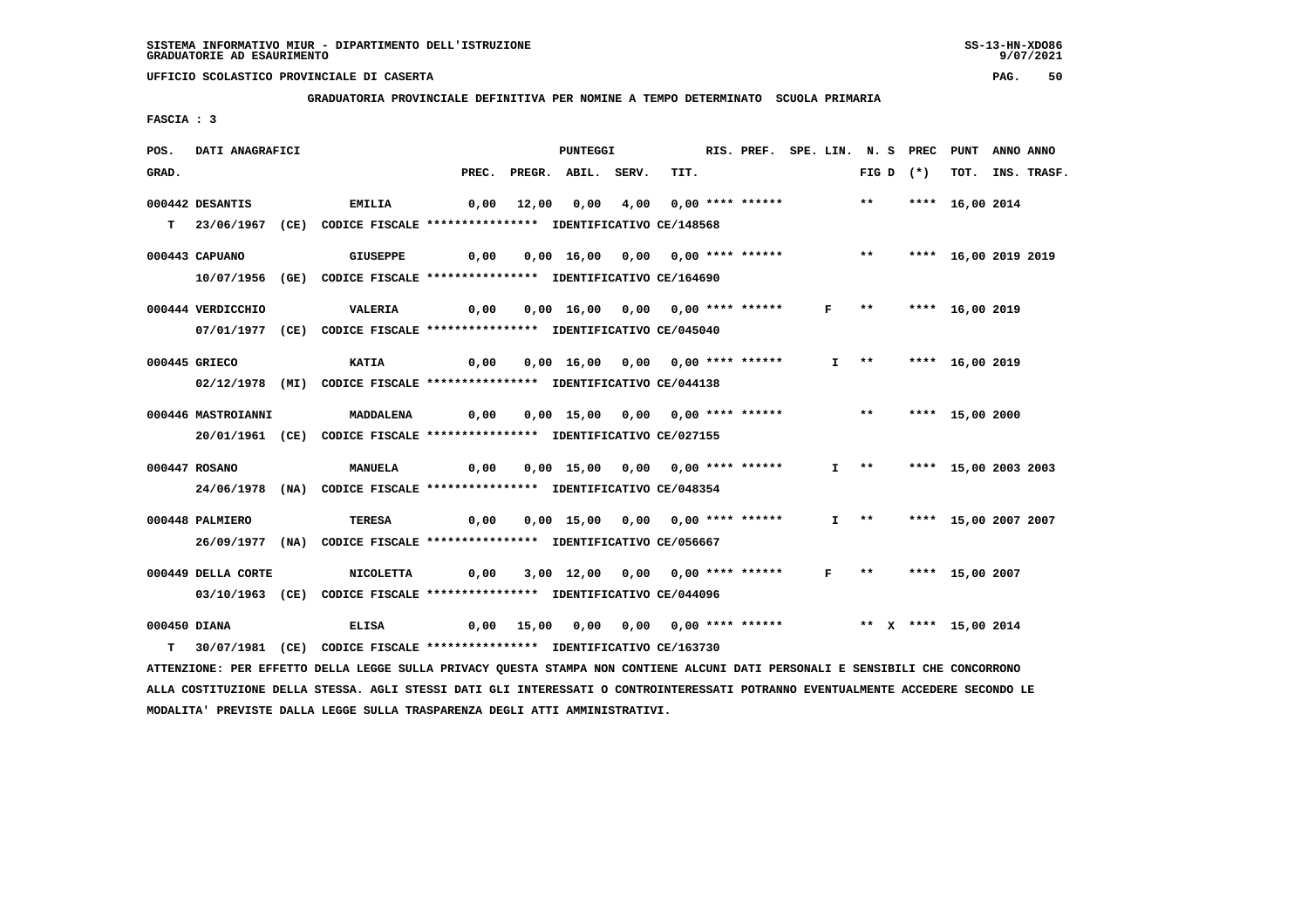SISTEMA INFORMATIVO MIUR - DIPARTIMENTO DELL'ISTRUZIONE
GRADUATORIE AD ESAURIMENTO

UFFICIO SCOLASTICO PROVINCIALE DI CASERTA

**GRADUATORIA PROVINCIALE DEFINITIVA PER NOMINE A TEMPO DETERMINATO SCUOLA PRIMARIA**

FASCIA : 3

| POS. GRAD. | DATI ANAGRAFICI | | PREC. | PREGR. | ABIL. | SERV. | TIT. | RIS. PREF. | SPE. LIN. | N. S FIG D | PREC (*) | PUNT TOT. | ANNO INS. | ANNO TRASF. |
|---|---|---|---|---|---|---|---|---|---|---|---|---|---|---|
| 000442 | DESANTIS | EMILIA | 0,00 | 12,00 | 0,00 | 4,00 | 0,00 | **** ****** | | ** | **** | 16,00 | 2014 | |
| T | 23/06/1967 (CE) CODICE FISCALE **************** IDENTIFICATIVO CE/148568 | | | | | | | | | | | | | |
| 000443 | CAPUANO | GIUSEPPE | 0,00 | 0,00 | 16,00 | 0,00 | 0,00 | **** ****** | | ** | **** | 16,00 | 2019 | 2019 |
| | 10/07/1956 (GE) CODICE FISCALE **************** IDENTIFICATIVO CE/164690 | | | | | | | | | | | | | |
| 000444 | VERDICCHIO | VALERIA | 0,00 | 0,00 | 16,00 | 0,00 | 0,00 | **** ****** | F | ** | **** | 16,00 | 2019 | |
| | 07/01/1977 (CE) CODICE FISCALE **************** IDENTIFICATIVO CE/045040 | | | | | | | | | | | | | |
| 000445 | GRIECO | KATIA | 0,00 | 0,00 | 16,00 | 0,00 | 0,00 | **** ****** | I | ** | **** | 16,00 | 2019 | |
| | 02/12/1978 (MI) CODICE FISCALE **************** IDENTIFICATIVO CE/044138 | | | | | | | | | | | | | |
| 000446 | MASTROIANNI | MADDALENA | 0,00 | 0,00 | 15,00 | 0,00 | 0,00 | **** ****** | | ** | **** | 15,00 | 2000 | |
| | 20/01/1961 (CE) CODICE FISCALE **************** IDENTIFICATIVO CE/027155 | | | | | | | | | | | | | |
| 000447 | ROSANO | MANUELA | 0,00 | 0,00 | 15,00 | 0,00 | 0,00 | **** ****** | I | ** | **** | 15,00 | 2003 | 2003 |
| | 24/06/1978 (NA) CODICE FISCALE **************** IDENTIFICATIVO CE/048354 | | | | | | | | | | | | | |
| 000448 | PALMIERO | TERESA | 0,00 | 0,00 | 15,00 | 0,00 | 0,00 | **** ****** | I | ** | **** | 15,00 | 2007 | 2007 |
| | 26/09/1977 (NA) CODICE FISCALE **************** IDENTIFICATIVO CE/056667 | | | | | | | | | | | | | |
| 000449 | DELLA CORTE | NICOLETTA | 0,00 | 3,00 | 12,00 | 0,00 | 0,00 | **** ****** | F | ** | **** | 15,00 | 2007 | |
| | 03/10/1963 (CE) CODICE FISCALE **************** IDENTIFICATIVO CE/044096 | | | | | | | | | | | | | |
| 000450 | DIANA | ELISA | 0,00 | 15,00 | 0,00 | 0,00 | 0,00 | **** ****** | | ** X | **** | 15,00 | 2014 | |
| T | 30/07/1981 (CE) CODICE FISCALE **************** IDENTIFICATIVO CE/163730 | | | | | | | | | | | | | |

ATTENZIONE: PER EFFETTO DELLA LEGGE SULLA PRIVACY QUESTA STAMPA NON CONTIENE ALCUNI DATI PERSONALI E SENSIBILI CHE CONCORRONO ALLA COSTITUZIONE DELLA STESSA. AGLI STESSI DATI GLI INTERESSATI O CONTROINTERESSATI POTRANNO EVENTUALMENTE ACCEDERE SECONDO LE MODALITA' PREVISTE DALLA LEGGE SULLA TRASPARENZA DEGLI ATTI AMMINISTRATIVI.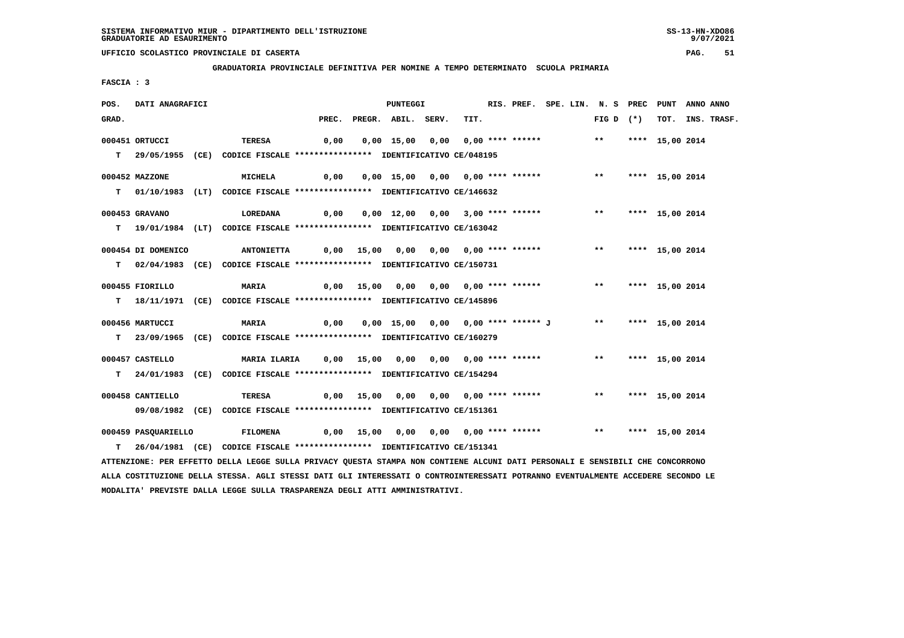GRADUATORIA PROVINCIALE DEFINITIVA PER NOMINE A TEMPO DETERMINATO SCUOLA PRIMARIA

FASCIA : 3

| POS. GRAD. | DATI ANAGRAFICI | | PREC. | PREGR. | ABIL. | SERV. | TIT. | RIS. PREF. | SPE. LIN. | N. S FIG D | PREC (*) | PUNT TOT. | ANNO INS. | ANNO TRASF. |
|---|---|---|---|---|---|---|---|---|---|---|---|---|---|---|
| 000451 | ORTUCCI | TERESA | 0,00 | 0,00 | 15,00 | 0,00 | 0,00 | **** ****** | | ** | **** | 15,00 | 2014 | |
| T | 29/05/1955 (CE) CODICE FISCALE **************** IDENTIFICATIVO CE/048195 | | | | | | | | | | | | | |
| 000452 | MAZZONE | MICHELA | 0,00 | 0,00 | 15,00 | 0,00 | 0,00 | **** ****** | | ** | **** | 15,00 | 2014 | |
| T | 01/10/1983 (LT) CODICE FISCALE **************** IDENTIFICATIVO CE/146632 | | | | | | | | | | | | | |
| 000453 | GRAVANO | LOREDANA | 0,00 | 0,00 | 12,00 | 0,00 | 3,00 | **** ****** | | ** | **** | 15,00 | 2014 | |
| T | 19/01/1984 (LT) CODICE FISCALE **************** IDENTIFICATIVO CE/163042 | | | | | | | | | | | | | |
| 000454 | DI DOMENICO | ANTONIETTA | 0,00 | 15,00 | 0,00 | 0,00 | 0,00 | **** ****** | | ** | **** | 15,00 | 2014 | |
| T | 02/04/1983 (CE) CODICE FISCALE **************** IDENTIFICATIVO CE/150731 | | | | | | | | | | | | | |
| 000455 | FIORILLO | MARIA | 0,00 | 15,00 | 0,00 | 0,00 | 0,00 | **** ****** | | ** | **** | 15,00 | 2014 | |
| T | 18/11/1971 (CE) CODICE FISCALE **************** IDENTIFICATIVO CE/145896 | | | | | | | | | | | | | |
| 000456 | MARTUCCI | MARIA | 0,00 | 0,00 | 15,00 | 0,00 | 0,00 | **** ****** J | | ** | **** | 15,00 | 2014 | |
| T | 23/09/1965 (CE) CODICE FISCALE **************** IDENTIFICATIVO CE/160279 | | | | | | | | | | | | | |
| 000457 | CASTELLO | MARIA ILARIA | 0,00 | 15,00 | 0,00 | 0,00 | 0,00 | **** ****** | | ** | **** | 15,00 | 2014 | |
| T | 24/01/1983 (CE) CODICE FISCALE **************** IDENTIFICATIVO CE/154294 | | | | | | | | | | | | | |
| 000458 | CANTIELLO | TERESA | 0,00 | 15,00 | 0,00 | 0,00 | 0,00 | **** ****** | | ** | **** | 15,00 | 2014 | |
| | 09/08/1982 (CE) CODICE FISCALE **************** IDENTIFICATIVO CE/151361 | | | | | | | | | | | | | |
| 000459 | PASQUARIELLO | FILOMENA | 0,00 | 15,00 | 0,00 | 0,00 | 0,00 | **** ****** | | ** | **** | 15,00 | 2014 | |
| T | 26/04/1981 (CE) CODICE FISCALE **************** IDENTIFICATIVO CE/151341 | | | | | | | | | | | | | |

ATTENZIONE: PER EFFETTO DELLA LEGGE SULLA PRIVACY QUESTA STAMPA NON CONTIENE ALCUNI DATI PERSONALI E SENSIBILI CHE CONCORRONO ALLA COSTITUZIONE DELLA STESSA. AGLI STESSI DATI GLI INTERESSATI O CONTROINTERESSATI POTRANNO EVENTUALMENTE ACCEDERE SECONDO LE MODALITA' PREVISTE DALLA LEGGE SULLA TRASPARENZA DEGLI ATTI AMMINISTRATIVI.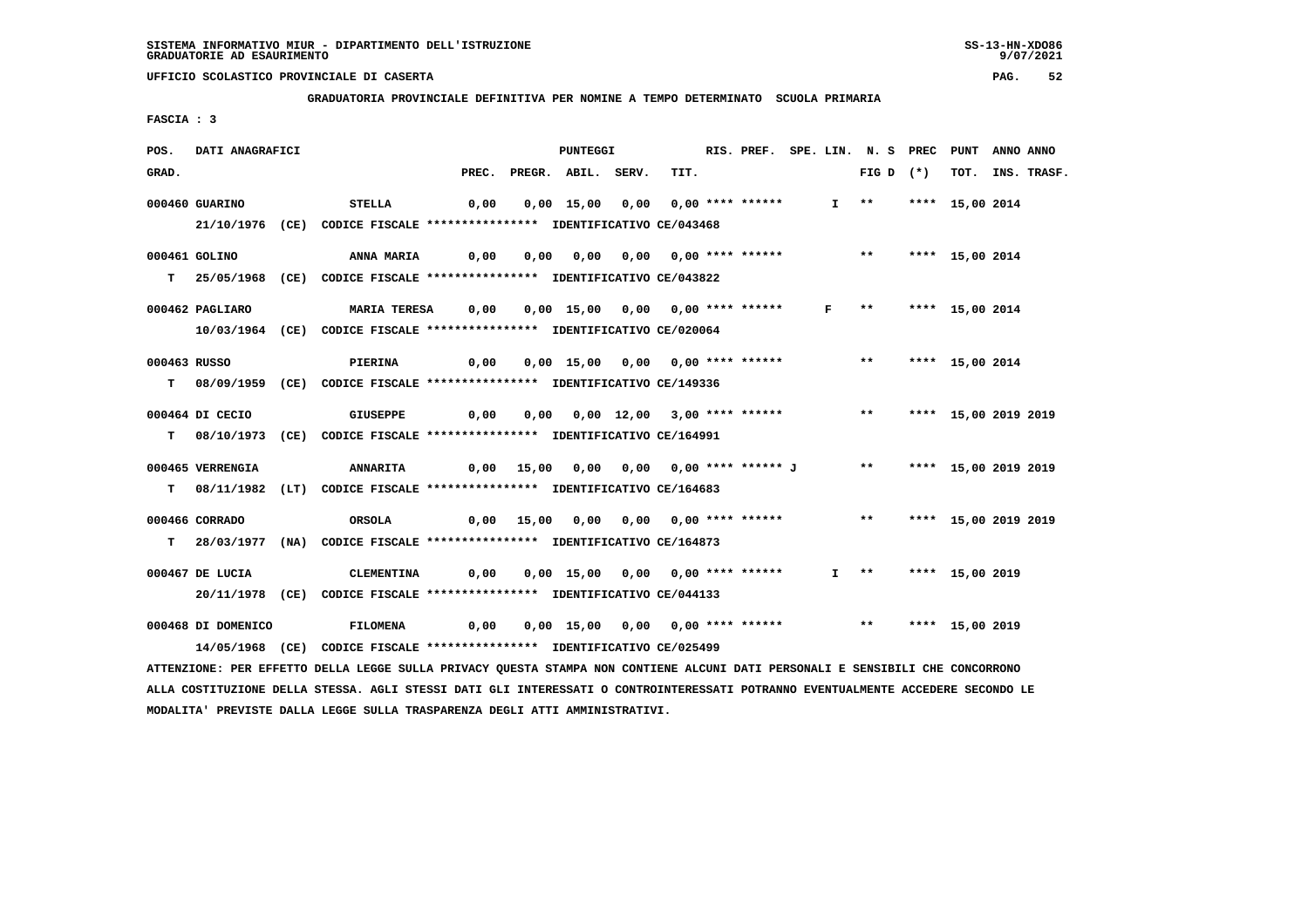SISTEMA INFORMATIVO MIUR - DIPARTIMENTO DELL'ISTRUZIONE
GRADUATORIE AD ESAURIMENTO

UFFICIO SCOLASTICO PROVINCIALE DI CASERTA

**GRADUATORIA PROVINCIALE DEFINITIVA PER NOMINE A TEMPO DETERMINATO SCUOLA PRIMARIA**

FASCIA : 3

| POS. GRAD. | DATI ANAGRAFICI | | PREC. | PREGR. | ABIL. | SERV. | TIT. | RIS. PREF. | SPE. LIN. | N. S FIG D | PREC (*) | PUNT TOT. | ANNO INS. | ANNO TRASF. |
|---|---|---|---|---|---|---|---|---|---|---|---|---|---|---|
| 000460 | GUARINO 21/10/1976 (CE) CODICE FISCALE **************** IDENTIFICATIVO CE/043468 | STELLA | 0,00 | 0,00 | 15,00 | 0,00 | 0,00 | **** ****** | I | ** | **** | 15,00 | 2014 | |
| 000461 T | GOLINO 25/05/1968 (CE) CODICE FISCALE **************** IDENTIFICATIVO CE/043822 | ANNA MARIA | 0,00 | 0,00 | 0,00 | 0,00 | 0,00 | **** ****** | | ** | **** | 15,00 | 2014 | |
| 000462 | PAGLIARO 10/03/1964 (CE) CODICE FISCALE **************** IDENTIFICATIVO CE/020064 | MARIA TERESA | 0,00 | 0,00 | 15,00 | 0,00 | 0,00 | **** ****** | F | ** | **** | 15,00 | 2014 | |
| 000463 T | RUSSO 08/09/1959 (CE) CODICE FISCALE **************** IDENTIFICATIVO CE/149336 | PIERINA | 0,00 | 0,00 | 15,00 | 0,00 | 0,00 | **** ****** | | ** | **** | 15,00 | 2014 | |
| 000464 T | DI CECIO 08/10/1973 (CE) CODICE FISCALE **************** IDENTIFICATIVO CE/164991 | GIUSEPPE | 0,00 | 0,00 | 0,00 | 12,00 | 3,00 | **** ****** | | ** | **** | 15,00 | 2019 | 2019 |
| 000465 T | VERRENGIA 08/11/1982 (LT) CODICE FISCALE **************** IDENTIFICATIVO CE/164683 | ANNARITA | 0,00 | 15,00 | 0,00 | 0,00 | 0,00 | **** ****** J | | ** | **** | 15,00 | 2019 | 2019 |
| 000466 T | CORRADO 28/03/1977 (NA) CODICE FISCALE **************** IDENTIFICATIVO CE/164873 | ORSOLA | 0,00 | 15,00 | 0,00 | 0,00 | 0,00 | **** ****** | | ** | **** | 15,00 | 2019 | 2019 |
| 000467 | DE LUCIA 20/11/1978 (CE) CODICE FISCALE **************** IDENTIFICATIVO CE/044133 | CLEMENTINA | 0,00 | 0,00 | 15,00 | 0,00 | 0,00 | **** ****** | I | ** | **** | 15,00 | 2019 | |
| 000468 | DI DOMENICO 14/05/1968 (CE) CODICE FISCALE **************** IDENTIFICATIVO CE/025499 | FILOMENA | 0,00 | 0,00 | 15,00 | 0,00 | 0,00 | **** ****** | | ** | **** | 15,00 | 2019 | |

ATTENZIONE: PER EFFETTO DELLA LEGGE SULLA PRIVACY QUESTA STAMPA NON CONTIENE ALCUNI DATI PERSONALI E SENSIBILI CHE CONCORRONO ALLA COSTITUZIONE DELLA STESSA. AGLI STESSI DATI GLI INTERESSATI O CONTROINTERESSATI POTRANNO EVENTUALMENTE ACCEDERE SECONDO LE MODALITA' PREVISTE DALLA LEGGE SULLA TRASPARENZA DEGLI ATTI AMMINISTRATIVI.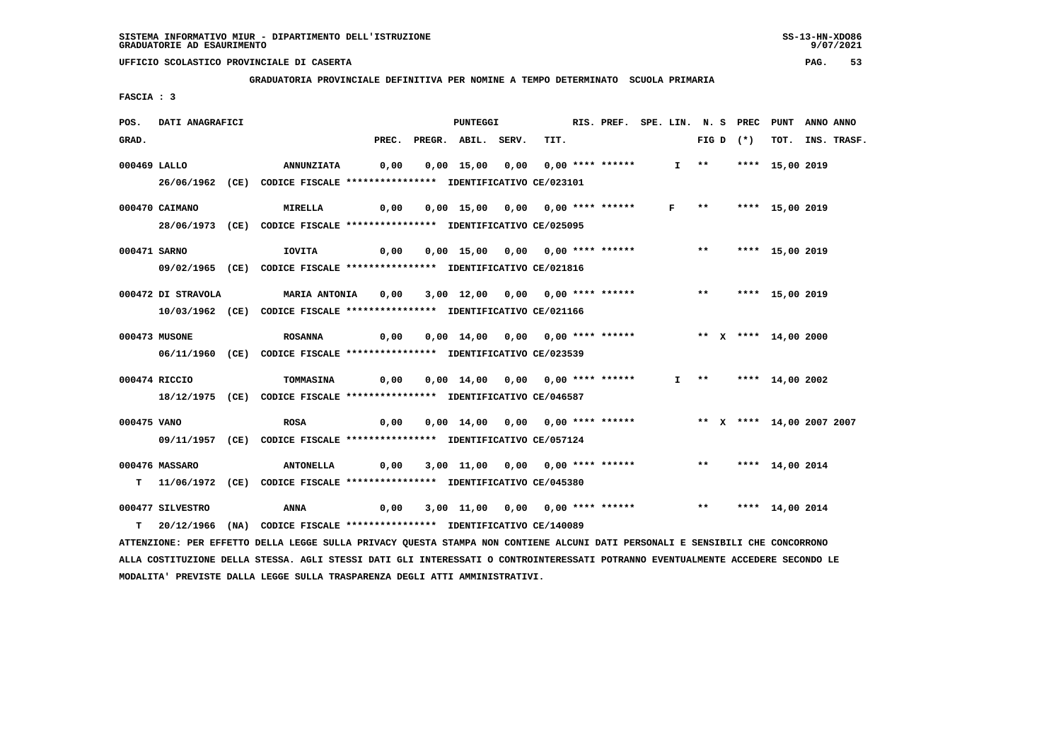SISTEMA INFORMATIVO MIUR - DIPARTIMENTO DELL'ISTRUZIONE
GRADUATORIE AD ESAURIMENTO

UFFICIO SCOLASTICO PROVINCIALE DI CASERTA

**GRADUATORIA PROVINCIALE DEFINITIVA PER NOMINE A TEMPO DETERMINATO SCUOLA PRIMARIA**

FASCIA : 3

| POS. GRAD. | DATI ANAGRAFICI | | PREC. | PREGR. | ABIL. | SERV. | TIT. | RIS. PREF. | SPE. LIN. | N. S FIG D | PREC (*) | PUNT TOT. | ANNO INS. | ANNO TRASF. |
|---|---|---|---|---|---|---|---|---|---|---|---|---|---|---|
| 000469 | LALLO | ANNUNZIATA | 0,00 | 0,00 | 15,00 | 0,00 | 0,00 | **** ****** | I | ** | **** | 15,00 | 2019 | |
| | 26/06/1962 (CE) CODICE FISCALE **************** IDENTIFICATIVO CE/023101 | | | | | | | | | | | | | |
| 000470 | CAIMANO | MIRELLA | 0,00 | 0,00 | 15,00 | 0,00 | 0,00 | **** ****** | F | ** | **** | 15,00 | 2019 | |
| | 28/06/1973 (CE) CODICE FISCALE **************** IDENTIFICATIVO CE/025095 | | | | | | | | | | | | | |
| 000471 | SARNO | IOVITA | 0,00 | 0,00 | 15,00 | 0,00 | 0,00 | **** ****** | | ** | **** | 15,00 | 2019 | |
| | 09/02/1965 (CE) CODICE FISCALE **************** IDENTIFICATIVO CE/021816 | | | | | | | | | | | | | |
| 000472 | DI STRAVOLA | MARIA ANTONIA | 0,00 | 3,00 | 12,00 | 0,00 | 0,00 | **** ****** | | ** | **** | 15,00 | 2019 | |
| | 10/03/1962 (CE) CODICE FISCALE **************** IDENTIFICATIVO CE/021166 | | | | | | | | | | | | | |
| 000473 | MUSONE | ROSANNA | 0,00 | 0,00 | 14,00 | 0,00 | 0,00 | **** ****** | | ** X | **** | 14,00 | 2000 | |
| | 06/11/1960 (CE) CODICE FISCALE **************** IDENTIFICATIVO CE/023539 | | | | | | | | | | | | | |
| 000474 | RICCIO | TOMMASINA | 0,00 | 0,00 | 14,00 | 0,00 | 0,00 | **** ****** | I | ** | **** | 14,00 | 2002 | |
| | 18/12/1975 (CE) CODICE FISCALE **************** IDENTIFICATIVO CE/046587 | | | | | | | | | | | | | |
| 000475 | VANO | ROSA | 0,00 | 0,00 | 14,00 | 0,00 | 0,00 | **** ****** | | ** X | **** | 14,00 | 2007 | 2007 |
| | 09/11/1957 (CE) CODICE FISCALE **************** IDENTIFICATIVO CE/057124 | | | | | | | | | | | | | |
| 000476 | MASSARO | ANTONELLA | 0,00 | 3,00 | 11,00 | 0,00 | 0,00 | **** ****** | | ** | **** | 14,00 | 2014 | |
| T | 11/06/1972 (CE) CODICE FISCALE **************** IDENTIFICATIVO CE/045380 | | | | | | | | | | | | | |
| 000477 | SILVESTRO | ANNA | 0,00 | 3,00 | 11,00 | 0,00 | 0,00 | **** ****** | | ** | **** | 14,00 | 2014 | |
| T | 20/12/1966 (NA) CODICE FISCALE **************** IDENTIFICATIVO CE/140089 | | | | | | | | | | | | | |

ATTENZIONE: PER EFFETTO DELLA LEGGE SULLA PRIVACY QUESTA STAMPA NON CONTIENE ALCUNI DATI PERSONALI E SENSIBILI CHE CONCORRONO ALLA COSTITUZIONE DELLA STESSA. AGLI STESSI DATI GLI INTERESSATI O CONTROINTERESSATI POTRANNO EVENTUALMENTE ACCEDERE SECONDO LE MODALITA' PREVISTE DALLA LEGGE SULLA TRASPARENZA DEGLI ATTI AMMINISTRATIVI.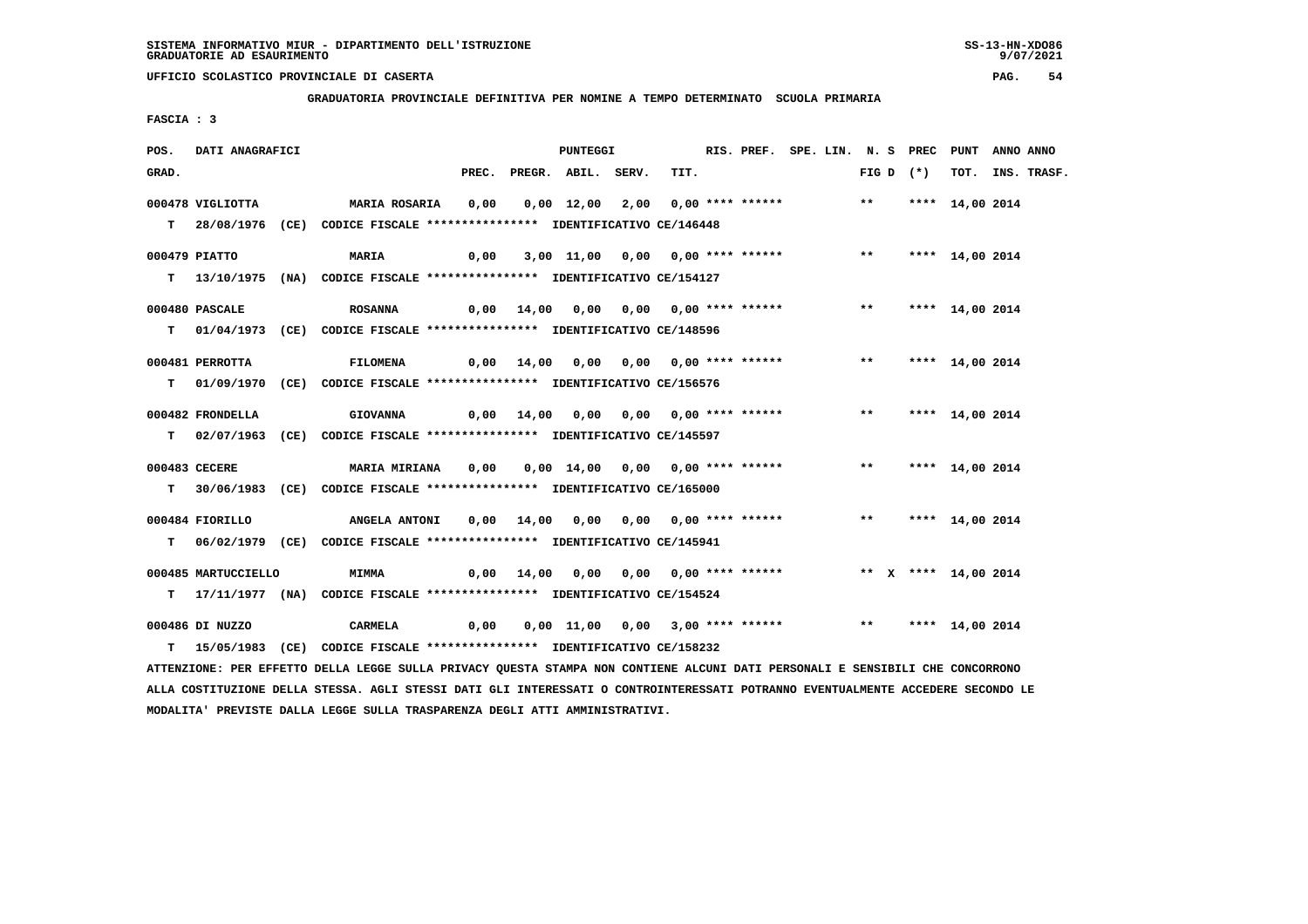SISTEMA INFORMATIVO MIUR - DIPARTIMENTO DELL'ISTRUZIONE
GRADUATORIE AD ESAURIMENTO

UFFICIO SCOLASTICO PROVINCIALE DI CASERTA

GRADUATORIA PROVINCIALE DEFINITIVA PER NOMINE A TEMPO DETERMINATO SCUOLA PRIMARIA

FASCIA : 3

| POS. GRAD. | DATI ANAGRAFICI | | PREC. | PREGR. | ABIL. | SERV. | TIT. | RIS. PREF. | SPE. LIN. | N. S FIG D | PREC (*) | PUNT TOT. | ANNO ANNO INS. TRASF. |
|---|---|---|---|---|---|---|---|---|---|---|---|---|---|
| 000478 | VIGLIOTTA | MARIA ROSARIA | 0,00 | 0,00 | 12,00 | 2,00 | 0,00 | **** ****** | | ** | **** | 14,00 | 2014 |
| T | 28/08/1976 (CE) | CODICE FISCALE **************** IDENTIFICATIVO CE/146448 | | | | | | | | | | | |
| 000479 | PIATTO | MARIA | 0,00 | 3,00 | 11,00 | 0,00 | 0,00 | **** ****** | | ** | **** | 14,00 | 2014 |
| T | 13/10/1975 (NA) | CODICE FISCALE **************** IDENTIFICATIVO CE/154127 | | | | | | | | | | | |
| 000480 | PASCALE | ROSANNA | 0,00 | 14,00 | 0,00 | 0,00 | 0,00 | **** ****** | | ** | **** | 14,00 | 2014 |
| T | 01/04/1973 (CE) | CODICE FISCALE **************** IDENTIFICATIVO CE/148596 | | | | | | | | | | | |
| 000481 | PERROTTA | FILOMENA | 0,00 | 14,00 | 0,00 | 0,00 | 0,00 | **** ****** | | ** | **** | 14,00 | 2014 |
| T | 01/09/1970 (CE) | CODICE FISCALE **************** IDENTIFICATIVO CE/156576 | | | | | | | | | | | |
| 000482 | FRONDELLA | GIOVANNA | 0,00 | 14,00 | 0,00 | 0,00 | 0,00 | **** ****** | | ** | **** | 14,00 | 2014 |
| T | 02/07/1963 (CE) | CODICE FISCALE **************** IDENTIFICATIVO CE/145597 | | | | | | | | | | | |
| 000483 | CECERE | MARIA MIRIANA | 0,00 | 0,00 | 14,00 | 0,00 | 0,00 | **** ****** | | ** | **** | 14,00 | 2014 |
| T | 30/06/1983 (CE) | CODICE FISCALE **************** IDENTIFICATIVO CE/165000 | | | | | | | | | | | |
| 000484 | FIORILLO | ANGELA ANTONI | 0,00 | 14,00 | 0,00 | 0,00 | 0,00 | **** ****** | | ** | **** | 14,00 | 2014 |
| T | 06/02/1979 (CE) | CODICE FISCALE **************** IDENTIFICATIVO CE/145941 | | | | | | | | | | | |
| 000485 | MARTUCCIELLO | MIMMA | 0,00 | 14,00 | 0,00 | 0,00 | 0,00 | **** ****** | | ** X | **** | 14,00 | 2014 |
| T | 17/11/1977 (NA) | CODICE FISCALE **************** IDENTIFICATIVO CE/154524 | | | | | | | | | | | |
| 000486 | DI NUZZO | CARMELA | 0,00 | 0,00 | 11,00 | 0,00 | 3,00 | **** ****** | | ** | **** | 14,00 | 2014 |
| T | 15/05/1983 (CE) | CODICE FISCALE **************** IDENTIFICATIVO CE/158232 | | | | | | | | | | | |

ATTENZIONE: PER EFFETTO DELLA LEGGE SULLA PRIVACY QUESTA STAMPA NON CONTIENE ALCUNI DATI PERSONALI E SENSIBILI CHE CONCORRONO ALLA COSTITUZIONE DELLA STESSA. AGLI STESSI DATI GLI INTERESSATI O CONTROINTERESSATI POTRANNO EVENTUALMENTE ACCEDERE SECONDO LE MODALITA' PREVISTE DALLA LEGGE SULLA TRASPARENZA DEGLI ATTI AMMINISTRATIVI.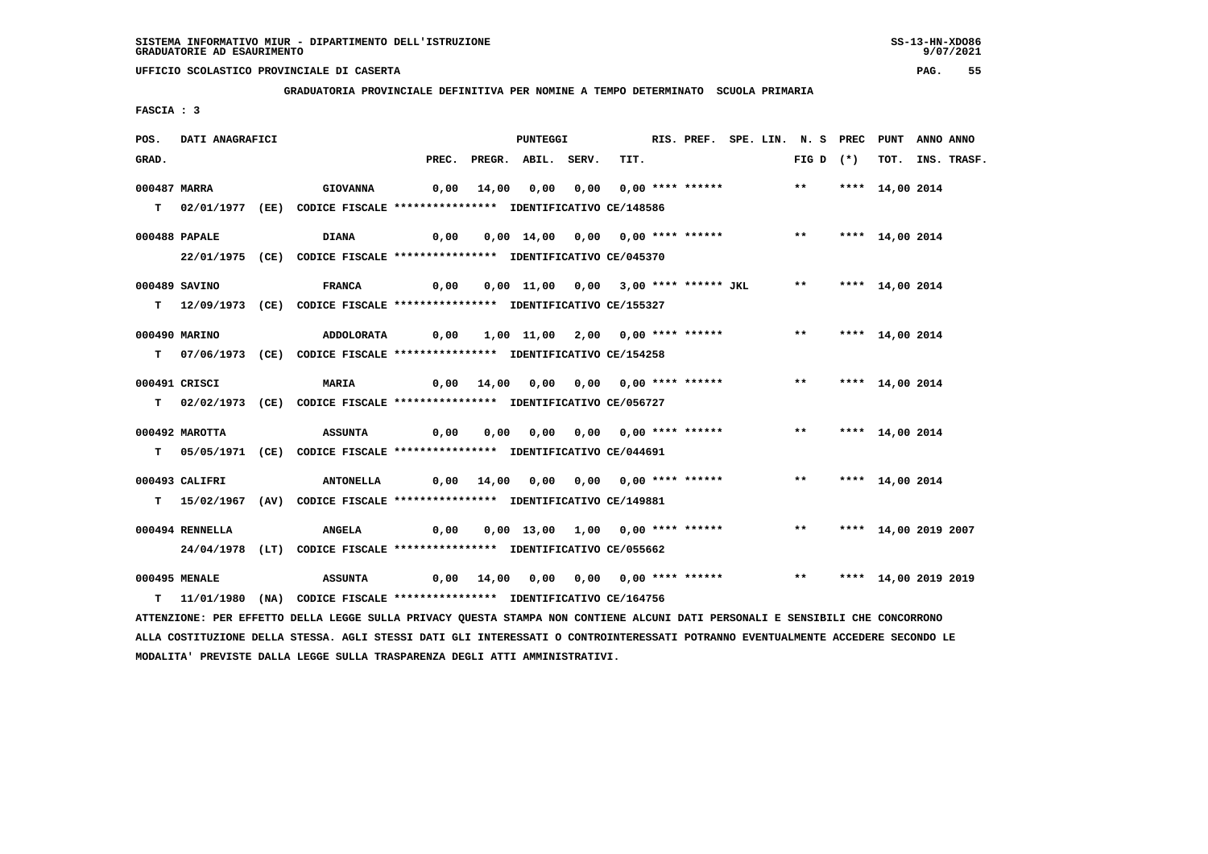SISTEMA INFORMATIVO MIUR - DIPARTIMENTO DELL'ISTRUZIONE
GRADUATORIE AD ESAURIMENTO

UFFICIO SCOLASTICO PROVINCIALE DI CASERTA

**GRADUATORIA PROVINCIALE DEFINITIVA PER NOMINE A TEMPO DETERMINATO SCUOLA PRIMARIA**

FASCIA : 3

| POS. GRAD. | DATI ANAGRAFICI | | PREC. | PREGR. | ABIL. | SERV. | TIT. | RIS. PREF. | SPE. LIN. | N. S FIG D | PREC (*) | PUNT TOT. | ANNO INS. | ANNO TRASF. |
|---|---|---|---|---|---|---|---|---|---|---|---|---|---|---|
| 000487 | MARRA | GIOVANNA | 0,00 | 14,00 | 0,00 | 0,00 | 0,00 | **** ****** | | ** | **** | 14,00 | 2014 | |
| T | 02/01/1977 (EE) | CODICE FISCALE **************** IDENTIFICATIVO CE/148586 | | | | | | | | | | | | |
| 000488 | PAPALE | DIANA | 0,00 | 0,00 | 14,00 | 0,00 | 0,00 | **** ****** | | ** | **** | 14,00 | 2014 | |
| | 22/01/1975 (CE) | CODICE FISCALE **************** IDENTIFICATIVO CE/045370 | | | | | | | | | | | | |
| 000489 | SAVINO | FRANCA | 0,00 | 0,00 | 11,00 | 0,00 | 3,00 | **** ****** JKL | | ** | **** | 14,00 | 2014 | |
| T | 12/09/1973 (CE) | CODICE FISCALE **************** IDENTIFICATIVO CE/155327 | | | | | | | | | | | | |
| 000490 | MARINO | ADDOLORATA | 0,00 | 1,00 | 11,00 | 2,00 | 0,00 | **** ****** | | ** | **** | 14,00 | 2014 | |
| T | 07/06/1973 (CE) | CODICE FISCALE **************** IDENTIFICATIVO CE/154258 | | | | | | | | | | | | |
| 000491 | CRISCI | MARIA | 0,00 | 14,00 | 0,00 | 0,00 | 0,00 | **** ****** | | ** | **** | 14,00 | 2014 | |
| T | 02/02/1973 (CE) | CODICE FISCALE **************** IDENTIFICATIVO CE/056727 | | | | | | | | | | | | |
| 000492 | MAROTTA | ASSUNTA | 0,00 | 0,00 | 0,00 | 0,00 | 0,00 | **** ****** | | ** | **** | 14,00 | 2014 | |
| T | 05/05/1971 (CE) | CODICE FISCALE **************** IDENTIFICATIVO CE/044691 | | | | | | | | | | | | |
| 000493 | CALIFRI | ANTONELLA | 0,00 | 14,00 | 0,00 | 0,00 | 0,00 | **** ****** | | ** | **** | 14,00 | 2014 | |
| T | 15/02/1967 (AV) | CODICE FISCALE **************** IDENTIFICATIVO CE/149881 | | | | | | | | | | | | |
| 000494 | RENNELLA | ANGELA | 0,00 | 0,00 | 13,00 | 1,00 | 0,00 | **** ****** | | ** | **** | 14,00 | 2019 | 2007 |
| | 24/04/1978 (LT) | CODICE FISCALE **************** IDENTIFICATIVO CE/055662 | | | | | | | | | | | | |
| 000495 | MENALE | ASSUNTA | 0,00 | 14,00 | 0,00 | 0,00 | 0,00 | **** ****** | | ** | **** | 14,00 | 2019 | 2019 |
| T | 11/01/1980 (NA) | CODICE FISCALE **************** IDENTIFICATIVO CE/164756 | | | | | | | | | | | | |

ATTENZIONE: PER EFFETTO DELLA LEGGE SULLA PRIVACY QUESTA STAMPA NON CONTIENE ALCUNI DATI PERSONALI E SENSIBILI CHE CONCORRONO ALLA COSTITUZIONE DELLA STESSA. AGLI STESSI DATI GLI INTERESSATI O CONTROINTERESSATI POTRANNO EVENTUALMENTE ACCEDERE SECONDO LE MODALITA' PREVISTE DALLA LEGGE SULLA TRASPARENZA DEGLI ATTI AMMINISTRATIVI.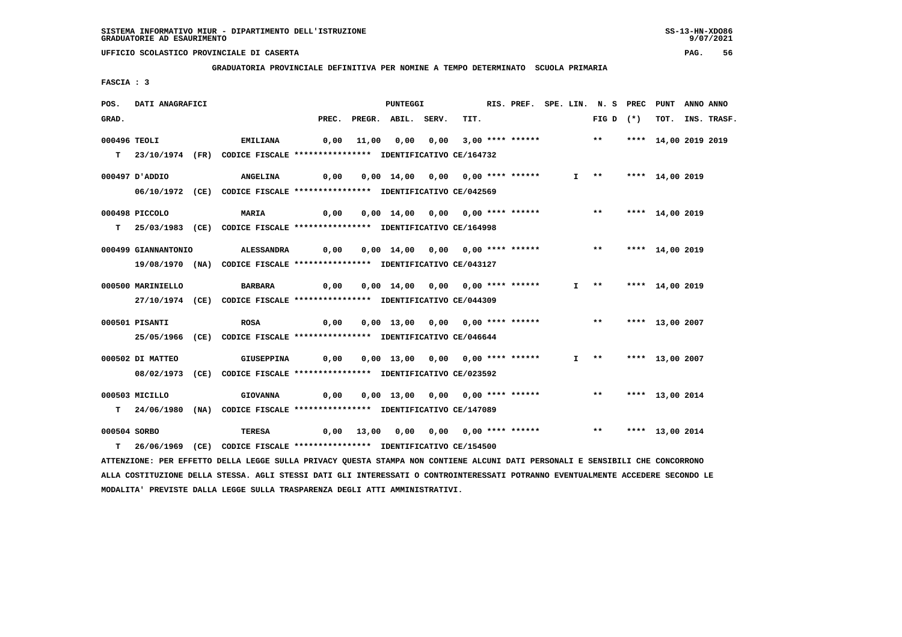SISTEMA INFORMATIVO MIUR - DIPARTIMENTO DELL'ISTRUZIONE
GRADUATORIE AD ESAURIMENTO

UFFICIO SCOLASTICO PROVINCIALE DI CASERTA

GRADUATORIA PROVINCIALE DEFINITIVA PER NOMINE A TEMPO DETERMINATO SCUOLA PRIMARIA

FASCIA : 3

| POS. GRAD. | DATI ANAGRAFICI | | PREC. | PREGR. | ABIL. | SERV. | TIT. | RIS. PREF. | SPE. LIN. | N. S FIG D | PREC (*) | PUNT TOT. | ANNO INS. | ANNO TRASF. |
|---|---|---|---|---|---|---|---|---|---|---|---|---|---|---|
| 000496 | TEOLI | EMILIANA | 0,00 | 11,00 | 0,00 | 0,00 | 3,00 | **** ****** | | ** | **** | 14,00 | 2019 | 2019 |
| T | 23/10/1974 (FR) | CODICE FISCALE **************** IDENTIFICATIVO CE/164732 | | | | | | | | | | | | |
| 000497 | D'ADDIO | ANGELINA | 0,00 | 0,00 | 14,00 | 0,00 | 0,00 | **** ****** | I | ** | **** | 14,00 | 2019 | |
| | 06/10/1972 (CE) | CODICE FISCALE **************** IDENTIFICATIVO CE/042569 | | | | | | | | | | | | |
| 000498 | PICCOLO | MARIA | 0,00 | 0,00 | 14,00 | 0,00 | 0,00 | **** ****** | | ** | **** | 14,00 | 2019 | |
| T | 25/03/1983 (CE) | CODICE FISCALE **************** IDENTIFICATIVO CE/164998 | | | | | | | | | | | | |
| 000499 | GIANNANTONIO | ALESSANDRA | 0,00 | 0,00 | 14,00 | 0,00 | 0,00 | **** ****** | | ** | **** | 14,00 | 2019 | |
| | 19/08/1970 (NA) | CODICE FISCALE **************** IDENTIFICATIVO CE/043127 | | | | | | | | | | | | |
| 000500 | MARINIELLO | BARBARA | 0,00 | 0,00 | 14,00 | 0,00 | 0,00 | **** ****** | I | ** | **** | 14,00 | 2019 | |
| | 27/10/1974 (CE) | CODICE FISCALE **************** IDENTIFICATIVO CE/044309 | | | | | | | | | | | | |
| 000501 | PISANTI | ROSA | 0,00 | 0,00 | 13,00 | 0,00 | 0,00 | **** ****** | | ** | **** | 13,00 | 2007 | |
| | 25/05/1966 (CE) | CODICE FISCALE **************** IDENTIFICATIVO CE/046644 | | | | | | | | | | | | |
| 000502 | DI MATTEO | GIUSEPPINA | 0,00 | 0,00 | 13,00 | 0,00 | 0,00 | **** ****** | I | ** | **** | 13,00 | 2007 | |
| | 08/02/1973 (CE) | CODICE FISCALE **************** IDENTIFICATIVO CE/023592 | | | | | | | | | | | | |
| 000503 | MICILLO | GIOVANNA | 0,00 | 0,00 | 13,00 | 0,00 | 0,00 | **** ****** | | ** | **** | 13,00 | 2014 | |
| T | 24/06/1980 (NA) | CODICE FISCALE **************** IDENTIFICATIVO CE/147089 | | | | | | | | | | | | |
| 000504 | SORBO | TERESA | 0,00 | 13,00 | 0,00 | 0,00 | 0,00 | **** ****** | | ** | **** | 13,00 | 2014 | |
| T | 26/06/1969 (CE) | CODICE FISCALE **************** IDENTIFICATIVO CE/154500 | | | | | | | | | | | | |

ATTENZIONE: PER EFFETTO DELLA LEGGE SULLA PRIVACY QUESTA STAMPA NON CONTIENE ALCUNI DATI PERSONALI E SENSIBILI CHE CONCORRONO ALLA COSTITUZIONE DELLA STESSA. AGLI STESSI DATI GLI INTERESSATI O CONTROINTERESSATI POTRANNO EVENTUALMENTE ACCEDERE SECONDO LE MODALITA' PREVISTE DALLA LEGGE SULLA TRASPARENZA DEGLI ATTI AMMINISTRATIVI.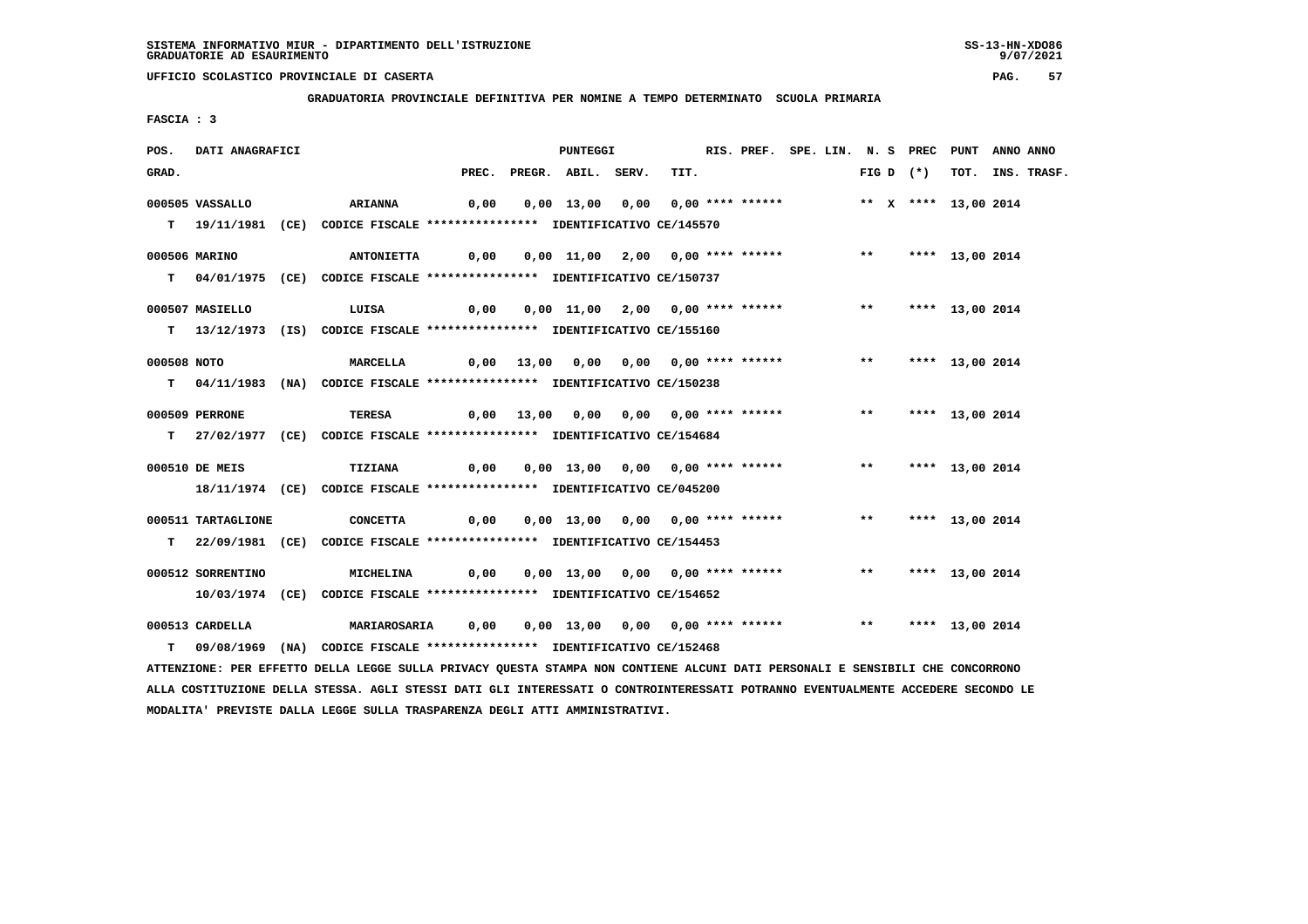SISTEMA INFORMATIVO MIUR - DIPARTIMENTO DELL'ISTRUZIONE
GRADUATORIE AD ESAURIMENTO

UFFICIO SCOLASTICO PROVINCIALE DI CASERTA

**GRADUATORIA PROVINCIALE DEFINITIVA PER NOMINE A TEMPO DETERMINATO SCUOLA PRIMARIA**

FASCIA : 3

| POS. GRAD. | DATI ANAGRAFICI | | PREC. | PREGR. | ABIL. | SERV. | TIT. | RIS. PREF. | SPE. LIN. | N. S FIG D | PREC (*) | PUNT TOT. | ANNO INS. | ANNO TRASF. |
|---|---|---|---|---|---|---|---|---|---|---|---|---|---|---|
| 000505 | VASSALLO | ARIANNA | 0,00 | 0,00 | 13,00 | 0,00 | 0,00 | **** ****** | | ** X | **** | 13,00 | 2014 | |
| T | 19/11/1981 (CE) CODICE FISCALE **************** IDENTIFICATIVO CE/145570 | | | | | | | | | | | | | |
| 000506 | MARINO | ANTONIETTA | 0,00 | 0,00 | 11,00 | 2,00 | 0,00 | **** ****** | | ** | **** | 13,00 | 2014 | |
| T | 04/01/1975 (CE) CODICE FISCALE **************** IDENTIFICATIVO CE/150737 | | | | | | | | | | | | | |
| 000507 | MASIELLO | LUISA | 0,00 | 0,00 | 11,00 | 2,00 | 0,00 | **** ****** | | ** | **** | 13,00 | 2014 | |
| T | 13/12/1973 (IS) CODICE FISCALE **************** IDENTIFICATIVO CE/155160 | | | | | | | | | | | | | |
| 000508 | NOTO | MARCELLA | 0,00 | 13,00 | 0,00 | 0,00 | 0,00 | **** ****** | | ** | **** | 13,00 | 2014 | |
| T | 04/11/1983 (NA) CODICE FISCALE **************** IDENTIFICATIVO CE/150238 | | | | | | | | | | | | | |
| 000509 | PERRONE | TERESA | 0,00 | 13,00 | 0,00 | 0,00 | 0,00 | **** ****** | | ** | **** | 13,00 | 2014 | |
| T | 27/02/1977 (CE) CODICE FISCALE **************** IDENTIFICATIVO CE/154684 | | | | | | | | | | | | | |
| 000510 | DE MEIS | TIZIANA | 0,00 | 0,00 | 13,00 | 0,00 | 0,00 | **** ****** | | ** | **** | 13,00 | 2014 | |
| | 18/11/1974 (CE) CODICE FISCALE **************** IDENTIFICATIVO CE/045200 | | | | | | | | | | | | | |
| 000511 | TARTAGLIONE | CONCETTA | 0,00 | 0,00 | 13,00 | 0,00 | 0,00 | **** ****** | | ** | **** | 13,00 | 2014 | |
| T | 22/09/1981 (CE) CODICE FISCALE **************** IDENTIFICATIVO CE/154453 | | | | | | | | | | | | | |
| 000512 | SORRENTINO | MICHELINA | 0,00 | 0,00 | 13,00 | 0,00 | 0,00 | **** ****** | | ** | **** | 13,00 | 2014 | |
| | 10/03/1974 (CE) CODICE FISCALE **************** IDENTIFICATIVO CE/154652 | | | | | | | | | | | | | |
| 000513 | CARDELLA | MARIAROSARIA | 0,00 | 0,00 | 13,00 | 0,00 | 0,00 | **** ****** | | ** | **** | 13,00 | 2014 | |
| T | 09/08/1969 (NA) CODICE FISCALE **************** IDENTIFICATIVO CE/152468 | | | | | | | | | | | | | |

ATTENZIONE: PER EFFETTO DELLA LEGGE SULLA PRIVACY QUESTA STAMPA NON CONTIENE ALCUNI DATI PERSONALI E SENSIBILI CHE CONCORRONO ALLA COSTITUZIONE DELLA STESSA. AGLI STESSI DATI GLI INTERESSATI O CONTROINTERESSATI POTRANNO EVENTUALMENTE ACCEDERE SECONDO LE MODALITA' PREVISTE DALLA LEGGE SULLA TRASPARENZA DEGLI ATTI AMMINISTRATIVI.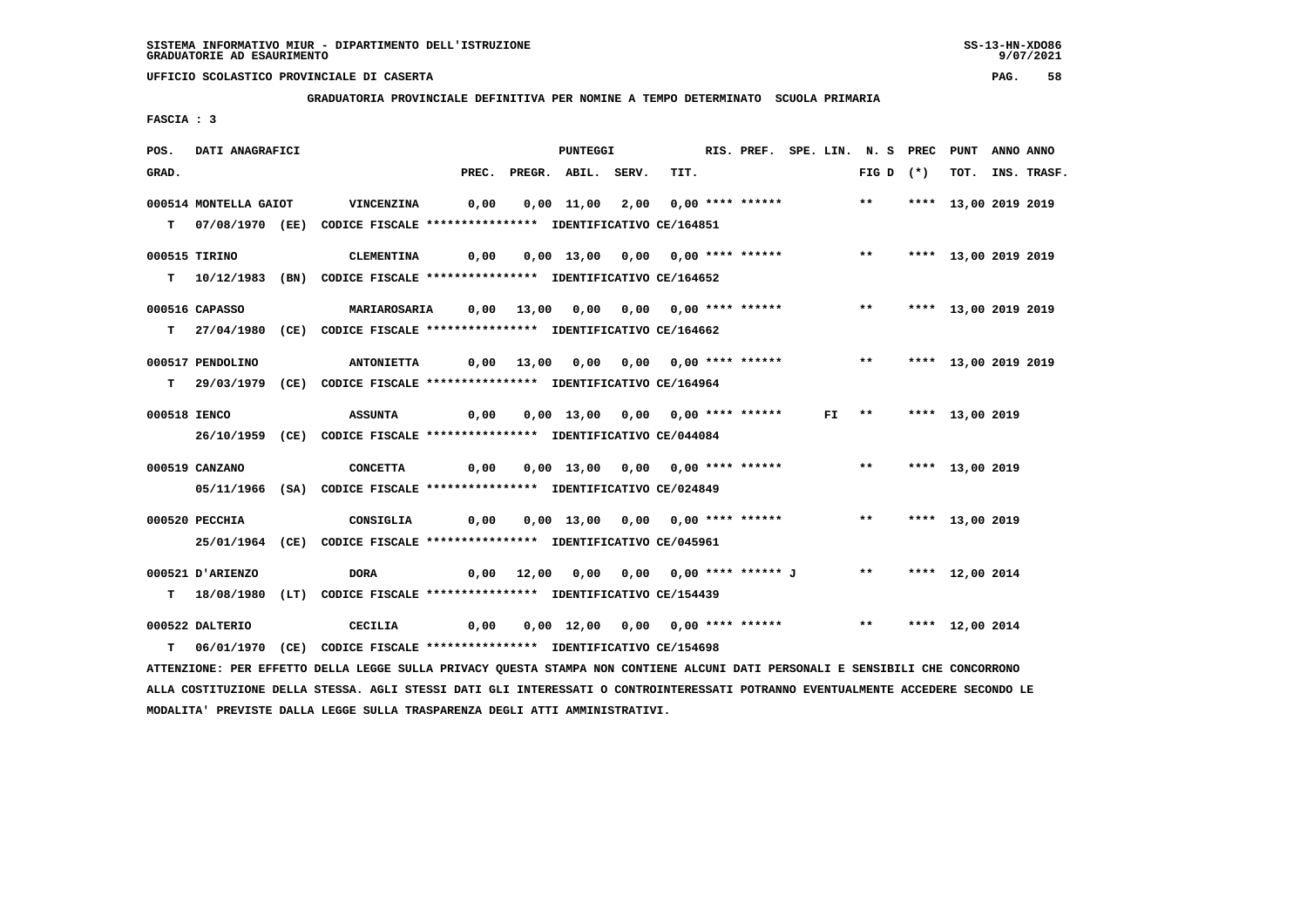SISTEMA INFORMATIVO MIUR - DIPARTIMENTO DELL'ISTRUZIONE
GRADUATORIE AD ESAURIMENTO

UFFICIO SCOLASTICO PROVINCIALE DI CASERTA

**GRADUATORIA PROVINCIALE DEFINITIVA PER NOMINE A TEMPO DETERMINATO SCUOLA PRIMARIA**

FASCIA : 3

| POS. GRAD. | DATI ANAGRAFICI | | PREC. | PREGR. | ABIL. | SERV. | TIT. | RIS. PREF. | SPE. LIN. | N. S FIG D | PREC (*) | PUNT TOT. | ANNO INS. | ANNO TRASF. |
|---|---|---|---|---|---|---|---|---|---|---|---|---|---|---|
| 000514 | MONTELLA GAIOT | VINCENZINA | 0,00 | 0,00 | 11,00 | 2,00 | 0,00 | **** ****** | | ** | **** | 13,00 | 2019 | 2019 |
| T | 07/08/1970 (EE) CODICE FISCALE **************** IDENTIFICATIVO CE/164851 | | | | | | | | | | | | | |
| 000515 | TIRINO | CLEMENTINA | 0,00 | 0,00 | 13,00 | 0,00 | 0,00 | **** ****** | | ** | **** | 13,00 | 2019 | 2019 |
| T | 10/12/1983 (BN) CODICE FISCALE **************** IDENTIFICATIVO CE/164652 | | | | | | | | | | | | | |
| 000516 | CAPASSO | MARIAROSARIA | 0,00 | 13,00 | 0,00 | 0,00 | 0,00 | **** ****** | | ** | **** | 13,00 | 2019 | 2019 |
| T | 27/04/1980 (CE) CODICE FISCALE **************** IDENTIFICATIVO CE/164662 | | | | | | | | | | | | | |
| 000517 | PENDOLINO | ANTONIETTA | 0,00 | 13,00 | 0,00 | 0,00 | 0,00 | **** ****** | | ** | **** | 13,00 | 2019 | 2019 |
| T | 29/03/1979 (CE) CODICE FISCALE **************** IDENTIFICATIVO CE/164964 | | | | | | | | | | | | | |
| 000518 | IENCO | ASSUNTA | 0,00 | 0,00 | 13,00 | 0,00 | 0,00 | **** ****** | FI | ** | **** | 13,00 | 2019 | |
| | 26/10/1959 (CE) CODICE FISCALE **************** IDENTIFICATIVO CE/044084 | | | | | | | | | | | | | |
| 000519 | CANZANO | CONCETTA | 0,00 | 0,00 | 13,00 | 0,00 | 0,00 | **** ****** | | ** | **** | 13,00 | 2019 | |
| | 05/11/1966 (SA) CODICE FISCALE **************** IDENTIFICATIVO CE/024849 | | | | | | | | | | | | | |
| 000520 | PECCHIA | CONSIGLIA | 0,00 | 0,00 | 13,00 | 0,00 | 0,00 | **** ****** | | ** | **** | 13,00 | 2019 | |
| | 25/01/1964 (CE) CODICE FISCALE **************** IDENTIFICATIVO CE/045961 | | | | | | | | | | | | | |
| 000521 | D'ARIENZO | DORA | 0,00 | 12,00 | 0,00 | 0,00 | 0,00 | **** ****** J | | ** | **** | 12,00 | 2014 | |
| T | 18/08/1980 (LT) CODICE FISCALE **************** IDENTIFICATIVO CE/154439 | | | | | | | | | | | | | |
| 000522 | DALTERIO | CECILIA | 0,00 | 0,00 | 12,00 | 0,00 | 0,00 | **** ****** | | ** | **** | 12,00 | 2014 | |
| T | 06/01/1970 (CE) CODICE FISCALE **************** IDENTIFICATIVO CE/154698 | | | | | | | | | | | | | |

ATTENZIONE: PER EFFETTO DELLA LEGGE SULLA PRIVACY QUESTA STAMPA NON CONTIENE ALCUNI DATI PERSONALI E SENSIBILI CHE CONCORRONO ALLA COSTITUZIONE DELLA STESSA. AGLI STESSI DATI GLI INTERESSATI O CONTROINTERESSATI POTRANNO EVENTUALMENTE ACCEDERE SECONDO LE MODALITA' PREVISTE DALLA LEGGE SULLA TRASPARENZA DEGLI ATTI AMMINISTRATIVI.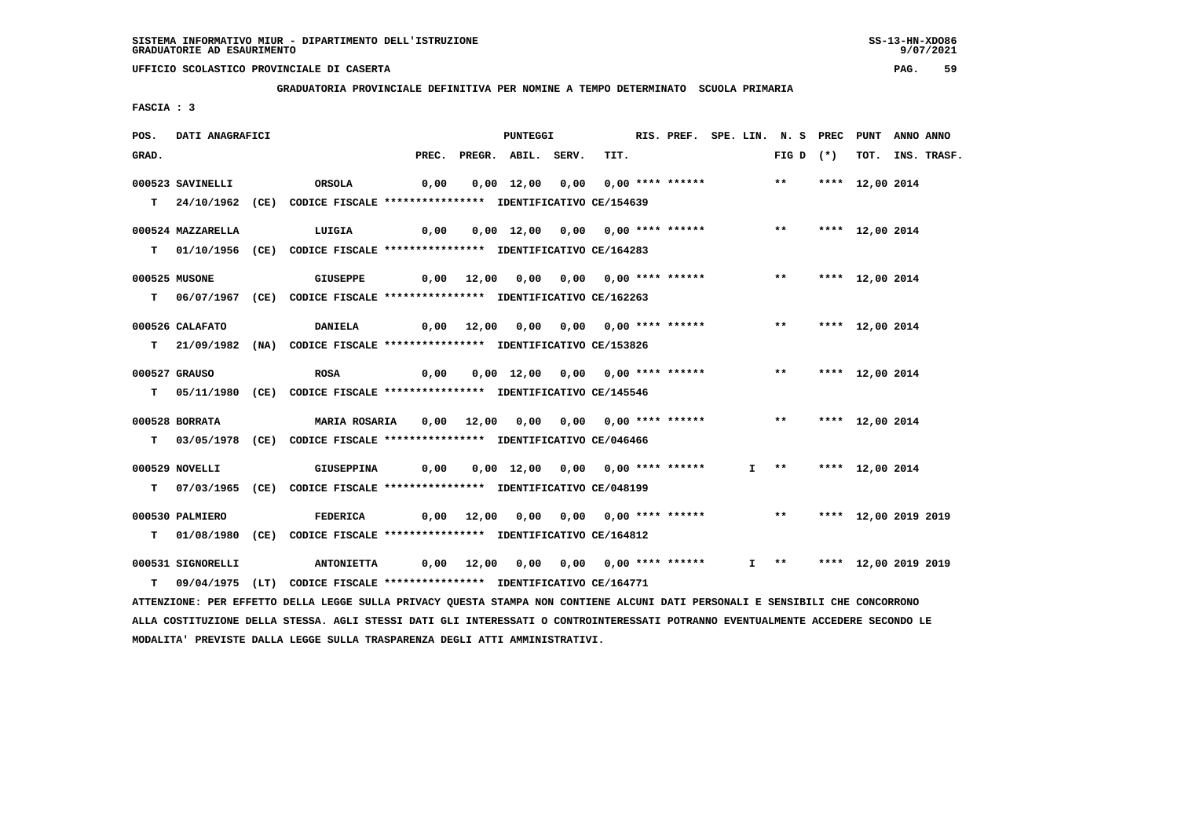SISTEMA INFORMATIVO MIUR - DIPARTIMENTO DELL'ISTRUZIONE
GRADUATORIE AD ESAURIMENTO

UFFICIO SCOLASTICO PROVINCIALE DI CASERTA

**GRADUATORIA PROVINCIALE DEFINITIVA PER NOMINE A TEMPO DETERMINATO SCUOLA PRIMARIA**

FASCIA : 3

| POS. GRAD. | DATI ANAGRAFICI | | PREC. | PREGR. | ABIL. | SERV. | TIT. | RIS. PREF. | SPE. LIN. | N. S FIG D | PREC (*) | PUNT TOT. | ANNO INS. | ANNO TRASF. |
|---|---|---|---|---|---|---|---|---|---|---|---|---|---|---|
| 000523 | SAVINELLI | ORSOLA | 0,00 | 0,00 | 12,00 | 0,00 | 0,00 | **** ****** | | ** | **** | 12,00 | 2014 | |
| T | 24/10/1962 (CE) | CODICE FISCALE **************** IDENTIFICATIVO CE/154639 | | | | | | | | | | | | |
| 000524 | MAZZARELLA | LUIGIA | 0,00 | 0,00 | 12,00 | 0,00 | 0,00 | **** ****** | | ** | **** | 12,00 | 2014 | |
| T | 01/10/1956 (CE) | CODICE FISCALE **************** IDENTIFICATIVO CE/164283 | | | | | | | | | | | | |
| 000525 | MUSONE | GIUSEPPE | 0,00 | 12,00 | 0,00 | 0,00 | 0,00 | **** ****** | | ** | **** | 12,00 | 2014 | |
| T | 06/07/1967 (CE) | CODICE FISCALE **************** IDENTIFICATIVO CE/162263 | | | | | | | | | | | | |
| 000526 | CALAFATO | DANIELA | 0,00 | 12,00 | 0,00 | 0,00 | 0,00 | **** ****** | | ** | **** | 12,00 | 2014 | |
| T | 21/09/1982 (NA) | CODICE FISCALE **************** IDENTIFICATIVO CE/153826 | | | | | | | | | | | | |
| 000527 | GRAUSO | ROSA | 0,00 | 0,00 | 12,00 | 0,00 | 0,00 | **** ****** | | ** | **** | 12,00 | 2014 | |
| T | 05/11/1980 (CE) | CODICE FISCALE **************** IDENTIFICATIVO CE/145546 | | | | | | | | | | | | |
| 000528 | BORRATA | MARIA ROSARIA | 0,00 | 12,00 | 0,00 | 0,00 | 0,00 | **** ****** | | ** | **** | 12,00 | 2014 | |
| T | 03/05/1978 (CE) | CODICE FISCALE **************** IDENTIFICATIVO CE/046466 | | | | | | | | | | | | |
| 000529 | NOVELLI | GIUSEPPINA | 0,00 | 0,00 | 12,00 | 0,00 | 0,00 | **** ****** | I | ** | **** | 12,00 | 2014 | |
| T | 07/03/1965 (CE) | CODICE FISCALE **************** IDENTIFICATIVO CE/048199 | | | | | | | | | | | | |
| 000530 | PALMIERO | FEDERICA | 0,00 | 12,00 | 0,00 | 0,00 | 0,00 | **** ****** | | ** | **** | 12,00 | 2019 | 2019 |
| T | 01/08/1980 (CE) | CODICE FISCALE **************** IDENTIFICATIVO CE/164812 | | | | | | | | | | | | |
| 000531 | SIGNORELLI | ANTONIETTA | 0,00 | 12,00 | 0,00 | 0,00 | 0,00 | **** ****** | I | ** | **** | 12,00 | 2019 | 2019 |
| T | 09/04/1975 (LT) | CODICE FISCALE **************** IDENTIFICATIVO CE/164771 | | | | | | | | | | | | |

ATTENZIONE: PER EFFETTO DELLA LEGGE SULLA PRIVACY QUESTA STAMPA NON CONTIENE ALCUNI DATI PERSONALI E SENSIBILI CHE CONCORRONO ALLA COSTITUZIONE DELLA STESSA. AGLI STESSI DATI GLI INTERESSATI O CONTROINTERESSATI POTRANNO EVENTUALMENTE ACCEDERE SECONDO LE MODALITA' PREVISTE DALLA LEGGE SULLA TRASPARENZA DEGLI ATTI AMMINISTRATIVI.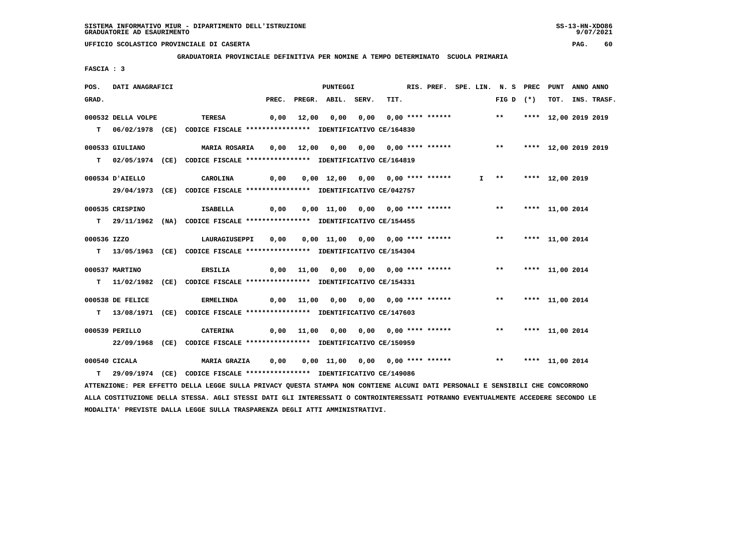SISTEMA INFORMATIVO MIUR - DIPARTIMENTO DELL'ISTRUZIONE
GRADUATORIE AD ESAURIMENTO

UFFICIO SCOLASTICO PROVINCIALE DI CASERTA

**GRADUATORIA PROVINCIALE DEFINITIVA PER NOMINE A TEMPO DETERMINATO SCUOLA PRIMARIA**

FASCIA : 3

| POS. GRAD. | DATI ANAGRAFICI | | PREC. | PREGR. | ABIL. | SERV. | TIT. | RIS. PREF. | SPE. LIN. | N. S FIG D | PREC (*) | PUNT TOT. | ANNO INS. | ANNO TRASF. |
|---|---|---|---|---|---|---|---|---|---|---|---|---|---|---|
| 000532 | DELLA VOLPE | TERESA | 0,00 | 12,00 | 0,00 | 0,00 | 0,00 | **** ****** | | ** | **** | 12,00 | 2019 | 2019 |
| T | 06/02/1978 (CE) | CODICE FISCALE **************** IDENTIFICATIVO CE/164830 | | | | | | | | | | | | |
| 000533 | GIULIANO | MARIA ROSARIA | 0,00 | 12,00 | 0,00 | 0,00 | 0,00 | **** ****** | | ** | **** | 12,00 | 2019 | 2019 |
| T | 02/05/1974 (CE) | CODICE FISCALE **************** IDENTIFICATIVO CE/164819 | | | | | | | | | | | | |
| 000534 | D'AIELLO | CAROLINA | 0,00 | 0,00 | 12,00 | 0,00 | 0,00 | **** ****** | I | ** | **** | 12,00 | 2019 | |
| | 29/04/1973 (CE) | CODICE FISCALE **************** IDENTIFICATIVO CE/042757 | | | | | | | | | | | | |
| 000535 | CRISPINO | ISABELLA | 0,00 | 0,00 | 11,00 | 0,00 | 0,00 | **** ****** | | ** | **** | 11,00 | 2014 | |
| T | 29/11/1962 (NA) | CODICE FISCALE **************** IDENTIFICATIVO CE/154455 | | | | | | | | | | | | |
| 000536 | IZZO | LAURAGIUSEPPI | 0,00 | 0,00 | 11,00 | 0,00 | 0,00 | **** ****** | | ** | **** | 11,00 | 2014 | |
| T | 13/05/1963 (CE) | CODICE FISCALE **************** IDENTIFICATIVO CE/154304 | | | | | | | | | | | | |
| 000537 | MARTINO | ERSILIA | 0,00 | 11,00 | 0,00 | 0,00 | 0,00 | **** ****** | | ** | **** | 11,00 | 2014 | |
| T | 11/02/1982 (CE) | CODICE FISCALE **************** IDENTIFICATIVO CE/154331 | | | | | | | | | | | | |
| 000538 | DE FELICE | ERMELINDA | 0,00 | 11,00 | 0,00 | 0,00 | 0,00 | **** ****** | | ** | **** | 11,00 | 2014 | |
| T | 13/08/1971 (CE) | CODICE FISCALE **************** IDENTIFICATIVO CE/147603 | | | | | | | | | | | | |
| 000539 | PERILLO | CATERINA | 0,00 | 11,00 | 0,00 | 0,00 | 0,00 | **** ****** | | ** | **** | 11,00 | 2014 | |
| | 22/09/1968 (CE) | CODICE FISCALE **************** IDENTIFICATIVO CE/150959 | | | | | | | | | | | | |
| 000540 | CICALA | MARIA GRAZIA | 0,00 | 0,00 | 11,00 | 0,00 | 0,00 | **** ****** | | ** | **** | 11,00 | 2014 | |
| T | 29/09/1974 (CE) | CODICE FISCALE **************** IDENTIFICATIVO CE/149086 | | | | | | | | | | | | |

ATTENZIONE: PER EFFETTO DELLA LEGGE SULLA PRIVACY QUESTA STAMPA NON CONTIENE ALCUNI DATI PERSONALI E SENSIBILI CHE CONCORRONO ALLA COSTITUZIONE DELLA STESSA. AGLI STESSI DATI GLI INTERESSATI O CONTROINTERESSATI POTRANNO EVENTUALMENTE ACCEDERE SECONDO LE MODALITA' PREVISTE DALLA LEGGE SULLA TRASPARENZA DEGLI ATTI AMMINISTRATIVI.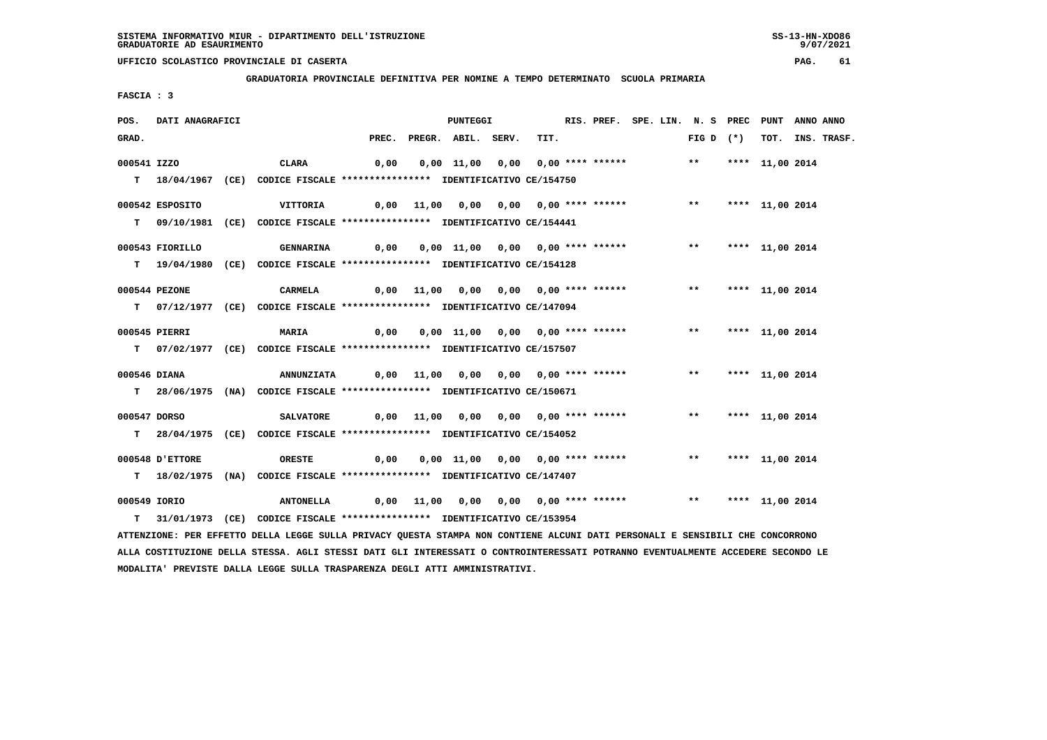SISTEMA INFORMATIVO MIUR - DIPARTIMENTO DELL'ISTRUZIONE
GRADUATORIE AD ESAURIMENTO

UFFICIO SCOLASTICO PROVINCIALE DI CASERTA

GRADUATORIA PROVINCIALE DEFINITIVA PER NOMINE A TEMPO DETERMINATO SCUOLA PRIMARIA

FASCIA : 3

| POS. GRAD. | DATI ANAGRAFICI | | PREC. | PREGR. | ABIL. | SERV. | TIT. | RIS. PREF. | SPE. LIN. | N. S FIG D | PREC (*) | PUNT TOT. | ANNO INS. | ANNO TRASF. |
|---|---|---|---|---|---|---|---|---|---|---|---|---|---|---|
| 000541 | IZZO | CLARA | 0,00 | 0,00 | 11,00 | 0,00 | 0,00 | **** ****** | | ** | **** | 11,00 | 2014 | |
| T | 18/04/1967 (CE) CODICE FISCALE **************** IDENTIFICATIVO CE/154750 | | | | | | | | | | | | | |
| 000542 | ESPOSITO | VITTORIA | 0,00 | 11,00 | 0,00 | 0,00 | 0,00 | **** ****** | | ** | **** | 11,00 | 2014 | |
| T | 09/10/1981 (CE) CODICE FISCALE **************** IDENTIFICATIVO CE/154441 | | | | | | | | | | | | | |
| 000543 | FIORILLO | GENNARINA | 0,00 | 0,00 | 11,00 | 0,00 | 0,00 | **** ****** | | ** | **** | 11,00 | 2014 | |
| T | 19/04/1980 (CE) CODICE FISCALE **************** IDENTIFICATIVO CE/154128 | | | | | | | | | | | | | |
| 000544 | PEZONE | CARMELA | 0,00 | 11,00 | 0,00 | 0,00 | 0,00 | **** ****** | | ** | **** | 11,00 | 2014 | |
| T | 07/12/1977 (CE) CODICE FISCALE **************** IDENTIFICATIVO CE/147094 | | | | | | | | | | | | | |
| 000545 | PIERRI | MARIA | 0,00 | 0,00 | 11,00 | 0,00 | 0,00 | **** ****** | | ** | **** | 11,00 | 2014 | |
| T | 07/02/1977 (CE) CODICE FISCALE **************** IDENTIFICATIVO CE/157507 | | | | | | | | | | | | | |
| 000546 | DIANA | ANNUNZIATA | 0,00 | 11,00 | 0,00 | 0,00 | 0,00 | **** ****** | | ** | **** | 11,00 | 2014 | |
| T | 28/06/1975 (NA) CODICE FISCALE **************** IDENTIFICATIVO CE/150671 | | | | | | | | | | | | | |
| 000547 | DORSO | SALVATORE | 0,00 | 11,00 | 0,00 | 0,00 | 0,00 | **** ****** | | ** | **** | 11,00 | 2014 | |
| T | 28/04/1975 (CE) CODICE FISCALE **************** IDENTIFICATIVO CE/154052 | | | | | | | | | | | | | |
| 000548 | D'ETTORE | ORESTE | 0,00 | 0,00 | 11,00 | 0,00 | 0,00 | **** ****** | | ** | **** | 11,00 | 2014 | |
| T | 18/02/1975 (NA) CODICE FISCALE **************** IDENTIFICATIVO CE/147407 | | | | | | | | | | | | | |
| 000549 | IORIO | ANTONELLA | 0,00 | 11,00 | 0,00 | 0,00 | 0,00 | **** ****** | | ** | **** | 11,00 | 2014 | |
| T | 31/01/1973 (CE) CODICE FISCALE **************** IDENTIFICATIVO CE/153954 | | | | | | | | | | | | | |

ATTENZIONE: PER EFFETTO DELLA LEGGE SULLA PRIVACY QUESTA STAMPA NON CONTIENE ALCUNI DATI PERSONALI E SENSIBILI CHE CONCORRONO ALLA COSTITUZIONE DELLA STESSA. AGLI STESSI DATI GLI INTERESSATI O CONTROINTERESSATI POTRANNO EVENTUALMENTE ACCEDERE SECONDO LE MODALITA' PREVISTE DALLA LEGGE SULLA TRASPARENZA DEGLI ATTI AMMINISTRATIVI.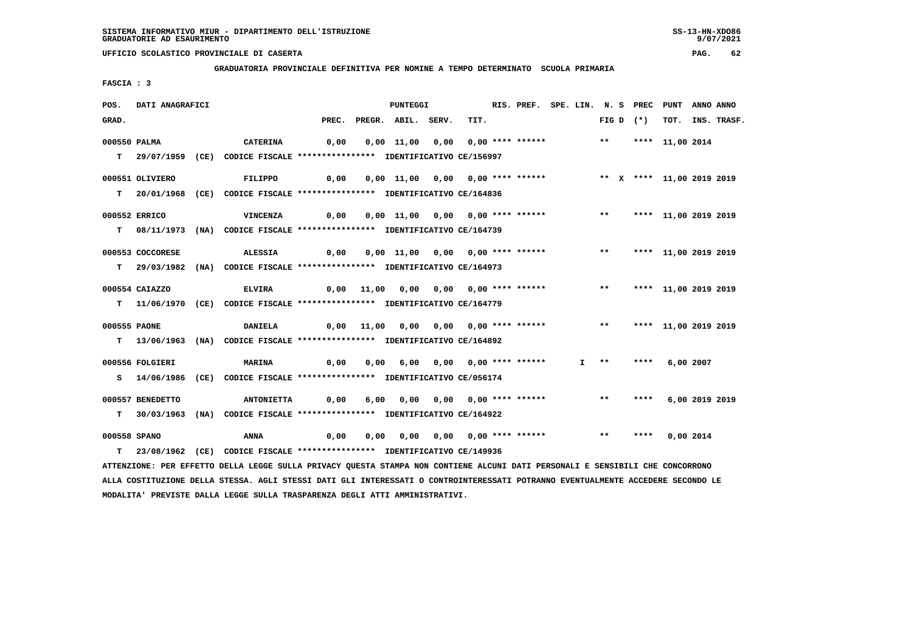SISTEMA INFORMATIVO MIUR - DIPARTIMENTO DELL'ISTRUZIONE
GRADUATORIE AD ESAURIMENTO

UFFICIO SCOLASTICO PROVINCIALE DI CASERTA

GRADUATORIA PROVINCIALE DEFINITIVA PER NOMINE A TEMPO DETERMINATO SCUOLA PRIMARIA

FASCIA : 3

| POS. GRAD. | DATI ANAGRAFICI | | PREC. | PREGR. | ABIL. | SERV. | TIT. | RIS. PREF. | SPE. LIN. | N. S FIG D | PREC (*) | PUNT TOT. | ANNO INS. | ANNO TRASF. |
|---|---|---|---|---|---|---|---|---|---|---|---|---|---|---|
| 000550 | PALMA | CATERINA | 0,00 | 0,00 | 11,00 | 0,00 | 0,00 | **** ****** | | ** | **** | 11,00 | 2014 | |
| T | 29/07/1959 (CE) | CODICE FISCALE **************** IDENTIFICATIVO CE/156997 | | | | | | | | | | | | |
| 000551 | OLIVIERO | FILIPPO | 0,00 | 0,00 | 11,00 | 0,00 | 0,00 | **** ****** | | ** X | **** | 11,00 | 2019 | 2019 |
| T | 20/01/1968 (CE) | CODICE FISCALE **************** IDENTIFICATIVO CE/164836 | | | | | | | | | | | | |
| 000552 | ERRICO | VINCENZA | 0,00 | 0,00 | 11,00 | 0,00 | 0,00 | **** ****** | | ** | **** | 11,00 | 2019 | 2019 |
| T | 08/11/1973 (NA) | CODICE FISCALE **************** IDENTIFICATIVO CE/164739 | | | | | | | | | | | | |
| 000553 | COCCORESE | ALESSIA | 0,00 | 0,00 | 11,00 | 0,00 | 0,00 | **** ****** | | ** | **** | 11,00 | 2019 | 2019 |
| T | 29/03/1982 (NA) | CODICE FISCALE **************** IDENTIFICATIVO CE/164973 | | | | | | | | | | | | |
| 000554 | CAIAZZO | ELVIRA | 0,00 | 11,00 | 0,00 | 0,00 | 0,00 | **** ****** | | ** | **** | 11,00 | 2019 | 2019 |
| T | 11/06/1970 (CE) | CODICE FISCALE **************** IDENTIFICATIVO CE/164779 | | | | | | | | | | | | |
| 000555 | PAONE | DANIELA | 0,00 | 11,00 | 0,00 | 0,00 | 0,00 | **** ****** | | ** | **** | 11,00 | 2019 | 2019 |
| T | 13/06/1963 (NA) | CODICE FISCALE **************** IDENTIFICATIVO CE/164892 | | | | | | | | | | | | |
| 000556 | FOLGIERI | MARINA | 0,00 | 0,00 | 6,00 | 0,00 | 0,00 | **** ****** | I | ** | **** | 6,00 | 2007 | |
| S | 14/06/1986 (CE) | CODICE FISCALE **************** IDENTIFICATIVO CE/056174 | | | | | | | | | | | | |
| 000557 | BENEDETTO | ANTONIETTA | 0,00 | 6,00 | 0,00 | 0,00 | 0,00 | **** ****** | | ** | **** | 6,00 | 2019 | 2019 |
| T | 30/03/1963 (NA) | CODICE FISCALE **************** IDENTIFICATIVO CE/164922 | | | | | | | | | | | | |
| 000558 | SPANO | ANNA | 0,00 | 0,00 | 0,00 | 0,00 | 0,00 | **** ****** | | ** | **** | 0,00 | 2014 | |
| T | 23/08/1962 (CE) | CODICE FISCALE **************** IDENTIFICATIVO CE/149936 | | | | | | | | | | | | |

ATTENZIONE: PER EFFETTO DELLA LEGGE SULLA PRIVACY QUESTA STAMPA NON CONTIENE ALCUNI DATI PERSONALI E SENSIBILI CHE CONCORRONO ALLA COSTITUZIONE DELLA STESSA. AGLI STESSI DATI GLI INTERESSATI O CONTROINTERESSATI POTRANNO EVENTUALMENTE ACCEDERE SECONDO LE MODALITA' PREVISTE DALLA LEGGE SULLA TRASPARENZA DEGLI ATTI AMMINISTRATIVI.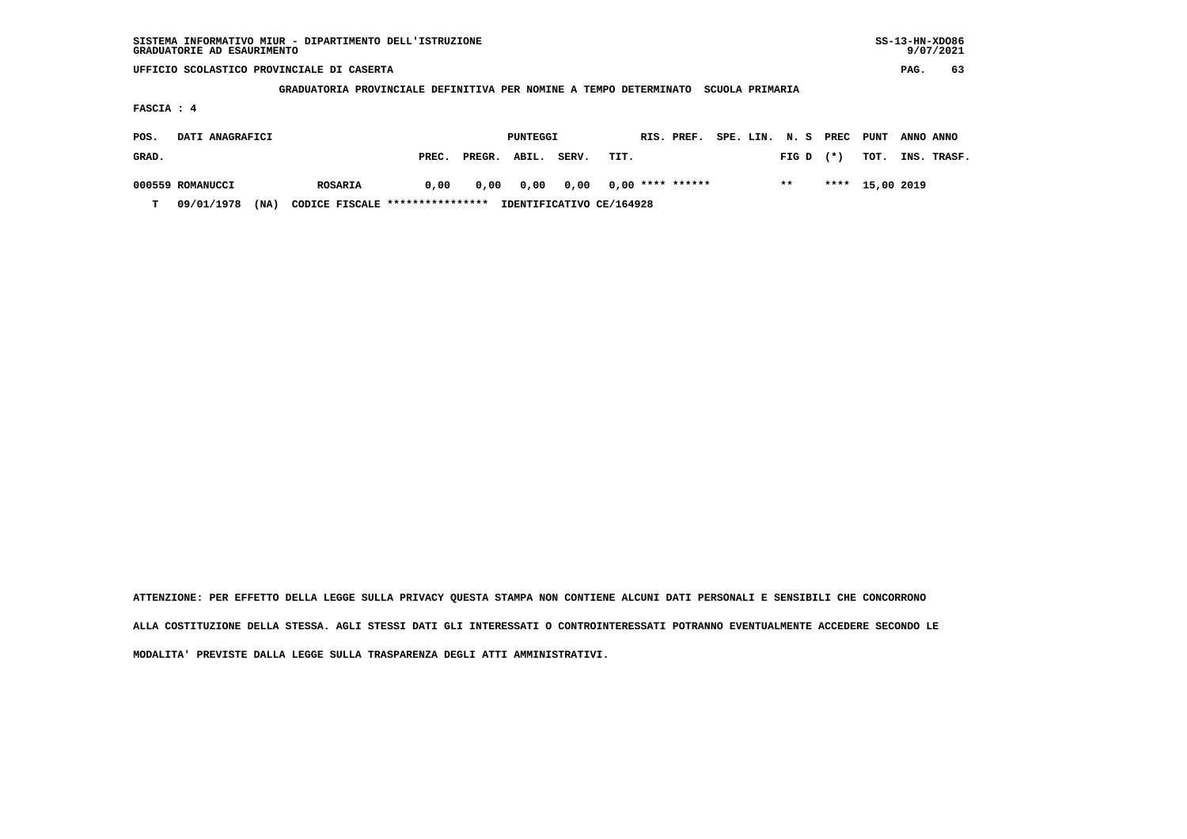SISTEMA INFORMATIVO MIUR - DIPARTIMENTO DELL'ISTRUZIONE
GRADUATORIE AD ESAURIMENTO

SS-13-HN-XDO86
9/07/2021

UFFICIO SCOLASTICO PROVINCIALE DI CASERTA

**GRADUATORIA PROVINCIALE DEFINITIVA PER NOMINE A TEMPO DETERMINATO SCUOLA PRIMARIA**

**FASCIA : 4**

| POS. GRAD. | DATI ANAGRAFICI | | PUNTEGGI PREC. | PREGR. | ABIL. | SERV. | TIT. | RIS. PREF. | SPE. LIN. | N. S FIG D | PREC (*) | PUNT TOT. | ANNO INS. | ANNO TRASF. |
|---|---|---|---|---|---|---|---|---|---|---|---|---|---|---|
| 000559 | ROMANUCCI | ROSARIA | 0,00 | 0,00 | 0,00 | 0,00 | 0,00 | **** ****** | | ** | **** | 15,00 | 2019 | |
| T | 09/01/1978 (NA) | CODICE FISCALE **************** | IDENTIFICATIVO CE/164928 | | | | | | | | | | | |

ATTENZIONE: PER EFFETTO DELLA LEGGE SULLA PRIVACY QUESTA STAMPA NON CONTIENE ALCUNI DATI PERSONALI E SENSIBILI CHE CONCORRONO ALLA COSTITUZIONE DELLA STESSA. AGLI STESSI DATI GLI INTERESSATI O CONTROINTERESSATI POTRANNO EVENTUALMENTE ACCEDERE SECONDO LE MODALITA' PREVISTE DALLA LEGGE SULLA TRASPARENZA DEGLI ATTI AMMINISTRATIVI.